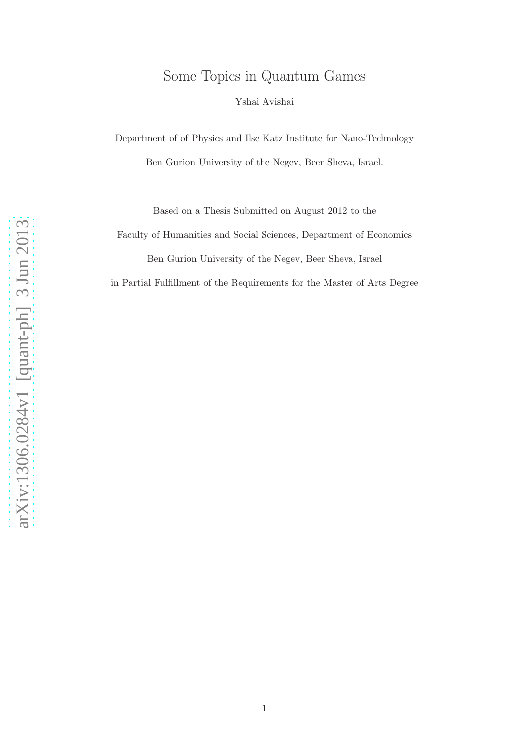# Some Topics in Quantum Games

Yshai Avishai

Department of of Physics and Ilse Katz Institute for Nano-Technology

Ben Gurion University of the Negev, Beer Sheva, Israel.

Based on a Thesis Submitted on August 2012 to the

Faculty of Humanities and Social Sciences, Department of Economics

Ben Gurion University of the Negev, Beer Sheva, Israel

in Partial Fulfillment of the Requirements for the Master of Arts Degree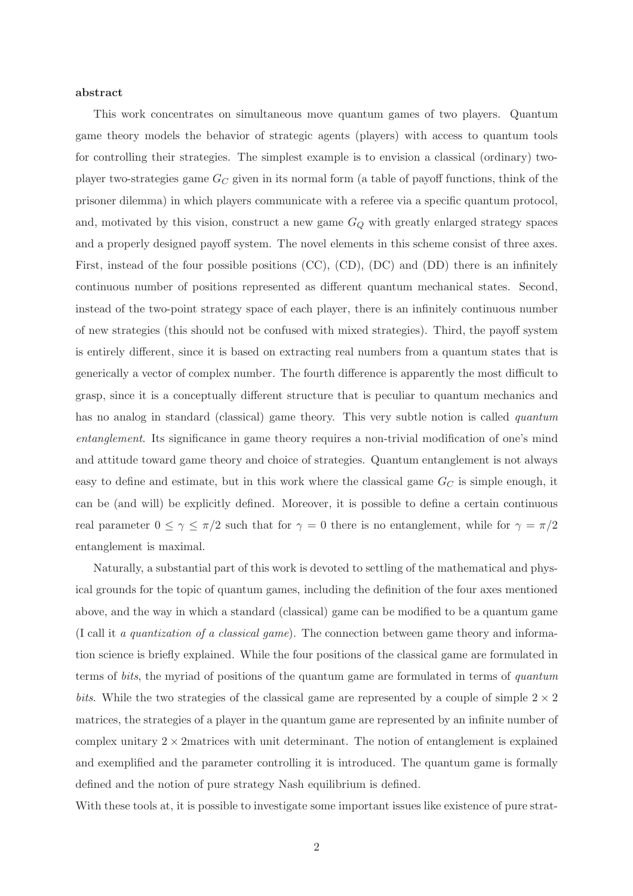**abstract**

This work concentrates on simultaneous move quantum games of two players. Quantum game theory models the behavior of strategic agents (players) with access to quantum tools for controlling their strategies. The simplest example is to envision a classical (ordinary) two-player two-strategies game $G_C$ given in its normal form (a table of payoff functions, think of the prisoner dilemma) in which players communicate with a referee via a specific quantum protocol, and, motivated by this vision, construct a new game $G_Q$ with greatly enlarged strategy spaces and a properly designed payoff system. The novel elements in this scheme consist of three axes. First, instead of the four possible positions (CC), (CD), (DC) and (DD) there is an infinitely continuous number of positions represented as different quantum mechanical states. Second, instead of the two-point strategy space of each player, there is an infinitely continuous number of new strategies (this should not be confused with mixed strategies). Third, the payoff system is entirely different, since it is based on extracting real numbers from a quantum states that is generically a vector of complex number. The fourth difference is apparently the most difficult to grasp, since it is a conceptually different structure that is peculiar to quantum mechanics and has no analog in standard (classical) game theory. This very subtle notion is called *quantum entanglement*. Its significance in game theory requires a non-trivial modification of one's mind and attitude toward game theory and choice of strategies. Quantum entanglement is not always easy to define and estimate, but in this work where the classical game $G_C$ is simple enough, it can be (and will) be explicitly defined. Moreover, it is possible to define a certain continuous real parameter $0 \leq \gamma \leq \pi/2$ such that for $\gamma = 0$ there is no entanglement, while for $\gamma = \pi/2$ entanglement is maximal.

Naturally, a substantial part of this work is devoted to settling of the mathematical and physical grounds for the topic of quantum games, including the definition of the four axes mentioned above, and the way in which a standard (classical) game can be modified to be a quantum game (I call it *a quantization of a classical game*). The connection between game theory and information science is briefly explained. While the four positions of the classical game are formulated in terms of *bits*, the myriad of positions of the quantum game are formulated in terms of *quantum bits*. While the two strategies of the classical game are represented by a couple of simple $2 \times 2$ matrices, the strategies of a player in the quantum game are represented by an infinite number of complex unitary $2 \times 2$matrices with unit determinant. The notion of entanglement is explained and exemplified and the parameter controlling it is introduced. The quantum game is formally defined and the notion of pure strategy Nash equilibrium is defined.

With these tools at, it is possible to investigate some important issues like existence of pure strat-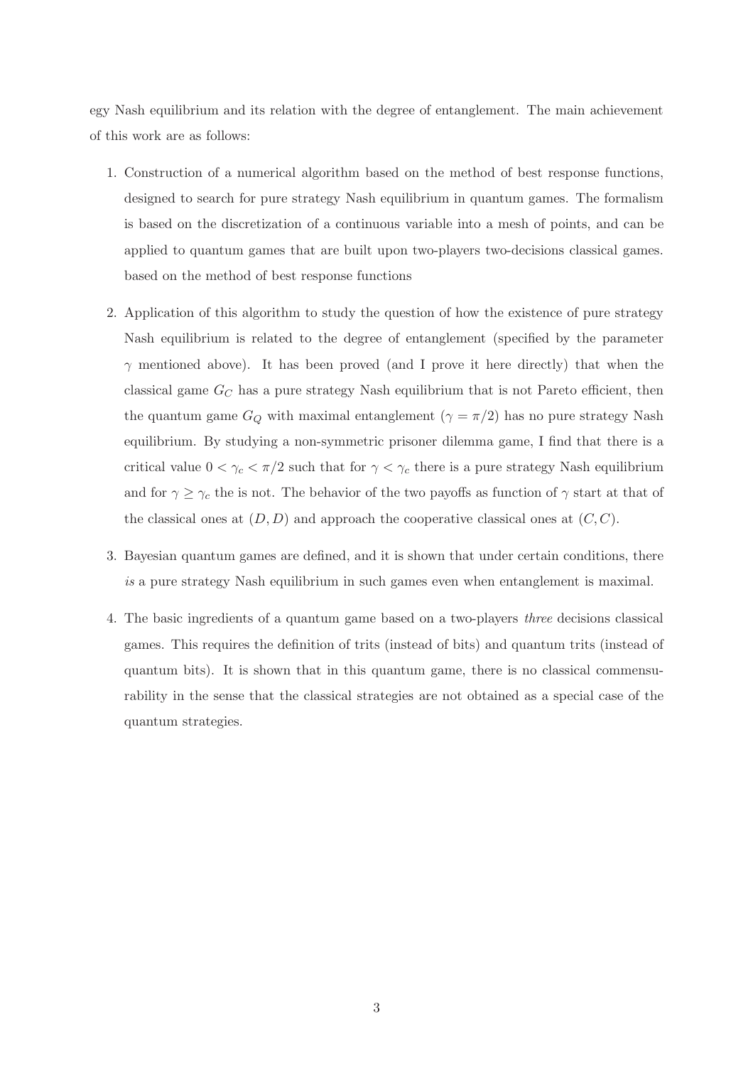egy Nash equilibrium and its relation with the degree of entanglement. The main achievement of this work are as follows:

1. Construction of a numerical algorithm based on the method of best response functions, designed to search for pure strategy Nash equilibrium in quantum games. The formalism is based on the discretization of a continuous variable into a mesh of points, and can be applied to quantum games that are built upon two-players two-decisions classical games. based on the method of best response functions

2. Application of this algorithm to study the question of how the existence of pure strategy Nash equilibrium is related to the degree of entanglement (specified by the parameter $\gamma$ mentioned above). It has been proved (and I prove it here directly) that when the classical game $G_C$ has a pure strategy Nash equilibrium that is not Pareto efficient, then the quantum game $G_Q$ with maximal entanglement ($\gamma = \pi/2$) has no pure strategy Nash equilibrium. By studying a non-symmetric prisoner dilemma game, I find that there is a critical value $0 < \gamma_c < \pi/2$ such that for $\gamma < \gamma_c$ there is a pure strategy Nash equilibrium and for $\gamma \geq \gamma_c$ the is not. The behavior of the two payoffs as function of $\gamma$ start at that of the classical ones at $(D, D)$ and approach the cooperative classical ones at $(C, C)$.

3. Bayesian quantum games are defined, and it is shown that under certain conditions, there *is* a pure strategy Nash equilibrium in such games even when entanglement is maximal.

4. The basic ingredients of a quantum game based on a two-players *three* decisions classical games. This requires the definition of trits (instead of bits) and quantum trits (instead of quantum bits). It is shown that in this quantum game, there is no classical commensurability in the sense that the classical strategies are not obtained as a special case of the quantum strategies.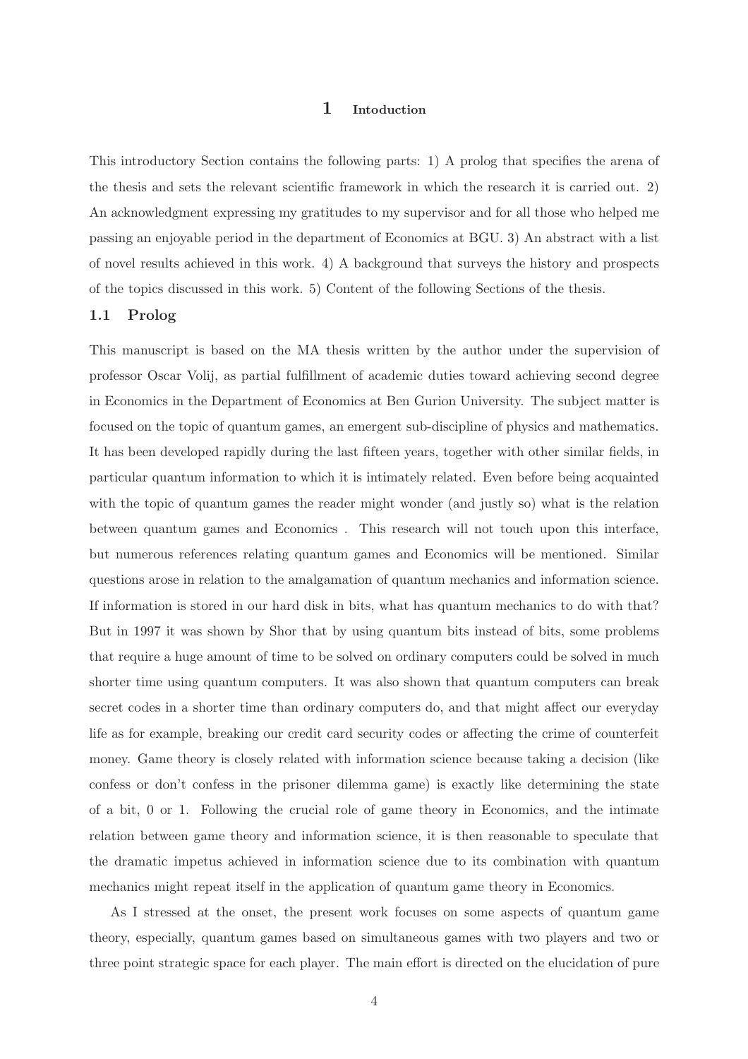# 1 Intoduction

This introductory Section contains the following parts: 1) A prolog that specifies the arena of the thesis and sets the relevant scientific framework in which the research it is carried out. 2) An acknowledgment expressing my gratitudes to my supervisor and for all those who helped me passing an enjoyable period in the department of Economics at BGU. 3) An abstract with a list of novel results achieved in this work. 4) A background that surveys the history and prospects of the topics discussed in this work. 5) Content of the following Sections of the thesis.

## 1.1 Prolog

This manuscript is based on the MA thesis written by the author under the supervision of professor Oscar Volij, as partial fulfillment of academic duties toward achieving second degree in Economics in the Department of Economics at Ben Gurion University. The subject matter is focused on the topic of quantum games, an emergent sub-discipline of physics and mathematics. It has been developed rapidly during the last fifteen years, together with other similar fields, in particular quantum information to which it is intimately related. Even before being acquainted with the topic of quantum games the reader might wonder (and justly so) what is the relation between quantum games and Economics . This research will not touch upon this interface, but numerous references relating quantum games and Economics will be mentioned. Similar questions arose in relation to the amalgamation of quantum mechanics and information science. If information is stored in our hard disk in bits, what has quantum mechanics to do with that? But in 1997 it was shown by Shor that by using quantum bits instead of bits, some problems that require a huge amount of time to be solved on ordinary computers could be solved in much shorter time using quantum computers. It was also shown that quantum computers can break secret codes in a shorter time than ordinary computers do, and that might affect our everyday life as for example, breaking our credit card security codes or affecting the crime of counterfeit money. Game theory is closely related with information science because taking a decision (like confess or don't confess in the prisoner dilemma game) is exactly like determining the state of a bit, 0 or 1. Following the crucial role of game theory in Economics, and the intimate relation between game theory and information science, it is then reasonable to speculate that the dramatic impetus achieved in information science due to its combination with quantum mechanics might repeat itself in the application of quantum game theory in Economics.

As I stressed at the onset, the present work focuses on some aspects of quantum game theory, especially, quantum games based on simultaneous games with two players and two or three point strategic space for each player. The main effort is directed on the elucidation of pure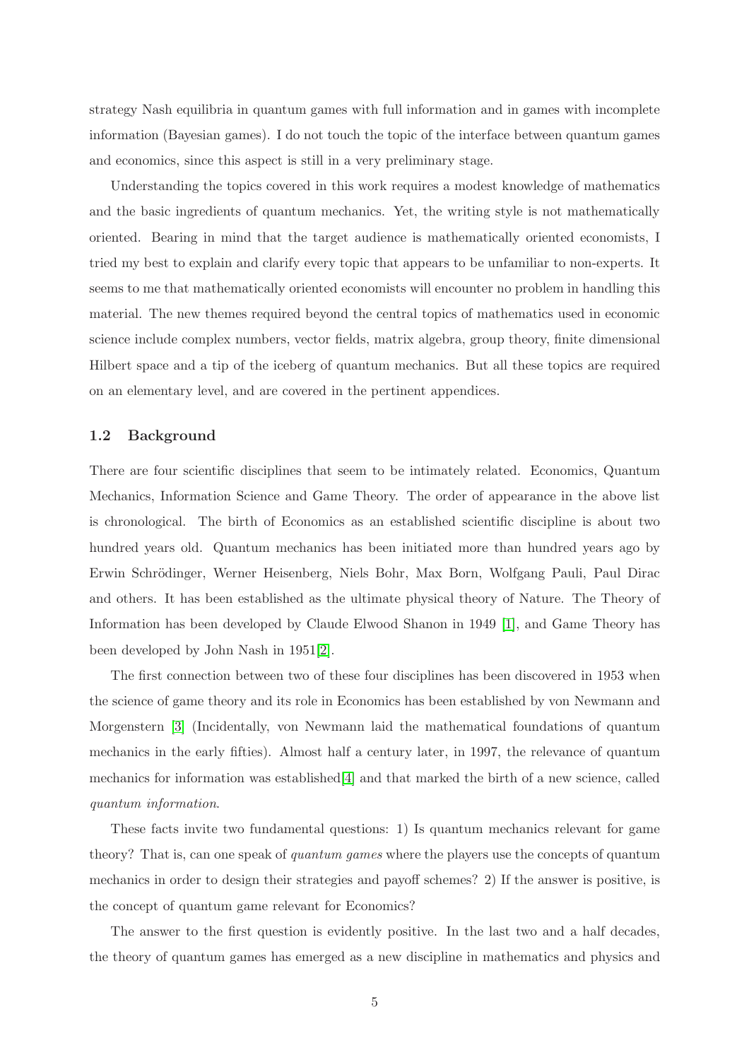strategy Nash equilibria in quantum games with full information and in games with incomplete information (Bayesian games). I do not touch the topic of the interface between quantum games and economics, since this aspect is still in a very preliminary stage.

Understanding the topics covered in this work requires a modest knowledge of mathematics and the basic ingredients of quantum mechanics. Yet, the writing style is not mathematically oriented. Bearing in mind that the target audience is mathematically oriented economists, I tried my best to explain and clarify every topic that appears to be unfamiliar to non-experts. It seems to me that mathematically oriented economists will encounter no problem in handling this material. The new themes required beyond the central topics of mathematics used in economic science include complex numbers, vector fields, matrix algebra, group theory, finite dimensional Hilbert space and a tip of the iceberg of quantum mechanics. But all these topics are required on an elementary level, and are covered in the pertinent appendices.

### 1.2 Background

There are four scientific disciplines that seem to be intimately related. Economics, Quantum Mechanics, Information Science and Game Theory. The order of appearance in the above list is chronological. The birth of Economics as an established scientific discipline is about two hundred years old. Quantum mechanics has been initiated more than hundred years ago by Erwin Schrödinger, Werner Heisenberg, Niels Bohr, Max Born, Wolfgang Pauli, Paul Dirac and others. It has been established as the ultimate physical theory of Nature. The Theory of Information has been developed by Claude Elwood Shanon in 1949 [1], and Game Theory has been developed by John Nash in 1951[2].

The first connection between two of these four disciplines has been discovered in 1953 when the science of game theory and its role in Economics has been established by von Newmann and Morgenstern [3] (Incidentally, von Newmann laid the mathematical foundations of quantum mechanics in the early fifties). Almost half a century later, in 1997, the relevance of quantum mechanics for information was established[4] and that marked the birth of a new science, called *quantum information*.

These facts invite two fundamental questions: 1) Is quantum mechanics relevant for game theory? That is, can one speak of *quantum games* where the players use the concepts of quantum mechanics in order to design their strategies and payoff schemes? 2) If the answer is positive, is the concept of quantum game relevant for Economics?

The answer to the first question is evidently positive. In the last two and a half decades, the theory of quantum games has emerged as a new discipline in mathematics and physics and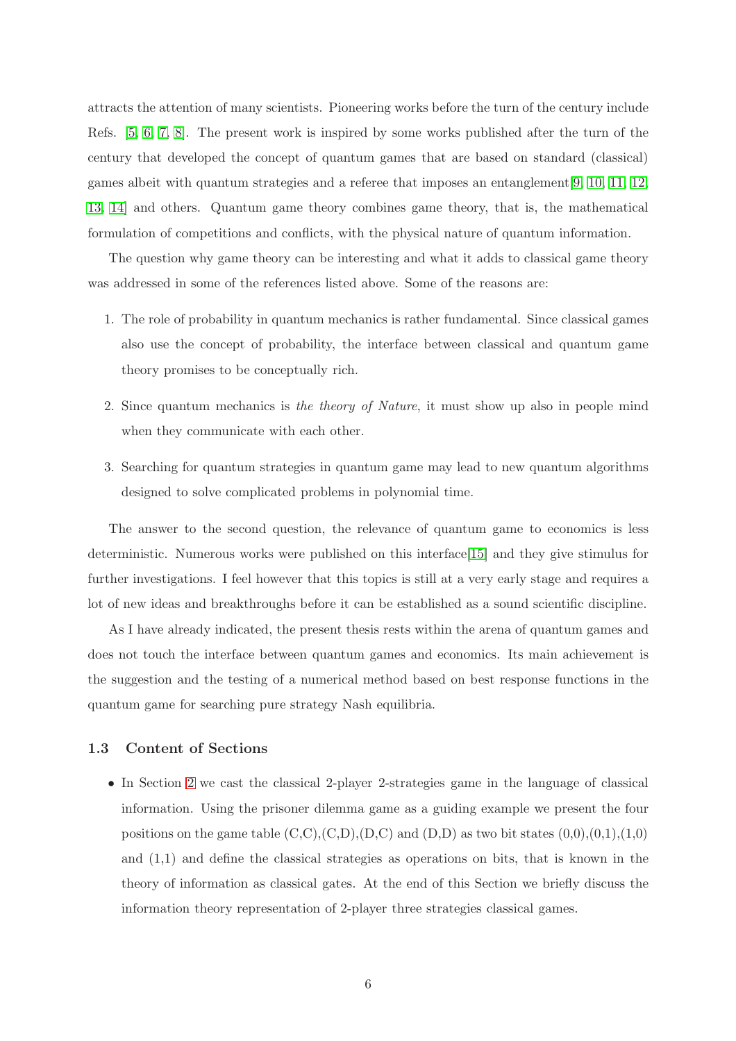attracts the attention of many scientists. Pioneering works before the turn of the century include Refs. [5, 6, 7, 8]. The present work is inspired by some works published after the turn of the century that developed the concept of quantum games that are based on standard (classical) games albeit with quantum strategies and a referee that imposes an entanglement[9, 10, 11, 12, 13, 14] and others. Quantum game theory combines game theory, that is, the mathematical formulation of competitions and conflicts, with the physical nature of quantum information.

The question why game theory can be interesting and what it adds to classical game theory was addressed in some of the references listed above. Some of the reasons are:

1. The role of probability in quantum mechanics is rather fundamental. Since classical games also use the concept of probability, the interface between classical and quantum game theory promises to be conceptually rich.
2. Since quantum mechanics is *the theory of Nature*, it must show up also in people mind when they communicate with each other.
3. Searching for quantum strategies in quantum game may lead to new quantum algorithms designed to solve complicated problems in polynomial time.

The answer to the second question, the relevance of quantum game to economics is less deterministic. Numerous works were published on this interface[15] and they give stimulus for further investigations. I feel however that this topics is still at a very early stage and requires a lot of new ideas and breakthroughs before it can be established as a sound scientific discipline.

As I have already indicated, the present thesis rests within the arena of quantum games and does not touch the interface between quantum games and economics. Its main achievement is the suggestion and the testing of a numerical method based on best response functions in the quantum game for searching pure strategy Nash equilibria.

### 1.3 Content of Sections

- In Section 2 we cast the classical 2-player 2-strategies game in the language of classical information. Using the prisoner dilemma game as a guiding example we present the four positions on the game table (C,C),(C,D),(D,C) and (D,D) as two bit states (0,0),(0,1),(1,0) and (1,1) and define the classical strategies as operations on bits, that is known in the theory of information as classical gates. At the end of this Section we briefly discuss the information theory representation of 2-player three strategies classical games.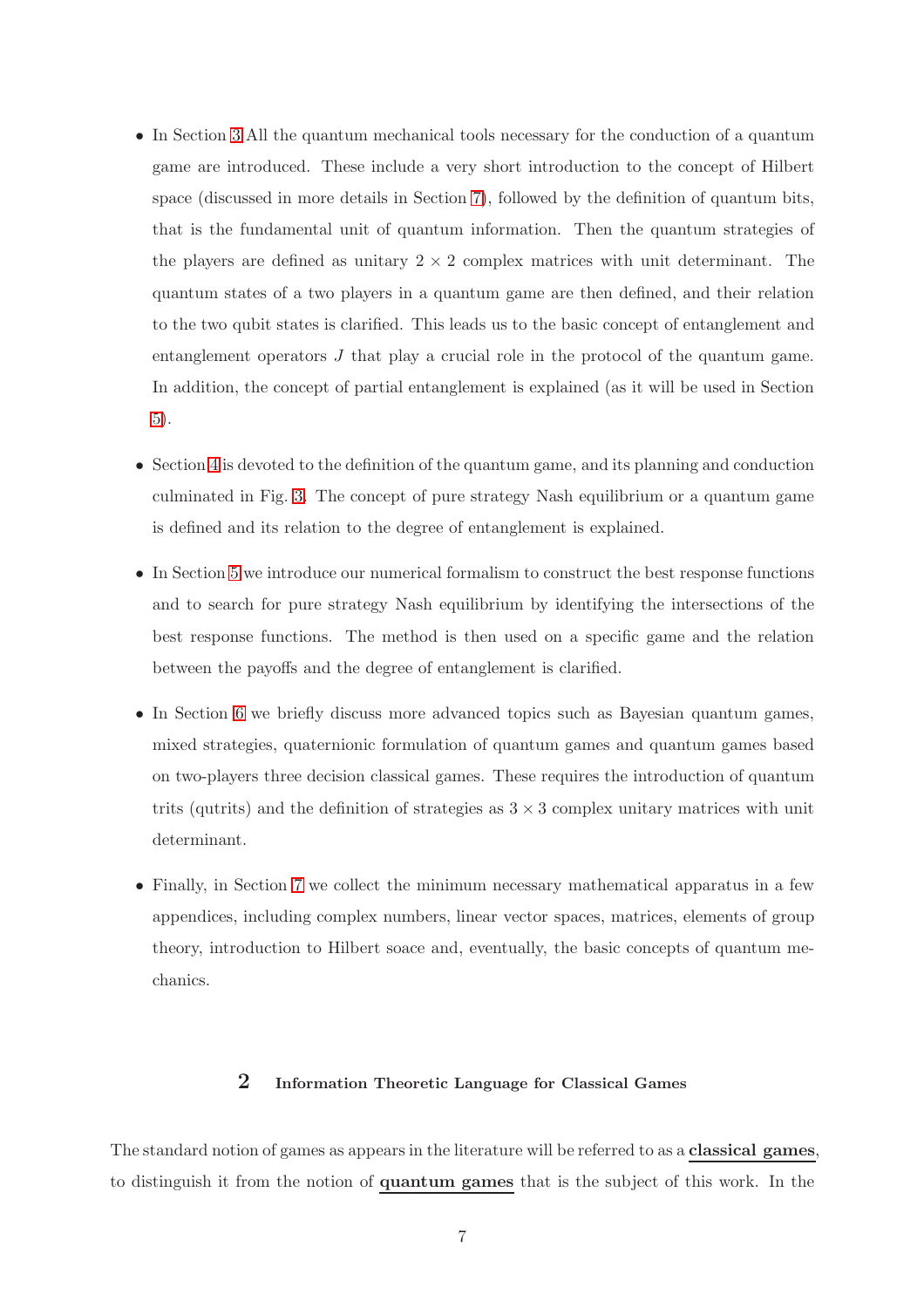- In Section 3 All the quantum mechanical tools necessary for the conduction of a quantum game are introduced. These include a very short introduction to the concept of Hilbert space (discussed in more details in Section 7), followed by the definition of quantum bits, that is the fundamental unit of quantum information. Then the quantum strategies of the players are defined as unitary $2 \times 2$ complex matrices with unit determinant. The quantum states of a two players in a quantum game are then defined, and their relation to the two qubit states is clarified. This leads us to the basic concept of entanglement and entanglement operators $J$ that play a crucial role in the protocol of the quantum game. In addition, the concept of partial entanglement is explained (as it will be used in Section 5).

- Section 4 is devoted to the definition of the quantum game, and its planning and conduction culminated in Fig. 3. The concept of pure strategy Nash equilibrium or a quantum game is defined and its relation to the degree of entanglement is explained.

- In Section 5 we introduce our numerical formalism to construct the best response functions and to search for pure strategy Nash equilibrium by identifying the intersections of the best response functions. The method is then used on a specific game and the relation between the payoffs and the degree of entanglement is clarified.

- In Section 6 we briefly discuss more advanced topics such as Bayesian quantum games, mixed strategies, quaternionic formulation of quantum games and quantum games based on two-players three decision classical games. These requires the introduction of quantum trits (qutrits) and the definition of strategies as $3 \times 3$ complex unitary matrices with unit determinant.

- Finally, in Section 7 we collect the minimum necessary mathematical apparatus in a few appendices, including complex numbers, linear vector spaces, matrices, elements of group theory, introduction to Hilbert soace and, eventually, the basic concepts of quantum mechanics.

## 2 Information Theoretic Language for Classical Games

The standard notion of games as appears in the literature will be referred to as a **classical games**, to distinguish it from the notion of **quantum games** that is the subject of this work. In the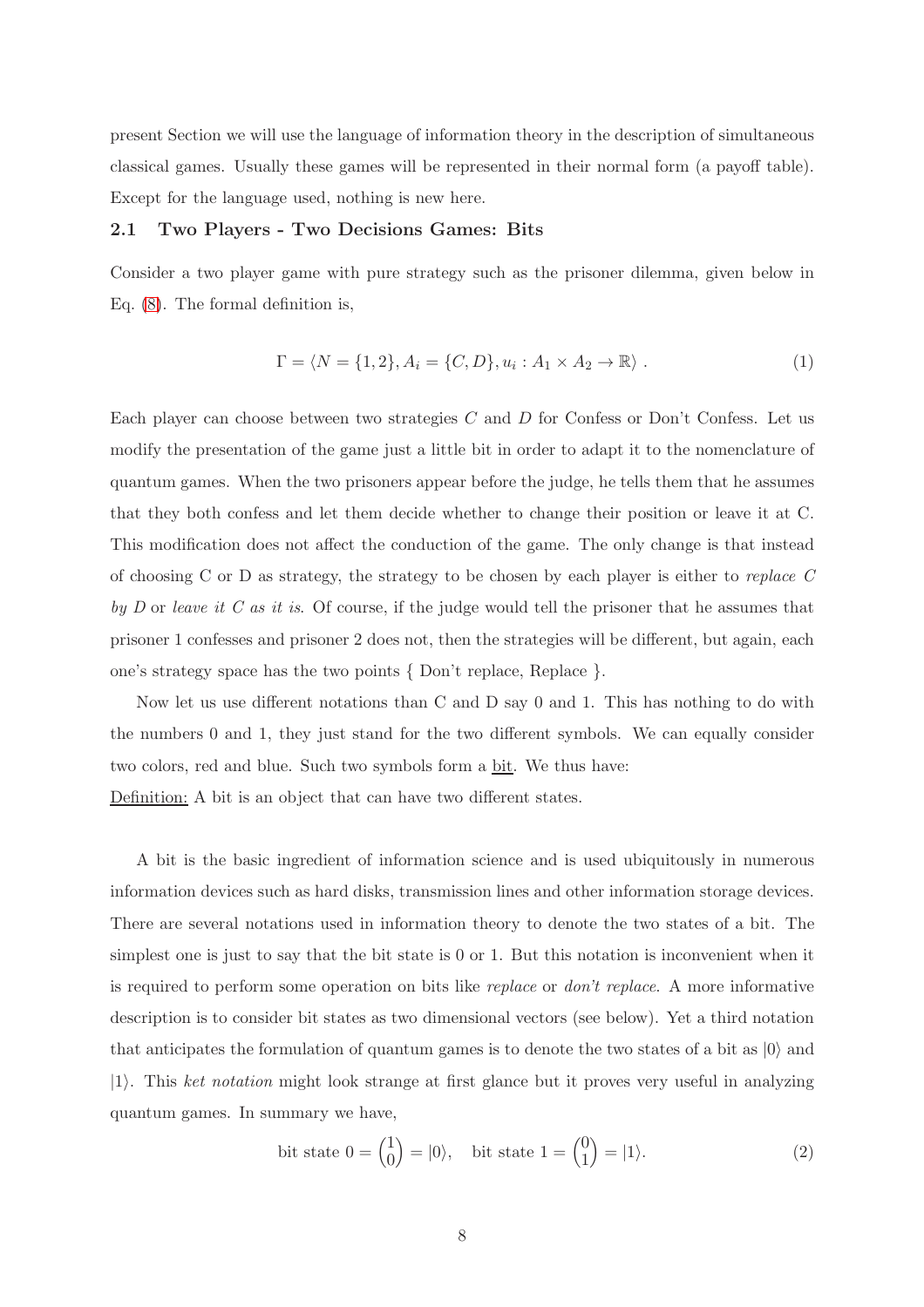present Section we will use the language of information theory in the description of simultaneous classical games. Usually these games will be represented in their normal form (a payoff table). Except for the language used, nothing is new here.

### 2.1 Two Players - Two Decisions Games: Bits

Consider a two player game with pure strategy such as the prisoner dilemma, given below in Eq. (8). The formal definition is,

$$\Gamma = \langle N = \{1, 2\}, A_i = \{C, D\}, u_i : A_1 \times A_2 \to \mathbb{R} \rangle \ . \tag{1}$$

Each player can choose between two strategies $C$ and $D$ for Confess or Don't Confess. Let us modify the presentation of the game just a little bit in order to adapt it to the nomenclature of quantum games. When the two prisoners appear before the judge, he tells them that he assumes that they both confess and let them decide whether to change their position or leave it at C. This modification does not affect the conduction of the game. The only change is that instead of choosing C or D as strategy, the strategy to be chosen by each player is either to *replace C by D* or *leave it C as it is*. Of course, if the judge would tell the prisoner that he assumes that prisoner 1 confesses and prisoner 2 does not, then the strategies will be different, but again, each one's strategy space has the two points { Don't replace, Replace }.

Now let us use different notations than C and D say 0 and 1. This has nothing to do with the numbers 0 and 1, they just stand for the two different symbols. We can equally consider two colors, red and blue. Such two symbols form a <u>bit</u>. We thus have:

<u>Definition:</u> A bit is an object that can have two different states.

A bit is the basic ingredient of information science and is used ubiquitously in numerous information devices such as hard disks, transmission lines and other information storage devices. There are several notations used in information theory to denote the two states of a bit. The simplest one is just to say that the bit state is 0 or 1. But this notation is inconvenient when it is required to perform some operation on bits like *replace* or *don't replace*. A more informative description is to consider bit states as two dimensional vectors (see below). Yet a third notation that anticipates the formulation of quantum games is to denote the two states of a bit as $|0\rangle$ and $|1\rangle$. This *ket notation* might look strange at first glance but it proves very useful in analyzing quantum games. In summary we have,

$$\text{bit state } 0 = \binom{1}{0} = |0\rangle, \quad \text{bit state } 1 = \binom{0}{1} = |1\rangle. \tag{2}$$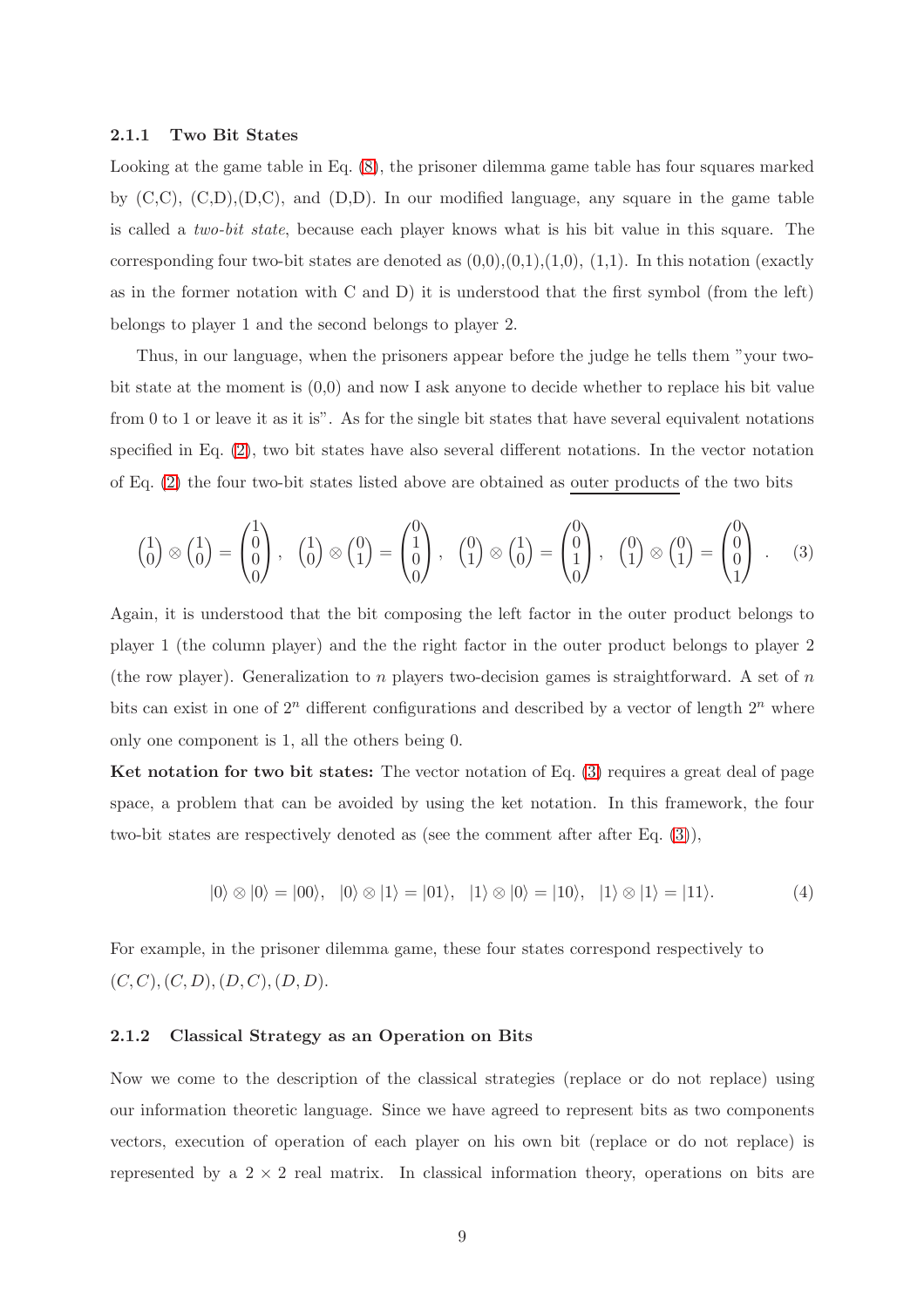### 2.1.1 Two Bit States

Looking at the game table in Eq. (8), the prisoner dilemma game table has four squares marked by (C,C), (C,D),(D,C), and (D,D). In our modified language, any square in the game table is called a *two-bit state*, because each player knows what is his bit value in this square. The corresponding four two-bit states are denoted as (0,0),(0,1),(1,0), (1,1). In this notation (exactly as in the former notation with C and D) it is understood that the first symbol (from the left) belongs to player 1 and the second belongs to player 2.

Thus, in our language, when the prisoners appear before the judge he tells them "your two-bit state at the moment is (0,0) and now I ask anyone to decide whether to replace his bit value from 0 to 1 or leave it as it is". As for the single bit states that have several equivalent notations specified in Eq. (2), two bit states have also several different notations. In the vector notation of Eq. (2) the four two-bit states listed above are obtained as outer products of the two bits

$$\begin{pmatrix}1\\0\end{pmatrix}\otimes\begin{pmatrix}1\\0\end{pmatrix}=\begin{pmatrix}1\\0\\0\\0\end{pmatrix},\quad \begin{pmatrix}1\\0\end{pmatrix}\otimes\begin{pmatrix}0\\1\end{pmatrix}=\begin{pmatrix}0\\1\\0\\0\end{pmatrix},\quad \begin{pmatrix}0\\1\end{pmatrix}\otimes\begin{pmatrix}1\\0\end{pmatrix}=\begin{pmatrix}0\\0\\1\\0\end{pmatrix},\quad \begin{pmatrix}0\\1\end{pmatrix}\otimes\begin{pmatrix}0\\1\end{pmatrix}=\begin{pmatrix}0\\0\\0\\1\end{pmatrix}. \tag{3}$$

Again, it is understood that the bit composing the left factor in the outer product belongs to player 1 (the column player) and the the right factor in the outer product belongs to player 2 (the row player). Generalization to $n$ players two-decision games is straightforward. A set of $n$ bits can exist in one of $2^n$ different configurations and described by a vector of length $2^n$ where only one component is 1, all the others being 0.

**Ket notation for two bit states:** The vector notation of Eq. (3) requires a great deal of page space, a problem that can be avoided by using the ket notation. In this framework, the four two-bit states are respectively denoted as (see the comment after after Eq. (3)),

$$|0\rangle\otimes|0\rangle=|00\rangle,\quad |0\rangle\otimes|1\rangle=|01\rangle,\quad |1\rangle\otimes|0\rangle=|10\rangle,\quad |1\rangle\otimes|1\rangle=|11\rangle. \tag{4}$$

For example, in the prisoner dilemma game, these four states correspond respectively to $(C,C),(C,D),(D,C),(D,D)$.

### 2.1.2 Classical Strategy as an Operation on Bits

Now we come to the description of the classical strategies (replace or do not replace) using our information theoretic language. Since we have agreed to represent bits as two components vectors, execution of operation of each player on his own bit (replace or do not replace) is represented by a $2\times 2$ real matrix. In classical information theory, operations on bits are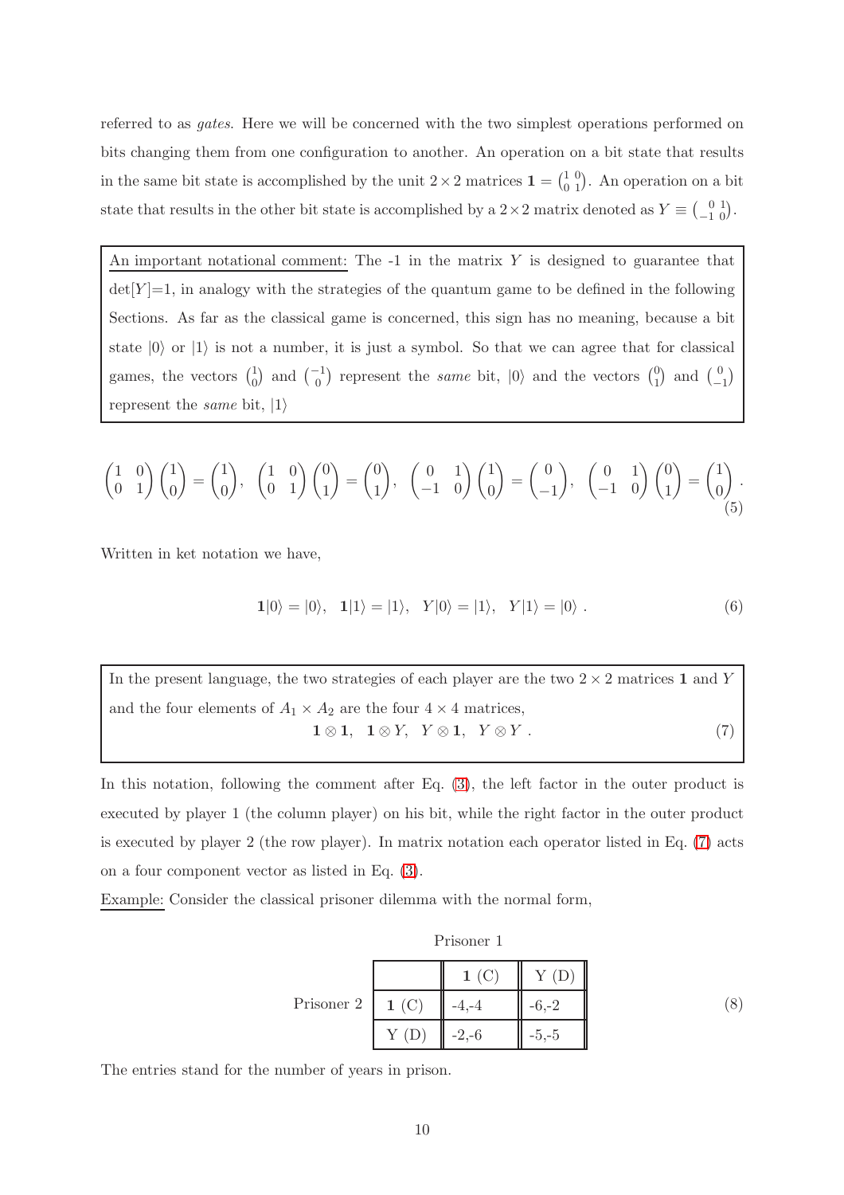referred to as *gates*. Here we will be concerned with the two simplest operations performed on bits changing them from one configuration to another. An operation on a bit state that results in the same bit state is accomplished by the unit $2 \times 2$ matrices $\mathbf{1} = \left(\begin{smallmatrix} 1 & 0 \\ 0 & 1 \end{smallmatrix}\right)$. An operation on a bit state that results in the other bit state is accomplished by a $2 \times 2$ matrix denoted as $Y \equiv \left(\begin{smallmatrix} 0 & 1 \\ -1 & 0 \end{smallmatrix}\right)$.

> An important notational comment: The -1 in the matrix $Y$ is designed to guarantee that $\det[Y]$=1, in analogy with the strategies of the quantum game to be defined in the following Sections. As far as the classical game is concerned, this sign has no meaning, because a bit state $|0\rangle$ or $|1\rangle$ is not a number, it is just a symbol. So that we can agree that for classical games, the vectors $\left(\begin{smallmatrix} 1 \\ 0 \end{smallmatrix}\right)$ and $\left(\begin{smallmatrix} -1 \\ 0 \end{smallmatrix}\right)$ represent the *same* bit, $|0\rangle$ and the vectors $\left(\begin{smallmatrix} 0 \\ 1 \end{smallmatrix}\right)$ and $\left(\begin{smallmatrix} 0 \\ -1 \end{smallmatrix}\right)$ represent the *same* bit, $|1\rangle$

$$\begin{pmatrix} 1 & 0 \\ 0 & 1 \end{pmatrix}\begin{pmatrix} 1 \\ 0 \end{pmatrix} = \begin{pmatrix} 1 \\ 0 \end{pmatrix}, \ \begin{pmatrix} 1 & 0 \\ 0 & 1 \end{pmatrix}\begin{pmatrix} 0 \\ 1 \end{pmatrix} = \begin{pmatrix} 0 \\ 1 \end{pmatrix}, \ \begin{pmatrix} 0 & 1 \\ -1 & 0 \end{pmatrix}\begin{pmatrix} 1 \\ 0 \end{pmatrix} = \begin{pmatrix} 0 \\ -1 \end{pmatrix}, \ \begin{pmatrix} 0 & 1 \\ -1 & 0 \end{pmatrix}\begin{pmatrix} 0 \\ 1 \end{pmatrix} = \begin{pmatrix} 1 \\ 0 \end{pmatrix}. \tag{5}$$

Written in ket notation we have,

$$\mathbf{1}|0\rangle = |0\rangle, \quad \mathbf{1}|1\rangle = |1\rangle, \quad Y|0\rangle = |1\rangle, \quad Y|1\rangle = |0\rangle \ . \tag{6}$$

> In the present language, the two strategies of each player are the two $2 \times 2$ matrices $\mathbf{1}$ and $Y$ and the four elements of $A_1 \times A_2$ are the four $4 \times 4$ matrices,
> $$\mathbf{1} \otimes \mathbf{1}, \quad \mathbf{1} \otimes Y, \quad Y \otimes \mathbf{1}, \quad Y \otimes Y \ . \tag{7}$$

In this notation, following the comment after Eq. (3), the left factor in the outer product is executed by player 1 (the column player) on his bit, while the right factor in the outer product is executed by player 2 (the row player). In matrix notation each operator listed in Eq. (7) acts on a four component vector as listed in Eq. (3).

Example: Consider the classical prisoner dilemma with the normal form,

Prisoner 1

| Prisoner 2 | $\mathbf{1}$ (C) | Y (D) |
|---|---|---|
| $\mathbf{1}$ (C) | -4,-4 | -6,-2 |
| Y (D) | -2,-6 | -5,-5 |

(8)

The entries stand for the number of years in prison.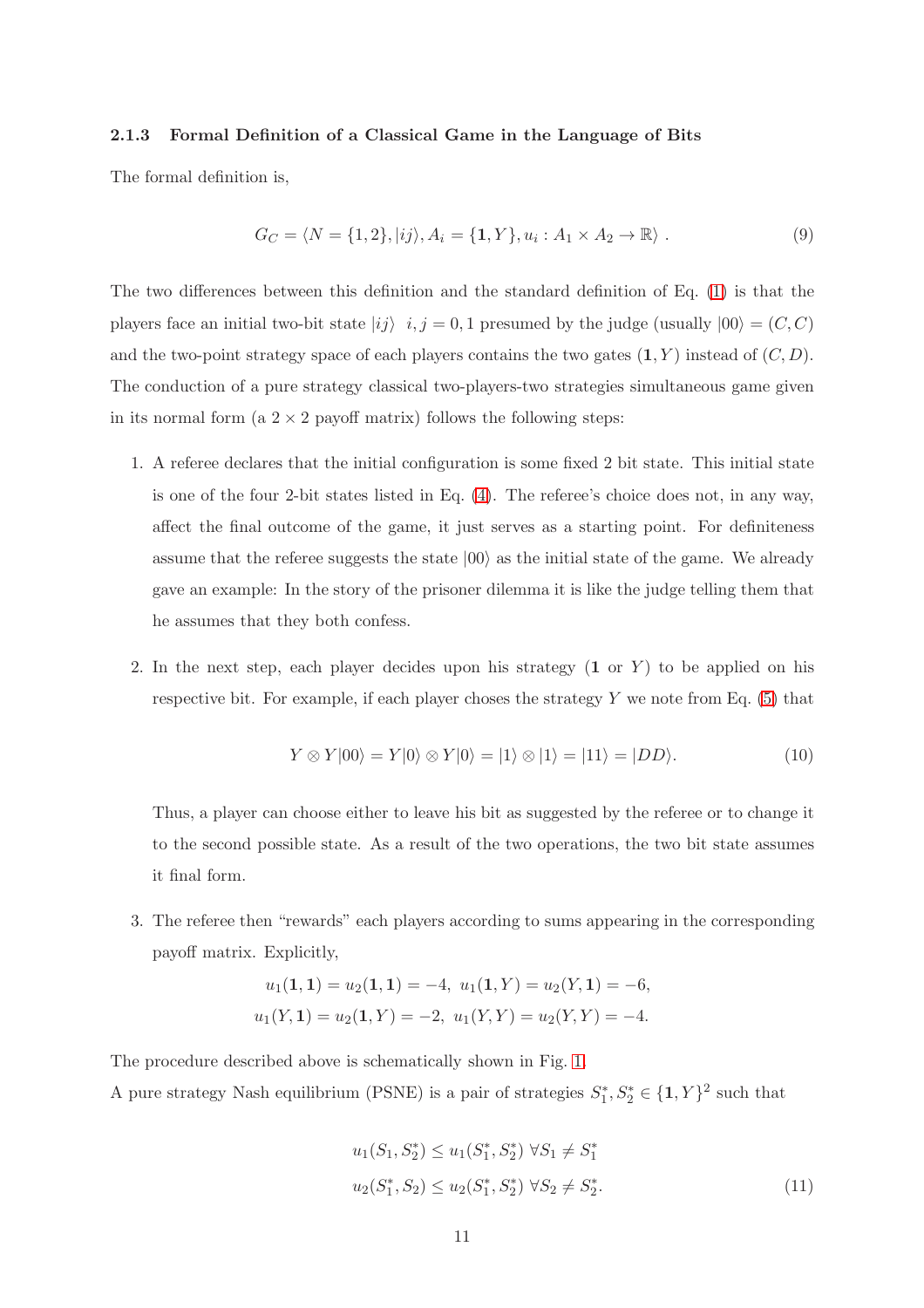### 2.1.3 Formal Definition of a Classical Game in the Language of Bits

The formal definition is,

$$G_C = \langle N = \{1,2\}, |ij\rangle, A_i = \{\mathbf{1}, Y\}, u_i : A_1 \times A_2 \to \mathbb{R} \rangle \ . \tag{9}$$

The two differences between this definition and the standard definition of Eq. (1) is that the players face an initial two-bit state $|ij\rangle$ $i,j = 0,1$ presumed by the judge (usually $|00\rangle = (C,C)$ and the two-point strategy space of each players contains the two gates $(\mathbf{1}, Y)$ instead of $(C,D)$. The conduction of a pure strategy classical two-players-two strategies simultaneous game given in its normal form (a $2 \times 2$ payoff matrix) follows the following steps:

1. A referee declares that the initial configuration is some fixed 2 bit state. This initial state is one of the four 2-bit states listed in Eq. (4). The referee's choice does not, in any way, affect the final outcome of the game, it just serves as a starting point. For definiteness assume that the referee suggests the state $|00\rangle$ as the initial state of the game. We already gave an example: In the story of the prisoner dilemma it is like the judge telling them that he assumes that they both confess.

2. In the next step, each player decides upon his strategy ($\mathbf{1}$ or $Y$) to be applied on his respective bit. For example, if each player choses the strategy $Y$ we note from Eq. (5) that

$$Y \otimes Y|00\rangle = Y|0\rangle \otimes Y|0\rangle = |1\rangle \otimes |1\rangle = |11\rangle = |DD\rangle. \tag{10}$$

   Thus, a player can choose either to leave his bit as suggested by the referee or to change it to the second possible state. As a result of the two operations, the two bit state assumes it final form.

3. The referee then "rewards" each players according to sums appearing in the corresponding payoff matrix. Explicitly,

$$u_1(\mathbf{1},\mathbf{1}) = u_2(\mathbf{1},\mathbf{1}) = -4,\ u_1(\mathbf{1},Y) = u_2(Y,\mathbf{1}) = -6,$$
$$u_1(Y,\mathbf{1}) = u_2(\mathbf{1},Y) = -2,\ u_1(Y,Y) = u_2(Y,Y) = -4.$$

The procedure described above is schematically shown in Fig. 1.

A pure strategy Nash equilibrium (PSNE) is a pair of strategies $S_1^*, S_2^* \in \{\mathbf{1}, Y\}^2$ such that

$$\begin{aligned} u_1(S_1, S_2^*) &\leq u_1(S_1^*, S_2^*) \ \forall S_1 \neq S_1^* \\ u_2(S_1^*, S_2) &\leq u_2(S_1^*, S_2^*) \ \forall S_2 \neq S_2^*. \end{aligned} \tag{11}$$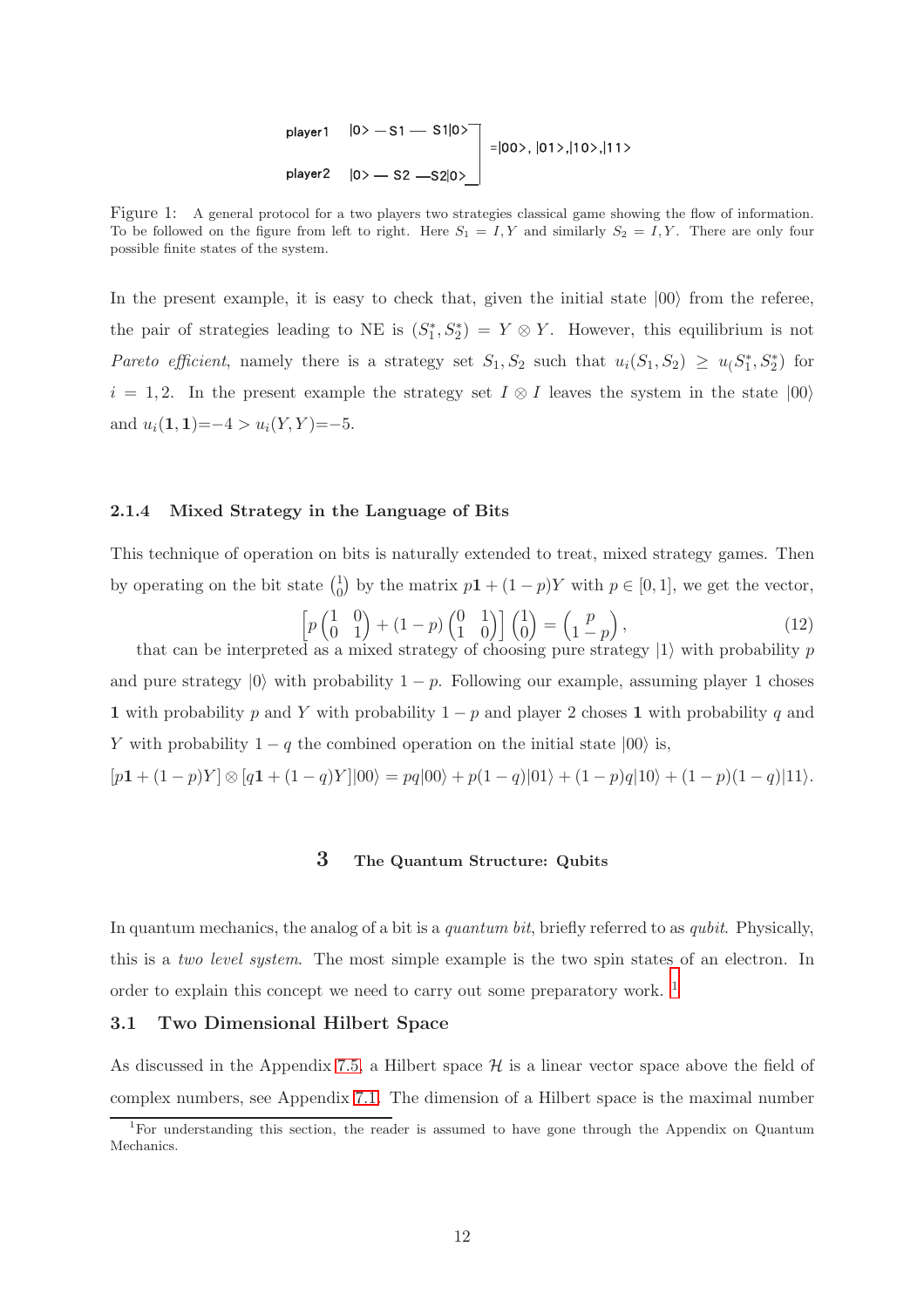player1 |0> — S1 — S1|0>

player2 |0> — S2 — S2|0>

=|00>, |01>,|10>,|11>

Figure 1: A general protocol for a two players two strategies classical game showing the flow of information. To be followed on the figure from left to right. Here $S_1 = I, Y$ and similarly $S_2 = I, Y$. There are only four possible finite states of the system.

In the present example, it is easy to check that, given the initial state $|00\rangle$ from the referee, the pair of strategies leading to NE is $(S_1^*, S_2^*) = Y \otimes Y$. However, this equilibrium is not *Pareto efficient*, namely there is a strategy set $S_1, S_2$ such that $u_i(S_1, S_2) \geq u_(S_1^*, S_2^*)$ for $i = 1, 2$. In the present example the strategy set $I \otimes I$ leaves the system in the state $|00\rangle$ and $u_i(\mathbf{1}, \mathbf{1})$=$-4 > u_i(Y, Y)$=$-5$.

#### 2.1.4 Mixed Strategy in the Language of Bits

This technique of operation on bits is naturally extended to treat, mixed strategy games. Then by operating on the bit state $\binom{1}{0}$ by the matrix $p\mathbf{1} + (1-p)Y$ with $p \in [0, 1]$, we get the vector,

$$\left[p\begin{pmatrix}1 & 0\\0 & 1\end{pmatrix} + (1-p)\begin{pmatrix}0 & 1\\1 & 0\end{pmatrix}\right]\begin{pmatrix}1\\0\end{pmatrix} = \begin{pmatrix}p\\1-p\end{pmatrix}, \tag{12}$$

that can be interpreted as a mixed strategy of choosing pure strategy $|1\rangle$ with probability $p$ and pure strategy $|0\rangle$ with probability $1-p$. Following our example, assuming player 1 choses $\mathbf{1}$ with probability $p$ and $Y$ with probability $1-p$ and player 2 choses $\mathbf{1}$ with probability $q$ and $Y$ with probability $1-q$ the combined operation on the initial state $|00\rangle$ is,

$$[p\mathbf{1} + (1-p)Y] \otimes [q\mathbf{1} + (1-q)Y]|00\rangle = pq|00\rangle + p(1-q)|01\rangle + (1-p)q|10\rangle + (1-p)(1-q)|11\rangle.$$

## 3 The Quantum Structure: Qubits

In quantum mechanics, the analog of a bit is a *quantum bit*, briefly referred to as *qubit*. Physically, this is a *two level system*. The most simple example is the two spin states of an electron. In order to explain this concept we need to carry out some preparatory work. [1]

### 3.1 Two Dimensional Hilbert Space

As discussed in the Appendix 7.5, a Hilbert space $\mathcal{H}$ is a linear vector space above the field of complex numbers, see Appendix 7.1. The dimension of a Hilbert space is the maximal number

[1] For understanding this section, the reader is assumed to have gone through the Appendix on Quantum Mechanics.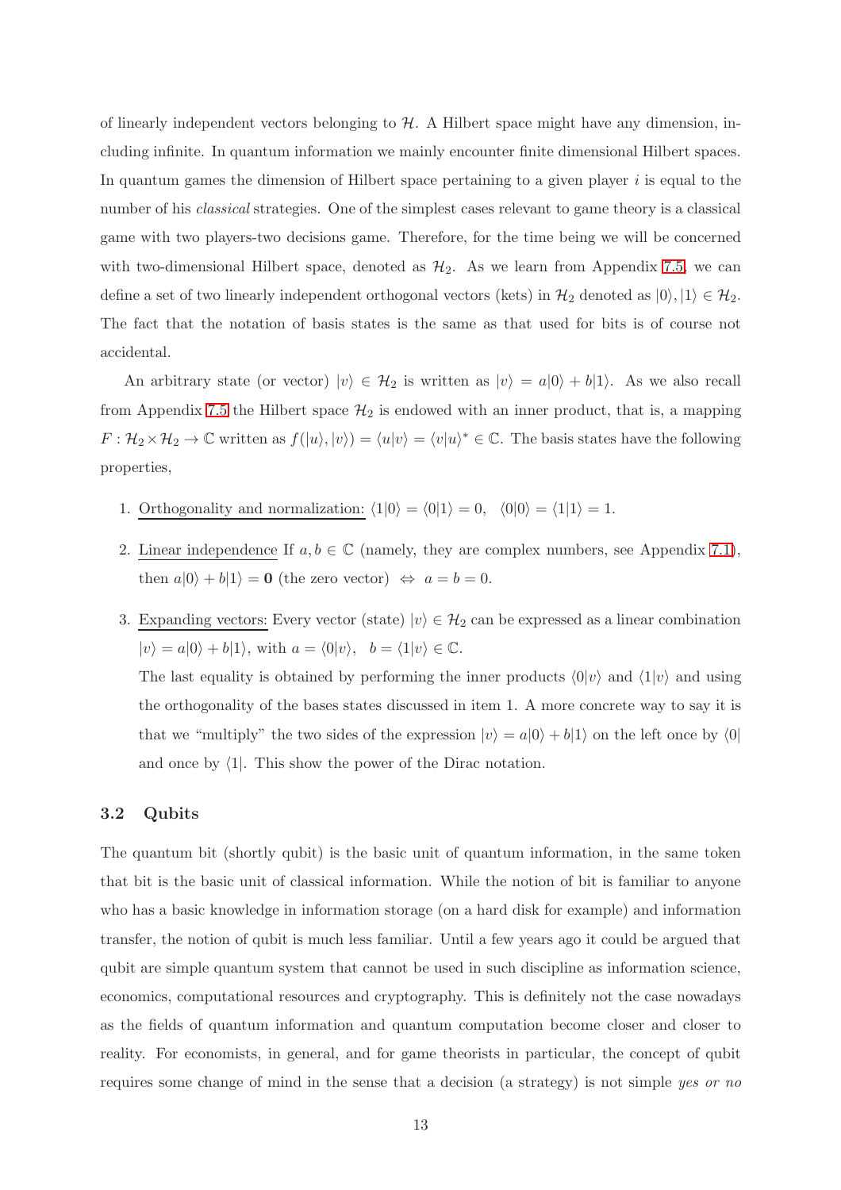of linearly independent vectors belonging to $\mathcal{H}$. A Hilbert space might have any dimension, including infinite. In quantum information we mainly encounter finite dimensional Hilbert spaces. In quantum games the dimension of Hilbert space pertaining to a given player $i$ is equal to the number of his *classical* strategies. One of the simplest cases relevant to game theory is a classical game with two players-two decisions game. Therefore, for the time being we will be concerned with two-dimensional Hilbert space, denoted as $\mathcal{H}_2$. As we learn from Appendix 7.5, we can define a set of two linearly independent orthogonal vectors (kets) in $\mathcal{H}_2$ denoted as $|0\rangle, |1\rangle \in \mathcal{H}_2$. The fact that the notation of basis states is the same as that used for bits is of course not accidental.

An arbitrary state (or vector) $|v\rangle \in \mathcal{H}_2$ is written as $|v\rangle = a|0\rangle + b|1\rangle$. As we also recall from Appendix 7.5 the Hilbert space $\mathcal{H}_2$ is endowed with an inner product, that is, a mapping $F : \mathcal{H}_2 \times \mathcal{H}_2 \to \mathbb{C}$ written as $f(|u\rangle, |v\rangle) = \langle u|v\rangle = \langle v|u\rangle^* \in \mathbb{C}$. The basis states have the following properties,

1. Orthogonality and normalization: $\langle 1|0\rangle = \langle 0|1\rangle = 0, \quad \langle 0|0\rangle = \langle 1|1\rangle = 1$.

2. Linear independence If $a, b \in \mathbb{C}$ (namely, they are complex numbers, see Appendix 7.1), then $a|0\rangle + b|1\rangle = \mathbf{0}$ (the zero vector) $\Leftrightarrow a = b = 0$.

3. Expanding vectors: Every vector (state) $|v\rangle \in \mathcal{H}_2$ can be expressed as a linear combination $|v\rangle = a|0\rangle + b|1\rangle$, with $a = \langle 0|v\rangle, \quad b = \langle 1|v\rangle \in \mathbb{C}$.

   The last equality is obtained by performing the inner products $\langle 0|v\rangle$ and $\langle 1|v\rangle$ and using the orthogonality of the bases states discussed in item 1. A more concrete way to say it is that we "multiply" the two sides of the expression $|v\rangle = a|0\rangle + b|1\rangle$ on the left once by $\langle 0|$ and once by $\langle 1|$. This show the power of the Dirac notation.

### 3.2 Qubits

The quantum bit (shortly qubit) is the basic unit of quantum information, in the same token that bit is the basic unit of classical information. While the notion of bit is familiar to anyone who has a basic knowledge in information storage (on a hard disk for example) and information transfer, the notion of qubit is much less familiar. Until a few years ago it could be argued that qubit are simple quantum system that cannot be used in such discipline as information science, economics, computational resources and cryptography. This is definitely not the case nowadays as the fields of quantum information and quantum computation become closer and closer to reality. For economists, in general, and for game theorists in particular, the concept of qubit requires some change of mind in the sense that a decision (a strategy) is not simple *yes or no*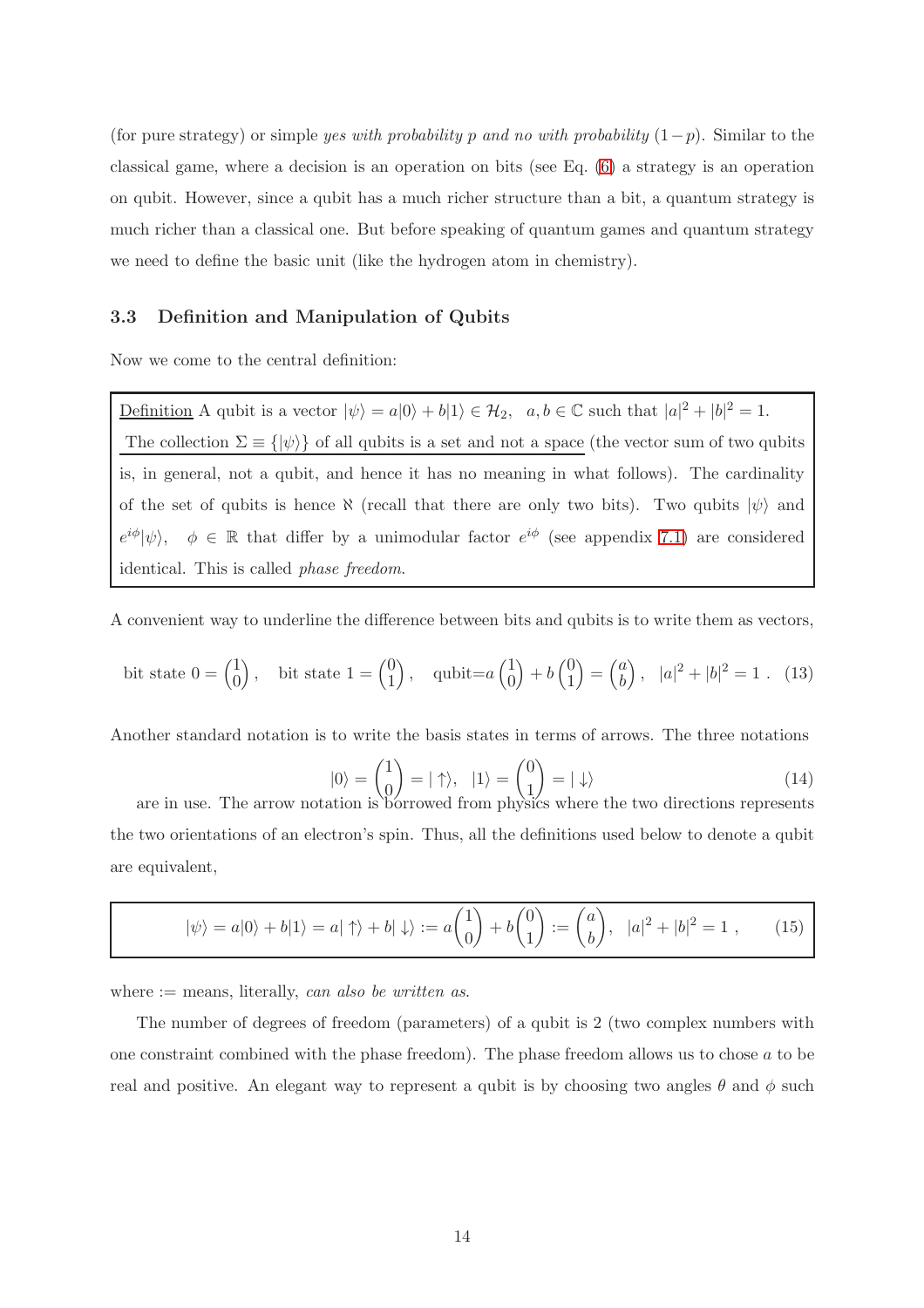(for pure strategy) or simple *yes with probability p and no with probability* $(1-p)$. Similar to the classical game, where a decision is an operation on bits (see Eq. (6) a strategy is an operation on qubit. However, since a qubit has a much richer structure than a bit, a quantum strategy is much richer than a classical one. But before speaking of quantum games and quantum strategy we need to define the basic unit (like the hydrogen atom in chemistry).

### 3.3 Definition and Manipulation of Qubits

Now we come to the central definition:

> Definition A qubit is a vector $|\psi\rangle = a|0\rangle + b|1\rangle \in \mathcal{H}_2, \quad a, b \in \mathbb{C}$ such that $|a|^2 + |b|^2 = 1$.
> The collection $\Sigma \equiv \{|\psi\rangle\}$ of all qubits is a set and not a space (the vector sum of two qubits is, in general, not a qubit, and hence it has no meaning in what follows). The cardinality of the set of qubits is hence $\aleph$ (recall that there are only two bits). Two qubits $|\psi\rangle$ and $e^{i\phi}|\psi\rangle, \quad \phi \in \mathbb{R}$ that differ by a unimodular factor $e^{i\phi}$ (see appendix 7.1) are considered identical. This is called *phase freedom*.

A convenient way to underline the difference between bits and qubits is to write them as vectors,

$$\text{bit state } 0 = \begin{pmatrix} 1 \\ 0 \end{pmatrix}, \quad \text{bit state } 1 = \begin{pmatrix} 0 \\ 1 \end{pmatrix}, \quad \text{qubit}=a \begin{pmatrix} 1 \\ 0 \end{pmatrix} + b \begin{pmatrix} 0 \\ 1 \end{pmatrix} = \begin{pmatrix} a \\ b \end{pmatrix}, \quad |a|^2 + |b|^2 = 1 \ . \tag{13}$$

Another standard notation is to write the basis states in terms of arrows. The three notations

$$|0\rangle = \begin{pmatrix} 1 \\ 0 \end{pmatrix} = |\uparrow\rangle, \quad |1\rangle = \begin{pmatrix} 0 \\ 1 \end{pmatrix} = |\downarrow\rangle \tag{14}$$

are in use. The arrow notation is borrowed from physics where the two directions represents the two orientations of an electron's spin. Thus, all the definitions used below to denote a qubit are equivalent,

$$|\psi\rangle = a|0\rangle + b|1\rangle = a|\uparrow\rangle + b|\downarrow\rangle := a \begin{pmatrix} 1 \\ 0 \end{pmatrix} + b \begin{pmatrix} 0 \\ 1 \end{pmatrix} := \begin{pmatrix} a \\ b \end{pmatrix}, \quad |a|^2 + |b|^2 = 1 \ , \tag{15}$$

where $:=$ means, literally, *can also be written as*.

The number of degrees of freedom (parameters) of a qubit is 2 (two complex numbers with one constraint combined with the phase freedom). The phase freedom allows us to chose $a$ to be real and positive. An elegant way to represent a qubit is by choosing two angles $\theta$ and $\phi$ such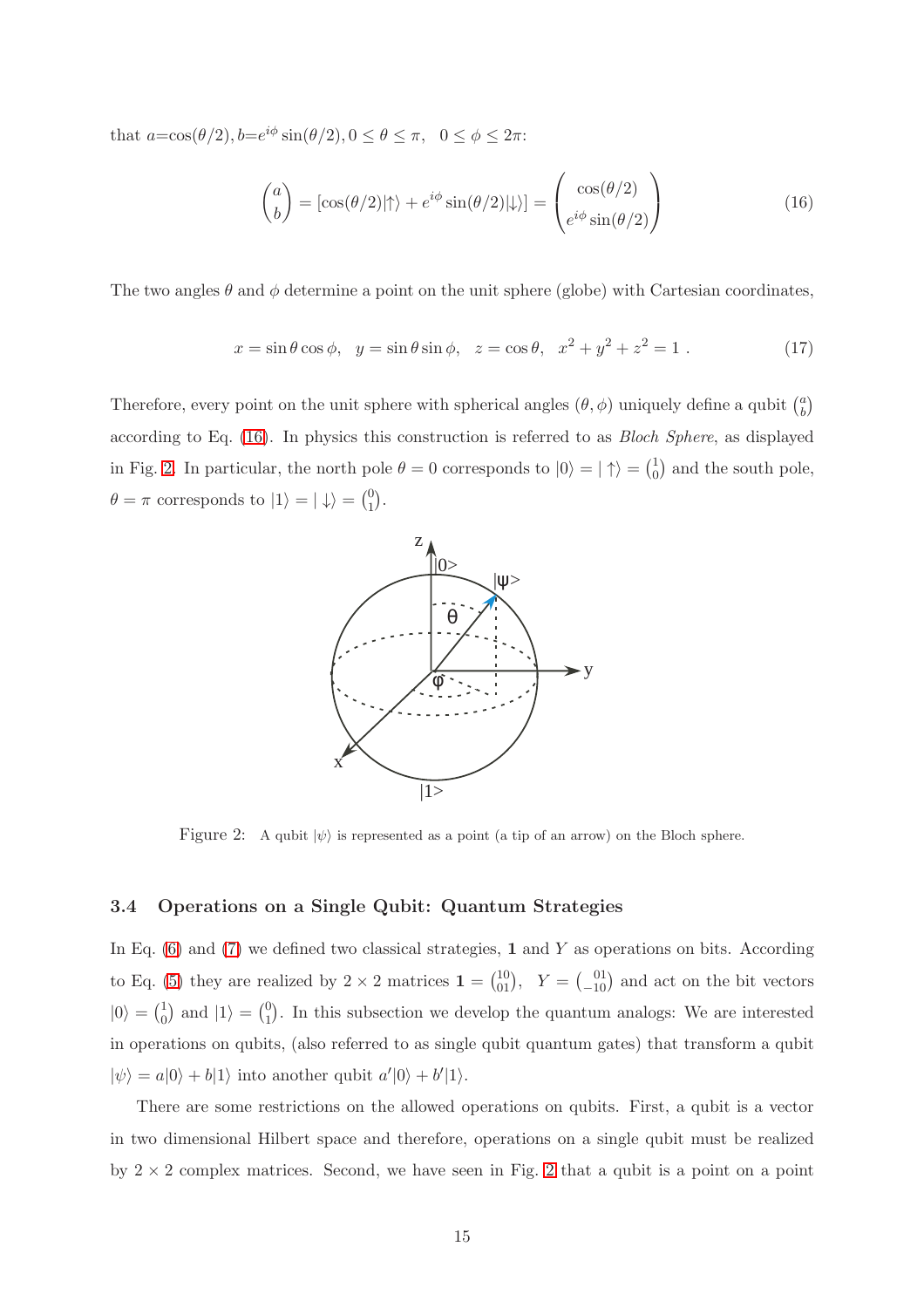that $a=\cos(\theta/2), b=e^{i\phi}\sin(\theta/2), 0 \le \theta \le \pi, \quad 0 \le \phi \le 2\pi$:

$$\begin{pmatrix} a \\ b \end{pmatrix} = [\cos(\theta/2)|\uparrow\rangle + e^{i\phi}\sin(\theta/2)|\downarrow\rangle] = \begin{pmatrix} \cos(\theta/2) \\ e^{i\phi}\sin(\theta/2) \end{pmatrix} \tag{16}$$

The two angles $\theta$ and $\phi$ determine a point on the unit sphere (globe) with Cartesian coordinates,

$$x = \sin\theta\cos\phi, \quad y = \sin\theta\sin\phi, \quad z = \cos\theta, \quad x^2 + y^2 + z^2 = 1 \ . \tag{17}$$

Therefore, every point on the unit sphere with spherical angles $(\theta, \phi)$ uniquely define a qubit $\binom{a}{b}$ according to Eq. (16). In physics this construction is referred to as *Bloch Sphere*, as displayed in Fig. 2. In particular, the north pole $\theta = 0$ corresponds to $|0\rangle = |\uparrow\rangle = \binom{1}{0}$ and the south pole, $\theta = \pi$ corresponds to $|1\rangle = |\downarrow\rangle = \binom{0}{1}$.

Figure 2: A qubit $|\psi\rangle$ is represented as a point (a tip of an arrow) on the Bloch sphere.

### 3.4 Operations on a Single Qubit: Quantum Strategies

In Eq. (6) and (7) we defined two classical strategies, $\mathbf{1}$ and $Y$ as operations on bits. According to Eq. (5) they are realized by $2 \times 2$ matrices $\mathbf{1} = \binom{10}{01}$, $\quad Y = \binom{01}{-10}$ and act on the bit vectors $|0\rangle = \binom{1}{0}$ and $|1\rangle = \binom{0}{1}$. In this subsection we develop the quantum analogs: We are interested in operations on qubits, (also referred to as single qubit quantum gates) that transform a qubit $|\psi\rangle = a|0\rangle + b|1\rangle$ into another qubit $a'|0\rangle + b'|1\rangle$.

There are some restrictions on the allowed operations on qubits. First, a qubit is a vector in two dimensional Hilbert space and therefore, operations on a single qubit must be realized by $2 \times 2$ complex matrices. Second, we have seen in Fig. 2 that a qubit is a point on a point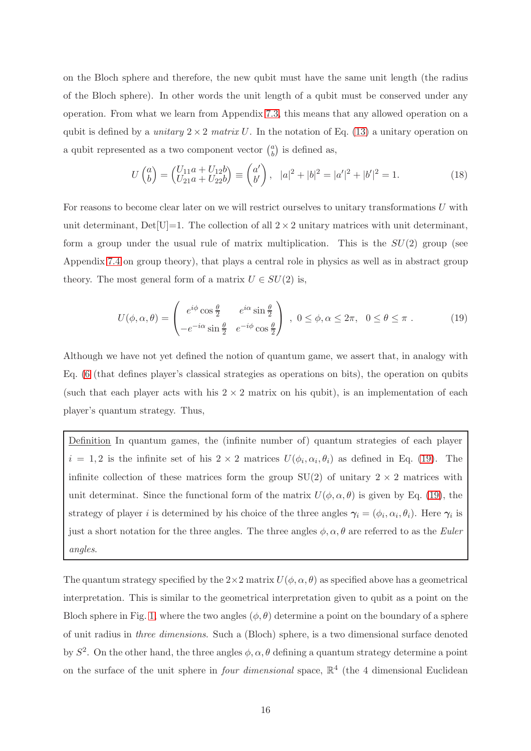on the Bloch sphere and therefore, the new qubit must have the same unit length (the radius of the Bloch sphere). In other words the unit length of a qubit must be conserved under any operation. From what we learn from Appendix 7.3, this means that any allowed operation on a qubit is defined by a *unitary* $2 \times 2$ *matrix* $U$. In the notation of Eq. (13) a unitary operation on a qubit represented as a two component vector $\binom{a}{b}$ is defined as,

$$
U \binom{a}{b} = \binom{U_{11}a + U_{12}b}{U_{21}a + U_{22}b} \equiv \binom{a'}{b'}, \quad |a|^2 + |b|^2 = |a'|^2 + |b'|^2 = 1. \tag{18}
$$

For reasons to become clear later on we will restrict ourselves to unitary transformations $U$ with unit determinant, Det[U]=1. The collection of all $2 \times 2$ unitary matrices with unit determinant, form a group under the usual rule of matrix multiplication. This is the $SU(2)$ group (see Appendix 7.4 on group theory), that plays a central role in physics as well as in abstract group theory. The most general form of a matrix $U \in SU(2)$ is,

$$
U(\phi, \alpha, \theta) = \begin{pmatrix} e^{i\phi} \cos \frac{\theta}{2} & e^{i\alpha} \sin \frac{\theta}{2} \\ -e^{-i\alpha} \sin \frac{\theta}{2} & e^{-i\phi} \cos \frac{\theta}{2} \end{pmatrix} \;, \; 0 \leq \phi, \alpha \leq 2\pi, \;\; 0 \leq \theta \leq \pi \;. \tag{19}
$$

Although we have not yet defined the notion of quantum game, we assert that, in analogy with Eq. (6 (that defines player's classical strategies as operations on bits), the operation on qubits (such that each player acts with his $2 \times 2$ matrix on his qubit), is an implementation of each player's quantum strategy. Thus,

> Definition In quantum games, the (infinite number of) quantum strategies of each player $i = 1, 2$ is the infinite set of his $2 \times 2$ matrices $U(\phi_i, \alpha_i, \theta_i)$ as defined in Eq. (19). The infinite collection of these matrices form the group SU(2) of unitary $2 \times 2$ matrices with unit determinat. Since the functional form of the matrix $U(\phi, \alpha, \theta)$ is given by Eq. (19), the strategy of player $i$ is determined by his choice of the three angles $\boldsymbol{\gamma}_i = (\phi_i, \alpha_i, \theta_i)$. Here $\boldsymbol{\gamma}_i$ is just a short notation for the three angles. The three angles $\phi, \alpha, \theta$ are referred to as the *Euler angles*.

The quantum strategy specified by the $2 \times 2$ matrix $U(\phi, \alpha, \theta)$ as specified above has a geometrical interpretation. This is similar to the geometrical interpretation given to qubit as a point on the Bloch sphere in Fig. 1, where the two angles $(\phi, \theta)$ determine a point on the boundary of a sphere of unit radius in *three dimensions*. Such a (Bloch) sphere, is a two dimensional surface denoted by $S^2$. On the other hand, the three angles $\phi, \alpha, \theta$ defining a quantum strategy determine a point on the surface of the unit sphere in *four dimensional* space, $\mathbb{R}^4$ (the 4 dimensional Euclidean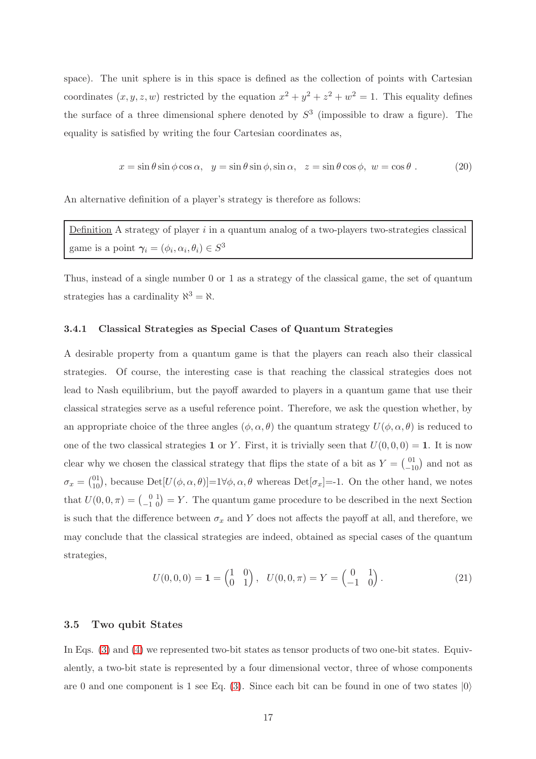space). The unit sphere is in this space is defined as the collection of points with Cartesian coordinates $(x, y, z, w)$ restricted by the equation $x^2 + y^2 + z^2 + w^2 = 1$. This equality defines the surface of a three dimensional sphere denoted by $S^3$ (impossible to draw a figure). The equality is satisfied by writing the four Cartesian coordinates as,

$$x = \sin\theta \sin\phi \cos\alpha, \quad y = \sin\theta \sin\phi, \sin\alpha, \quad z = \sin\theta \cos\phi, \; w = \cos\theta \; . \tag{20}$$

An alternative definition of a player's strategy is therefore as follows:

> Definition A strategy of player $i$ in a quantum analog of a two-players two-strategies classical game is a point $\boldsymbol{\gamma}_i = (\phi_i, \alpha_i, \theta_i) \in S^3$

Thus, instead of a single number 0 or 1 as a strategy of the classical game, the set of quantum strategies has a cardinality $\aleph^3 = \aleph$.

#### 3.4.1 Classical Strategies as Special Cases of Quantum Strategies

A desirable property from a quantum game is that the players can reach also their classical strategies. Of course, the interesting case is that reaching the classical strategies does not lead to Nash equilibrium, but the payoff awarded to players in a quantum game that use their classical strategies serve as a useful reference point. Therefore, we ask the question whether, by an appropriate choice of the three angles $(\phi, \alpha, \theta)$ the quantum strategy $U(\phi, \alpha, \theta)$ is reduced to one of the two classical strategies $\mathbf{1}$ or $Y$. First, it is trivially seen that $U(0, 0, 0) = \mathbf{1}$. It is now clear why we chosen the classical strategy that flips the state of a bit as $Y = \begin{pmatrix} 0 1 \\ -1 0 \end{pmatrix}$ and not as $\sigma_x = \begin{pmatrix} 0 1 \\ 1 0 \end{pmatrix}$, because Det$[U(\phi, \alpha, \theta)]$=1$\forall \phi, \alpha, \theta$ whereas Det$[\sigma_x]$=-1. On the other hand, we notes that $U(0, 0, \pi) = \begin{pmatrix} 0 & 1 \\ -1 & 0 \end{pmatrix} = Y$. The quantum game procedure to be described in the next Section is such that the difference between $\sigma_x$ and $Y$ does not affects the payoff at all, and therefore, we may conclude that the classical strategies are indeed, obtained as special cases of the quantum strategies,

$$U(0, 0, 0) = \mathbf{1} = \begin{pmatrix} 1 & 0 \\ 0 & 1 \end{pmatrix}, \quad U(0, 0, \pi) = Y = \begin{pmatrix} 0 & 1 \\ -1 & 0 \end{pmatrix}. \tag{21}$$

### 3.5 Two qubit States

In Eqs. (3) and (4) we represented two-bit states as tensor products of two one-bit states. Equivalently, a two-bit state is represented by a four dimensional vector, three of whose components are 0 and one component is 1 see Eq. (3). Since each bit can be found in one of two states $|0\rangle$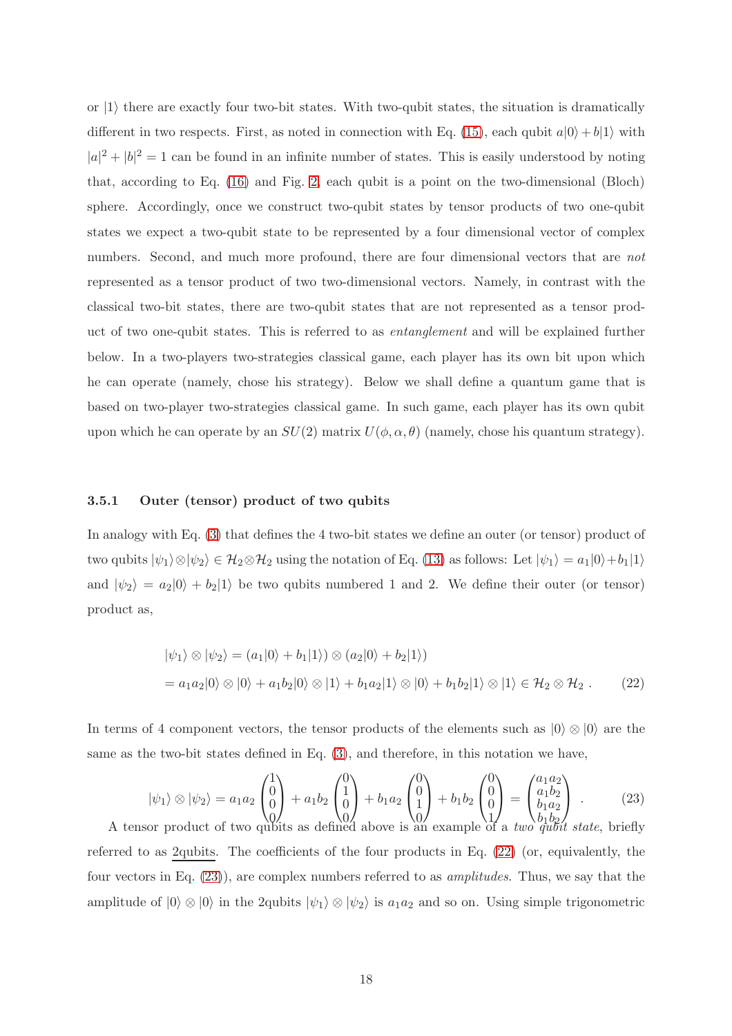or $|1\rangle$ there are exactly four two-bit states. With two-qubit states, the situation is dramatically different in two respects. First, as noted in connection with Eq. (15), each qubit $a|0\rangle + b|1\rangle$ with $|a|^2 + |b|^2 = 1$ can be found in an infinite number of states. This is easily understood by noting that, according to Eq. (16) and Fig. 2, each qubit is a point on the two-dimensional (Bloch) sphere. Accordingly, once we construct two-qubit states by tensor products of two one-qubit states we expect a two-qubit state to be represented by a four dimensional vector of complex numbers. Second, and much more profound, there are four dimensional vectors that are *not* represented as a tensor product of two two-dimensional vectors. Namely, in contrast with the classical two-bit states, there are two-qubit states that are not represented as a tensor product of two one-qubit states. This is referred to as *entanglement* and will be explained further below. In a two-players two-strategies classical game, each player has its own bit upon which he can operate (namely, chose his strategy). Below we shall define a quantum game that is based on two-player two-strategies classical game. In such game, each player has its own qubit upon which he can operate by an $SU(2)$ matrix $U(\phi, \alpha, \theta)$ (namely, chose his quantum strategy).

#### 3.5.1 Outer (tensor) product of two qubits

In analogy with Eq. (3) that defines the 4 two-bit states we define an outer (or tensor) product of two qubits $|\psi_1\rangle \otimes |\psi_2\rangle \in \mathcal{H}_2 \otimes \mathcal{H}_2$ using the notation of Eq. (13) as follows: Let $|\psi_1\rangle = a_1|0\rangle + b_1|1\rangle$ and $|\psi_2\rangle = a_2|0\rangle + b_2|1\rangle$ be two qubits numbered 1 and 2. We define their outer (or tensor) product as,

$$
\begin{aligned}
&|\psi_1\rangle \otimes |\psi_2\rangle = (a_1|0\rangle + b_1|1\rangle) \otimes (a_2|0\rangle + b_2|1\rangle) \\
&= a_1 a_2 |0\rangle \otimes |0\rangle + a_1 b_2 |0\rangle \otimes |1\rangle + b_1 a_2 |1\rangle \otimes |0\rangle + b_1 b_2 |1\rangle \otimes |1\rangle \in \mathcal{H}_2 \otimes \mathcal{H}_2 \, .
\end{aligned} \tag{22}
$$

In terms of 4 component vectors, the tensor products of the elements such as $|0\rangle \otimes |0\rangle$ are the same as the two-bit states defined in Eq. (3), and therefore, in this notation we have,

$$
|\psi_1\rangle \otimes |\psi_2\rangle = a_1 a_2 \begin{pmatrix} 1 \\ 0 \\ 0 \\ 0 \end{pmatrix} + a_1 b_2 \begin{pmatrix} 0 \\ 1 \\ 0 \\ 0 \end{pmatrix} + b_1 a_2 \begin{pmatrix} 0 \\ 0 \\ 1 \\ 0 \end{pmatrix} + b_1 b_2 \begin{pmatrix} 0 \\ 0 \\ 0 \\ 1 \end{pmatrix} = \begin{pmatrix} a_1 a_2 \\ a_1 b_2 \\ b_1 a_2 \\ b_1 b_2 \end{pmatrix} \, . \tag{23}
$$

A tensor product of two qubits as defined above is an example of a *two qubit state*, briefly referred to as 2qubits. The coefficients of the four products in Eq. (22) (or, equivalently, the four vectors in Eq. (23)), are complex numbers referred to as *amplitudes*. Thus, we say that the amplitude of $|0\rangle \otimes |0\rangle$ in the 2qubits $|\psi_1\rangle \otimes |\psi_2\rangle$ is $a_1 a_2$ and so on. Using simple trigonometric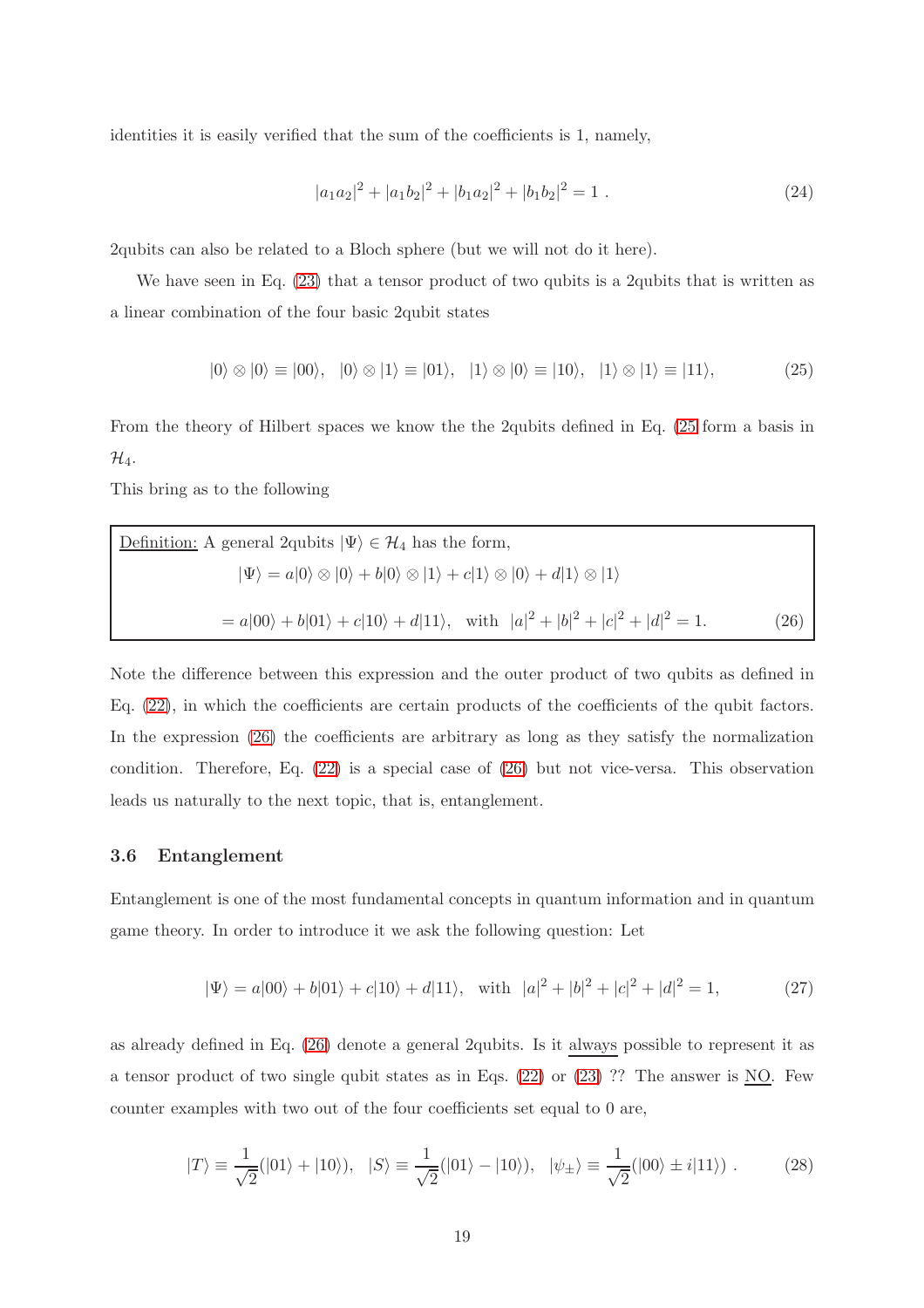identities it is easily verified that the sum of the coefficients is 1, namely,

$$
|a_1 a_2|^2 + |a_1 b_2|^2 + |b_1 a_2|^2 + |b_1 b_2|^2 = 1 \; . \tag{24}
$$

2qubits can also be related to a Bloch sphere (but we will not do it here).

We have seen in Eq. (23) that a tensor product of two qubits is a 2qubits that is written as a linear combination of the four basic 2qubit states

$$
|0\rangle \otimes |0\rangle \equiv |00\rangle, \quad |0\rangle \otimes |1\rangle \equiv |01\rangle, \quad |1\rangle \otimes |0\rangle \equiv |10\rangle, \quad |1\rangle \otimes |1\rangle \equiv |11\rangle, \tag{25}
$$

From the theory of Hilbert spaces we know the the 2qubits defined in Eq. (25 form a basis in $\mathcal{H}_4$.

This bring as to the following

Definition: A general 2qubits $|\Psi\rangle \in \mathcal{H}_4$ has the form,

$$
|\Psi\rangle = a|0\rangle \otimes |0\rangle + b|0\rangle \otimes |1\rangle + c|1\rangle \otimes |0\rangle + d|1\rangle \otimes |1\rangle
$$

$$
= a|00\rangle + b|01\rangle + c|10\rangle + d|11\rangle, \quad \text{with} \;\; |a|^2 + |b|^2 + |c|^2 + |d|^2 = 1. \tag{26}
$$

Note the difference between this expression and the outer product of two qubits as defined in Eq. (22), in which the coefficients are certain products of the coefficients of the qubit factors. In the expression (26) the coefficients are arbitrary as long as they satisfy the normalization condition. Therefore, Eq. (22) is a special case of (26) but not vice-versa. This observation leads us naturally to the next topic, that is, entanglement.

### 3.6 Entanglement

Entanglement is one of the most fundamental concepts in quantum information and in quantum game theory. In order to introduce it we ask the following question: Let

$$
|\Psi\rangle = a|00\rangle + b|01\rangle + c|10\rangle + d|11\rangle, \quad \text{with} \;\; |a|^2 + |b|^2 + |c|^2 + |d|^2 = 1, \tag{27}
$$

as already defined in Eq. (26) denote a general 2qubits. Is it always possible to represent it as a tensor product of two single qubit states as in Eqs. (22) or (23) ?? The answer is NO. Few counter examples with two out of the four coefficients set equal to 0 are,

$$
|T\rangle \equiv \frac{1}{\sqrt{2}}(|01\rangle + |10\rangle), \quad |S\rangle \equiv \frac{1}{\sqrt{2}}(|01\rangle - |10\rangle), \quad |\psi_{\pm}\rangle \equiv \frac{1}{\sqrt{2}}(|00\rangle \pm i|11\rangle) \; . \tag{28}
$$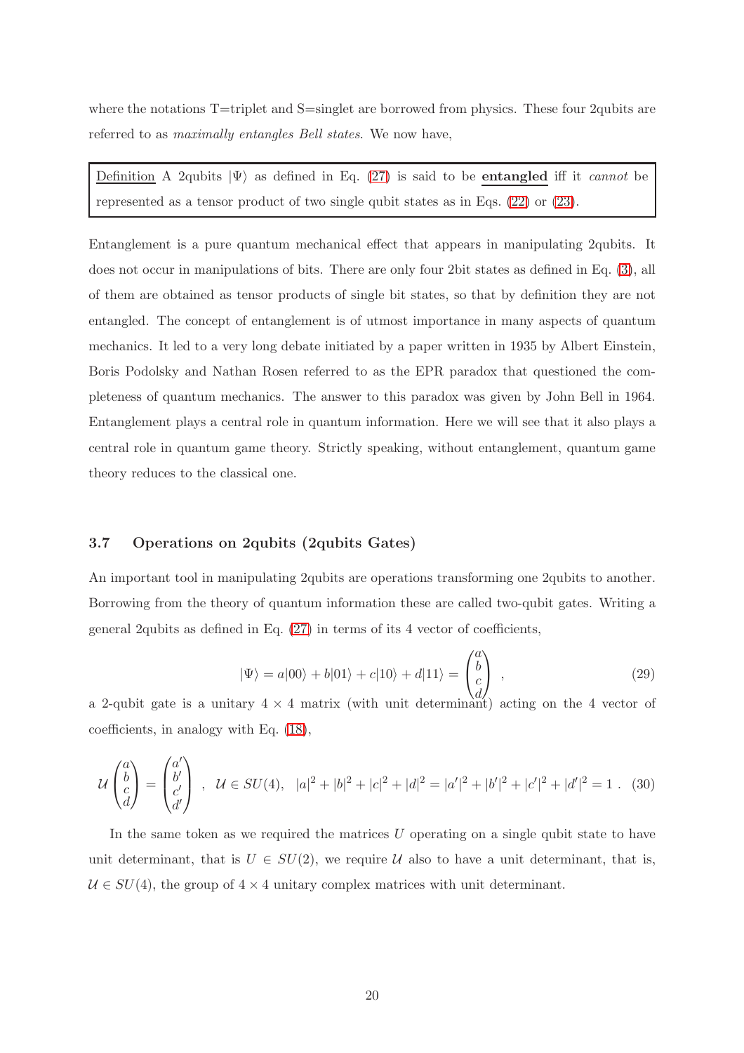where the notations T=triplet and S=singlet are borrowed from physics. These four 2qubits are referred to as *maximally entangles Bell states*. We now have,

> Definition A 2qubits $|\Psi\rangle$ as defined in Eq. (27) is said to be **entangled** iff it *cannot* be represented as a tensor product of two single qubit states as in Eqs. (22) or (23).

Entanglement is a pure quantum mechanical effect that appears in manipulating 2qubits. It does not occur in manipulations of bits. There are only four 2bit states as defined in Eq. (3), all of them are obtained as tensor products of single bit states, so that by definition they are not entangled. The concept of entanglement is of utmost importance in many aspects of quantum mechanics. It led to a very long debate initiated by a paper written in 1935 by Albert Einstein, Boris Podolsky and Nathan Rosen referred to as the EPR paradox that questioned the completeness of quantum mechanics. The answer to this paradox was given by John Bell in 1964. Entanglement plays a central role in quantum information. Here we will see that it also plays a central role in quantum game theory. Strictly speaking, without entanglement, quantum game theory reduces to the classical one.

### 3.7 Operations on 2qubits (2qubits Gates)

An important tool in manipulating 2qubits are operations transforming one 2qubits to another. Borrowing from the theory of quantum information these are called two-qubit gates. Writing a general 2qubits as defined in Eq. (27) in terms of its 4 vector of coefficients,

$$|\Psi\rangle = a|00\rangle + b|01\rangle + c|10\rangle + d|11\rangle = \begin{pmatrix} a \\ b \\ c \\ d \end{pmatrix} \ , \tag{29}$$

a 2-qubit gate is a unitary $4 \times 4$ matrix (with unit determinant) acting on the 4 vector of coefficients, in analogy with Eq. (18),

$$\mathcal{U} \begin{pmatrix} a \\ b \\ c \\ d \end{pmatrix} = \begin{pmatrix} a' \\ b' \\ c' \\ d' \end{pmatrix} \ , \ \ \mathcal{U} \in SU(4), \ \ |a|^2 + |b|^2 + |c|^2 + |d|^2 = |a'|^2 + |b'|^2 + |c'|^2 + |d'|^2 = 1 \ . \tag{30}$$

In the same token as we required the matrices $U$ operating on a single qubit state to have unit determinant, that is $U \in SU(2)$, we require $\mathcal{U}$ also to have a unit determinant, that is, $\mathcal{U} \in SU(4)$, the group of $4 \times 4$ unitary complex matrices with unit determinant.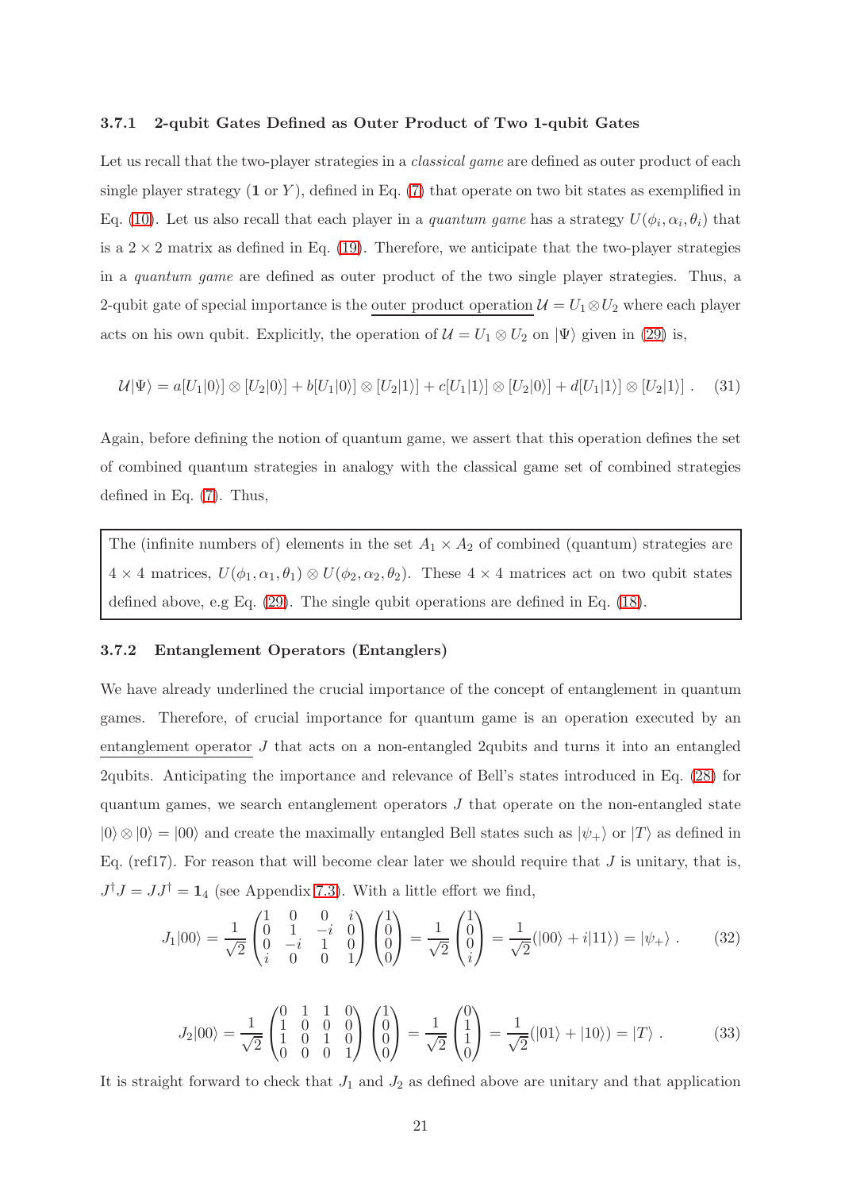### 3.7.1 2-qubit Gates Defined as Outer Product of Two 1-qubit Gates

Let us recall that the two-player strategies in a *classical game* are defined as outer product of each single player strategy ($\mathbf{1}$ or $Y$), defined in Eq. (7) that operate on two bit states as exemplified in Eq. (10). Let us also recall that each player in a *quantum game* has a strategy $U(\phi_i, \alpha_i, \theta_i)$ that is a $2 \times 2$ matrix as defined in Eq. (19). Therefore, we anticipate that the two-player strategies in a *quantum game* are defined as outer product of the two single player strategies. Thus, a 2-qubit gate of special importance is the outer product operation $\mathcal{U} = U_1 \otimes U_2$ where each player acts on his own qubit. Explicitly, the operation of $\mathcal{U} = U_1 \otimes U_2$ on $|\Psi\rangle$ given in (29) is,

$$\mathcal{U}|\Psi\rangle = a[U_1|0\rangle] \otimes [U_2|0\rangle] + b[U_1|0\rangle] \otimes [U_2|1\rangle] + c[U_1|1\rangle] \otimes [U_2|0\rangle] + d[U_1|1\rangle] \otimes [U_2|1\rangle] \; . \qquad (31)$$

Again, before defining the notion of quantum game, we assert that this operation defines the set of combined quantum strategies in analogy with the classical game set of combined strategies defined in Eq. (7). Thus,

> The (infinite numbers of) elements in the set $A_1 \times A_2$ of combined (quantum) strategies are $4 \times 4$ matrices, $U(\phi_1, \alpha_1, \theta_1) \otimes U(\phi_2, \alpha_2, \theta_2)$. These $4 \times 4$ matrices act on two qubit states defined above, e.g Eq. (29). The single qubit operations are defined in Eq. (18).

### 3.7.2 Entanglement Operators (Entanglers)

We have already underlined the crucial importance of the concept of entanglement in quantum games. Therefore, of crucial importance for quantum game is an operation executed by an entanglement operator $J$ that acts on a non-entangled 2qubits and turns it into an entangled 2qubits. Anticipating the importance and relevance of Bell's states introduced in Eq. (28) for quantum games, we search entanglement operators $J$ that operate on the non-entangled state $|0\rangle \otimes |0\rangle = |00\rangle$ and create the maximally entangled Bell states such as $|\psi_+\rangle$ or $|T\rangle$ as defined in Eq. (ref17). For reason that will become clear later we should require that $J$ is unitary, that is, $J^\dagger J = JJ^\dagger = \mathbf{1}_4$ (see Appendix 7.3). With a little effort we find,

$$J_1|00\rangle = \frac{1}{\sqrt{2}} \begin{pmatrix} 1 & 0 & 0 & i \\ 0 & 1 & -i & 0 \\ 0 & -i & 1 & 0 \\ i & 0 & 0 & 1 \end{pmatrix} \begin{pmatrix} 1 \\ 0 \\ 0 \\ 0 \end{pmatrix} = \frac{1}{\sqrt{2}} \begin{pmatrix} 1 \\ 0 \\ 0 \\ i \end{pmatrix} = \frac{1}{\sqrt{2}}(|00\rangle + i|11\rangle) = |\psi_+\rangle \; . \qquad (32)$$

$$J_2|00\rangle = \frac{1}{\sqrt{2}} \begin{pmatrix} 0 & 1 & 1 & 0 \\ 1 & 0 & 0 & 0 \\ 1 & 0 & 1 & 0 \\ 0 & 0 & 0 & 1 \end{pmatrix} \begin{pmatrix} 1 \\ 0 \\ 0 \\ 0 \end{pmatrix} = \frac{1}{\sqrt{2}} \begin{pmatrix} 0 \\ 1 \\ 1 \\ 0 \end{pmatrix} = \frac{1}{\sqrt{2}}(|01\rangle + |10\rangle) = |T\rangle \; . \qquad (33)$$

It is straight forward to check that $J_1$ and $J_2$ as defined above are unitary and that application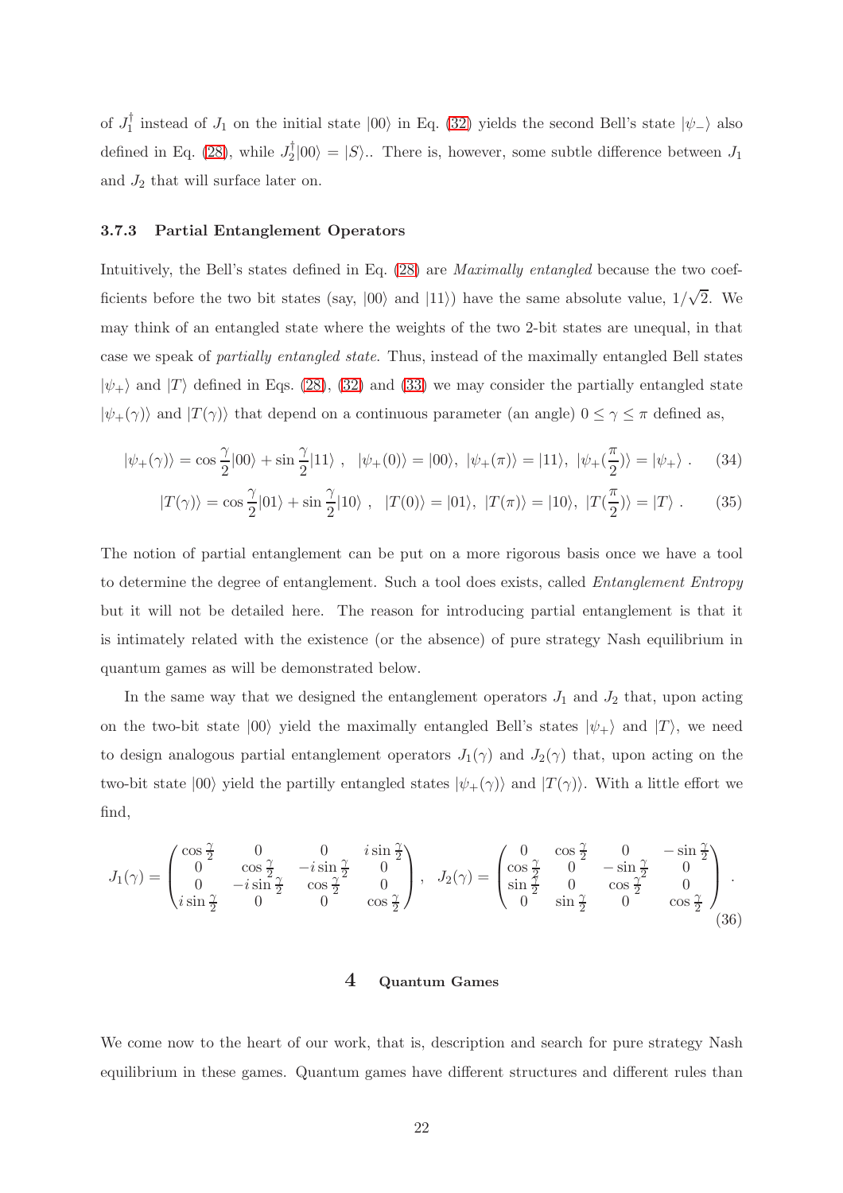of $J_1^\dagger$ instead of $J_1$ on the initial state $|00\rangle$ in Eq. (32) yields the second Bell's state $|\psi_-\rangle$ also defined in Eq. (28), while $J_2^\dagger|00\rangle = |S\rangle$.. There is, however, some subtle difference between $J_1$ and $J_2$ that will surface later on.

### 3.7.3 Partial Entanglement Operators

Intuitively, the Bell's states defined in Eq. (28) are *Maximally entangled* because the two coefficients before the two bit states (say, $|00\rangle$ and $|11\rangle$) have the same absolute value, $1/\sqrt{2}$. We may think of an entangled state where the weights of the two 2-bit states are unequal, in that case we speak of *partially entangled state*. Thus, instead of the maximally entangled Bell states $|\psi_+\rangle$ and $|T\rangle$ defined in Eqs. (28), (32) and (33) we may consider the partially entangled state $|\psi_+(\gamma)\rangle$ and $|T(\gamma)\rangle$ that depend on a continuous parameter (an angle) $0 \le \gamma \le \pi$ defined as,

$$
|\psi_+(\gamma)\rangle = \cos\frac{\gamma}{2}|00\rangle + \sin\frac{\gamma}{2}|11\rangle \ , \quad |\psi_+(0)\rangle = |00\rangle, \ |\psi_+(\pi)\rangle = |11\rangle, \ |\psi_+(\frac{\pi}{2})\rangle = |\psi_+\rangle \ . \tag{34}
$$

$$
|T(\gamma)\rangle = \cos\frac{\gamma}{2}|01\rangle + \sin\frac{\gamma}{2}|10\rangle \ , \quad |T(0)\rangle = |01\rangle, \ |T(\pi)\rangle = |10\rangle, \ |T(\frac{\pi}{2})\rangle = |T\rangle \ . \tag{35}
$$

The notion of partial entanglement can be put on a more rigorous basis once we have a tool to determine the degree of entanglement. Such a tool does exists, called *Entanglement Entropy* but it will not be detailed here. The reason for introducing partial entanglement is that it is intimately related with the existence (or the absence) of pure strategy Nash equilibrium in quantum games as will be demonstrated below.

In the same way that we designed the entanglement operators $J_1$ and $J_2$ that, upon acting on the two-bit state $|00\rangle$ yield the maximally entangled Bell's states $|\psi_+\rangle$ and $|T\rangle$, we need to design analogous partial entanglement operators $J_1(\gamma)$ and $J_2(\gamma)$ that, upon acting on the two-bit state $|00\rangle$ yield the partilly entangled states $|\psi_+(\gamma)\rangle$ and $|T(\gamma)\rangle$. With a little effort we find,

$$
J_1(\gamma) = \begin{pmatrix} \cos\frac{\gamma}{2} & 0 & 0 & i\sin\frac{\gamma}{2} \\ 0 & \cos\frac{\gamma}{2} & -i\sin\frac{\gamma}{2} & 0 \\ 0 & -i\sin\frac{\gamma}{2} & \cos\frac{\gamma}{2} & 0 \\ i\sin\frac{\gamma}{2} & 0 & 0 & \cos\frac{\gamma}{2} \end{pmatrix}, \quad J_2(\gamma) = \begin{pmatrix} 0 & \cos\frac{\gamma}{2} & 0 & -\sin\frac{\gamma}{2} \\ \cos\frac{\gamma}{2} & 0 & -\sin\frac{\gamma}{2} & 0 \\ \sin\frac{\gamma}{2} & 0 & \cos\frac{\gamma}{2} & 0 \\ 0 & \sin\frac{\gamma}{2} & 0 & \cos\frac{\gamma}{2} \end{pmatrix} . \tag{36}
$$

# 4 Quantum Games

We come now to the heart of our work, that is, description and search for pure strategy Nash equilibrium in these games. Quantum games have different structures and different rules than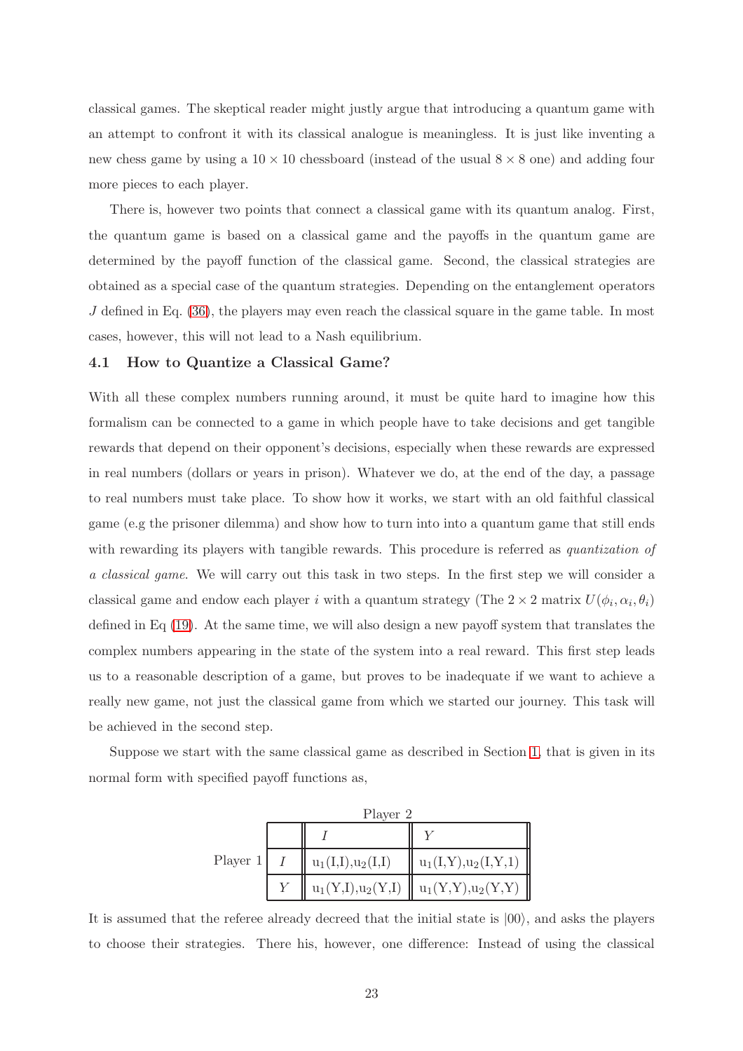classical games. The skeptical reader might justly argue that introducing a quantum game with an attempt to confront it with its classical analogue is meaningless. It is just like inventing a new chess game by using a $10 \times 10$ chessboard (instead of the usual $8 \times 8$ one) and adding four more pieces to each player.

There is, however two points that connect a classical game with its quantum analog. First, the quantum game is based on a classical game and the payoffs in the quantum game are determined by the payoff function of the classical game. Second, the classical strategies are obtained as a special case of the quantum strategies. Depending on the entanglement operators $J$ defined in Eq. (36), the players may even reach the classical square in the game table. In most cases, however, this will not lead to a Nash equilibrium.

### 4.1 How to Quantize a Classical Game?

With all these complex numbers running around, it must be quite hard to imagine how this formalism can be connected to a game in which people have to take decisions and get tangible rewards that depend on their opponent's decisions, especially when these rewards are expressed in real numbers (dollars or years in prison). Whatever we do, at the end of the day, a passage to real numbers must take place. To show how it works, we start with an old faithful classical game (e.g the prisoner dilemma) and show how to turn into into a quantum game that still ends with rewarding its players with tangible rewards. This procedure is referred as *quantization of a classical game*. We will carry out this task in two steps. In the first step we will consider a classical game and endow each player $i$ with a quantum strategy (The $2 \times 2$ matrix $U(\phi_i, \alpha_i, \theta_i)$ defined in Eq (19). At the same time, we will also design a new payoff system that translates the complex numbers appearing in the state of the system into a real reward. This first step leads us to a reasonable description of a game, but proves to be inadequate if we want to achieve a really new game, not just the classical game from which we started our journey. This task will be achieved in the second step.

Suppose we start with the same classical game as described in Section 1, that is given in its normal form with specified payoff functions as,

| | | Player 2 | |
|---|---|---|---|
| | | $I$ | $Y$ |
| Player 1 | $I$ | $u_1(I,I), u_2(I,I)$ | $u_1(I,Y), u_2(I,Y,1)$ |
| | $Y$ | $u_1(Y,I), u_2(Y,I)$ | $u_1(Y,Y), u_2(Y,Y)$ |

It is assumed that the referee already decreed that the initial state is $|00\rangle$, and asks the players to choose their strategies. There his, however, one difference: Instead of using the classical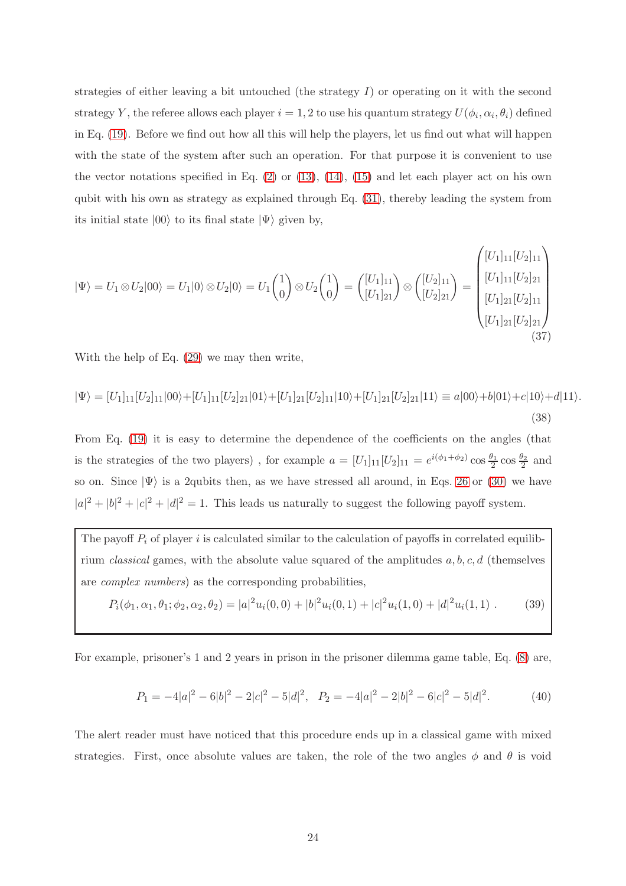strategies of either leaving a bit untouched (the strategy $I$) or operating on it with the second strategy $Y$, the referee allows each player $i = 1, 2$ to use his quantum strategy $U(\phi_i, \alpha_i, \theta_i)$ defined in Eq. (19). Before we find out how all this will help the players, let us find out what will happen with the state of the system after such an operation. For that purpose it is convenient to use the vector notations specified in Eq. (2) or (13), (14), (15) and let each player act on his own qubit with his own as strategy as explained through Eq. (31), thereby leading the system from its initial state $|00\rangle$ to its final state $|\Psi\rangle$ given by,

$$|\Psi\rangle = U_1 \otimes U_2 |00\rangle = U_1|0\rangle \otimes U_2|0\rangle = U_1 \begin{pmatrix} 1 \\ 0 \end{pmatrix} \otimes U_2 \begin{pmatrix} 1 \\ 0 \end{pmatrix} = \begin{pmatrix} [U_1]_{11} \\ [U_1]_{21} \end{pmatrix} \otimes \begin{pmatrix} [U_2]_{11} \\ [U_2]_{21} \end{pmatrix} = \begin{pmatrix} [U_1]_{11}[U_2]_{11} \\ [U_1]_{11}[U_2]_{21} \\ [U_1]_{21}[U_2]_{11} \\ [U_1]_{21}[U_2]_{21} \end{pmatrix} \tag{37}$$

With the help of Eq. (29) we may then write,

$$|\Psi\rangle = [U_1]_{11}[U_2]_{11}|00\rangle + [U_1]_{11}[U_2]_{21}|01\rangle + [U_1]_{21}[U_2]_{11}|10\rangle + [U_1]_{21}[U_2]_{21}|11\rangle \equiv a|00\rangle + b|01\rangle + c|10\rangle + d|11\rangle. \tag{38}$$

From Eq. (19) it is easy to determine the dependence of the coefficients on the angles (that is the strategies of the two players) , for example $a = [U_1]_{11}[U_2]_{11} = e^{i(\phi_1+\phi_2)} \cos\frac{\theta_1}{2} \cos\frac{\theta_2}{2}$ and so on. Since $|\Psi\rangle$ is a 2qubits then, as we have stressed all around, in Eqs. 26 or (30) we have $|a|^2 + |b|^2 + |c|^2 + |d|^2 = 1$. This leads us naturally to suggest the following payoff system.

> The payoff $P_i$ of player $i$ is calculated similar to the calculation of payoffs in correlated equilibrium *classical* games, with the absolute value squared of the amplitudes $a, b, c, d$ (themselves are *complex numbers*) as the corresponding probabilities,
>
> $$P_i(\phi_1, \alpha_1, \theta_1; \phi_2, \alpha_2, \theta_2) = |a|^2 u_i(0,0) + |b|^2 u_i(0,1) + |c|^2 u_i(1,0) + |d|^2 u_i(1,1) \ . \tag{39}$$

For example, prisoner's 1 and 2 years in prison in the prisoner dilemma game table, Eq. (8) are,

$$P_1 = -4|a|^2 - 6|b|^2 - 2|c|^2 - 5|d|^2, \quad P_2 = -4|a|^2 - 2|b|^2 - 6|c|^2 - 5|d|^2. \tag{40}$$

The alert reader must have noticed that this procedure ends up in a classical game with mixed strategies. First, once absolute values are taken, the role of the two angles $\phi$ and $\theta$ is void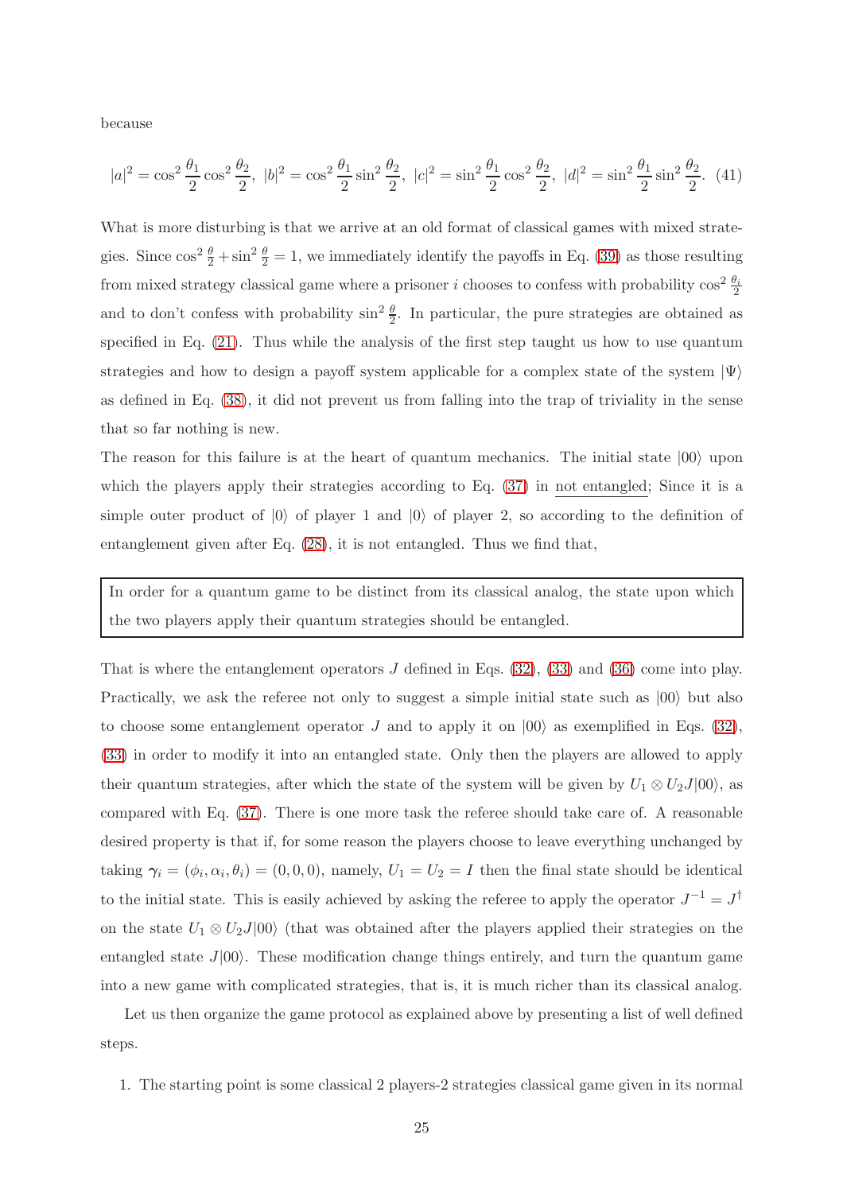because

$$|a|^2 = \cos^2\frac{\theta_1}{2}\cos^2\frac{\theta_2}{2},\ |b|^2 = \cos^2\frac{\theta_1}{2}\sin^2\frac{\theta_2}{2},\ |c|^2 = \sin^2\frac{\theta_1}{2}\cos^2\frac{\theta_2}{2},\ |d|^2 = \sin^2\frac{\theta_1}{2}\sin^2\frac{\theta_2}{2}. \quad (41)$$

What is more disturbing is that we arrive at an old format of classical games with mixed strategies. Since $\cos^2\frac{\theta}{2}+\sin^2\frac{\theta}{2}=1$, we immediately identify the payoffs in Eq. (39) as those resulting from mixed strategy classical game where a prisoner $i$ chooses to confess with probability $\cos^2\frac{\theta_i}{2}$ and to don't confess with probability $\sin^2\frac{\theta}{2}$. In particular, the pure strategies are obtained as specified in Eq. (21). Thus while the analysis of the first step taught us how to use quantum strategies and how to design a payoff system applicable for a complex state of the system $|\Psi\rangle$ as defined in Eq. (38), it did not prevent us from falling into the trap of triviality in the sense that so far nothing is new.

The reason for this failure is at the heart of quantum mechanics. The initial state $|00\rangle$ upon which the players apply their strategies according to Eq. (37) in not entangled; Since it is a simple outer product of $|0\rangle$ of player 1 and $|0\rangle$ of player 2, so according to the definition of entanglement given after Eq. (28), it is not entangled. Thus we find that,

> In order for a quantum game to be distinct from its classical analog, the state upon which the two players apply their quantum strategies should be entangled.

That is where the entanglement operators $J$ defined in Eqs. (32), (33) and (36) come into play. Practically, we ask the referee not only to suggest a simple initial state such as $|00\rangle$ but also to choose some entanglement operator $J$ and to apply it on $|00\rangle$ as exemplified in Eqs. (32), (33) in order to modify it into an entangled state. Only then the players are allowed to apply their quantum strategies, after which the state of the system will be given by $U_1 \otimes U_2 J|00\rangle$, as compared with Eq. (37). There is one more task the referee should take care of. A reasonable desired property is that if, for some reason the players choose to leave everything unchanged by taking $\boldsymbol{\gamma}_i = (\phi_i, \alpha_i, \theta_i) = (0,0,0)$, namely, $U_1 = U_2 = I$ then the final state should be identical to the initial state. This is easily achieved by asking the referee to apply the operator $J^{-1} = J^\dagger$ on the state $U_1 \otimes U_2 J|00\rangle$ (that was obtained after the players applied their strategies on the entangled state $J|00\rangle$. These modification change things entirely, and turn the quantum game into a new game with complicated strategies, that is, it is much richer than its classical analog.

Let us then organize the game protocol as explained above by presenting a list of well defined steps.

1. The starting point is some classical 2 players-2 strategies classical game given in its normal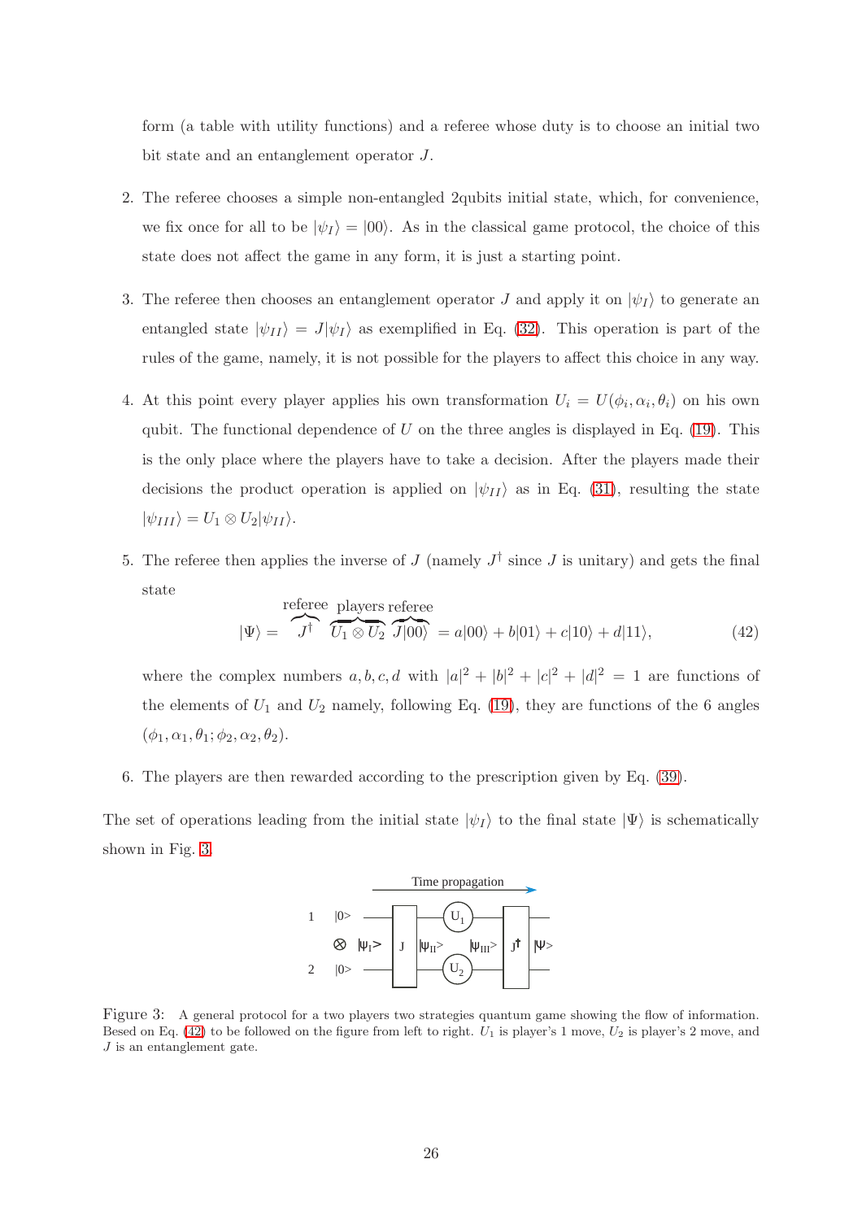form (a table with utility functions) and a referee whose duty is to choose an initial two bit state and an entanglement operator $J$.

2. The referee chooses a simple non-entangled 2qubits initial state, which, for convenience, we fix once for all to be $|\psi_I\rangle = |00\rangle$. As in the classical game protocol, the choice of this state does not affect the game in any form, it is just a starting point.

3. The referee then chooses an entanglement operator $J$ and apply it on $|\psi_I\rangle$ to generate an entangled state $|\psi_{II}\rangle = J|\psi_I\rangle$ as exemplified in Eq. (32). This operation is part of the rules of the game, namely, it is not possible for the players to affect this choice in any way.

4. At this point every player applies his own transformation $U_i = U(\phi_i, \alpha_i, \theta_i)$ on his own qubit. The functional dependence of $U$ on the three angles is displayed in Eq. (19). This is the only place where the players have to take a decision. After the players made their decisions the product operation is applied on $|\psi_{II}\rangle$ as in Eq. (31), resulting the state $|\psi_{III}\rangle = U_1 \otimes U_2|\psi_{II}\rangle$.

5. The referee then applies the inverse of $J$ (namely $J^\dagger$ since $J$ is unitary) and gets the final state

$$|\Psi\rangle = \overbrace{J^\dagger}^{\text{referee}} \overbrace{U_1 \otimes U_2}^{\text{players}} \overbrace{J|00\rangle}^{\text{referee}} = a|00\rangle + b|01\rangle + c|10\rangle + d|11\rangle, \tag{42}$$

where the complex numbers $a, b, c, d$ with $|a|^2 + |b|^2 + |c|^2 + |d|^2 = 1$ are functions of the elements of $U_1$ and $U_2$ namely, following Eq. (19), they are functions of the 6 angles $(\phi_1, \alpha_1, \theta_1; \phi_2, \alpha_2, \theta_2)$.

6. The players are then rewarded according to the prescription given by Eq. (39).

The set of operations leading from the initial state $|\psi_I\rangle$ to the final state $|\Psi\rangle$ is schematically shown in Fig. 3.

Figure 3: A general protocol for a two players two strategies quantum game showing the flow of information. Besed on Eq. (42) to be followed on the figure from left to right. $U_1$ is player's 1 move, $U_2$ is player's 2 move, and $J$ is an entanglement gate.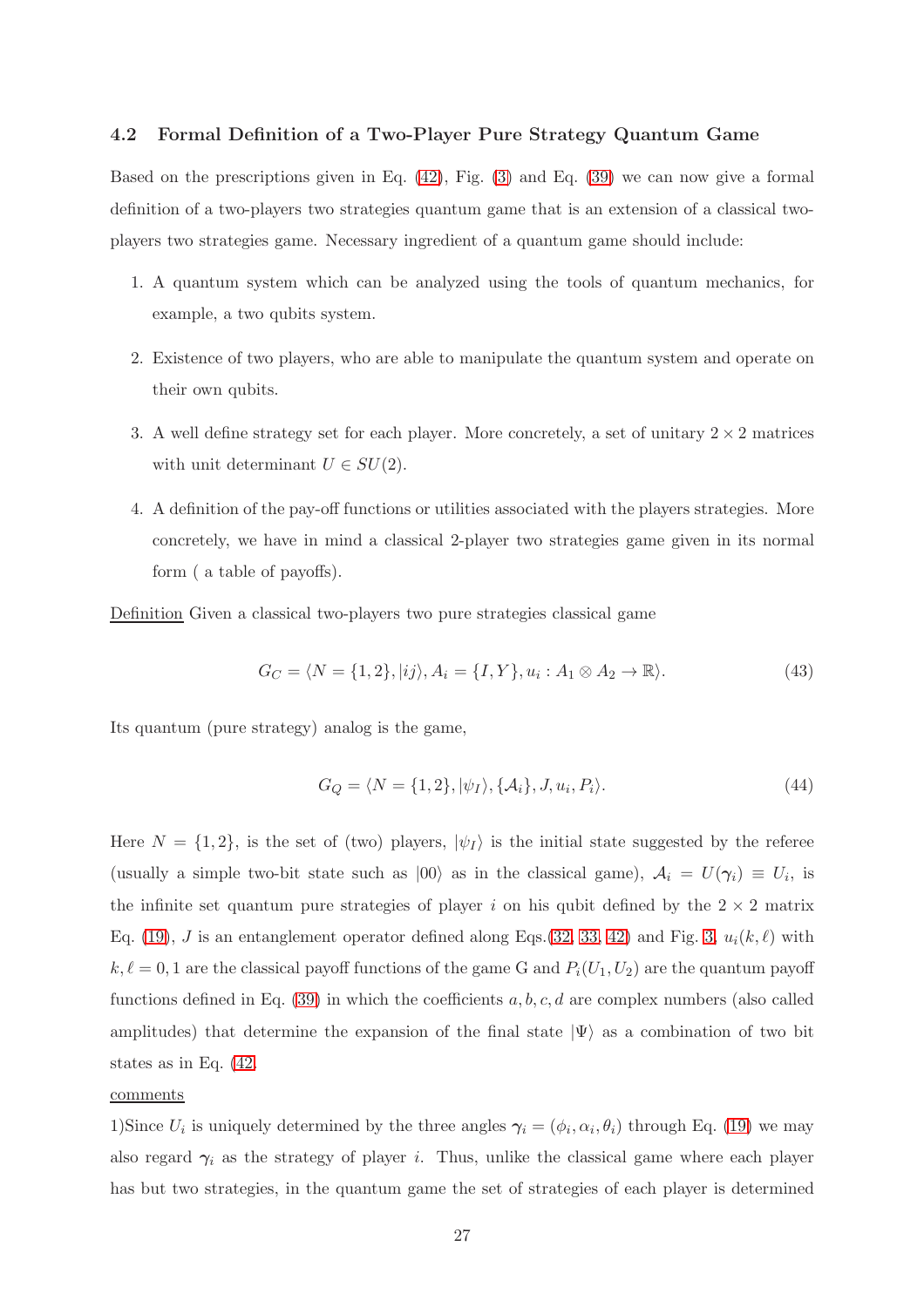### 4.2 Formal Definition of a Two-Player Pure Strategy Quantum Game

Based on the prescriptions given in Eq. (42), Fig. (3) and Eq. (39) we can now give a formal definition of a two-players two strategies quantum game that is an extension of a classical two-players two strategies game. Necessary ingredient of a quantum game should include:

1. A quantum system which can be analyzed using the tools of quantum mechanics, for example, a two qubits system.
2. Existence of two players, who are able to manipulate the quantum system and operate on their own qubits.
3. A well define strategy set for each player. More concretely, a set of unitary $2 \times 2$ matrices with unit determinant $U \in SU(2)$.
4. A definition of the pay-off functions or utilities associated with the players strategies. More concretely, we have in mind a classical 2-player two strategies game given in its normal form ( a table of payoffs).

<u>Definition</u> Given a classical two-players two pure strategies classical game

$$G_C = \langle N = \{1, 2\}, |ij\rangle, A_i = \{I, Y\}, u_i : A_1 \otimes A_2 \to \mathbb{R}\rangle. \tag{43}$$

Its quantum (pure strategy) analog is the game,

$$G_Q = \langle N = \{1, 2\}, |\psi_I\rangle, \{\mathcal{A}_i\}, J, u_i, P_i\rangle. \tag{44}$$

Here $N = \{1, 2\}$, is the set of (two) players, $|\psi_I\rangle$ is the initial state suggested by the referee (usually a simple two-bit state such as $|00\rangle$ as in the classical game), $\mathcal{A}_i = U(\boldsymbol{\gamma}_i) \equiv U_i$, is the infinite set quantum pure strategies of player $i$ on his qubit defined by the $2 \times 2$ matrix Eq. (19), $J$ is an entanglement operator defined along Eqs.(32, 33, 42) and Fig. 3, $u_i(k, \ell)$ with $k, \ell = 0, 1$ are the classical payoff functions of the game G and $P_i(U_1, U_2)$ are the quantum payoff functions defined in Eq. (39) in which the coefficients $a, b, c, d$ are complex numbers (also called amplitudes) that determine the expansion of the final state $|\Psi\rangle$ as a combination of two bit states as in Eq. (42.

<u>comments</u>

1)Since $U_i$ is uniquely determined by the three angles $\boldsymbol{\gamma}_i = (\phi_i, \alpha_i, \theta_i)$ through Eq. (19) we may also regard $\boldsymbol{\gamma}_i$ as the strategy of player $i$. Thus, unlike the classical game where each player has but two strategies, in the quantum game the set of strategies of each player is determined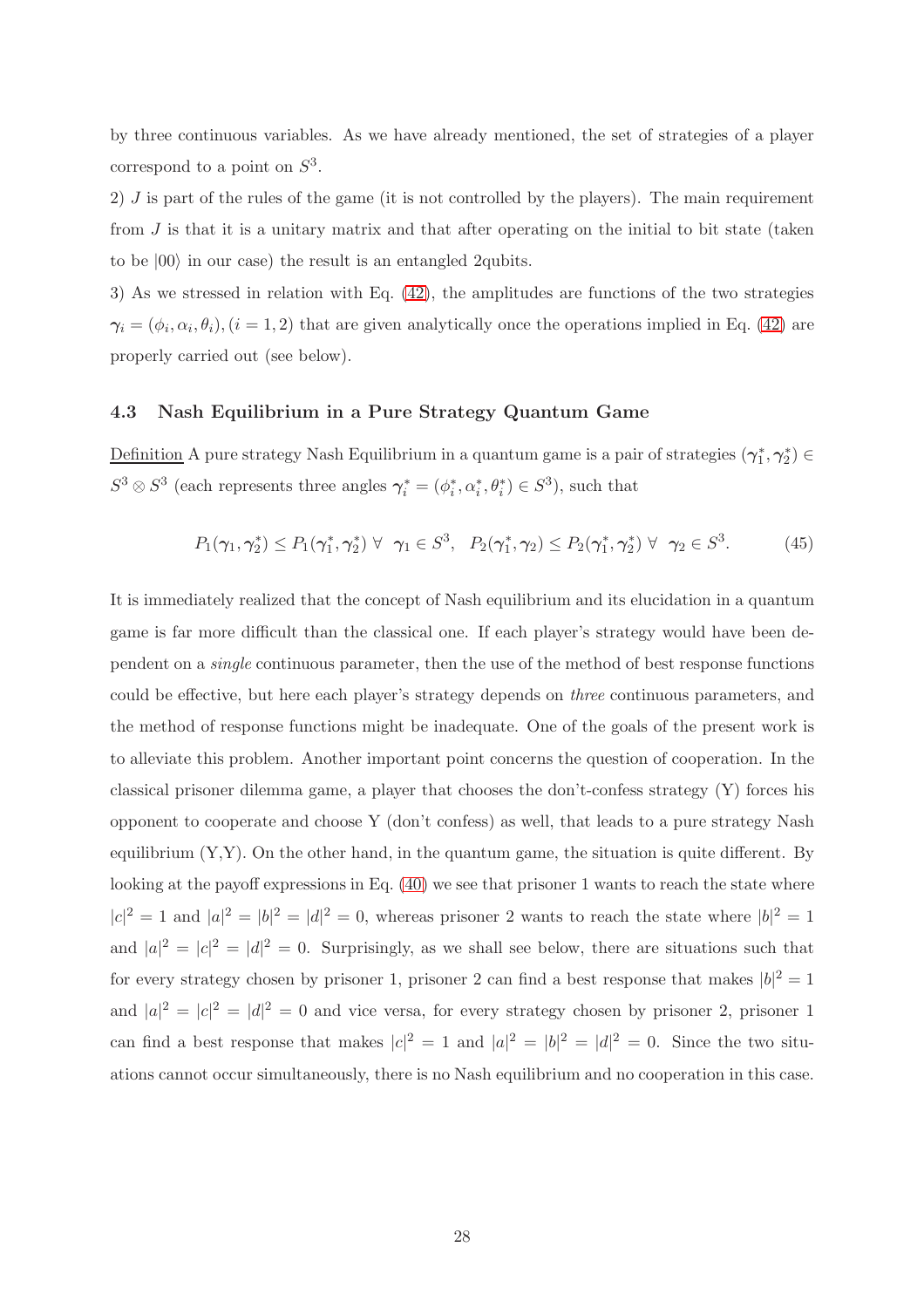by three continuous variables. As we have already mentioned, the set of strategies of a player correspond to a point on $S^3$.

2) $J$ is part of the rules of the game (it is not controlled by the players). The main requirement from $J$ is that it is a unitary matrix and that after operating on the initial to bit state (taken to be $|00\rangle$ in our case) the result is an entangled 2qubits.

3) As we stressed in relation with Eq. (42), the amplitudes are functions of the two strategies $\boldsymbol{\gamma}_i = (\phi_i, \alpha_i, \theta_i), (i = 1, 2)$ that are given analytically once the operations implied in Eq. (42) are properly carried out (see below).

### 4.3 Nash Equilibrium in a Pure Strategy Quantum Game

Definition A pure strategy Nash Equilibrium in a quantum game is a pair of strategies $(\boldsymbol{\gamma}_1^*, \boldsymbol{\gamma}_2^*) \in S^3 \otimes S^3$ (each represents three angles $\boldsymbol{\gamma}_i^* = (\phi_i^*, \alpha_i^*, \theta_i^*) \in S^3$), such that

$$P_1(\boldsymbol{\gamma}_1, \boldsymbol{\gamma}_2^*) \leq P_1(\boldsymbol{\gamma}_1^*, \boldsymbol{\gamma}_2^*) \;\forall\; \boldsymbol{\gamma}_1 \in S^3, \;\; P_2(\boldsymbol{\gamma}_1^*, \boldsymbol{\gamma}_2) \leq P_2(\boldsymbol{\gamma}_1^*, \boldsymbol{\gamma}_2^*) \;\forall\; \boldsymbol{\gamma}_2 \in S^3. \tag{45}$$

It is immediately realized that the concept of Nash equilibrium and its elucidation in a quantum game is far more difficult than the classical one. If each player's strategy would have been dependent on a *single* continuous parameter, then the use of the method of best response functions could be effective, but here each player's strategy depends on *three* continuous parameters, and the method of response functions might be inadequate. One of the goals of the present work is to alleviate this problem. Another important point concerns the question of cooperation. In the classical prisoner dilemma game, a player that chooses the don't-confess strategy (Y) forces his opponent to cooperate and choose Y (don't confess) as well, that leads to a pure strategy Nash equilibrium (Y,Y). On the other hand, in the quantum game, the situation is quite different. By looking at the payoff expressions in Eq. (40) we see that prisoner 1 wants to reach the state where $|c|^2 = 1$ and $|a|^2 = |b|^2 = |d|^2 = 0$, whereas prisoner 2 wants to reach the state where $|b|^2 = 1$ and $|a|^2 = |c|^2 = |d|^2 = 0$. Surprisingly, as we shall see below, there are situations such that for every strategy chosen by prisoner 1, prisoner 2 can find a best response that makes $|b|^2 = 1$ and $|a|^2 = |c|^2 = |d|^2 = 0$ and vice versa, for every strategy chosen by prisoner 2, prisoner 1 can find a best response that makes $|c|^2 = 1$ and $|a|^2 = |b|^2 = |d|^2 = 0$. Since the two situations cannot occur simultaneously, there is no Nash equilibrium and no cooperation in this case.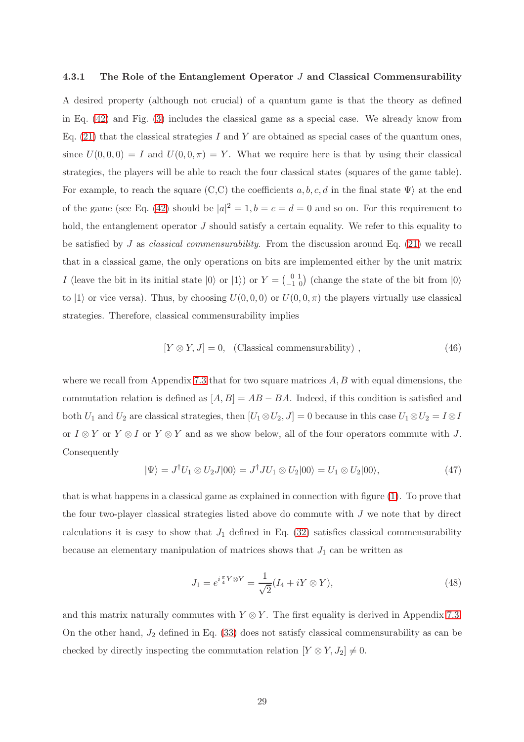#### 4.3.1 The Role of the Entanglement Operator $J$ and Classical Commensurability

A desired property (although not crucial) of a quantum game is that the theory as defined in Eq. (42) and Fig. (3) includes the classical game as a special case. We already know from Eq. (21) that the classical strategies $I$ and $Y$ are obtained as special cases of the quantum ones, since $U(0,0,0) = I$ and $U(0,0,\pi) = Y$. What we require here is that by using their classical strategies, the players will be able to reach the four classical states (squares of the game table). For example, to reach the square (C,C) the coefficients $a, b, c, d$ in the final state $\Psi\rangle$ at the end of the game (see Eq. (42) should be $|a|^2 = 1, b = c = d = 0$ and so on. For this requirement to hold, the entanglement operator $J$ should satisfy a certain equality. We refer to this equality to be satisfied by $J$ as *classical commensurability*. From the discussion around Eq. (21) we recall that in a classical game, the only operations on bits are implemented either by the unit matrix $I$ (leave the bit in its initial state $|0\rangle$ or $|1\rangle$) or $Y = \left(\begin{smallmatrix} 0 & 1 \\ -1 & 0 \end{smallmatrix}\right)$ (change the state of the bit from $|0\rangle$ to $|1\rangle$ or vice versa). Thus, by choosing $U(0,0,0)$ or $U(0,0,\pi)$ the players virtually use classical strategies. Therefore, classical commensurability implies

$$[Y \otimes Y, J] = 0, \quad \text{(Classical commensurability)}\ , \tag{46}$$

where we recall from Appendix 7.3 that for two square matrices $A, B$ with equal dimensions, the commutation relation is defined as $[A, B] = AB - BA$. Indeed, if this condition is satisfied and both $U_1$ and $U_2$ are classical strategies, then $[U_1 \otimes U_2, J] = 0$ because in this case $U_1 \otimes U_2 = I \otimes I$ or $I \otimes Y$ or $Y \otimes I$ or $Y \otimes Y$ and as we show below, all of the four operators commute with $J$. Consequently

$$|\Psi\rangle = J^\dagger U_1 \otimes U_2 J|00\rangle = J^\dagger J U_1 \otimes U_2|00\rangle = U_1 \otimes U_2|00\rangle, \tag{47}$$

that is what happens in a classical game as explained in connection with figure (1). To prove that the four two-player classical strategies listed above do commute with $J$ we note that by direct calculations it is easy to show that $J_1$ defined in Eq. (32) satisfies classical commensurability because an elementary manipulation of matrices shows that $J_1$ can be written as

$$J_1 = e^{i\frac{\pi}{4} Y \otimes Y} = \frac{1}{\sqrt{2}}(I_4 + iY \otimes Y), \tag{48}$$

and this matrix naturally commutes with $Y \otimes Y$. The first equality is derived in Appendix 7.3. On the other hand, $J_2$ defined in Eq. (33) does not satisfy classical commensurability as can be checked by directly inspecting the commutation relation $[Y \otimes Y, J_2] \neq 0$.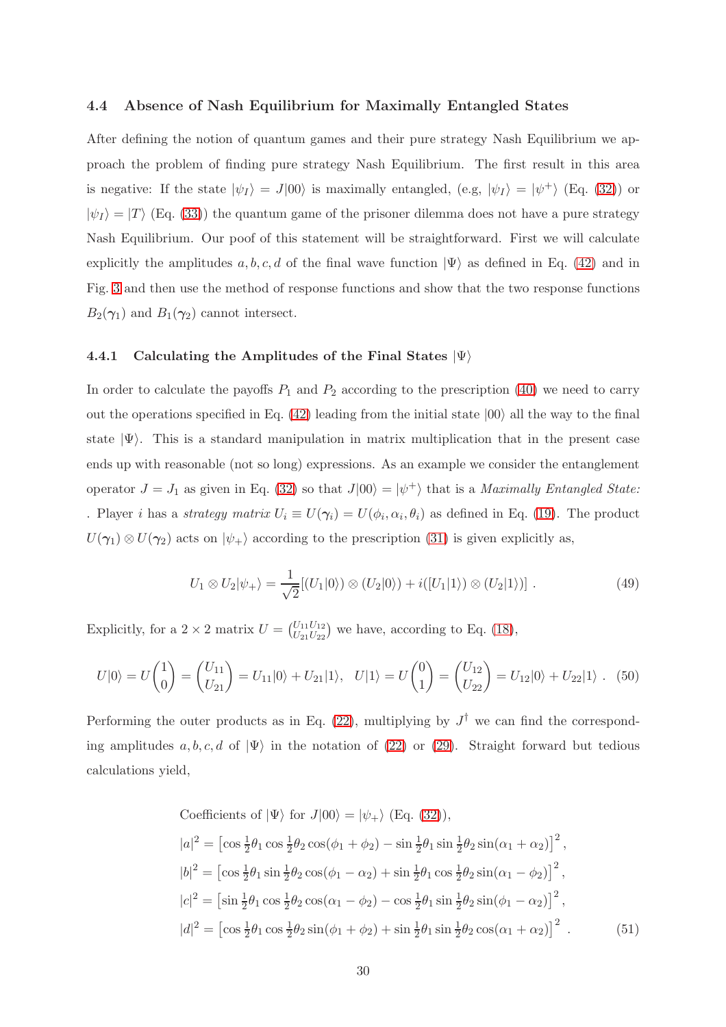### 4.4 Absence of Nash Equilibrium for Maximally Entangled States

After defining the notion of quantum games and their pure strategy Nash Equilibrium we approach the problem of finding pure strategy Nash Equilibrium. The first result in this area is negative: If the state $|\psi_I\rangle = J|00\rangle$ is maximally entangled, (e.g, $|\psi_I\rangle = |\psi^+\rangle$ (Eq. (32)) or $|\psi_I\rangle = |T\rangle$ (Eq. (33)) the quantum game of the prisoner dilemma does not have a pure strategy Nash Equilibrium. Our poof of this statement will be straightforward. First we will calculate explicitly the amplitudes $a, b, c, d$ of the final wave function $|\Psi\rangle$ as defined in Eq. (42) and in Fig. 3 and then use the method of response functions and show that the two response functions $B_2(\gamma_1)$ and $B_1(\gamma_2)$ cannot intersect.

#### 4.4.1 Calculating the Amplitudes of the Final States $|\Psi\rangle$

In order to calculate the payoffs $P_1$ and $P_2$ according to the prescription (40) we need to carry out the operations specified in Eq. (42) leading from the initial state $|00\rangle$ all the way to the final state $|\Psi\rangle$. This is a standard manipulation in matrix multiplication that in the present case ends up with reasonable (not so long) expressions. As an example we consider the entanglement operator $J = J_1$ as given in Eq. (32) so that $J|00\rangle = |\psi^+\rangle$ that is a *Maximally Entangled State:* . Player $i$ has a *strategy matrix* $U_i \equiv U(\gamma_i) = U(\phi_i, \alpha_i, \theta_i)$ as defined in Eq. (19). The product $U(\gamma_1) \otimes U(\gamma_2)$ acts on $|\psi_+\rangle$ according to the prescription (31) is given explicitly as,

$$U_1 \otimes U_2|\psi_+\rangle = \frac{1}{\sqrt{2}}[(U_1|0\rangle) \otimes (U_2|0\rangle) + i([U_1|1\rangle) \otimes (U_2|1\rangle)] \, . \tag{49}$$

Explicitly, for a $2 \times 2$ matrix $U = \binom{U_{11}U_{12}}{U_{21}U_{22}}$ we have, according to Eq. (18),

$$U|0\rangle = U\begin{pmatrix}1\\0\end{pmatrix} = \begin{pmatrix}U_{11}\\U_{21}\end{pmatrix} = U_{11}|0\rangle + U_{21}|1\rangle, \quad U|1\rangle = U\begin{pmatrix}0\\1\end{pmatrix} = \begin{pmatrix}U_{12}\\U_{22}\end{pmatrix} = U_{12}|0\rangle + U_{22}|1\rangle \, . \tag{50}$$

Performing the outer products as in Eq. (22), multiplying by $J^\dagger$ we can find the corresponding amplitudes $a, b, c, d$ of $|\Psi\rangle$ in the notation of (22) or (29). Straight forward but tedious calculations yield,

Coefficients of $|\Psi\rangle$ for $J|00\rangle = |\psi_+\rangle$ (Eq. (32)),

$$\begin{aligned}
|a|^2 &= \left[\cos\tfrac{1}{2}\theta_1 \cos\tfrac{1}{2}\theta_2 \cos(\phi_1+\phi_2) - \sin\tfrac{1}{2}\theta_1 \sin\tfrac{1}{2}\theta_2 \sin(\alpha_1+\alpha_2)\right]^2, \\
|b|^2 &= \left[\cos\tfrac{1}{2}\theta_1 \sin\tfrac{1}{2}\theta_2 \cos(\phi_1-\alpha_2) + \sin\tfrac{1}{2}\theta_1 \cos\tfrac{1}{2}\theta_2 \sin(\alpha_1-\phi_2)\right]^2, \\
|c|^2 &= \left[\sin\tfrac{1}{2}\theta_1 \cos\tfrac{1}{2}\theta_2 \cos(\alpha_1-\phi_2) - \cos\tfrac{1}{2}\theta_1 \sin\tfrac{1}{2}\theta_2 \sin(\phi_1-\alpha_2)\right]^2, \\
|d|^2 &= \left[\cos\tfrac{1}{2}\theta_1 \cos\tfrac{1}{2}\theta_2 \sin(\phi_1+\phi_2) + \sin\tfrac{1}{2}\theta_1 \sin\tfrac{1}{2}\theta_2 \cos(\alpha_1+\alpha_2)\right]^2 \, .
\end{aligned} \tag{51}$$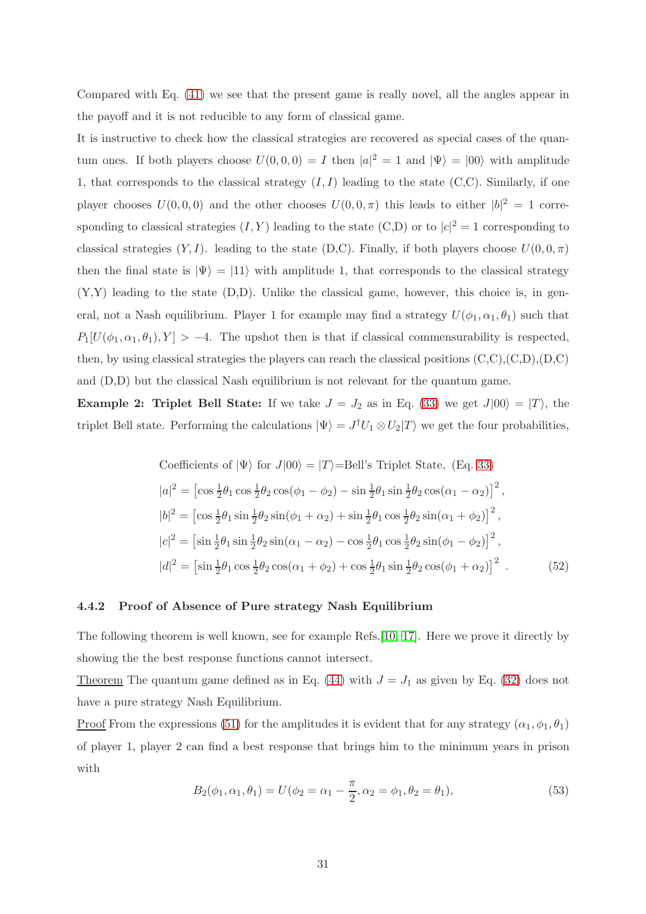Compared with Eq. (41) we see that the present game is really novel, all the angles appear in the payoff and it is not reducible to any form of classical game.

It is instructive to check how the classical strategies are recovered as special cases of the quantum ones. If both players choose $U(0,0,0) = I$ then $|a|^2 = 1$ and $|\Psi\rangle = |00\rangle$ with amplitude 1, that corresponds to the classical strategy $(I, I)$ leading to the state (C,C). Similarly, if one player chooses $U(0,0,0)$ and the other chooses $U(0,0,\pi)$ this leads to either $|b|^2 = 1$ corresponding to classical strategies $(I, Y)$ leading to the state (C,D) or to $|c|^2 = 1$ corresponding to classical strategies $(Y, I)$. leading to the state (D,C). Finally, if both players choose $U(0,0,\pi)$ then the final state is $|\Psi\rangle = |11\rangle$ with amplitude 1, that corresponds to the classical strategy (Y,Y) leading to the state (D,D). Unlike the classical game, however, this choice is, in general, not a Nash equilibrium. Player 1 for example may find a strategy $U(\phi_1, \alpha_1, \theta_1)$ such that $P_1[U(\phi_1, \alpha_1, \theta_1), Y] > -4$. The upshot then is that if classical commensurability is respected, then, by using classical strategies the players can reach the classical positions (C,C),(C,D),(D,C) and (D,D) but the classical Nash equilibrium is not relevant for the quantum game.

**Example 2: Triplet Bell State:** If we take $J = J_2$ as in Eq. (33) we get $J|00\rangle = |T\rangle$, the triplet Bell state. Performing the calculations $|\Psi\rangle = J^\dagger U_1 \otimes U_2 |T\rangle$ we get the four probabilities,

$$
\begin{aligned}
&\text{Coefficients of } |\Psi\rangle \text{ for } J|00\rangle = |T\rangle\text{=Bell's Triplet State, (Eq. 33)} \\
&|a|^2 = \left[\cos\tfrac{1}{2}\theta_1 \cos\tfrac{1}{2}\theta_2 \cos(\phi_1 - \phi_2) - \sin\tfrac{1}{2}\theta_1 \sin\tfrac{1}{2}\theta_2 \cos(\alpha_1 - \alpha_2)\right]^2, \\
&|b|^2 = \left[\cos\tfrac{1}{2}\theta_1 \sin\tfrac{1}{2}\theta_2 \sin(\phi_1 + \alpha_2) + \sin\tfrac{1}{2}\theta_1 \cos\tfrac{1}{2}\theta_2 \sin(\alpha_1 + \phi_2)\right]^2, \\
&|c|^2 = \left[\sin\tfrac{1}{2}\theta_1 \sin\tfrac{1}{2}\theta_2 \sin(\alpha_1 - \alpha_2) - \cos\tfrac{1}{2}\theta_1 \cos\tfrac{1}{2}\theta_2 \sin(\phi_1 - \phi_2)\right]^2, \\
&|d|^2 = \left[\sin\tfrac{1}{2}\theta_1 \cos\tfrac{1}{2}\theta_2 \cos(\alpha_1 + \phi_2) + \cos\tfrac{1}{2}\theta_1 \sin\tfrac{1}{2}\theta_2 \cos(\phi_1 + \alpha_2)\right]^2 .
\end{aligned}
\tag{52}
$$

### 4.4.2 Proof of Absence of Pure strategy Nash Equilibrium

The following theorem is well known, see for example Refs.[10, 17]. Here we prove it directly by showing the the best response functions cannot intersect.

Theorem The quantum game defined as in Eq. (44) with $J = J_1$ as given by Eq. (32) does not have a pure strategy Nash Equilibrium.

Proof From the expressions (51) for the amplitudes it is evident that for any strategy $(\alpha_1, \phi_1, \theta_1)$ of player 1, player 2 can find a best response that brings him to the minimum years in prison with

$$
B_2(\phi_1, \alpha_1, \theta_1) = U(\phi_2 = \alpha_1 - \frac{\pi}{2}, \alpha_2 = \phi_1, \theta_2 = \theta_1), \tag{53}
$$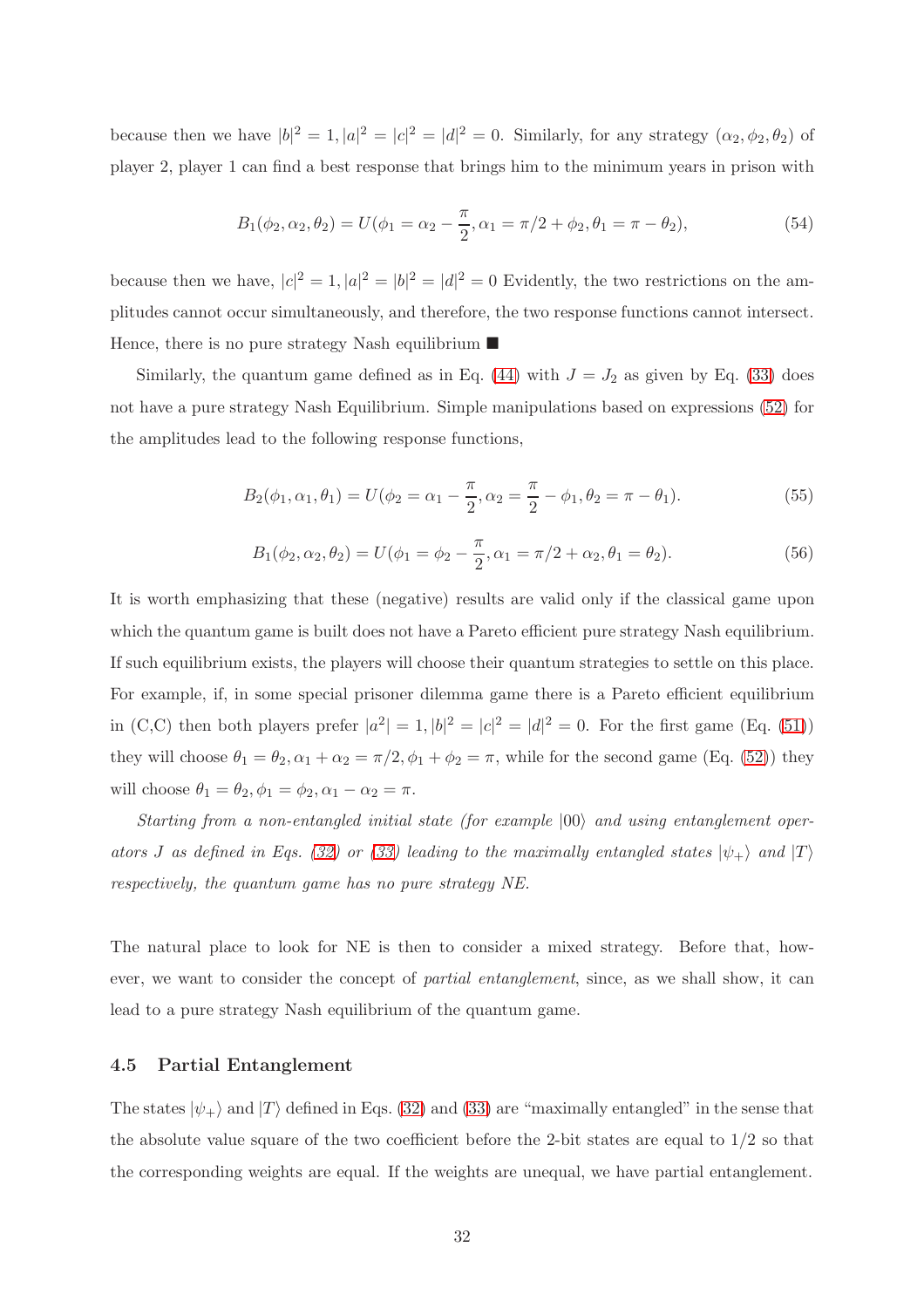because then we have $|b|^2 = 1, |a|^2 = |c|^2 = |d|^2 = 0$. Similarly, for any strategy $(\alpha_2, \phi_2, \theta_2)$ of player 2, player 1 can find a best response that brings him to the minimum years in prison with

$$B_1(\phi_2, \alpha_2, \theta_2) = U(\phi_1 = \alpha_2 - \frac{\pi}{2}, \alpha_1 = \pi/2 + \phi_2, \theta_1 = \pi - \theta_2), \tag{54}$$

because then we have, $|c|^2 = 1, |a|^2 = |b|^2 = |d|^2 = 0$ Evidently, the two restrictions on the amplitudes cannot occur simultaneously, and therefore, the two response functions cannot intersect. Hence, there is no pure strategy Nash equilibrium ■

Similarly, the quantum game defined as in Eq. (44) with $J = J_2$ as given by Eq. (33) does not have a pure strategy Nash Equilibrium. Simple manipulations based on expressions (52) for the amplitudes lead to the following response functions,

$$B_2(\phi_1, \alpha_1, \theta_1) = U(\phi_2 = \alpha_1 - \frac{\pi}{2}, \alpha_2 = \frac{\pi}{2} - \phi_1, \theta_2 = \pi - \theta_1). \tag{55}$$

$$B_1(\phi_2, \alpha_2, \theta_2) = U(\phi_1 = \phi_2 - \frac{\pi}{2}, \alpha_1 = \pi/2 + \alpha_2, \theta_1 = \theta_2). \tag{56}$$

It is worth emphasizing that these (negative) results are valid only if the classical game upon which the quantum game is built does not have a Pareto efficient pure strategy Nash equilibrium. If such equilibrium exists, the players will choose their quantum strategies to settle on this place. For example, if, in some special prisoner dilemma game there is a Pareto efficient equilibrium in (C,C) then both players prefer $|a^2| = 1, |b|^2 = |c|^2 = |d|^2 = 0$. For the first game (Eq. (51)) they will choose $\theta_1 = \theta_2, \alpha_1 + \alpha_2 = \pi/2, \phi_1 + \phi_2 = \pi$, while for the second game (Eq. (52)) they will choose $\theta_1 = \theta_2, \phi_1 = \phi_2, \alpha_1 - \alpha_2 = \pi$.

*Starting from a non-entangled initial state (for example $|00\rangle$ and using entanglement operators $J$ as defined in Eqs. (32) or (33) leading to the maximally entangled states $|\psi_+\rangle$ and $|T\rangle$ respectively, the quantum game has no pure strategy NE.*

The natural place to look for NE is then to consider a mixed strategy. Before that, however, we want to consider the concept of *partial entanglement*, since, as we shall show, it can lead to a pure strategy Nash equilibrium of the quantum game.

### 4.5 Partial Entanglement

The states $|\psi_+\rangle$ and $|T\rangle$ defined in Eqs. (32) and (33) are "maximally entangled" in the sense that the absolute value square of the two coefficient before the 2-bit states are equal to 1/2 so that the corresponding weights are equal. If the weights are unequal, we have partial entanglement.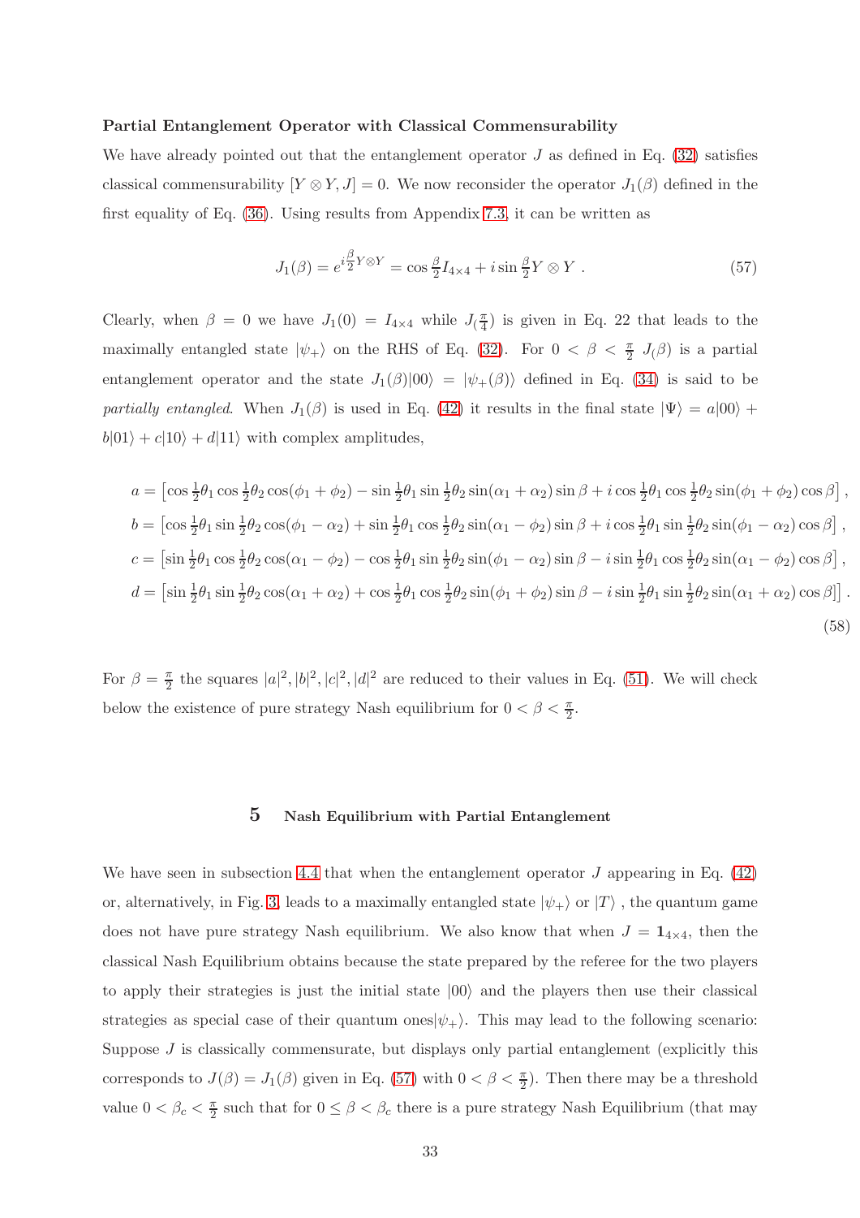**Partial Entanglement Operator with Classical Commensurability**

We have already pointed out that the entanglement operator $J$ as defined in Eq. (32) satisfies classical commensurability $[Y \otimes Y, J] = 0$. We now reconsider the operator $J_1(\beta)$ defined in the first equality of Eq. (36). Using results from Appendix 7.3, it can be written as

$$J_1(\beta) = e^{i\frac{\beta}{2}Y\otimes Y} = \cos\tfrac{\beta}{2} I_{4\times 4} + i \sin\tfrac{\beta}{2} Y \otimes Y \ . \tag{57}$$

Clearly, when $\beta = 0$ we have $J_1(0) = I_{4\times 4}$ while $J_(\frac{\pi}{4})$ is given in Eq. 22 that leads to the maximally entangled state $|\psi_+\rangle$ on the RHS of Eq. (32). For $0 < \beta < \frac{\pi}{2}$ $J_(\beta)$ is a partial entanglement operator and the state $J_1(\beta)|00\rangle = |\psi_+(\beta)\rangle$ defined in Eq. (34) is said to be *partially entangled*. When $J_1(\beta)$ is used in Eq. (42) it results in the final state $|\Psi\rangle = a|00\rangle + b|01\rangle + c|10\rangle + d|11\rangle$ with complex amplitudes,

$$\begin{aligned}
a &= \left[\cos\tfrac{1}{2}\theta_1 \cos\tfrac{1}{2}\theta_2 \cos(\phi_1+\phi_2) - \sin\tfrac{1}{2}\theta_1 \sin\tfrac{1}{2}\theta_2 \sin(\alpha_1+\alpha_2)\sin\beta + i\cos\tfrac{1}{2}\theta_1 \cos\tfrac{1}{2}\theta_2 \sin(\phi_1+\phi_2)\cos\beta\right], \\
b &= \left[\cos\tfrac{1}{2}\theta_1 \sin\tfrac{1}{2}\theta_2 \cos(\phi_1-\alpha_2) + \sin\tfrac{1}{2}\theta_1 \cos\tfrac{1}{2}\theta_2 \sin(\alpha_1-\phi_2)\sin\beta + i\cos\tfrac{1}{2}\theta_1 \sin\tfrac{1}{2}\theta_2 \sin(\phi_1-\alpha_2)\cos\beta\right], \\
c &= \left[\sin\tfrac{1}{2}\theta_1 \cos\tfrac{1}{2}\theta_2 \cos(\alpha_1-\phi_2) - \cos\tfrac{1}{2}\theta_1 \sin\tfrac{1}{2}\theta_2 \sin(\phi_1-\alpha_2)\sin\beta - i\sin\tfrac{1}{2}\theta_1 \cos\tfrac{1}{2}\theta_2 \sin(\alpha_1-\phi_2)\cos\beta\right], \\
d &= \left[\sin\tfrac{1}{2}\theta_1 \sin\tfrac{1}{2}\theta_2 \cos(\alpha_1+\alpha_2) + \cos\tfrac{1}{2}\theta_1 \cos\tfrac{1}{2}\theta_2 \sin(\phi_1+\phi_2)\sin\beta - i\sin\tfrac{1}{2}\theta_1 \sin\tfrac{1}{2}\theta_2 \sin(\alpha_1+\alpha_2)\cos\beta\right].
\end{aligned} \tag{58}$$

For $\beta = \frac{\pi}{2}$ the squares $|a|^2, |b|^2, |c|^2, |d|^2$ are reduced to their values in Eq. (51). We will check below the existence of pure strategy Nash equilibrium for $0 < \beta < \frac{\pi}{2}$.

## 5 Nash Equilibrium with Partial Entanglement

We have seen in subsection 4.4 that when the entanglement operator $J$ appearing in Eq. (42) or, alternatively, in Fig. 3, leads to a maximally entangled state $|\psi_+\rangle$ or $|T\rangle$ , the quantum game does not have pure strategy Nash equilibrium. We also know that when $J = \mathbf{1}_{4\times 4}$, then the classical Nash Equilibrium obtains because the state prepared by the referee for the two players to apply their strategies is just the initial state $|00\rangle$ and the players then use their classical strategies as special case of their quantum ones$|\psi_+\rangle$. This may lead to the following scenario: Suppose $J$ is classically commensurate, but displays only partial entanglement (explicitly this corresponds to $J(\beta) = J_1(\beta)$ given in Eq. (57) with $0 < \beta < \frac{\pi}{2}$). Then there may be a threshold value $0 < \beta_c < \frac{\pi}{2}$ such that for $0 \le \beta < \beta_c$ there is a pure strategy Nash Equilibrium (that may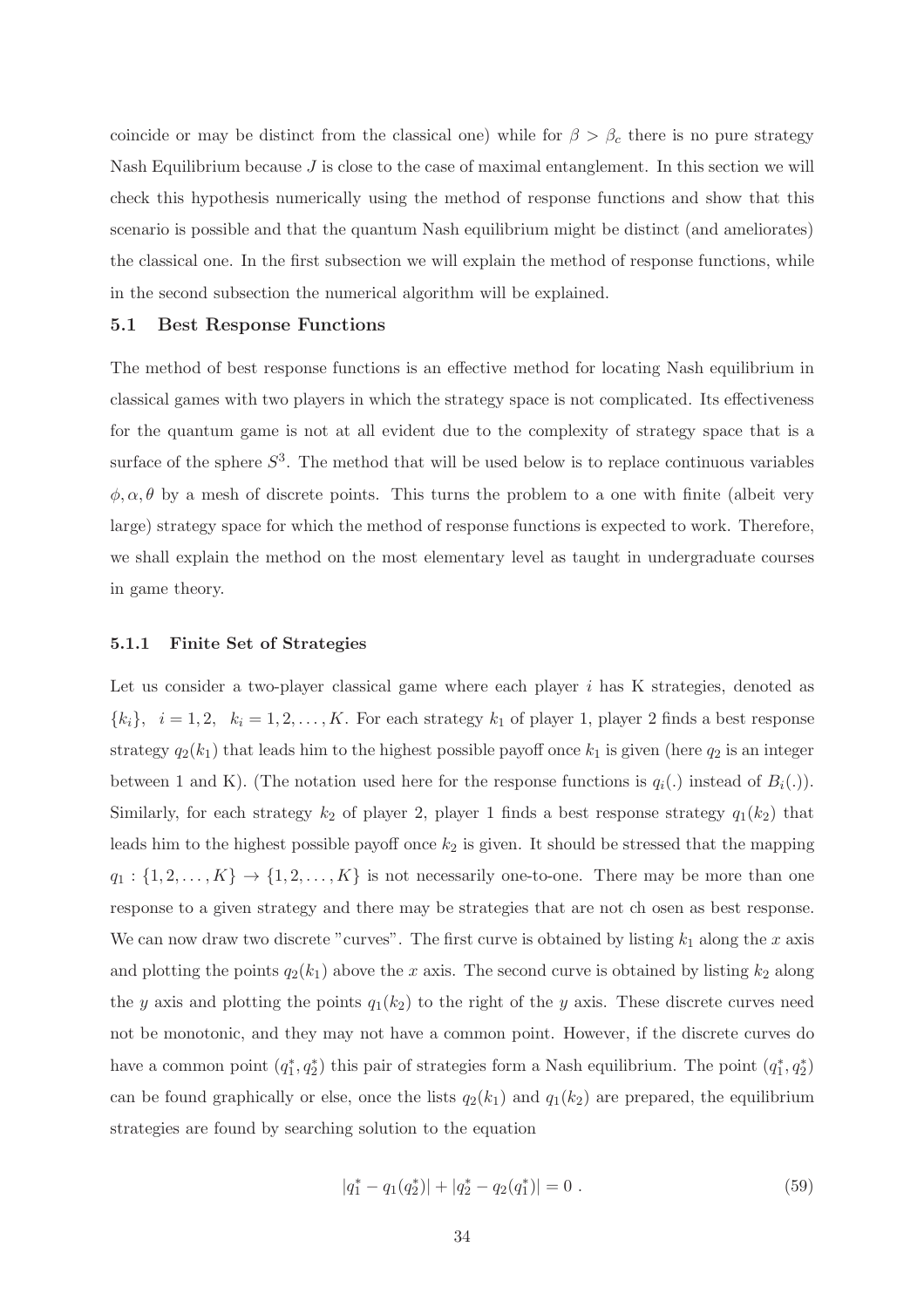coincide or may be distinct from the classical one) while for $\beta > \beta_c$ there is no pure strategy Nash Equilibrium because $J$ is close to the case of maximal entanglement. In this section we will check this hypothesis numerically using the method of response functions and show that this scenario is possible and that the quantum Nash equilibrium might be distinct (and ameliorates) the classical one. In the first subsection we will explain the method of response functions, while in the second subsection the numerical algorithm will be explained.

### 5.1 Best Response Functions

The method of best response functions is an effective method for locating Nash equilibrium in classical games with two players in which the strategy space is not complicated. Its effectiveness for the quantum game is not at all evident due to the complexity of strategy space that is a surface of the sphere $S^3$. The method that will be used below is to replace continuous variables $\phi, \alpha, \theta$ by a mesh of discrete points. This turns the problem to a one with finite (albeit very large) strategy space for which the method of response functions is expected to work. Therefore, we shall explain the method on the most elementary level as taught in undergraduate courses in game theory.

#### 5.1.1 Finite Set of Strategies

Let us consider a two-player classical game where each player $i$ has K strategies, denoted as $\{k_i\}, \ \ i = 1, 2, \ \ k_i = 1, 2, \ldots, K$. For each strategy $k_1$ of player 1, player 2 finds a best response strategy $q_2(k_1)$ that leads him to the highest possible payoff once $k_1$ is given (here $q_2$ is an integer between 1 and K). (The notation used here for the response functions is $q_i(.)$ instead of $B_i(.)$). Similarly, for each strategy $k_2$ of player 2, player 1 finds a best response strategy $q_1(k_2)$ that leads him to the highest possible payoff once $k_2$ is given. It should be stressed that the mapping $q_1 : \{1, 2, \ldots, K\} \to \{1, 2, \ldots, K\}$ is not necessarily one-to-one. There may be more than one response to a given strategy and there may be strategies that are not ch osen as best response. We can now draw two discrete "curves". The first curve is obtained by listing $k_1$ along the $x$ axis and plotting the points $q_2(k_1)$ above the $x$ axis. The second curve is obtained by listing $k_2$ along the $y$ axis and plotting the points $q_1(k_2)$ to the right of the $y$ axis. These discrete curves need not be monotonic, and they may not have a common point. However, if the discrete curves do have a common point $(q_1^*, q_2^*)$ this pair of strategies form a Nash equilibrium. The point $(q_1^*, q_2^*)$ can be found graphically or else, once the lists $q_2(k_1)$ and $q_1(k_2)$ are prepared, the equilibrium strategies are found by searching solution to the equation

$$|q_1^* - q_1(q_2^*)| + |q_2^* - q_2(q_1^*)| = 0 \ . \tag{59}$$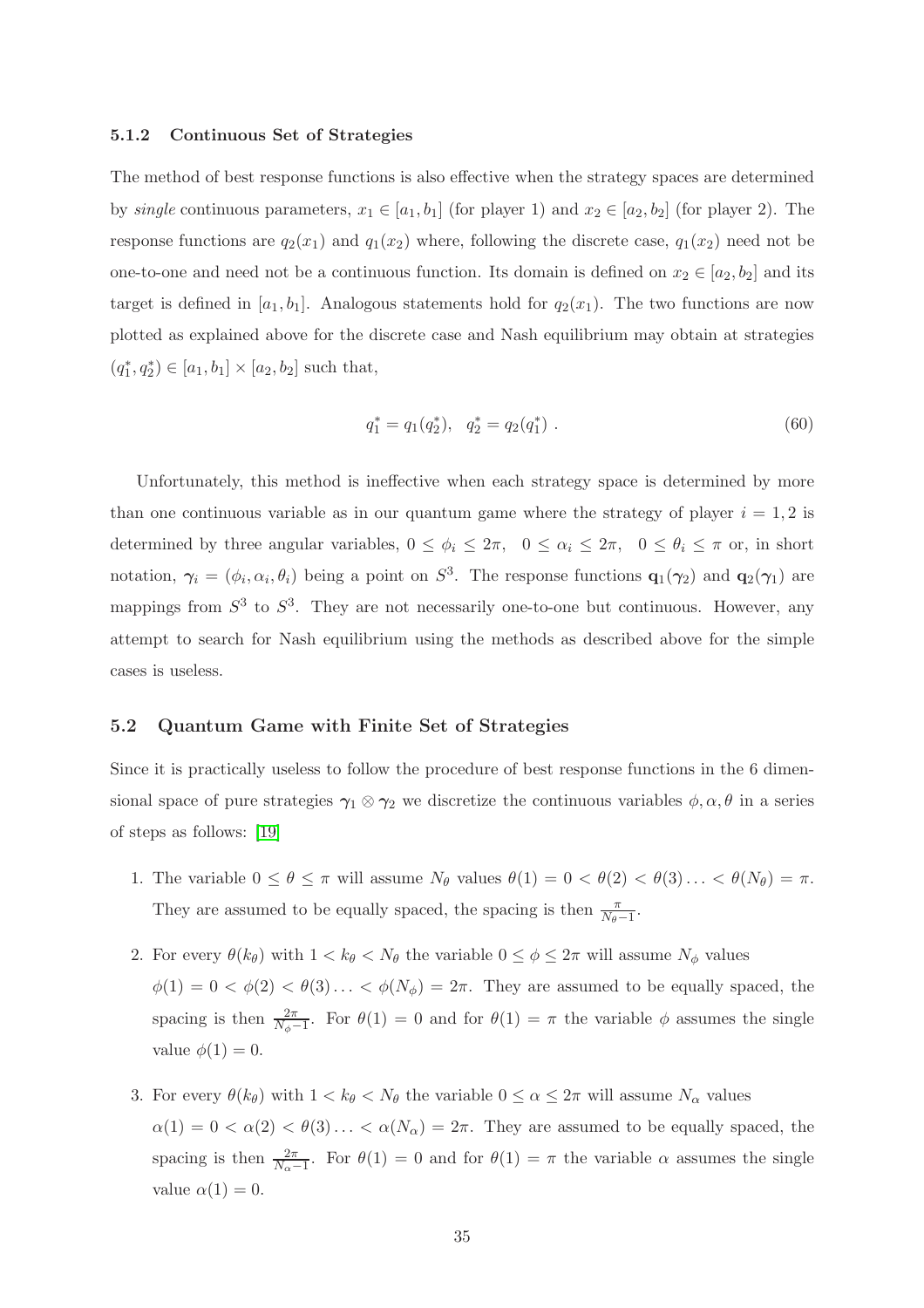### 5.1.2 Continuous Set of Strategies

The method of best response functions is also effective when the strategy spaces are determined by *single* continuous parameters, $x_1 \in [a_1, b_1]$ (for player 1) and $x_2 \in [a_2, b_2]$ (for player 2). The response functions are $q_2(x_1)$ and $q_1(x_2)$ where, following the discrete case, $q_1(x_2)$ need not be one-to-one and need not be a continuous function. Its domain is defined on $x_2 \in [a_2, b_2]$ and its target is defined in $[a_1, b_1]$. Analogous statements hold for $q_2(x_1)$. The two functions are now plotted as explained above for the discrete case and Nash equilibrium may obtain at strategies $(q_1^*, q_2^*) \in [a_1, b_1] \times [a_2, b_2]$ such that,

$$q_1^* = q_1(q_2^*), \quad q_2^* = q_2(q_1^*) \ . \tag{60}$$

Unfortunately, this method is ineffective when each strategy space is determined by more than one continuous variable as in our quantum game where the strategy of player $i = 1, 2$ is determined by three angular variables, $0 \le \phi_i \le 2\pi, \quad 0 \le \alpha_i \le 2\pi, \quad 0 \le \theta_i \le \pi$ or, in short notation, $\boldsymbol{\gamma}_i = (\phi_i, \alpha_i, \theta_i)$ being a point on $S^3$. The response functions $\mathbf{q}_1(\boldsymbol{\gamma}_2)$ and $\mathbf{q}_2(\boldsymbol{\gamma}_1)$ are mappings from $S^3$ to $S^3$. They are not necessarily one-to-one but continuous. However, any attempt to search for Nash equilibrium using the methods as described above for the simple cases is useless.

## 5.2 Quantum Game with Finite Set of Strategies

Since it is practically useless to follow the procedure of best response functions in the 6 dimensional space of pure strategies $\boldsymbol{\gamma}_1 \otimes \boldsymbol{\gamma}_2$ we discretize the continuous variables $\phi, \alpha, \theta$ in a series of steps as follows: [19]

1. The variable $0 \le \theta \le \pi$ will assume $N_\theta$ values $\theta(1) = 0 < \theta(2) < \theta(3) \ldots < \theta(N_\theta) = \pi$. They are assumed to be equally spaced, the spacing is then $\frac{\pi}{N_\theta - 1}$.

2. For every $\theta(k_\theta)$ with $1 < k_\theta < N_\theta$ the variable $0 \le \phi \le 2\pi$ will assume $N_\phi$ values $\phi(1) = 0 < \phi(2) < \theta(3) \ldots < \phi(N_\phi) = 2\pi$. They are assumed to be equally spaced, the spacing is then $\frac{2\pi}{N_\phi - 1}$. For $\theta(1) = 0$ and for $\theta(1) = \pi$ the variable $\phi$ assumes the single value $\phi(1) = 0$.

3. For every $\theta(k_\theta)$ with $1 < k_\theta < N_\theta$ the variable $0 \le \alpha \le 2\pi$ will assume $N_\alpha$ values $\alpha(1) = 0 < \alpha(2) < \theta(3) \ldots < \alpha(N_\alpha) = 2\pi$. They are assumed to be equally spaced, the spacing is then $\frac{2\pi}{N_\alpha - 1}$. For $\theta(1) = 0$ and for $\theta(1) = \pi$ the variable $\alpha$ assumes the single value $\alpha(1) = 0$.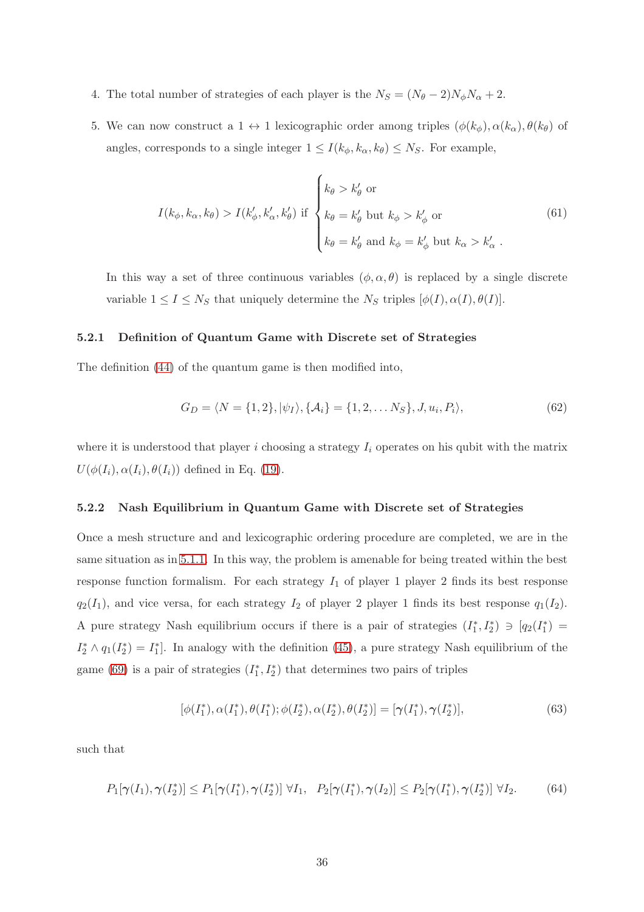4. The total number of strategies of each player is the $N_S = (N_\theta - 2)N_\phi N_\alpha + 2$.

5. We can now construct a $1 \leftrightarrow 1$ lexicographic order among triples $(\phi(k_\phi), \alpha(k_\alpha), \theta(k_\theta)$ of angles, corresponds to a single integer $1 \leq I(k_\phi, k_\alpha, k_\theta) \leq N_S$. For example,

$$I(k_\phi, k_\alpha, k_\theta) > I(k'_\phi, k'_\alpha, k'_\theta) \text{ if } \begin{cases} k_\theta > k'_\theta \text{ or} \\ k_\theta = k'_\theta \text{ but } k_\phi > k'_\phi \text{ or} \\ k_\theta = k'_\theta \text{ and } k_\phi = k'_\phi \text{ but } k_\alpha > k'_\alpha \text{ .} \end{cases} \tag{61}$$

   In this way a set of three continuous variables $(\phi, \alpha, \theta)$ is replaced by a single discrete variable $1 \leq I \leq N_S$ that uniquely determine the $N_S$ triples $[\phi(I), \alpha(I), \theta(I)]$.

### 5.2.1 Definition of Quantum Game with Discrete set of Strategies

The definition (44) of the quantum game is then modified into,

$$G_D = \langle N = \{1, 2\}, |\psi_I\rangle, \{\mathcal{A}_i\} = \{1, 2, \ldots N_S\}, J, u_i, P_i\rangle, \tag{62}$$

where it is understood that player $i$ choosing a strategy $I_i$ operates on his qubit with the matrix $U(\phi(I_i), \alpha(I_i), \theta(I_i))$ defined in Eq. (19).

### 5.2.2 Nash Equilibrium in Quantum Game with Discrete set of Strategies

Once a mesh structure and and lexicographic ordering procedure are completed, we are in the same situation as in 5.1.1. In this way, the problem is amenable for being treated within the best response function formalism. For each strategy $I_1$ of player 1 player 2 finds its best response $q_2(I_1)$, and vice versa, for each strategy $I_2$ of player 2 player 1 finds its best response $q_1(I_2)$. A pure strategy Nash equilibrium occurs if there is a pair of strategies $(I_1^*, I_2^*) \ni [q_2(I_1^*) = I_2^* \wedge q_1(I_2^*) = I_1^*]$. In analogy with the definition (45), a pure strategy Nash equilibrium of the game (69) is a pair of strategies $(I_1^*, I_2^*)$ that determines two pairs of triples

$$[\phi(I_1^*), \alpha(I_1^*), \theta(I_1^*); \phi(I_2^*), \alpha(I_2^*), \theta(I_2^*)] = [\boldsymbol{\gamma}(I_1^*), \boldsymbol{\gamma}(I_2^*)], \tag{63}$$

such that

$$P_1[\boldsymbol{\gamma}(I_1), \boldsymbol{\gamma}(I_2^*)] \leq P_1[\boldsymbol{\gamma}(I_1^*), \boldsymbol{\gamma}(I_2^*)] \ \forall I_1, \quad P_2[\boldsymbol{\gamma}(I_1^*), \boldsymbol{\gamma}(I_2)] \leq P_2[\boldsymbol{\gamma}(I_1^*), \boldsymbol{\gamma}(I_2^*)] \ \forall I_2. \tag{64}$$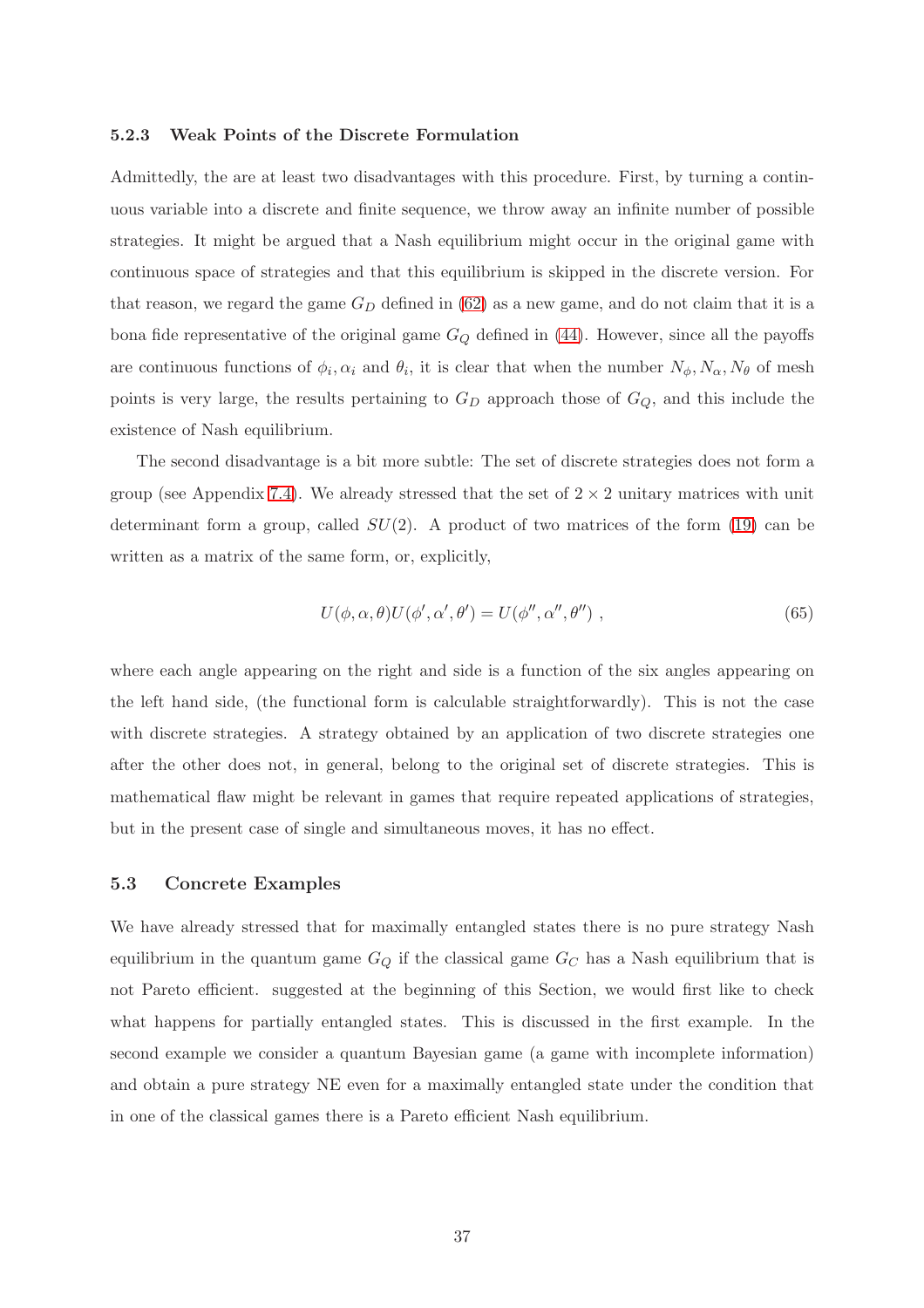#### 5.2.3 Weak Points of the Discrete Formulation

Admittedly, the are at least two disadvantages with this procedure. First, by turning a continuous variable into a discrete and finite sequence, we throw away an infinite number of possible strategies. It might be argued that a Nash equilibrium might occur in the original game with continuous space of strategies and that this equilibrium is skipped in the discrete version. For that reason, we regard the game $G_D$ defined in (62) as a new game, and do not claim that it is a bona fide representative of the original game $G_Q$ defined in (44). However, since all the payoffs are continuous functions of $\phi_i, \alpha_i$ and $\theta_i$, it is clear that when the number $N_\phi, N_\alpha, N_\theta$ of mesh points is very large, the results pertaining to $G_D$ approach those of $G_Q$, and this include the existence of Nash equilibrium.

The second disadvantage is a bit more subtle: The set of discrete strategies does not form a group (see Appendix 7.4). We already stressed that the set of $2 \times 2$ unitary matrices with unit determinant form a group, called $SU(2)$. A product of two matrices of the form (19) can be written as a matrix of the same form, or, explicitly,

$$U(\phi, \alpha, \theta)U(\phi', \alpha', \theta') = U(\phi'', \alpha'', \theta'') \ , \tag{65}$$

where each angle appearing on the right and side is a function of the six angles appearing on the left hand side, (the functional form is calculable straightforwardly). This is not the case with discrete strategies. A strategy obtained by an application of two discrete strategies one after the other does not, in general, belong to the original set of discrete strategies. This is mathematical flaw might be relevant in games that require repeated applications of strategies, but in the present case of single and simultaneous moves, it has no effect.

### 5.3 Concrete Examples

We have already stressed that for maximally entangled states there is no pure strategy Nash equilibrium in the quantum game $G_Q$ if the classical game $G_C$ has a Nash equilibrium that is not Pareto efficient. suggested at the beginning of this Section, we would first like to check what happens for partially entangled states. This is discussed in the first example. In the second example we consider a quantum Bayesian game (a game with incomplete information) and obtain a pure strategy NE even for a maximally entangled state under the condition that in one of the classical games there is a Pareto efficient Nash equilibrium.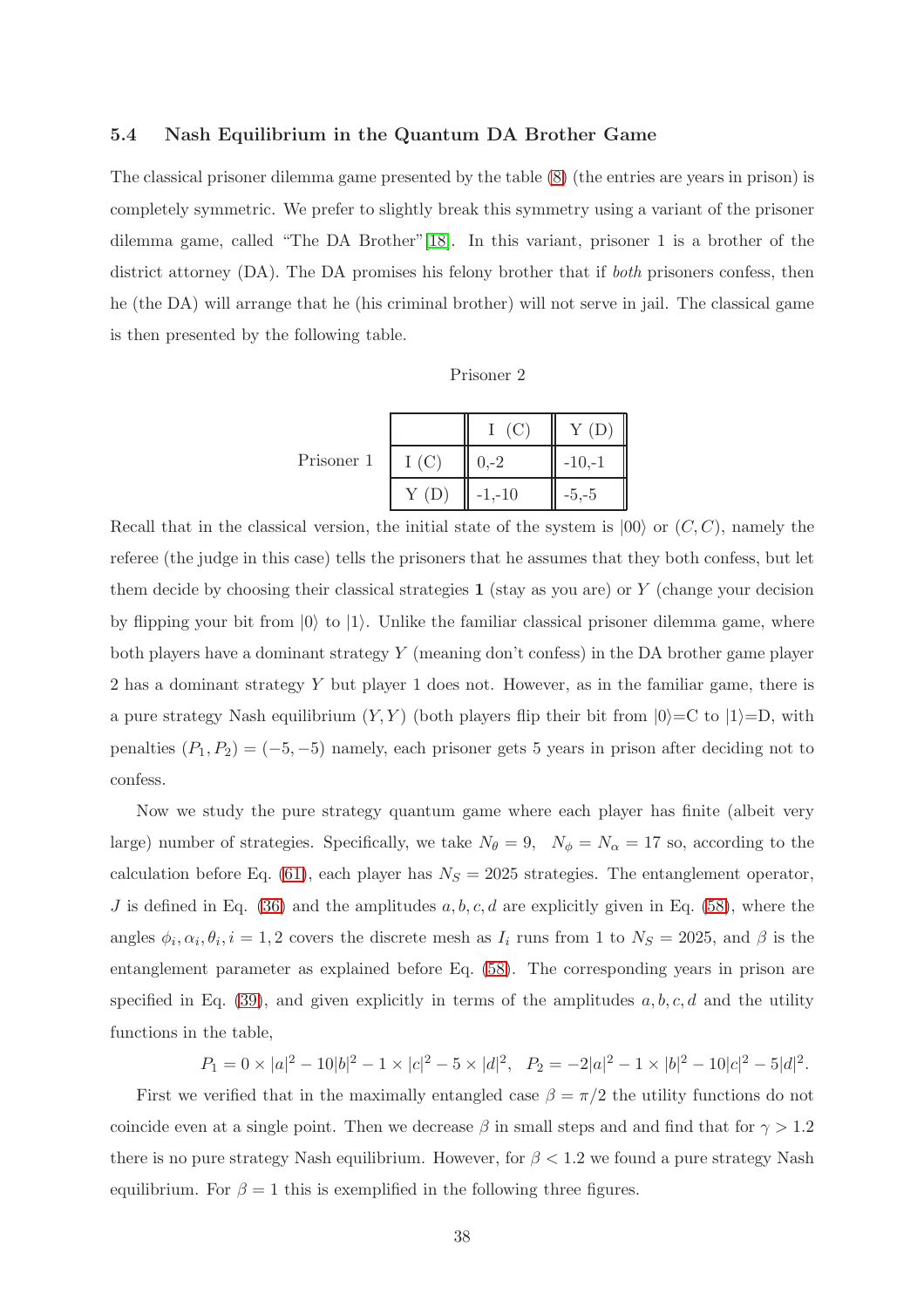### 5.4 Nash Equilibrium in the Quantum DA Brother Game

The classical prisoner dilemma game presented by the table (8) (the entries are years in prison) is completely symmetric. We prefer to slightly break this symmetry using a variant of the prisoner dilemma game, called "The DA Brother"[18]. In this variant, prisoner 1 is a brother of the district attorney (DA). The DA promises his felony brother that if *both* prisoners confess, then he (the DA) will arrange that he (his criminal brother) will not serve in jail. The classical game is then presented by the following table.

Prisoner 2

| Prisoner 1 | | I (C) | Y (D) |
|---|---|---|---|
| | I (C) | 0,-2 | -10,-1 |
| | Y (D) | -1,-10 | -5,-5 |

Recall that in the classical version, the initial state of the system is $|00\rangle$ or $(C, C)$, namely the referee (the judge in this case) tells the prisoners that he assumes that they both confess, but let them decide by choosing their classical strategies $\mathbf{1}$ (stay as you are) or $Y$ (change your decision by flipping your bit from $|0\rangle$ to $|1\rangle$. Unlike the familiar classical prisoner dilemma game, where both players have a dominant strategy $Y$ (meaning don't confess) in the DA brother game player 2 has a dominant strategy $Y$ but player 1 does not. However, as in the familiar game, there is a pure strategy Nash equilibrium $(Y, Y)$ (both players flip their bit from $|0\rangle$=C to $|1\rangle$=D, with penalties $(P_1, P_2) = (-5, -5)$ namely, each prisoner gets 5 years in prison after deciding not to confess.

Now we study the pure strategy quantum game where each player has finite (albeit very large) number of strategies. Specifically, we take $N_\theta = 9$, $N_\phi = N_\alpha = 17$ so, according to the calculation before Eq. (61), each player has $N_S = 2025$ strategies. The entanglement operator, $J$ is defined in Eq. (36) and the amplitudes $a, b, c, d$ are explicitly given in Eq. (58), where the angles $\phi_i, \alpha_i, \theta_i, i = 1, 2$ covers the discrete mesh as $I_i$ runs from 1 to $N_S = 2025$, and $\beta$ is the entanglement parameter as explained before Eq. (58). The corresponding years in prison are specified in Eq. (39), and given explicitly in terms of the amplitudes $a, b, c, d$ and the utility functions in the table,

$$P_1 = 0 \times |a|^2 - 10|b|^2 - 1 \times |c|^2 - 5 \times |d|^2, \quad P_2 = -2|a|^2 - 1 \times |b|^2 - 10|c|^2 - 5|d|^2.$$

First we verified that in the maximally entangled case $\beta = \pi/2$ the utility functions do not coincide even at a single point. Then we decrease $\beta$ in small steps and and find that for $\gamma > 1.2$ there is no pure strategy Nash equilibrium. However, for $\beta < 1.2$ we found a pure strategy Nash equilibrium. For $\beta = 1$ this is exemplified in the following three figures.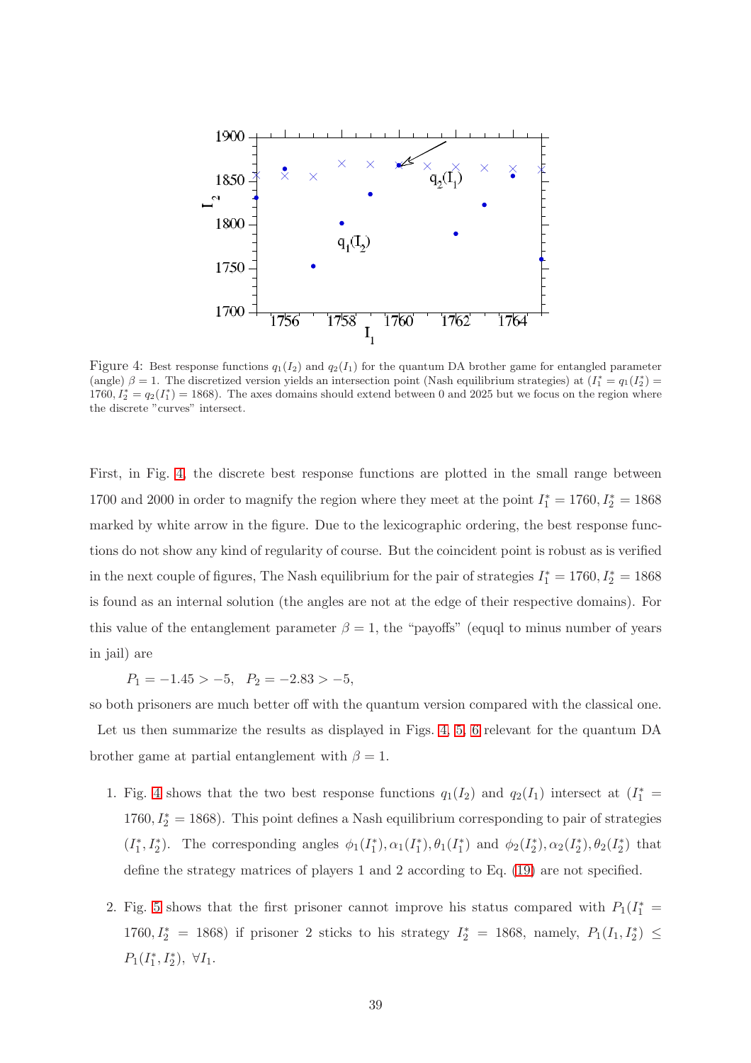Figure 4: Best response functions $q_1(I_2)$ and $q_2(I_1)$ for the quantum DA brother game for entangled parameter (angle) $\beta = 1$. The discretized version yields an intersection point (Nash equilibrium strategies) at $(I_1^* = q_1(I_2^*) = 1760, I_2^* = q_2(I_1^*) = 1868)$. The axes domains should extend between 0 and 2025 but we focus on the region where the discrete "curves" intersect.

First, in Fig. 4, the discrete best response functions are plotted in the small range between 1700 and 2000 in order to magnify the region where they meet at the point $I_1^* = 1760, I_2^* = 1868$ marked by white arrow in the figure. Due to the lexicographic ordering, the best response functions do not show any kind of regularity of course. But the coincident point is robust as is verified in the next couple of figures, The Nash equilibrium for the pair of strategies $I_1^* = 1760, I_2^* = 1868$ is found as an internal solution (the angles are not at the edge of their respective domains). For this value of the entanglement parameter $\beta = 1$, the "payoffs" (equql to minus number of years in jail) are

$$P_1 = -1.45 > -5, \quad P_2 = -2.83 > -5,$$

so both prisoners are much better off with the quantum version compared with the classical one. Let us then summarize the results as displayed in Figs. 4, 5, 6 relevant for the quantum DA brother game at partial entanglement with $\beta = 1$.

1. Fig. 4 shows that the two best response functions $q_1(I_2)$ and $q_2(I_1)$ intersect at $(I_1^* = 1760, I_2^* = 1868)$. This point defines a Nash equilibrium corresponding to pair of strategies $(I_1^*, I_2^*)$. The corresponding angles $\phi_1(I_1^*), \alpha_1(I_1^*), \theta_1(I_1^*)$ and $\phi_2(I_2^*), \alpha_2(I_2^*), \theta_2(I_2^*)$ that define the strategy matrices of players 1 and 2 according to Eq. (19) are not specified.

2. Fig. 5 shows that the first prisoner cannot improve his status compared with $P_1(I_1^* = 1760, I_2^* = 1868)$ if prisoner 2 sticks to his strategy $I_2^* = 1868$, namely, $P_1(I_1, I_2^*) \leq P_1(I_1^*, I_2^*), \ \forall I_1$.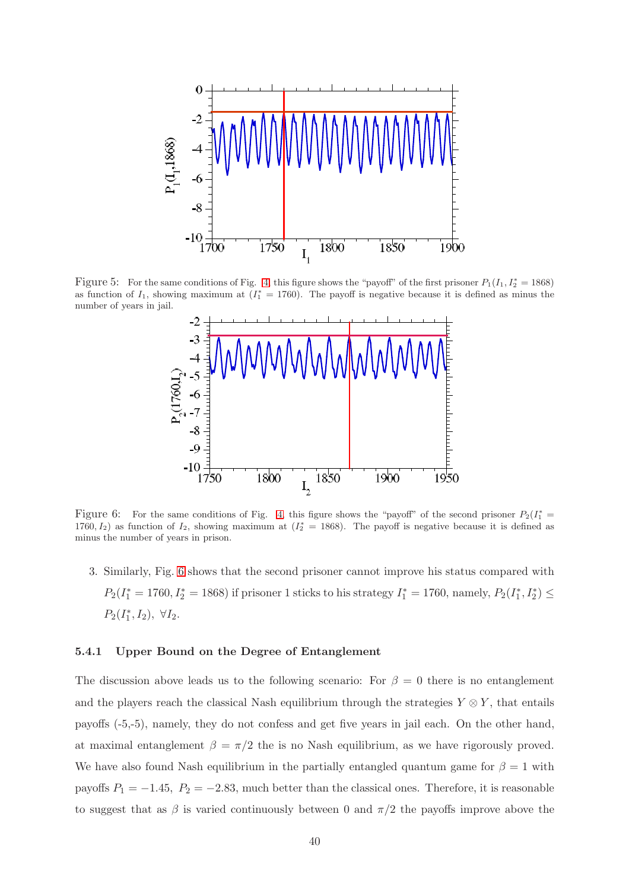Figure 5: For the same conditions of Fig. 4, this figure shows the "payoff" of the first prisoner $P_1(I_1, I_2^* = 1868)$ as function of $I_1$, showing maximum at $(I_1^* = 1760)$. The payoff is negative because it is defined as minus the number of years in jail.

Figure 6: For the same conditions of Fig. 4, this figure shows the "payoff" of the second prisoner $P_2(I_1^* = 1760, I_2)$ as function of $I_2$, showing maximum at $(I_2^* = 1868)$. The payoff is negative because it is defined as minus the number of years in prison.

3. Similarly, Fig. 6 shows that the second prisoner cannot improve his status compared with $P_2(I_1^* = 1760, I_2^* = 1868)$ if prisoner 1 sticks to his strategy $I_1^* = 1760$, namely, $P_2(I_1^*, I_2^*) \leq P_2(I_1^*, I_2), \ \forall I_2$.

#### 5.4.1 Upper Bound on the Degree of Entanglement

The discussion above leads us to the following scenario: For $\beta = 0$ there is no entanglement and the players reach the classical Nash equilibrium through the strategies $Y \otimes Y$, that entails payoffs (-5,-5), namely, they do not confess and get five years in jail each. On the other hand, at maximal entanglement $\beta = \pi/2$ the is no Nash equilibrium, as we have rigorously proved. We have also found Nash equilibrium in the partially entangled quantum game for $\beta = 1$ with payoffs $P_1 = -1.45, \ P_2 = -2.83$, much better than the classical ones. Therefore, it is reasonable to suggest that as $\beta$ is varied continuously between 0 and $\pi/2$ the payoffs improve above the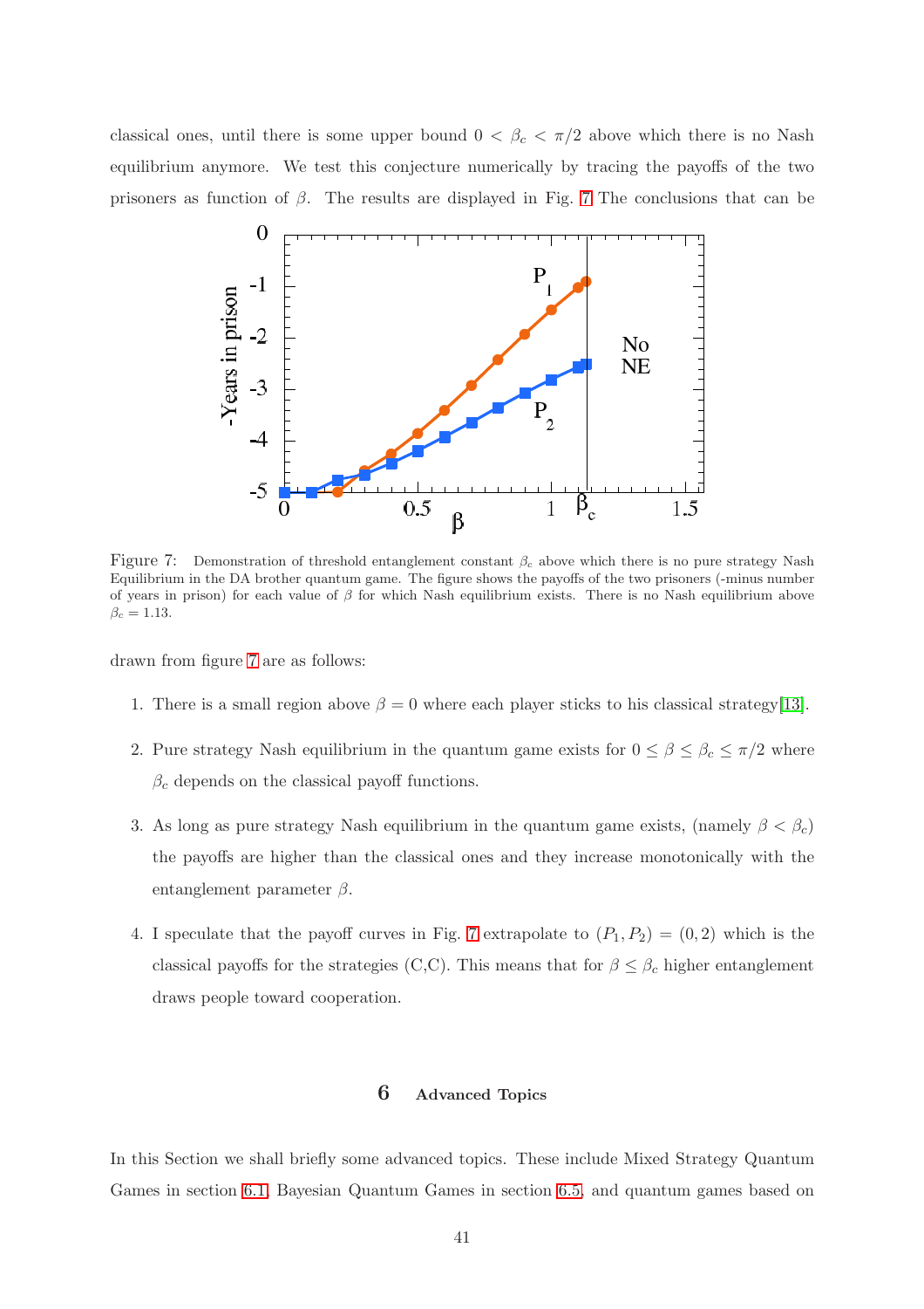classical ones, until there is some upper bound $0 < \beta_c < \pi/2$ above which there is no Nash equilibrium anymore. We test this conjecture numerically by tracing the payoffs of the two prisoners as function of $\beta$. The results are displayed in Fig. 7 The conclusions that can be

Figure 7: Demonstration of threshold entanglement constant $\beta_c$ above which there is no pure strategy Nash Equilibrium in the DA brother quantum game. The figure shows the payoffs of the two prisoners (-minus number of years in prison) for each value of $\beta$ for which Nash equilibrium exists. There is no Nash equilibrium above $\beta_c = 1.13$.

drawn from figure 7 are as follows:

1. There is a small region above $\beta = 0$ where each player sticks to his classical strategy[13].
2. Pure strategy Nash equilibrium in the quantum game exists for $0 \leq \beta \leq \beta_c \leq \pi/2$ where $\beta_c$ depends on the classical payoff functions.
3. As long as pure strategy Nash equilibrium in the quantum game exists, (namely $\beta < \beta_c$) the payoffs are higher than the classical ones and they increase monotonically with the entanglement parameter $\beta$.
4. I speculate that the payoff curves in Fig. 7 extrapolate to $(P_1, P_2) = (0, 2)$ which is the classical payoffs for the strategies (C,C). This means that for $\beta \leq \beta_c$ higher entanglement draws people toward cooperation.

## 6 Advanced Topics

In this Section we shall briefly some advanced topics. These include Mixed Strategy Quantum Games in section 6.1, Bayesian Quantum Games in section 6.5, and quantum games based on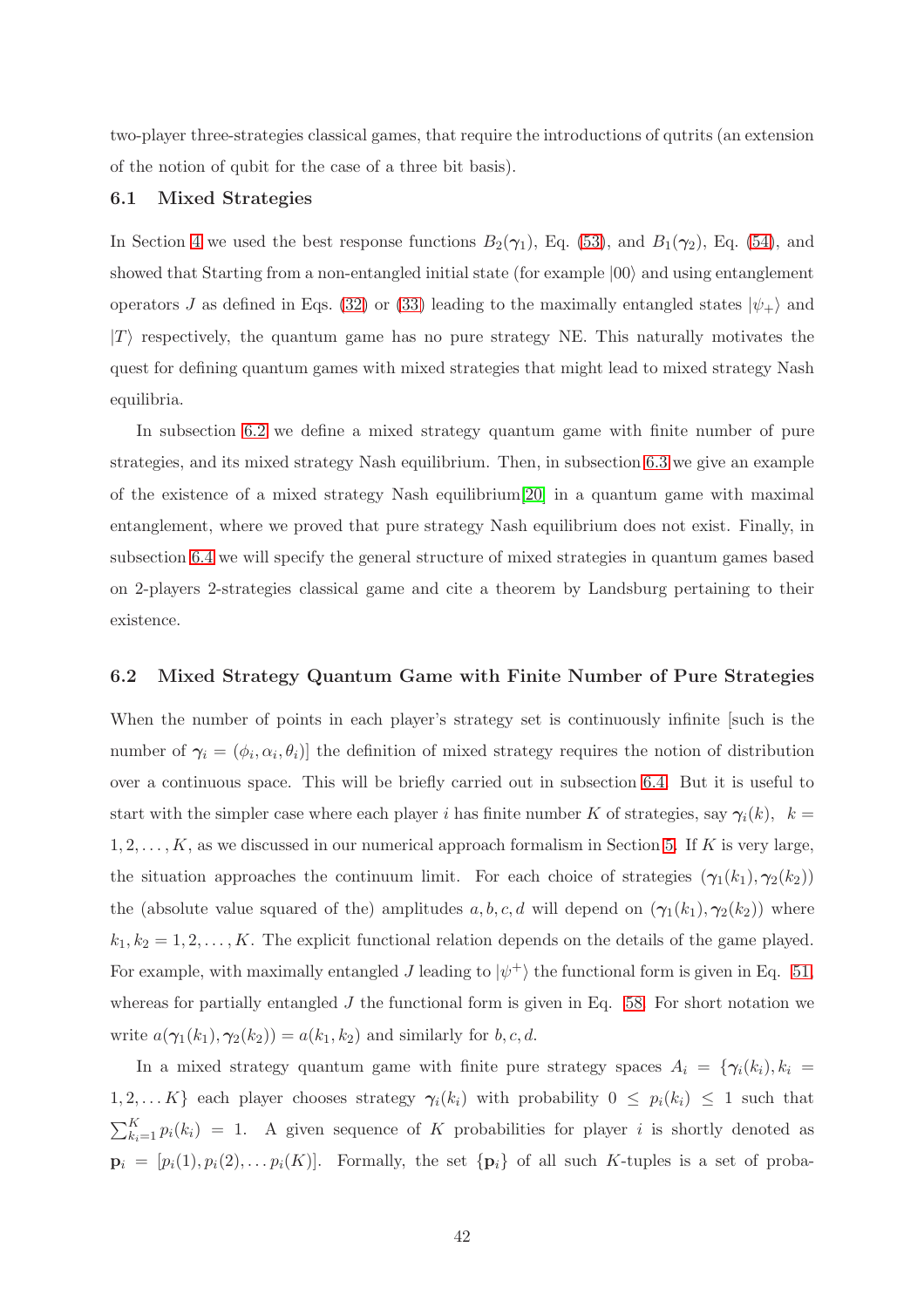two-player three-strategies classical games, that require the introductions of qutrits (an extension of the notion of qubit for the case of a three bit basis).

### 6.1 Mixed Strategies

In Section 4 we used the best response functions $B_2(\boldsymbol{\gamma}_1)$, Eq. (53), and $B_1(\boldsymbol{\gamma}_2)$, Eq. (54), and showed that Starting from a non-entangled initial state (for example $|00\rangle$ and using entanglement operators $J$ as defined in Eqs. (32) or (33) leading to the maximally entangled states $|\psi_+\rangle$ and $|T\rangle$ respectively, the quantum game has no pure strategy NE. This naturally motivates the quest for defining quantum games with mixed strategies that might lead to mixed strategy Nash equilibria.

In subsection 6.2 we define a mixed strategy quantum game with finite number of pure strategies, and its mixed strategy Nash equilibrium. Then, in subsection 6.3 we give an example of the existence of a mixed strategy Nash equilibrium[20] in a quantum game with maximal entanglement, where we proved that pure strategy Nash equilibrium does not exist. Finally, in subsection 6.4 we will specify the general structure of mixed strategies in quantum games based on 2-players 2-strategies classical game and cite a theorem by Landsburg pertaining to their existence.

### 6.2 Mixed Strategy Quantum Game with Finite Number of Pure Strategies

When the number of points in each player's strategy set is continuously infinite [such is the number of $\boldsymbol{\gamma}_i = (\phi_i, \alpha_i, \theta_i)$] the definition of mixed strategy requires the notion of distribution over a continuous space. This will be briefly carried out in subsection 6.4. But it is useful to start with the simpler case where each player $i$ has finite number $K$ of strategies, say $\boldsymbol{\gamma}_i(k)$, $k = 1, 2, \ldots, K$, as we discussed in our numerical approach formalism in Section 5. If $K$ is very large, the situation approaches the continuum limit. For each choice of strategies $(\boldsymbol{\gamma}_1(k_1), \boldsymbol{\gamma}_2(k_2))$ the (absolute value squared of the) amplitudes $a, b, c, d$ will depend on $(\boldsymbol{\gamma}_1(k_1), \boldsymbol{\gamma}_2(k_2))$ where $k_1, k_2 = 1, 2, \ldots, K$. The explicit functional relation depends on the details of the game played. For example, with maximally entangled $J$ leading to $|\psi^+\rangle$ the functional form is given in Eq. 51, whereas for partially entangled $J$ the functional form is given in Eq. 58. For short notation we write $a(\boldsymbol{\gamma}_1(k_1), \boldsymbol{\gamma}_2(k_2)) = a(k_1, k_2)$ and similarly for $b, c, d$.

In a mixed strategy quantum game with finite pure strategy spaces $A_i = \{\boldsymbol{\gamma}_i(k_i), k_i = 1, 2, \ldots K\}$ each player chooses strategy $\boldsymbol{\gamma}_i(k_i)$ with probability $0 \leq p_i(k_i) \leq 1$ such that $\sum_{k_i=1}^{K} p_i(k_i) = 1$. A given sequence of $K$ probabilities for player $i$ is shortly denoted as $\mathbf{p}_i = [p_i(1), p_i(2), \ldots p_i(K)]$. Formally, the set $\{\mathbf{p}_i\}$ of all such $K$-tuples is a set of proba-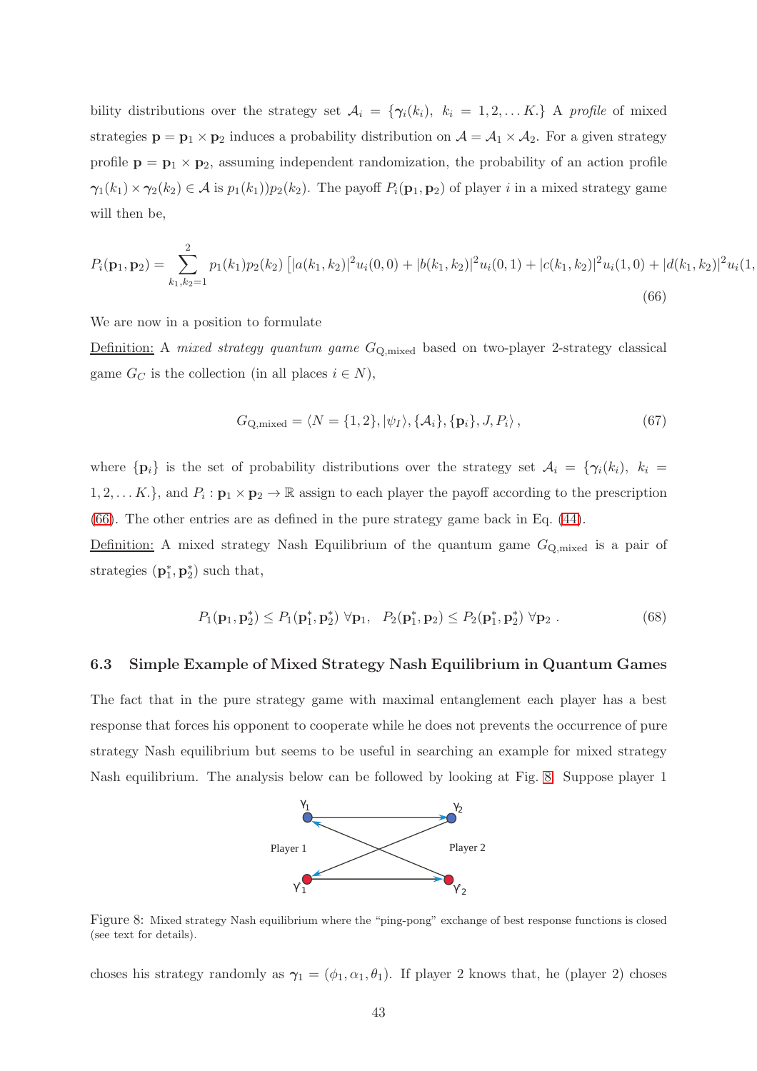bility distributions over the strategy set $\mathcal{A}_i = \{\boldsymbol{\gamma}_i(k_i),\ k_i = 1, 2, \dots K.\}$ A *profile* of mixed strategies $\mathbf{p} = \mathbf{p}_1 \times \mathbf{p}_2$ induces a probability distribution on $\mathcal{A} = \mathcal{A}_1 \times \mathcal{A}_2$. For a given strategy profile $\mathbf{p} = \mathbf{p}_1 \times \mathbf{p}_2$, assuming independent randomization, the probability of an action profile $\boldsymbol{\gamma}_1(k_1) \times \boldsymbol{\gamma}_2(k_2) \in \mathcal{A}$ is $p_1(k_1))p_2(k_2)$. The payoff $P_i(\mathbf{p}_1, \mathbf{p}_2)$ of player $i$ in a mixed strategy game will then be,

$$P_i(\mathbf{p}_1, \mathbf{p}_2) = \sum_{k_1,k_2=1}^{2} p_1(k_1)p_2(k_2) \left[|a(k_1,k_2)|^2 u_i(0,0) + |b(k_1,k_2)|^2 u_i(0,1) + |c(k_1,k_2)|^2 u_i(1,0) + |d(k_1,k_2)|^2 u_i(1, \tag{66}$$

We are now in a position to formulate

Definition: A *mixed strategy quantum game* $G_{\mathrm{Q,mixed}}$ based on two-player 2-strategy classical game $G_C$ is the collection (in all places $i \in N$),

$$G_{\mathrm{Q,mixed}} = \langle N = \{1, 2\}, |\psi_I\rangle, \{\mathcal{A}_i\}, \{\mathbf{p}_i\}, J, P_i\rangle\,, \tag{67}$$

where $\{\mathbf{p}_i\}$ is the set of probability distributions over the strategy set $\mathcal{A}_i = \{\boldsymbol{\gamma}_i(k_i),\ k_i = 1, 2, \dots K.\}$, and $P_i : \mathbf{p}_1 \times \mathbf{p}_2 \to \mathbb{R}$ assign to each player the payoff according to the prescription (66). The other entries are as defined in the pure strategy game back in Eq. (44).

Definition: A mixed strategy Nash Equilibrium of the quantum game $G_{\mathrm{Q,mixed}}$ is a pair of strategies $(\mathbf{p}_1^*, \mathbf{p}_2^*)$ such that,

$$P_1(\mathbf{p}_1, \mathbf{p}_2^*) \le P_1(\mathbf{p}_1^*, \mathbf{p}_2^*)\ \forall \mathbf{p}_1, \quad P_2(\mathbf{p}_1^*, \mathbf{p}_2) \le P_2(\mathbf{p}_1^*, \mathbf{p}_2^*)\ \forall \mathbf{p}_2\ . \tag{68}$$

### 6.3 Simple Example of Mixed Strategy Nash Equilibrium in Quantum Games

The fact that in the pure strategy game with maximal entanglement each player has a best response that forces his opponent to cooperate while he does not prevents the occurrence of pure strategy Nash equilibrium but seems to be useful in searching an example for mixed strategy Nash equilibrium. The analysis below can be followed by looking at Fig. 8. Suppose player 1

Figure 8: Mixed strategy Nash equilibrium where the "ping-pong" exchange of best response functions is closed (see text for details).

choses his strategy randomly as $\boldsymbol{\gamma}_1 = (\phi_1, \alpha_1, \theta_1)$. If player 2 knows that, he (player 2) choses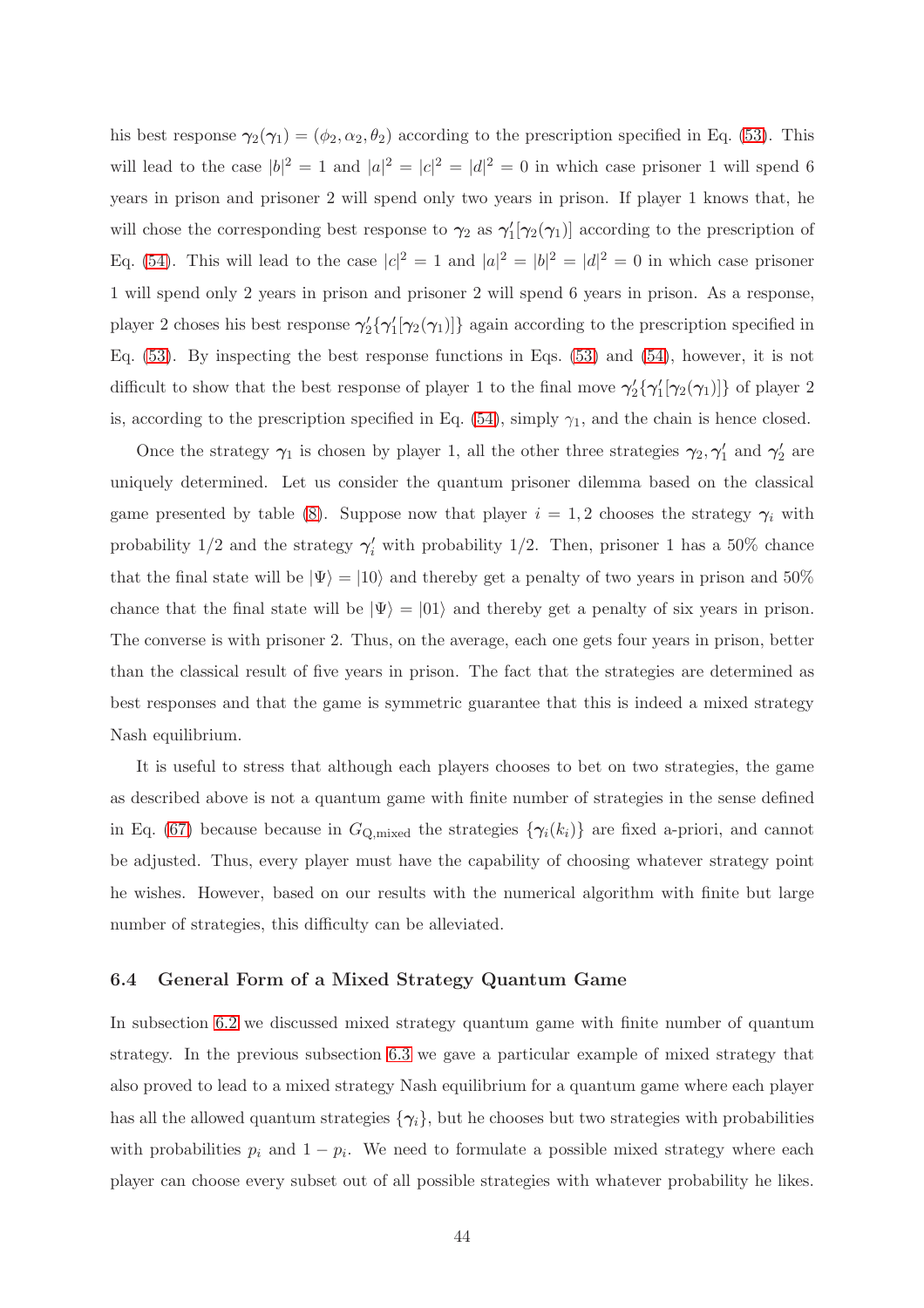his best response $\gamma_2(\gamma_1) = (\phi_2, \alpha_2, \theta_2)$ according to the prescription specified in Eq. (53). This will lead to the case $|b|^2 = 1$ and $|a|^2 = |c|^2 = |d|^2 = 0$ in which case prisoner 1 will spend 6 years in prison and prisoner 2 will spend only two years in prison. If player 1 knows that, he will chose the corresponding best response to $\gamma_2$ as $\gamma_1'[\gamma_2(\gamma_1)]$ according to the prescription of Eq. (54). This will lead to the case $|c|^2 = 1$ and $|a|^2 = |b|^2 = |d|^2 = 0$ in which case prisoner 1 will spend only 2 years in prison and prisoner 2 will spend 6 years in prison. As a response, player 2 choses his best response $\gamma_2'\{\gamma_1'[\gamma_2(\gamma_1)]\}$ again according to the prescription specified in Eq. (53). By inspecting the best response functions in Eqs. (53) and (54), however, it is not difficult to show that the best response of player 1 to the final move $\gamma_2'\{\gamma_1'[\gamma_2(\gamma_1)]\}$ of player 2 is, according to the prescription specified in Eq. (54), simply $\gamma_1$, and the chain is hence closed.

Once the strategy $\gamma_1$ is chosen by player 1, all the other three strategies $\gamma_2, \gamma_1'$ and $\gamma_2'$ are uniquely determined. Let us consider the quantum prisoner dilemma based on the classical game presented by table (8). Suppose now that player $i = 1, 2$ chooses the strategy $\gamma_i$ with probability 1/2 and the strategy $\gamma_i'$ with probability 1/2. Then, prisoner 1 has a 50% chance that the final state will be $|\Psi\rangle = |10\rangle$ and thereby get a penalty of two years in prison and 50% chance that the final state will be $|\Psi\rangle = |01\rangle$ and thereby get a penalty of six years in prison. The converse is with prisoner 2. Thus, on the average, each one gets four years in prison, better than the classical result of five years in prison. The fact that the strategies are determined as best responses and that the game is symmetric guarantee that this is indeed a mixed strategy Nash equilibrium.

It is useful to stress that although each players chooses to bet on two strategies, the game as described above is not a quantum game with finite number of strategies in the sense defined in Eq. (67) because because in $G_{\mathrm{Q,mixed}}$ the strategies $\{\gamma_i(k_i)\}$ are fixed a-priori, and cannot be adjusted. Thus, every player must have the capability of choosing whatever strategy point he wishes. However, based on our results with the numerical algorithm with finite but large number of strategies, this difficulty can be alleviated.

### 6.4 General Form of a Mixed Strategy Quantum Game

In subsection 6.2 we discussed mixed strategy quantum game with finite number of quantum strategy. In the previous subsection 6.3 we gave a particular example of mixed strategy that also proved to lead to a mixed strategy Nash equilibrium for a quantum game where each player has all the allowed quantum strategies $\{\gamma_i\}$, but he chooses but two strategies with probabilities with probabilities $p_i$ and $1 - p_i$. We need to formulate a possible mixed strategy where each player can choose every subset out of all possible strategies with whatever probability he likes.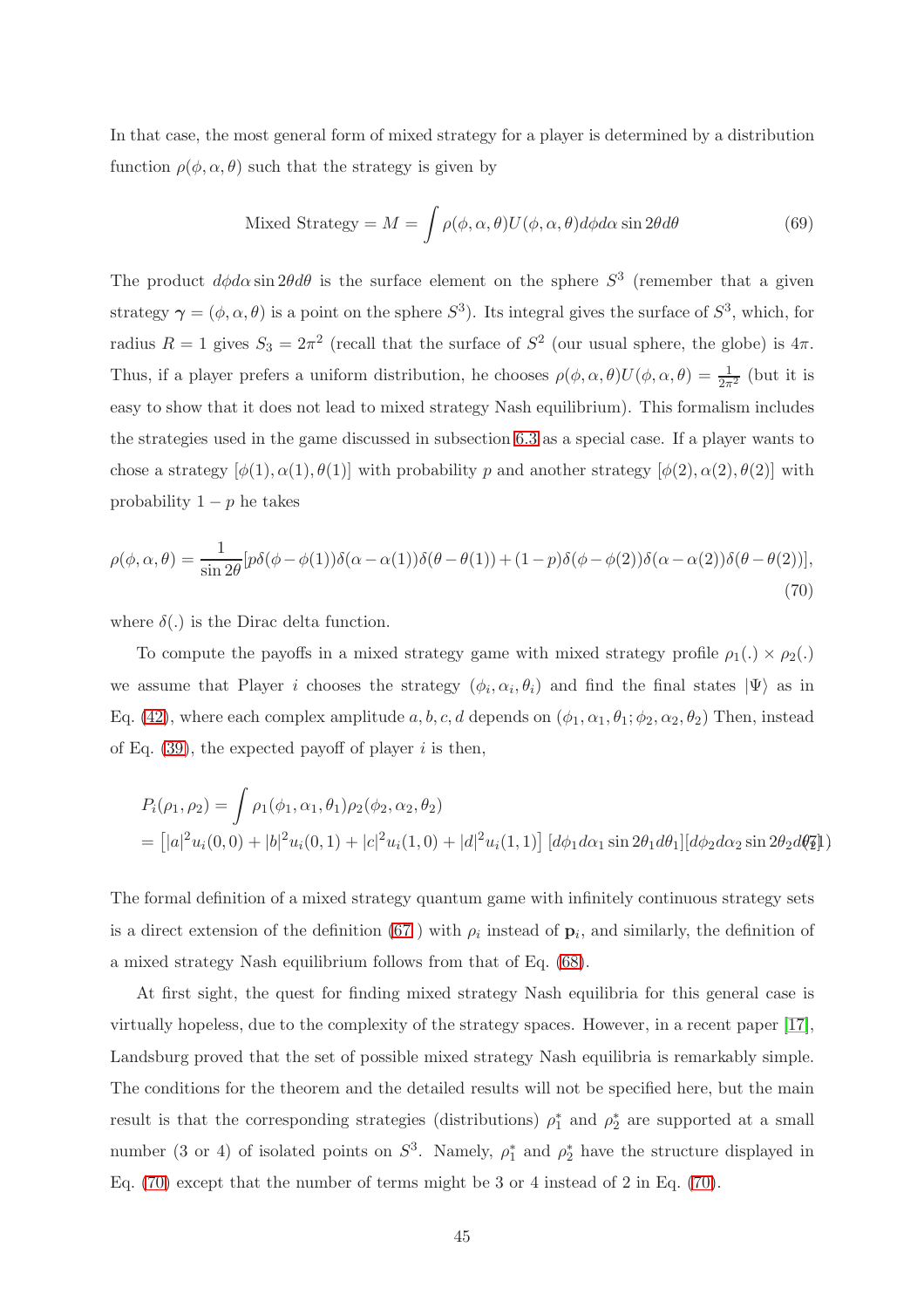In that case, the most general form of mixed strategy for a player is determined by a distribution function $\rho(\phi, \alpha, \theta)$ such that the strategy is given by

$$\text{Mixed Strategy} = M = \int \rho(\phi, \alpha, \theta) U(\phi, \alpha, \theta) d\phi d\alpha \sin 2\theta d\theta \tag{69}$$

The product $d\phi d\alpha \sin 2\theta d\theta$ is the surface element on the sphere $S^3$ (remember that a given strategy $\boldsymbol{\gamma} = (\phi, \alpha, \theta)$ is a point on the sphere $S^3$). Its integral gives the surface of $S^3$, which, for radius $R = 1$ gives $S_3 = 2\pi^2$ (recall that the surface of $S^2$ (our usual sphere, the globe) is $4\pi$. Thus, if a player prefers a uniform distribution, he chooses $\rho(\phi, \alpha, \theta) U(\phi, \alpha, \theta) = \frac{1}{2\pi^2}$ (but it is easy to show that it does not lead to mixed strategy Nash equilibrium). This formalism includes the strategies used in the game discussed in subsection 6.3 as a special case. If a player wants to chose a strategy $[\phi(1), \alpha(1), \theta(1)]$ with probability $p$ and another strategy $[\phi(2), \alpha(2), \theta(2)]$ with probability $1 - p$ he takes

$$\rho(\phi, \alpha, \theta) = \frac{1}{\sin 2\theta}[p\delta(\phi - \phi(1))\delta(\alpha - \alpha(1))\delta(\theta - \theta(1)) + (1-p)\delta(\phi - \phi(2))\delta(\alpha - \alpha(2))\delta(\theta - \theta(2))], \tag{70}$$

where $\delta(.)$ is the Dirac delta function.

To compute the payoffs in a mixed strategy game with mixed strategy profile $\rho_1(.) \times \rho_2(.)$ we assume that Player $i$ chooses the strategy $(\phi_i, \alpha_i, \theta_i)$ and find the final states $|\Psi\rangle$ as in Eq. (42), where each complex amplitude $a, b, c, d$ depends on $(\phi_1, \alpha_1, \theta_1; \phi_2, \alpha_2, \theta_2)$ Then, instead of Eq. (39), the expected payoff of player $i$ is then,

$$\begin{aligned} P_i(\rho_1, \rho_2) &= \int \rho_1(\phi_1, \alpha_1, \theta_1)\rho_2(\phi_2, \alpha_2, \theta_2) \\ &= \left[|a|^2 u_i(0,0) + |b|^2 u_i(0,1) + |c|^2 u_i(1,0) + |d|^2 u_i(1,1)\right] [d\phi_1 d\alpha_1 \sin 2\theta_1 d\theta_1][d\phi_2 d\alpha_2 \sin 2\theta_2 d\theta_2] \end{aligned} \tag{71}$$

The formal definition of a mixed strategy quantum game with infinitely continuous strategy sets is a direct extension of the definition (67 ) with $\rho_i$ instead of $\mathbf{p}_i$, and similarly, the definition of a mixed strategy Nash equilibrium follows from that of Eq. (68).

At first sight, the quest for finding mixed strategy Nash equilibria for this general case is virtually hopeless, due to the complexity of the strategy spaces. However, in a recent paper [17], Landsburg proved that the set of possible mixed strategy Nash equilibria is remarkably simple. The conditions for the theorem and the detailed results will not be specified here, but the main result is that the corresponding strategies (distributions) $\rho_1^*$ and $\rho_2^*$ are supported at a small number (3 or 4) of isolated points on $S^3$. Namely, $\rho_1^*$ and $\rho_2^*$ have the structure displayed in Eq. (70) except that the number of terms might be 3 or 4 instead of 2 in Eq. (70).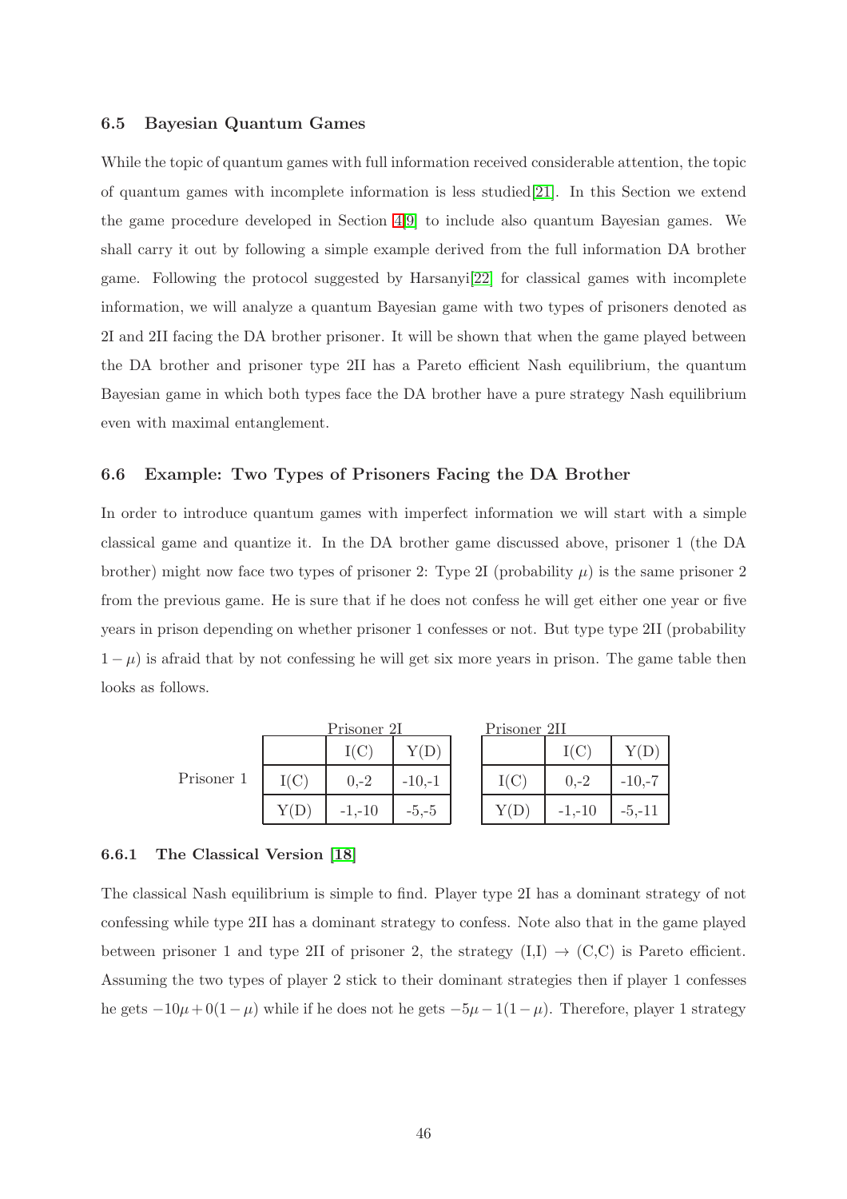### 6.5 Bayesian Quantum Games

While the topic of quantum games with full information received considerable attention, the topic of quantum games with incomplete information is less studied[21]. In this Section we extend the game procedure developed in Section 4[9] to include also quantum Bayesian games. We shall carry it out by following a simple example derived from the full information DA brother game. Following the protocol suggested by Harsanyi[22] for classical games with incomplete information, we will analyze a quantum Bayesian game with two types of prisoners denoted as 2I and 2II facing the DA brother prisoner. It will be shown that when the game played between the DA brother and prisoner type 2II has a Pareto efficient Nash equilibrium, the quantum Bayesian game in which both types face the DA brother have a pure strategy Nash equilibrium even with maximal entanglement.

### 6.6 Example: Two Types of Prisoners Facing the DA Brother

In order to introduce quantum games with imperfect information we will start with a simple classical game and quantize it. In the DA brother game discussed above, prisoner 1 (the DA brother) might now face two types of prisoner 2: Type 2I (probability $\mu$) is the same prisoner 2 from the previous game. He is sure that if he does not confess he will get either one year or five years in prison depending on whether prisoner 1 confesses or not. But type type 2II (probability $1-\mu$) is afraid that by not confessing he will get six more years in prison. The game table then looks as follows.

| | Prisoner 2I | | | Prisoner 2II | |
|---|---|---|---|---|---|
| Prisoner 1 | I(C) | Y(D) | | I(C) | Y(D) |
| I(C) | 0,-2 | -10,-1 | I(C) | 0,-2 | -10,-7 |
| Y(D) | -1,-10 | -5,-5 | Y(D) | -1,-10 | -5,-11 |

#### 6.6.1 The Classical Version [18]

The classical Nash equilibrium is simple to find. Player type 2I has a dominant strategy of not confessing while type 2II has a dominant strategy to confess. Note also that in the game played between prisoner 1 and type 2II of prisoner 2, the strategy (I,I) $\rightarrow$ (C,C) is Pareto efficient. Assuming the two types of player 2 stick to their dominant strategies then if player 1 confesses he gets $-10\mu + 0(1-\mu)$ while if he does not he gets $-5\mu - 1(1-\mu)$. Therefore, player 1 strategy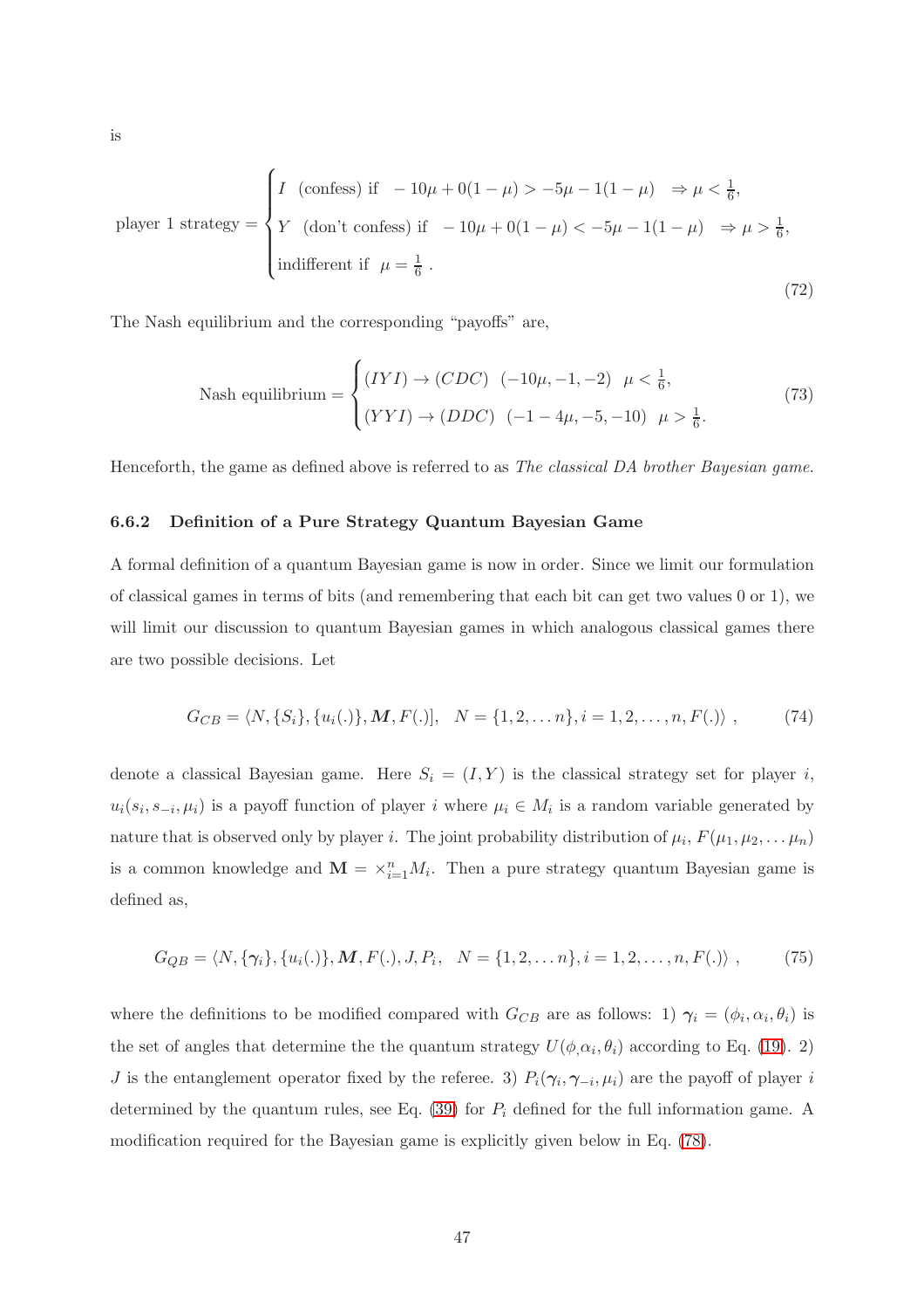is

$$
\text{player 1 strategy} = \begin{cases} I \ \ \text{(confess) if} \ \ -10\mu + 0(1-\mu) > -5\mu - 1(1-\mu) \ \ \Rightarrow \mu < \frac{1}{6}, \\ Y \ \ \text{(don't confess) if} \ \ -10\mu + 0(1-\mu) < -5\mu - 1(1-\mu) \ \ \Rightarrow \mu > \frac{1}{6}, \\ \text{indifferent if} \ \ \mu = \frac{1}{6} \ . \end{cases} \tag{72}
$$

The Nash equilibrium and the corresponding "payoffs" are,

$$
\text{Nash equilibrium} = \begin{cases} (IYI) \rightarrow (CDC) \ \ (-10\mu, -1, -2) \ \ \mu < \frac{1}{6}, \\ (YYI) \rightarrow (DDC) \ \ (-1-4\mu, -5, -10) \ \ \mu > \frac{1}{6}. \end{cases} \tag{73}
$$

Henceforth, the game as defined above is referred to as *The classical DA brother Bayesian game*.

### 6.6.2 Definition of a Pure Strategy Quantum Bayesian Game

A formal definition of a quantum Bayesian game is now in order. Since we limit our formulation of classical games in terms of bits (and remembering that each bit can get two values 0 or 1), we will limit our discussion to quantum Bayesian games in which analogous classical games there are two possible decisions. Let

$$
G_{CB} = \langle N, \{S_i\}, \{u_i(.)\}, \boldsymbol{M}, F(.)], \quad N = \{1, 2, \ldots n\}, i = 1, 2, \ldots, n, F(.) \rangle \ , \tag{74}
$$

denote a classical Bayesian game. Here $S_i = (I, Y)$ is the classical strategy set for player $i$, $u_i(s_i, s_{-i}, \mu_i)$ is a payoff function of player $i$ where $\mu_i \in M_i$ is a random variable generated by nature that is observed only by player $i$. The joint probability distribution of $\mu_i$, $F(\mu_1, \mu_2, \ldots \mu_n)$ is a common knowledge and $\mathbf{M} = \times_{i=1}^{n} M_i$. Then a pure strategy quantum Bayesian game is defined as,

$$
G_{QB} = \langle N, \{\boldsymbol{\gamma}_i\}, \{u_i(.)\}, \boldsymbol{M}, F(.), J, P_i, \quad N = \{1, 2, \ldots n\}, i = 1, 2, \ldots, n, F(.) \rangle \ , \tag{75}
$$

where the definitions to be modified compared with $G_{CB}$ are as follows: 1) $\boldsymbol{\gamma}_i = (\phi_i, \alpha_i, \theta_i)$ is the set of angles that determine the the quantum strategy $U(\phi_, \alpha_i, \theta_i)$ according to Eq. (19). 2) $J$ is the entanglement operator fixed by the referee. 3) $P_i(\boldsymbol{\gamma}_i, \boldsymbol{\gamma}_{-i}, \mu_i)$ are the payoff of player $i$ determined by the quantum rules, see Eq. (39) for $P_i$ defined for the full information game. A modification required for the Bayesian game is explicitly given below in Eq. (78).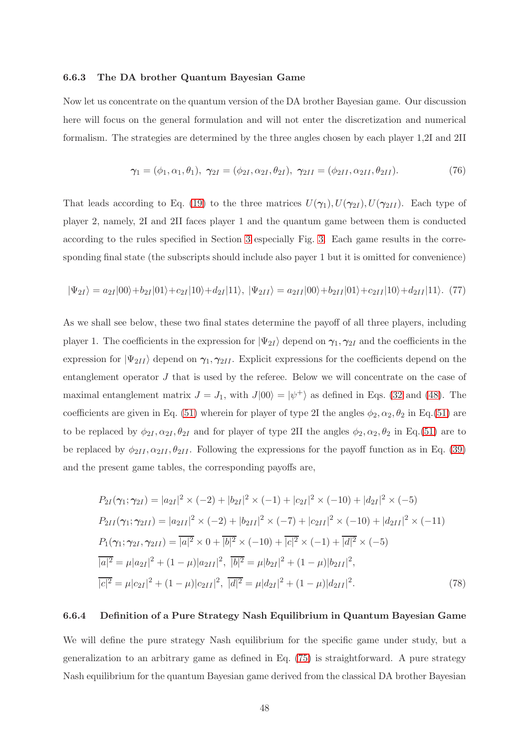### 6.6.3 The DA brother Quantum Bayesian Game

Now let us concentrate on the quantum version of the DA brother Bayesian game. Our discussion here will focus on the general formulation and will not enter the discretization and numerical formalism. The strategies are determined by the three angles chosen by each player 1,2I and 2II

$$\boldsymbol{\gamma}_1 = (\phi_1, \alpha_1, \theta_1), \ \boldsymbol{\gamma}_{2I} = (\phi_{2I}, \alpha_{2I}, \theta_{2I}), \ \boldsymbol{\gamma}_{2II} = (\phi_{2II}, \alpha_{2II}, \theta_{2II}). \tag{76}$$

That leads according to Eq. (19) to the three matrices $U(\boldsymbol{\gamma}_1), U(\boldsymbol{\gamma}_{2I}), U(\boldsymbol{\gamma}_{2II})$. Each type of player 2, namely, 2I and 2II faces player 1 and the quantum game between them is conducted according to the rules specified in Section 3 especially Fig. 3. Each game results in the corresponding final state (the subscripts should include also payer 1 but it is omitted for convenience)

$$|\Psi_{2I}\rangle = a_{2I}|00\rangle + b_{2I}|01\rangle + c_{2I}|10\rangle + d_{2I}|11\rangle, \ |\Psi_{2II}\rangle = a_{2II}|00\rangle + b_{2II}|01\rangle + c_{2II}|10\rangle + d_{2II}|11\rangle. \tag{77}$$

As we shall see below, these two final states determine the payoff of all three players, including player 1. The coefficients in the expression for $|\Psi_{2I}\rangle$ depend on $\boldsymbol{\gamma}_1, \boldsymbol{\gamma}_{2I}$ and the coefficients in the expression for $|\Psi_{2II}\rangle$ depend on $\boldsymbol{\gamma}_1, \boldsymbol{\gamma}_{2II}$. Explicit expressions for the coefficients depend on the entanglement operator $J$ that is used by the referee. Below we will concentrate on the case of maximal entanglement matrix $J = J_1$, with $J|00\rangle = |\psi^+\rangle$ as defined in Eqs. (32 and (48). The coefficients are given in Eq. (51) wherein for player of type 2I the angles $\phi_2, \alpha_2, \theta_2$ in Eq.(51) are to be replaced by $\phi_{2I}, \alpha_{2I}, \theta_{2I}$ and for player of type 2II the angles $\phi_2, \alpha_2, \theta_2$ in Eq.(51) are to be replaced by $\phi_{2II}, \alpha_{2II}, \theta_{2II}$. Following the expressions for the payoff function as in Eq. (39) and the present game tables, the corresponding payoffs are,

$$\begin{aligned}
&P_{2I}(\boldsymbol{\gamma}_1; \boldsymbol{\gamma}_{2I}) = |a_{2I}|^2 \times (-2) + |b_{2I}|^2 \times (-1) + |c_{2I}|^2 \times (-10) + |d_{2I}|^2 \times (-5) \\
&P_{2II}(\boldsymbol{\gamma}_1; \boldsymbol{\gamma}_{2II}) = |a_{2II}|^2 \times (-2) + |b_{2II}|^2 \times (-7) + |c_{2II}|^2 \times (-10) + |d_{2II}|^2 \times (-11) \\
&P_1(\boldsymbol{\gamma}_1; \boldsymbol{\gamma}_{2I}, \boldsymbol{\gamma}_{2II}) = \overline{|a|^2} \times 0 + \overline{|b|^2} \times (-10) + \overline{|c|^2} \times (-1) + \overline{|d|^2} \times (-5) \\
&\overline{|a|^2} = \mu |a_{2I}|^2 + (1-\mu)|a_{2II}|^2, \ \overline{|b|^2} = \mu |b_{2I}|^2 + (1-\mu)|b_{2II}|^2, \\
&\overline{|c|^2} = \mu |c_{2I}|^2 + (1-\mu)|c_{2II}|^2, \ \overline{|d|^2} = \mu |d_{2I}|^2 + (1-\mu)|d_{2II}|^2.
\end{aligned} \tag{78}$$

### 6.6.4 Definition of a Pure Strategy Nash Equilibrium in Quantum Bayesian Game

We will define the pure strategy Nash equilibrium for the specific game under study, but a generalization to an arbitrary game as defined in Eq. (75) is straightforward. A pure strategy Nash equilibrium for the quantum Bayesian game derived from the classical DA brother Bayesian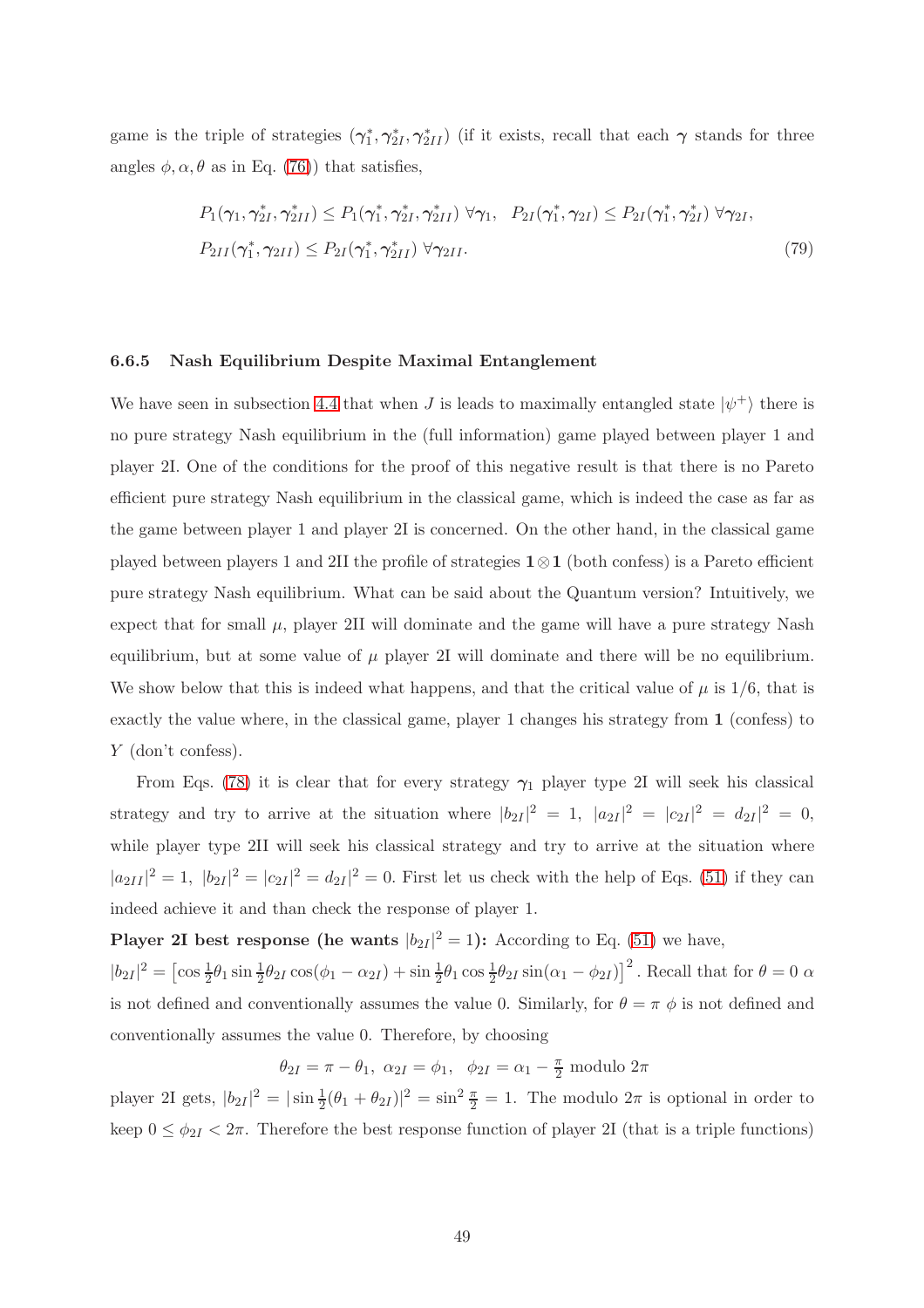game is the triple of strategies $(\gamma_1^*, \gamma_{2I}^*, \gamma_{2II}^*)$ (if it exists, recall that each $\boldsymbol{\gamma}$ stands for three angles $\phi, \alpha, \theta$ as in Eq. (76)) that satisfies,

$$
\begin{aligned}
&P_1(\gamma_1, \gamma_{2I}^*, \gamma_{2II}^*) \leq P_1(\gamma_1^*, \gamma_{2I}^*, \gamma_{2II}^*) \;\forall \gamma_1, \quad P_{2I}(\gamma_1^*, \gamma_{2I}) \leq P_{2I}(\gamma_1^*, \gamma_{2I}^*) \;\forall \gamma_{2I}, \\
&P_{2II}(\gamma_1^*, \gamma_{2II}) \leq P_{2I}(\gamma_1^*, \gamma_{2II}^*) \;\forall \gamma_{2II}.
\end{aligned}
\tag{79}
$$

### 6.6.5 Nash Equilibrium Despite Maximal Entanglement

We have seen in subsection 4.4 that when $J$ is leads to maximally entangled state $|\psi^+\rangle$ there is no pure strategy Nash equilibrium in the (full information) game played between player 1 and player 2I. One of the conditions for the proof of this negative result is that there is no Pareto efficient pure strategy Nash equilibrium in the classical game, which is indeed the case as far as the game between player 1 and player 2I is concerned. On the other hand, in the classical game played between players 1 and 2II the profile of strategies $\mathbf{1} \otimes \mathbf{1}$ (both confess) is a Pareto efficient pure strategy Nash equilibrium. What can be said about the Quantum version? Intuitively, we expect that for small $\mu$, player 2II will dominate and the game will have a pure strategy Nash equilibrium, but at some value of $\mu$ player 2I will dominate and there will be no equilibrium. We show below that this is indeed what happens, and that the critical value of $\mu$ is $1/6$, that is exactly the value where, in the classical game, player 1 changes his strategy from $\mathbf{1}$ (confess) to $Y$ (don't confess).

From Eqs. (78) it is clear that for every strategy $\boldsymbol{\gamma}_1$ player type 2I will seek his classical strategy and try to arrive at the situation where $|b_{2I}|^2 = 1, \; |a_{2I}|^2 = |c_{2I}|^2 = d_{2I}|^2 = 0$, while player type 2II will seek his classical strategy and try to arrive at the situation where $|a_{2II}|^2 = 1, \; |b_{2I}|^2 = |c_{2I}|^2 = d_{2I}|^2 = 0$. First let us check with the help of Eqs. (51) if they can indeed achieve it and than check the response of player 1.

**Player 2I best response (he wants $|b_{2I}|^2 = 1$):** According to Eq. (51) we have,
$|b_{2I}|^2 = \left[\cos\tfrac{1}{2}\theta_1 \sin\tfrac{1}{2}\theta_{2I} \cos(\phi_1 - \alpha_{2I}) + \sin\tfrac{1}{2}\theta_1 \cos\tfrac{1}{2}\theta_{2I} \sin(\alpha_1 - \phi_{2I})\right]^2$. Recall that for $\theta = 0$ $\alpha$ is not defined and conventionally assumes the value 0. Similarly, for $\theta = \pi$ $\phi$ is not defined and conventionally assumes the value 0. Therefore, by choosing

$$
\theta_{2I} = \pi - \theta_1, \;\; \alpha_{2I} = \phi_1, \;\; \phi_{2I} = \alpha_1 - \tfrac{\pi}{2} \text{ modulo } 2\pi
$$

player 2I gets, $|b_{2I}|^2 = |\sin\tfrac{1}{2}(\theta_1 + \theta_{2I})|^2 = \sin^2\tfrac{\pi}{2} = 1$. The modulo $2\pi$ is optional in order to keep $0 \leq \phi_{2I} < 2\pi$. Therefore the best response function of player 2I (that is a triple functions)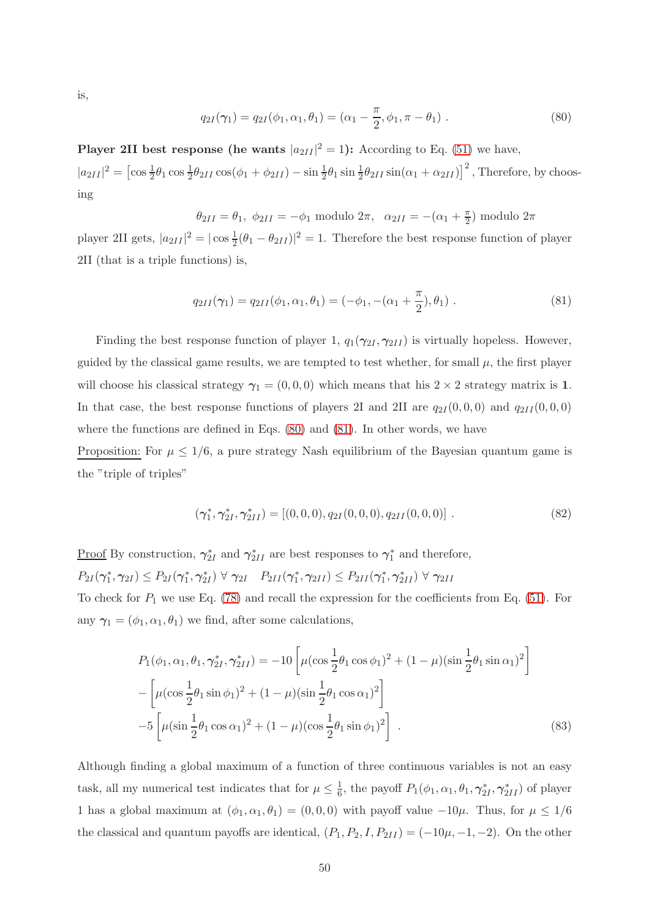is,

$$q_{2I}(\boldsymbol{\gamma}_1) = q_{2I}(\phi_1, \alpha_1, \theta_1) = (\alpha_1 - \frac{\pi}{2}, \phi_1, \pi - \theta_1) \ . \tag{80}$$

**Player 2II best response (he wants $|a_{2II}|^2 = 1$):** According to Eq. (51) we have, $|a_{2II}|^2 = \left[\cos\frac{1}{2}\theta_1 \cos\frac{1}{2}\theta_{2II} \cos(\phi_1 + \phi_{2II}) - \sin\frac{1}{2}\theta_1 \sin\frac{1}{2}\theta_{2II} \sin(\alpha_1 + \alpha_{2II})\right]^2$, Therefore, by choosing

$$\theta_{2II} = \theta_1, \ \phi_{2II} = -\phi_1 \text{ modulo } 2\pi, \quad \alpha_{2II} = -(\alpha_1 + \tfrac{\pi}{2}) \text{ modulo } 2\pi$$

player 2II gets, $|a_{2II}|^2 = |\cos\frac{1}{2}(\theta_1 - \theta_{2II})|^2 = 1$. Therefore the best response function of player 2II (that is a triple functions) is,

$$q_{2II}(\boldsymbol{\gamma}_1) = q_{2II}(\phi_1, \alpha_1, \theta_1) = (-\phi_1, -(\alpha_1 + \frac{\pi}{2}), \theta_1) \ . \tag{81}$$

Finding the best response function of player 1, $q_1(\boldsymbol{\gamma}_{2I}, \boldsymbol{\gamma}_{2II})$ is virtually hopeless. However, guided by the classical game results, we are tempted to test whether, for small $\mu$, the first player will choose his classical strategy $\boldsymbol{\gamma}_1 = (0, 0, 0)$ which means that his $2 \times 2$ strategy matrix is $\mathbf{1}$. In that case, the best response functions of players 2I and 2II are $q_{2I}(0, 0, 0)$ and $q_{2II}(0, 0, 0)$ where the functions are defined in Eqs. (80) and (81). In other words, we have

Proposition: For $\mu \leq 1/6$, a pure strategy Nash equilibrium of the Bayesian quantum game is the "triple of triples"

$$(\boldsymbol{\gamma}_1^*, \boldsymbol{\gamma}_{2I}^*, \boldsymbol{\gamma}_{2II}^*) = [(0, 0, 0), q_{2I}(0, 0, 0), q_{2II}(0, 0, 0)] \ . \tag{82}$$

Proof By construction, $\boldsymbol{\gamma}_{2I}^*$ and $\boldsymbol{\gamma}_{2II}^*$ are best responses to $\boldsymbol{\gamma}_1^*$ and therefore,
$P_{2I}(\boldsymbol{\gamma}_1^*, \boldsymbol{\gamma}_{2I}) \leq P_{2I}(\boldsymbol{\gamma}_1^*, \boldsymbol{\gamma}_{2I}^*) \ \forall \ \boldsymbol{\gamma}_{2I} \quad P_{2II}(\boldsymbol{\gamma}_1^*, \boldsymbol{\gamma}_{2II}) \leq P_{2II}(\boldsymbol{\gamma}_1^*, \boldsymbol{\gamma}_{2II}^*) \ \forall \ \boldsymbol{\gamma}_{2II}$
To check for $P_1$ we use Eq. (78) and recall the expression for the coefficients from Eq. (51). For any $\boldsymbol{\gamma}_1 = (\phi_1, \alpha_1, \theta_1)$ we find, after some calculations,

$$\begin{aligned}
P_1(\phi_1, \alpha_1, \theta_1, \boldsymbol{\gamma}_{2I}^*, \boldsymbol{\gamma}_{2II}^*) &= -10\left[\mu(\cos\frac{1}{2}\theta_1 \cos\phi_1)^2 + (1-\mu)(\sin\frac{1}{2}\theta_1 \sin\alpha_1)^2\right] \\
&- \left[\mu(\cos\frac{1}{2}\theta_1 \sin\phi_1)^2 + (1-\mu)(\sin\frac{1}{2}\theta_1 \cos\alpha_1)^2\right] \\
&- 5\left[\mu(\sin\frac{1}{2}\theta_1 \cos\alpha_1)^2 + (1-\mu)(\cos\frac{1}{2}\theta_1 \sin\phi_1)^2\right] \ .
\end{aligned} \tag{83}$$

Although finding a global maximum of a function of three continuous variables is not an easy task, all my numerical test indicates that for $\mu \leq \frac{1}{6}$, the payoff $P_1(\phi_1, \alpha_1, \theta_1, \boldsymbol{\gamma}_{2I}^*, \boldsymbol{\gamma}_{2II}^*)$ of player 1 has a global maximum at $(\phi_1, \alpha_1, \theta_1) = (0, 0, 0)$ with payoff value $-10\mu$. Thus, for $\mu \leq 1/6$ the classical and quantum payoffs are identical, $(P_1, P_2, I, P_{2II}) = (-10\mu, -1, -2)$. On the other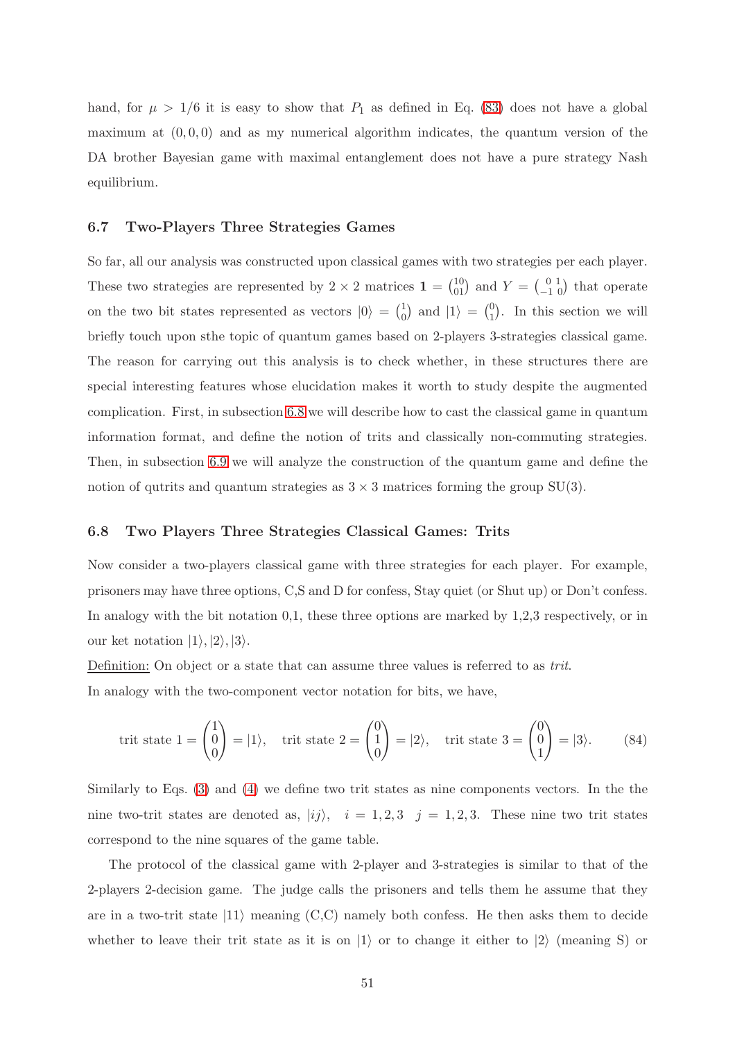hand, for $\mu > 1/6$ it is easy to show that $P_1$ as defined in Eq. (83) does not have a global maximum at $(0, 0, 0)$ and as my numerical algorithm indicates, the quantum version of the DA brother Bayesian game with maximal entanglement does not have a pure strategy Nash equilibrium.

### 6.7 Two-Players Three Strategies Games

So far, all our analysis was constructed upon classical games with two strategies per each player. These two strategies are represented by $2 \times 2$ matrices $\mathbf{1} = \binom{10}{01}$ and $Y = \begin{pmatrix} 0 & 1 \\ -1 & 0 \end{pmatrix}$ that operate on the two bit states represented as vectors $|0\rangle = \binom{1}{0}$ and $|1\rangle = \binom{0}{1}$. In this section we will briefly touch upon sthe topic of quantum games based on 2-players 3-strategies classical game. The reason for carrying out this analysis is to check whether, in these structures there are special interesting features whose elucidation makes it worth to study despite the augmented complication. First, in subsection 6.8 we will describe how to cast the classical game in quantum information format, and define the notion of trits and classically non-commuting strategies. Then, in subsection 6.9 we will analyze the construction of the quantum game and define the notion of qutrits and quantum strategies as $3 \times 3$ matrices forming the group SU(3).

### 6.8 Two Players Three Strategies Classical Games: Trits

Now consider a two-players classical game with three strategies for each player. For example, prisoners may have three options, C,S and D for confess, Stay quiet (or Shut up) or Don't confess. In analogy with the bit notation 0,1, these three options are marked by 1,2,3 respectively, or in our ket notation $|1\rangle, |2\rangle, |3\rangle$.

Definition: On object or a state that can assume three values is referred to as *trit*.

In analogy with the two-component vector notation for bits, we have,

$$\text{trit state } 1 = \begin{pmatrix} 1 \\ 0 \\ 0 \end{pmatrix} = |1\rangle, \quad \text{trit state } 2 = \begin{pmatrix} 0 \\ 1 \\ 0 \end{pmatrix} = |2\rangle, \quad \text{trit state } 3 = \begin{pmatrix} 0 \\ 0 \\ 1 \end{pmatrix} = |3\rangle. \tag{84}$$

Similarly to Eqs. (3) and (4) we define two trit states as nine components vectors. In the the nine two-trit states are denoted as, $|ij\rangle, \quad i = 1, 2, 3 \quad j = 1, 2, 3$. These nine two trit states correspond to the nine squares of the game table.

The protocol of the classical game with 2-player and 3-strategies is similar to that of the 2-players 2-decision game. The judge calls the prisoners and tells them he assume that they are in a two-trit state $|11\rangle$ meaning (C,C) namely both confess. He then asks them to decide whether to leave their trit state as it is on $|1\rangle$ or to change it either to $|2\rangle$ (meaning S) or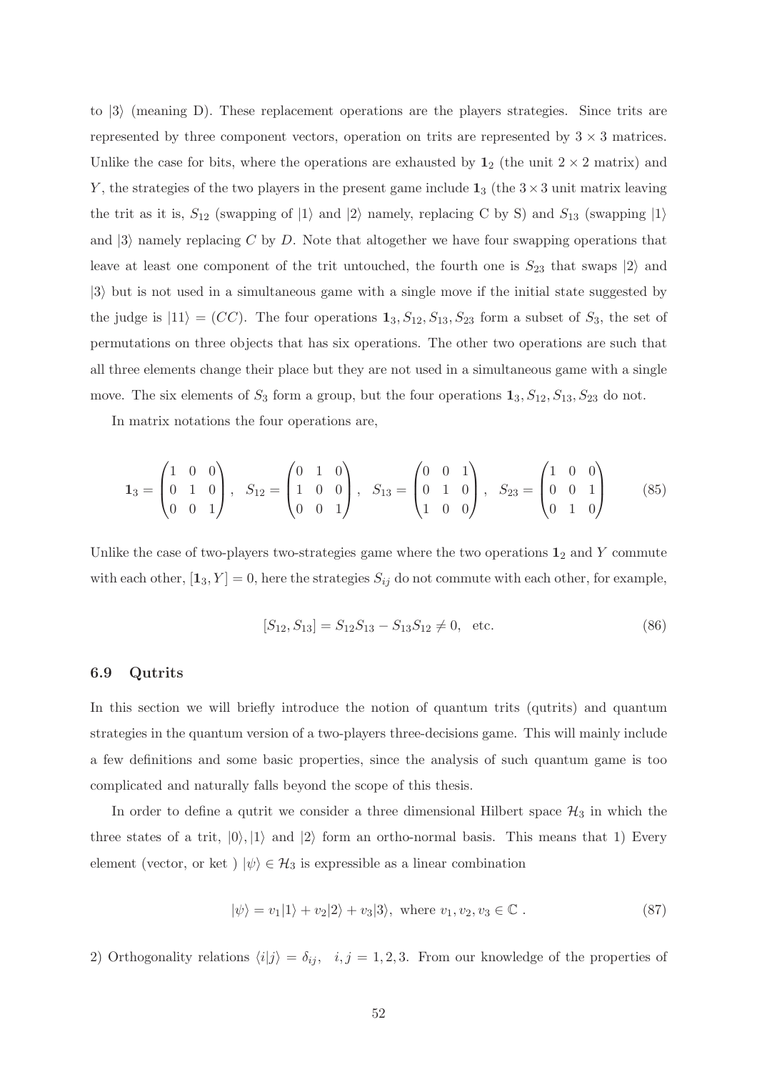to $|3\rangle$ (meaning D). These replacement operations are the players strategies. Since trits are represented by three component vectors, operation on trits are represented by $3 \times 3$ matrices. Unlike the case for bits, where the operations are exhausted by $\mathbf{1}_2$ (the unit $2 \times 2$ matrix) and $Y$, the strategies of the two players in the present game include $\mathbf{1}_3$ (the $3 \times 3$ unit matrix leaving the trit as it is, $S_{12}$ (swapping of $|1\rangle$ and $|2\rangle$ namely, replacing C by S) and $S_{13}$ (swapping $|1\rangle$ and $|3\rangle$ namely replacing $C$ by $D$. Note that altogether we have four swapping operations that leave at least one component of the trit untouched, the fourth one is $S_{23}$ that swaps $|2\rangle$ and $|3\rangle$ but is not used in a simultaneous game with a single move if the initial state suggested by the judge is $|11\rangle = (CC)$. The four operations $\mathbf{1}_3, S_{12}, S_{13}, S_{23}$ form a subset of $S_3$, the set of permutations on three objects that has six operations. The other two operations are such that all three elements change their place but they are not used in a simultaneous game with a single move. The six elements of $S_3$ form a group, but the four operations $\mathbf{1}_3, S_{12}, S_{13}, S_{23}$ do not.

In matrix notations the four operations are,

$$\mathbf{1}_3 = \begin{pmatrix} 1 & 0 & 0 \\ 0 & 1 & 0 \\ 0 & 0 & 1 \end{pmatrix}, \quad S_{12} = \begin{pmatrix} 0 & 1 & 0 \\ 1 & 0 & 0 \\ 0 & 0 & 1 \end{pmatrix}, \quad S_{13} = \begin{pmatrix} 0 & 0 & 1 \\ 0 & 1 & 0 \\ 1 & 0 & 0 \end{pmatrix}, \quad S_{23} = \begin{pmatrix} 1 & 0 & 0 \\ 0 & 0 & 1 \\ 0 & 1 & 0 \end{pmatrix} \tag{85}$$

Unlike the case of two-players two-strategies game where the two operations $\mathbf{1}_2$ and $Y$ commute with each other, $[\mathbf{1}_3, Y] = 0$, here the strategies $S_{ij}$ do not commute with each other, for example,

$$[S_{12}, S_{13}] = S_{12}S_{13} - S_{13}S_{12} \neq 0, \quad \text{etc.} \tag{86}$$

### 6.9 Qutrits

In this section we will briefly introduce the notion of quantum trits (qutrits) and quantum strategies in the quantum version of a two-players three-decisions game. This will mainly include a few definitions and some basic properties, since the analysis of such quantum game is too complicated and naturally falls beyond the scope of this thesis.

In order to define a qutrit we consider a three dimensional Hilbert space $\mathcal{H}_3$ in which the three states of a trit, $|0\rangle, |1\rangle$ and $|2\rangle$ form an ortho-normal basis. This means that 1) Every element (vector, or ket ) $|\psi\rangle \in \mathcal{H}_3$ is expressible as a linear combination

$$|\psi\rangle = v_1|1\rangle + v_2|2\rangle + v_3|3\rangle, \text{ where } v_1, v_2, v_3 \in \mathbb{C} \; . \tag{87}$$

2) Orthogonality relations $\langle i|j\rangle = \delta_{ij}, \quad i, j = 1, 2, 3$. From our knowledge of the properties of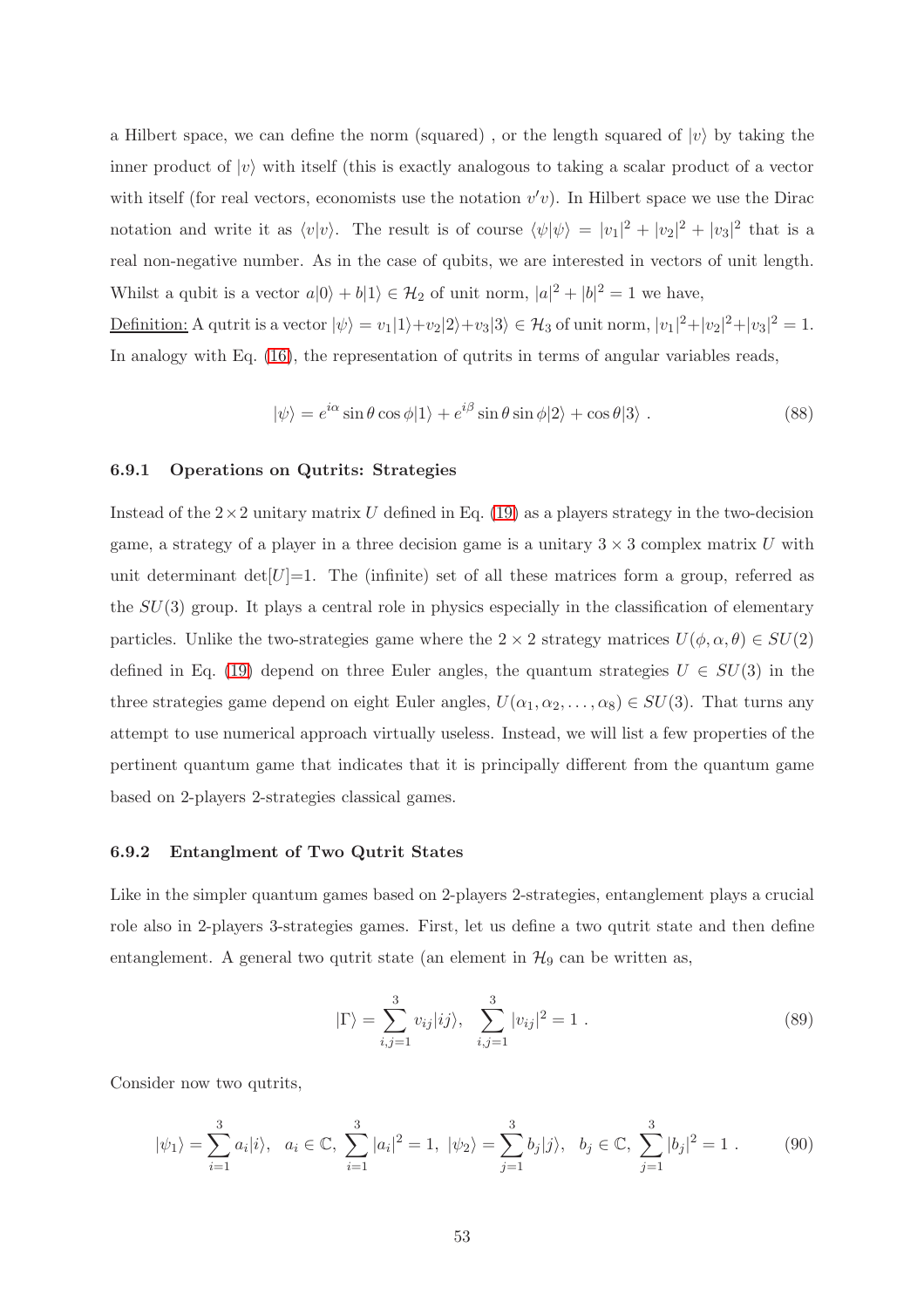a Hilbert space, we can define the norm (squared) , or the length squared of $|v\rangle$ by taking the inner product of $|v\rangle$ with itself (this is exactly analogous to taking a scalar product of a vector with itself (for real vectors, economists use the notation $v'v$). In Hilbert space we use the Dirac notation and write it as $\langle v|v\rangle$. The result is of course $\langle\psi|\psi\rangle = |v_1|^2 + |v_2|^2 + |v_3|^2$ that is a real non-negative number. As in the case of qubits, we are interested in vectors of unit length. Whilst a qubit is a vector $a|0\rangle + b|1\rangle \in \mathcal{H}_2$ of unit norm, $|a|^2 + |b|^2 = 1$ we have,

Definition: A qutrit is a vector $|\psi\rangle = v_1|1\rangle + v_2|2\rangle + v_3|3\rangle \in \mathcal{H}_3$ of unit norm, $|v_1|^2 + |v_2|^2 + |v_3|^2 = 1$. In analogy with Eq. (16), the representation of qutrits in terms of angular variables reads,

$$|\psi\rangle = e^{i\alpha} \sin\theta\cos\phi|1\rangle + e^{i\beta} \sin\theta\sin\phi|2\rangle + \cos\theta|3\rangle \ . \tag{88}$$

### 6.9.1 Operations on Qutrits: Strategies

Instead of the $2\times 2$ unitary matrix $U$ defined in Eq. (19) as a players strategy in the two-decision game, a strategy of a player in a three decision game is a unitary $3 \times 3$ complex matrix $U$ with unit determinant $\det[U]$=1. The (infinite) set of all these matrices form a group, referred as the $SU(3)$ group. It plays a central role in physics especially in the classification of elementary particles. Unlike the two-strategies game where the $2 \times 2$ strategy matrices $U(\phi, \alpha, \theta) \in SU(2)$ defined in Eq. (19) depend on three Euler angles, the quantum strategies $U \in SU(3)$ in the three strategies game depend on eight Euler angles, $U(\alpha_1, \alpha_2, \ldots, \alpha_8) \in SU(3)$. That turns any attempt to use numerical approach virtually useless. Instead, we will list a few properties of the pertinent quantum game that indicates that it is principally different from the quantum game based on 2-players 2-strategies classical games.

### 6.9.2 Entanglment of Two Qutrit States

Like in the simpler quantum games based on 2-players 2-strategies, entanglement plays a crucial role also in 2-players 3-strategies games. First, let us define a two qutrit state and then define entanglement. A general two qutrit state (an element in $\mathcal{H}_9$ can be written as,

$$|\Gamma\rangle = \sum_{i,j=1}^{3} v_{ij}|ij\rangle, \quad \sum_{i,j=1}^{3} |v_{ij}|^2 = 1 \ . \tag{89}$$

Consider now two qutrits,

$$|\psi_1\rangle = \sum_{i=1}^{3} a_i|i\rangle, \quad a_i \in \mathbb{C}, \ \sum_{i=1}^{3} |a_i|^2 = 1, \ |\psi_2\rangle = \sum_{j=1}^{3} b_j|j\rangle, \quad b_j \in \mathbb{C}, \ \sum_{j=1}^{3} |b_j|^2 = 1 \ . \tag{90}$$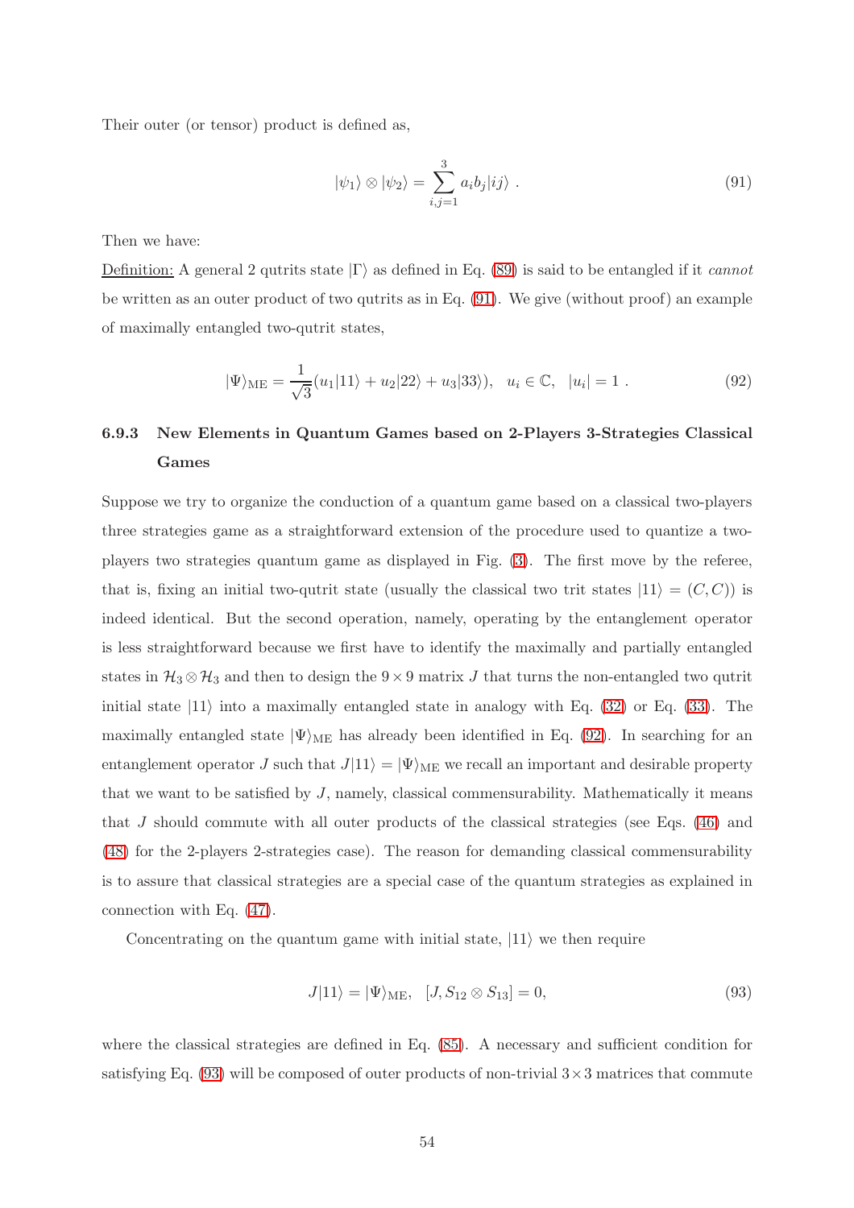Their outer (or tensor) product is defined as,

$$|\psi_1\rangle \otimes |\psi_2\rangle = \sum_{i,j=1}^{3} a_i b_j |ij\rangle \ . \tag{91}$$

Then we have:

Definition: A general 2 qutrits state $|\Gamma\rangle$ as defined in Eq. (89) is said to be entangled if it *cannot* be written as an outer product of two qutrits as in Eq. (91). We give (without proof) an example of maximally entangled two-qutrit states,

$$|\Psi\rangle_{\rm ME} = \frac{1}{\sqrt{3}}(u_1|11\rangle + u_2|22\rangle + u_3|33\rangle), \quad u_i \in \mathbb{C}, \quad |u_i| = 1 \ . \tag{92}$$

### 6.9.3 New Elements in Quantum Games based on 2-Players 3-Strategies Classical Games

Suppose we try to organize the conduction of a quantum game based on a classical two-players three strategies game as a straightforward extension of the procedure used to quantize a two-players two strategies quantum game as displayed in Fig. (3). The first move by the referee, that is, fixing an initial two-qutrit state (usually the classical two trit states $|11\rangle = (C, C)$) is indeed identical. But the second operation, namely, operating by the entanglement operator is less straightforward because we first have to identify the maximally and partially entangled states in $\mathcal{H}_3 \otimes \mathcal{H}_3$ and then to design the $9 \times 9$ matrix $J$ that turns the non-entangled two qutrit initial state $|11\rangle$ into a maximally entangled state in analogy with Eq. (32) or Eq. (33). The maximally entangled state $|\Psi\rangle_{\rm ME}$ has already been identified in Eq. (92). In searching for an entanglement operator $J$ such that $J|11\rangle = |\Psi\rangle_{\rm ME}$ we recall an important and desirable property that we want to be satisfied by $J$, namely, classical commensurability. Mathematically it means that $J$ should commute with all outer products of the classical strategies (see Eqs. (46) and (48) for the 2-players 2-strategies case). The reason for demanding classical commensurability is to assure that classical strategies are a special case of the quantum strategies as explained in connection with Eq. (47).

Concentrating on the quantum game with initial state, $|11\rangle$ we then require

$$J|11\rangle = |\Psi\rangle_{\rm ME}, \quad [J, S_{12} \otimes S_{13}] = 0, \tag{93}$$

where the classical strategies are defined in Eq. (85). A necessary and sufficient condition for satisfying Eq. (93) will be composed of outer products of non-trivial $3 \times 3$ matrices that commute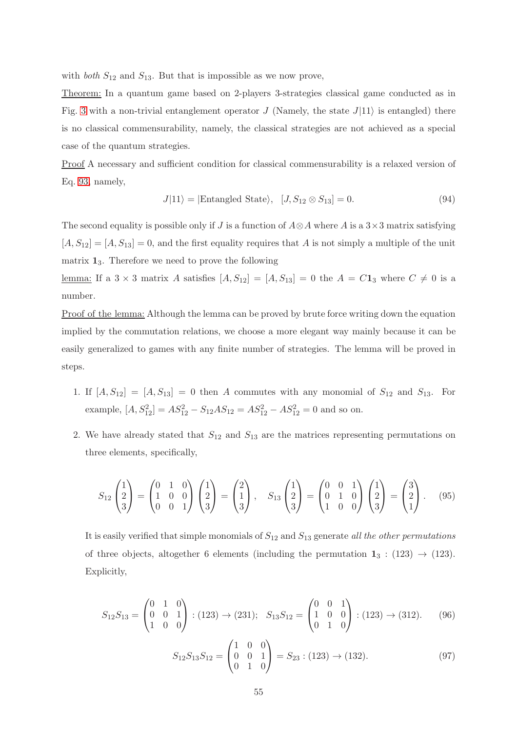with *both* $S_{12}$ and $S_{13}$. But that is impossible as we now prove,

Theorem: In a quantum game based on 2-players 3-strategies classical game conducted as in Fig. 3 with a non-trivial entanglement operator $J$ (Namely, the state $J|11\rangle$ is entangled) there is no classical commensurability, namely, the classical strategies are not achieved as a special case of the quantum strategies.

Proof A necessary and sufficient condition for classical commensurability is a relaxed version of Eq. 93, namely,

$$J|11\rangle = |\text{Entangled State}\rangle, \quad [J, S_{12} \otimes S_{13}] = 0. \tag{94}$$

The second equality is possible only if $J$ is a function of $A \otimes A$ where $A$ is a $3 \times 3$ matrix satisfying $[A, S_{12}] = [A, S_{13}] = 0$, and the first equality requires that $A$ is not simply a multiple of the unit matrix $\mathbf{1}_3$. Therefore we need to prove the following

lemma: If a $3 \times 3$ matrix $A$ satisfies $[A, S_{12}] = [A, S_{13}] = 0$ the $A = C\mathbf{1}_3$ where $C \neq 0$ is a number.

Proof of the lemma: Although the lemma can be proved by brute force writing down the equation implied by the commutation relations, we choose a more elegant way mainly because it can be easily generalized to games with any finite number of strategies. The lemma will be proved in steps.

1. If $[A, S_{12}] = [A, S_{13}] = 0$ then $A$ commutes with any monomial of $S_{12}$ and $S_{13}$. For example, $[A, S_{12}^2] = AS_{12}^2 - S_{12}AS_{12} = AS_{12}^2 - AS_{12}^2 = 0$ and so on.

2. We have already stated that $S_{12}$ and $S_{13}$ are the matrices representing permutations on three elements, specifically,

$$S_{12} \begin{pmatrix} 1 \\ 2 \\ 3 \end{pmatrix} = \begin{pmatrix} 0 & 1 & 0 \\ 1 & 0 & 0 \\ 0 & 0 & 1 \end{pmatrix} \begin{pmatrix} 1 \\ 2 \\ 3 \end{pmatrix} = \begin{pmatrix} 2 \\ 1 \\ 3 \end{pmatrix}, \quad S_{13} \begin{pmatrix} 1 \\ 2 \\ 3 \end{pmatrix} = \begin{pmatrix} 0 & 0 & 1 \\ 0 & 1 & 0 \\ 1 & 0 & 0 \end{pmatrix} \begin{pmatrix} 1 \\ 2 \\ 3 \end{pmatrix} = \begin{pmatrix} 3 \\ 2 \\ 1 \end{pmatrix}. \tag{95}$$

It is easily verified that simple monomials of $S_{12}$ and $S_{13}$ generate *all the other permutations* of three objects, altogether 6 elements (including the permutation $\mathbf{1}_3 : (123) \to (123)$. Explicitly,

$$S_{12}S_{13} = \begin{pmatrix} 0 & 1 & 0 \\ 0 & 0 & 1 \\ 1 & 0 & 0 \end{pmatrix} : (123) \to (231); \quad S_{13}S_{12} = \begin{pmatrix} 0 & 0 & 1 \\ 1 & 0 & 0 \\ 0 & 1 & 0 \end{pmatrix} : (123) \to (312). \tag{96}$$

$$S_{12}S_{13}S_{12} = \begin{pmatrix} 1 & 0 & 0 \\ 0 & 0 & 1 \\ 0 & 1 & 0 \end{pmatrix} = S_{23} : (123) \to (132). \tag{97}$$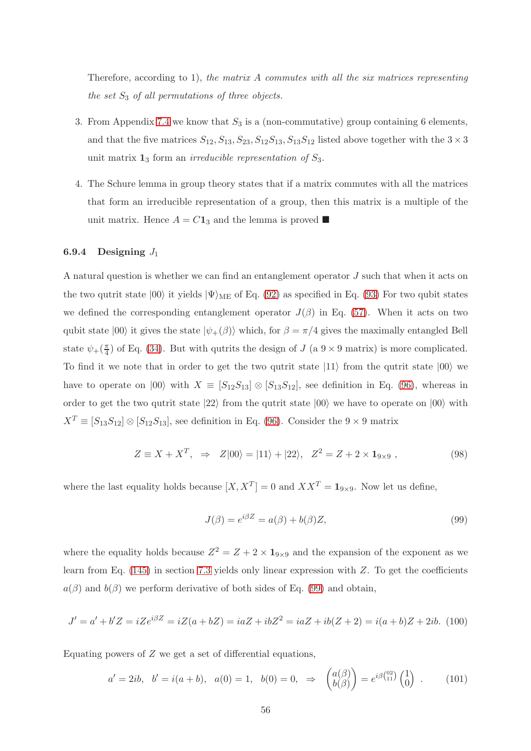Therefore, according to 1), *the matrix $A$ commutes with all the six matrices representing the set $S_3$ of all permutations of three objects.*

3. From Appendix 7.4 we know that $S_3$ is a (non-commutative) group containing 6 elements, and that the five matrices $S_{12}, S_{13}, S_{23}, S_{12}S_{13}, S_{13}S_{12}$ listed above together with the $3\times 3$ unit matrix $\mathbf{1}_3$ form an *irreducible representation of* $S_3$.

4. The Schure lemma in group theory states that if a matrix commutes with all the matrices that form an irreducible representation of a group, then this matrix is a multiple of the unit matrix. Hence $A = C\mathbf{1}_3$ and the lemma is proved ■

### 6.9.4 Designing $J_1$

A natural question is whether we can find an entanglement operator $J$ such that when it acts on the two qutrit state $|00\rangle$ it yields $|\Psi\rangle_{\rm ME}$ of Eq. (92) as specified in Eq. (93) For two qubit states we defined the corresponding entanglement operator $J(\beta)$ in Eq. (57). When it acts on two qubit state $|00\rangle$ it gives the state $|\psi_+(\beta)\rangle$ which, for $\beta = \pi/4$ gives the maximally entangled Bell state $\psi_+(\frac{\pi}{4})$ of Eq. (34). But with qutrits the design of $J$ (a $9\times 9$ matrix) is more complicated. To find it we note that in order to get the two qutrit state $|11\rangle$ from the qutrit state $|00\rangle$ we have to operate on $|00\rangle$ with $X \equiv [S_{12}S_{13}] \otimes [S_{13}S_{12}]$, see definition in Eq. (96), whereas in order to get the two qutrit state $|22\rangle$ from the qutrit state $|00\rangle$ we have to operate on $|00\rangle$ with $X^T \equiv [S_{13}S_{12}] \otimes [S_{12}S_{13}]$, see definition in Eq. (96). Consider the $9\times 9$ matrix

$$Z \equiv X + X^T, \ \ \Rightarrow \ \ Z|00\rangle = |11\rangle + |22\rangle, \ \ Z^2 = Z + 2\times \mathbf{1}_{9\times 9}\ , \tag{98}$$

where the last equality holds because $[X, X^T] = 0$ and $XX^T = \mathbf{1}_{9\times 9}$. Now let us define,

$$J(\beta) = e^{i\beta Z} = a(\beta) + b(\beta)Z, \tag{99}$$

where the equality holds because $Z^2 = Z + 2\times \mathbf{1}_{9\times 9}$ and the expansion of the exponent as we learn from Eq. (145) in section 7.3 yields only linear expression with $Z$. To get the coefficients $a(\beta)$ and $b(\beta)$ we perform derivative of both sides of Eq. (99) and obtain,

$$J' = a' + b'Z = iZe^{i\beta Z} = iZ(a + bZ) = iaZ + ibZ^2 = iaZ + ib(Z + 2) = i(a + b)Z + 2ib. \tag{100}$$

Equating powers of $Z$ we get a set of differential equations,

$$a' = 2ib, \ \ b' = i(a + b), \ \ a(0) = 1, \ \ b(0) = 0, \ \ \Rightarrow \ \ \begin{pmatrix} a(\beta) \\ b(\beta) \end{pmatrix} = e^{i\beta\left(\begin{smallmatrix} 0 & 2 \\ 1 & 1 \end{smallmatrix}\right)} \begin{pmatrix} 1 \\ 0 \end{pmatrix}\ . \tag{101}$$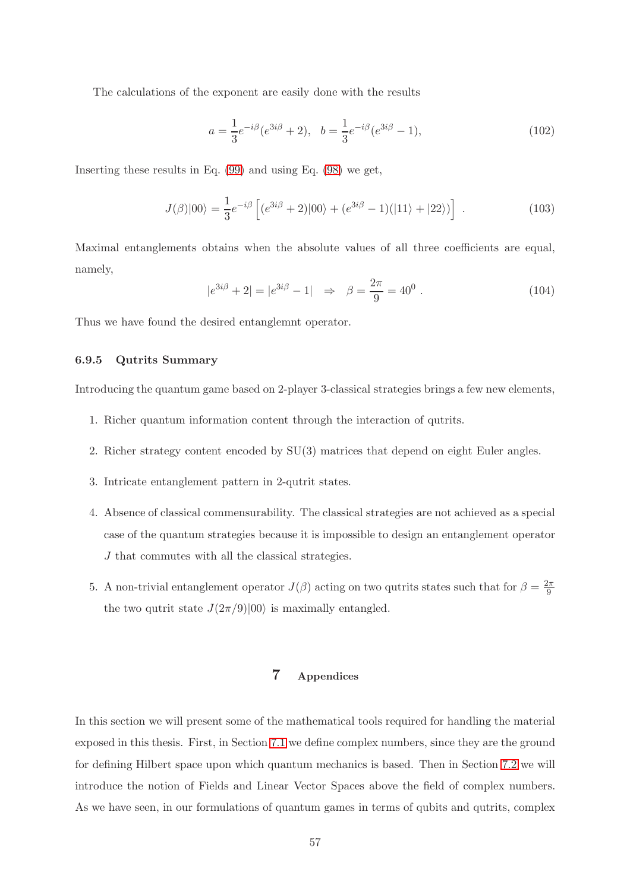The calculations of the exponent are easily done with the results

$$a = \frac{1}{3}e^{-i\beta}(e^{3i\beta}+2), \quad b = \frac{1}{3}e^{-i\beta}(e^{3i\beta}-1), \tag{102}$$

Inserting these results in Eq. (99) and using Eq. (98) we get,

$$J(\beta)|00\rangle = \frac{1}{3}e^{-i\beta}\left[(e^{3i\beta}+2)|00\rangle + (e^{3i\beta}-1)(|11\rangle + |22\rangle)\right] \ . \tag{103}$$

Maximal entanglements obtains when the absolute values of all three coefficients are equal, namely,

$$|e^{3i\beta}+2| = |e^{3i\beta}-1| \quad \Rightarrow \quad \beta = \frac{2\pi}{9} = 40^0 \ . \tag{104}$$

Thus we have found the desired entanglemnt operator.

#### 6.9.5 Qutrits Summary

Introducing the quantum game based on 2-player 3-classical strategies brings a few new elements,

1. Richer quantum information content through the interaction of qutrits.
2. Richer strategy content encoded by SU(3) matrices that depend on eight Euler angles.
3. Intricate entanglement pattern in 2-qutrit states.
4. Absence of classical commensurability. The classical strategies are not achieved as a special case of the quantum strategies because it is impossible to design an entanglement operator $J$ that commutes with all the classical strategies.
5. A non-trivial entanglement operator $J(\beta)$ acting on two qutrits states such that for $\beta = \frac{2\pi}{9}$ the two qutrit state $J(2\pi/9)|00\rangle$ is maximally entangled.

# 7 Appendices

In this section we will present some of the mathematical tools required for handling the material exposed in this thesis. First, in Section 7.1 we define complex numbers, since they are the ground for defining Hilbert space upon which quantum mechanics is based. Then in Section 7.2 we will introduce the notion of Fields and Linear Vector Spaces above the field of complex numbers. As we have seen, in our formulations of quantum games in terms of qubits and qutrits, complex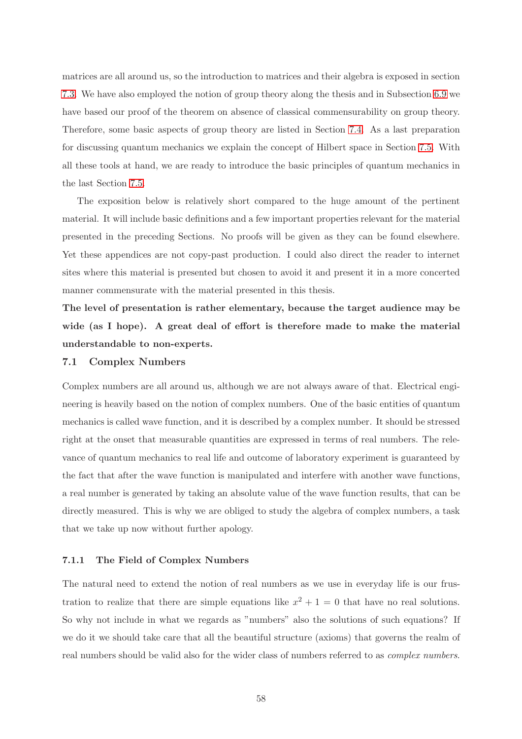matrices are all around us, so the introduction to matrices and their algebra is exposed in section 7.3. We have also employed the notion of group theory along the thesis and in Subsection 6.9 we have based our proof of the theorem on absence of classical commensurability on group theory. Therefore, some basic aspects of group theory are listed in Section 7.4. As a last preparation for discussing quantum mechanics we explain the concept of Hilbert space in Section 7.5. With all these tools at hand, we are ready to introduce the basic principles of quantum mechanics in the last Section 7.5.

The exposition below is relatively short compared to the huge amount of the pertinent material. It will include basic definitions and a few important properties relevant for the material presented in the preceding Sections. No proofs will be given as they can be found elsewhere. Yet these appendices are not copy-past production. I could also direct the reader to internet sites where this material is presented but chosen to avoid it and present it in a more concerted manner commensurate with the material presented in this thesis.

**The level of presentation is rather elementary, because the target audience may be wide (as I hope). A great deal of effort is therefore made to make the material understandable to non-experts.**

## 7.1 Complex Numbers

Complex numbers are all around us, although we are not always aware of that. Electrical engineering is heavily based on the notion of complex numbers. One of the basic entities of quantum mechanics is called wave function, and it is described by a complex number. It should be stressed right at the onset that measurable quantities are expressed in terms of real numbers. The relevance of quantum mechanics to real life and outcome of laboratory experiment is guaranteed by the fact that after the wave function is manipulated and interfere with another wave functions, a real number is generated by taking an absolute value of the wave function results, that can be directly measured. This is why we are obliged to study the algebra of complex numbers, a task that we take up now without further apology.

### 7.1.1 The Field of Complex Numbers

The natural need to extend the notion of real numbers as we use in everyday life is our frustration to realize that there are simple equations like $x^2 + 1 = 0$ that have no real solutions. So why not include in what we regards as "numbers" also the solutions of such equations? If we do it we should take care that all the beautiful structure (axioms) that governs the realm of real numbers should be valid also for the wider class of numbers referred to as *complex numbers*.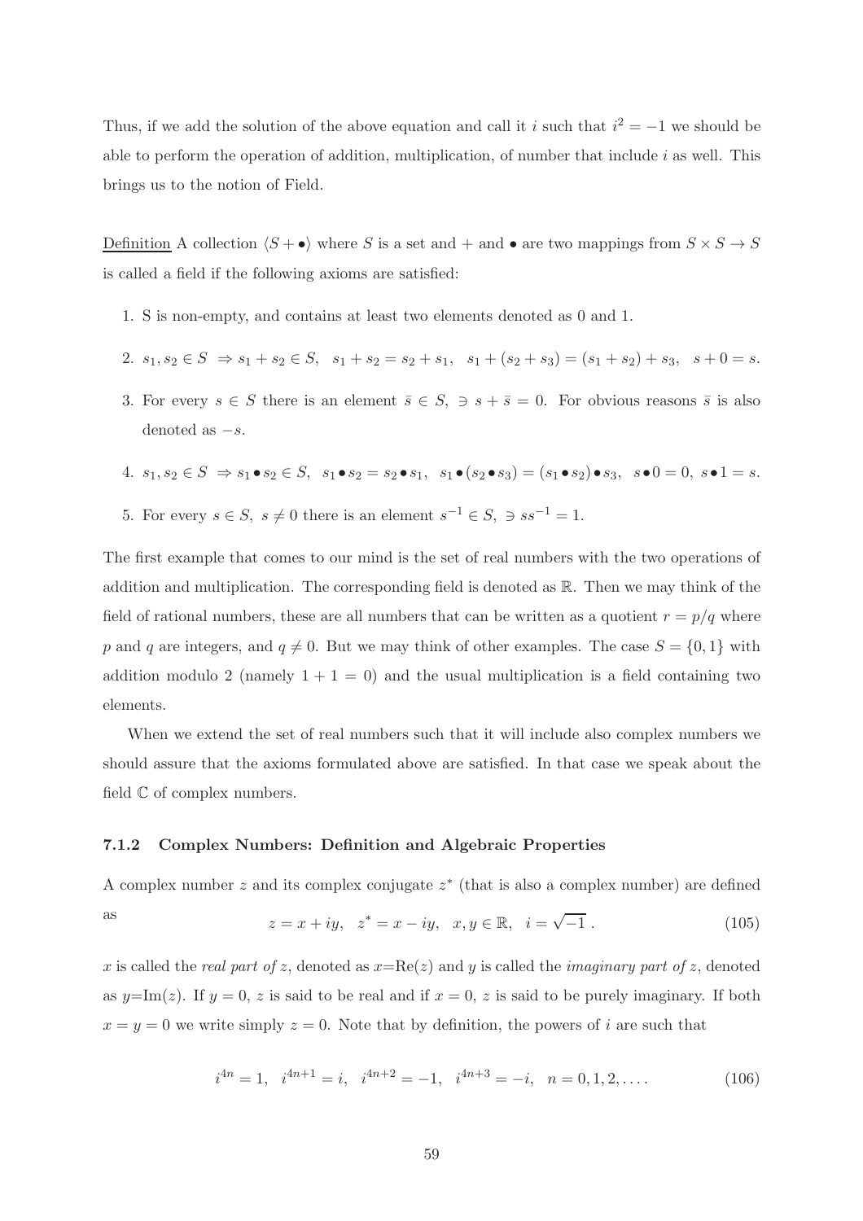Thus, if we add the solution of the above equation and call it $i$ such that $i^2 = -1$ we should be able to perform the operation of addition, multiplication, of number that include $i$ as well. This brings us to the notion of Field.

Definition A collection $\langle S + \bullet \rangle$ where $S$ is a set and $+$ and $\bullet$ are two mappings from $S \times S \to S$ is called a field if the following axioms are satisfied:

1. S is non-empty, and contains at least two elements denoted as 0 and 1.
2. $s_1, s_2 \in S \ \Rightarrow s_1 + s_2 \in S, \ \ s_1 + s_2 = s_2 + s_1, \ \ s_1 + (s_2 + s_3) = (s_1 + s_2) + s_3, \ \ s + 0 = s.$
3. For every $s \in S$ there is an element $\bar{s} \in S, \ \ni s + \bar{s} = 0$. For obvious reasons $\bar{s}$ is also denoted as $-s$.
4. $s_1, s_2 \in S \ \Rightarrow s_1 \bullet s_2 \in S, \ \ s_1 \bullet s_2 = s_2 \bullet s_1, \ \ s_1 \bullet (s_2 \bullet s_3) = (s_1 \bullet s_2) \bullet s_3, \ \ s \bullet 0 = 0, \ s \bullet 1 = s.$
5. For every $s \in S, \ s \neq 0$ there is an element $s^{-1} \in S, \ \ni ss^{-1} = 1.$

The first example that comes to our mind is the set of real numbers with the two operations of addition and multiplication. The corresponding field is denoted as $\mathbb{R}$. Then we may think of the field of rational numbers, these are all numbers that can be written as a quotient $r = p/q$ where $p$ and $q$ are integers, and $q \neq 0$. But we may think of other examples. The case $S = \{0, 1\}$ with addition modulo 2 (namely $1 + 1 = 0$) and the usual multiplication is a field containing two elements.

When we extend the set of real numbers such that it will include also complex numbers we should assure that the axioms formulated above are satisfied. In that case we speak about the field $\mathbb{C}$ of complex numbers.

### 7.1.2 Complex Numbers: Definition and Algebraic Properties

A complex number $z$ and its complex conjugate $z^*$ (that is also a complex number) are defined as

$$z = x + iy, \quad z^* = x - iy, \quad x, y \in \mathbb{R}, \quad i = \sqrt{-1}\ . \tag{105}$$

$x$ is called the *real part of* $z$, denoted as $x$=Re($z$) and $y$ is called the *imaginary part of* $z$, denoted as $y$=Im($z$). If $y = 0$, $z$ is said to be real and if $x = 0$, $z$ is said to be purely imaginary. If both $x = y = 0$ we write simply $z = 0$. Note that by definition, the powers of $i$ are such that

$$i^{4n} = 1, \quad i^{4n+1} = i, \quad i^{4n+2} = -1, \quad i^{4n+3} = -i, \quad n = 0, 1, 2, \ldots . \tag{106}$$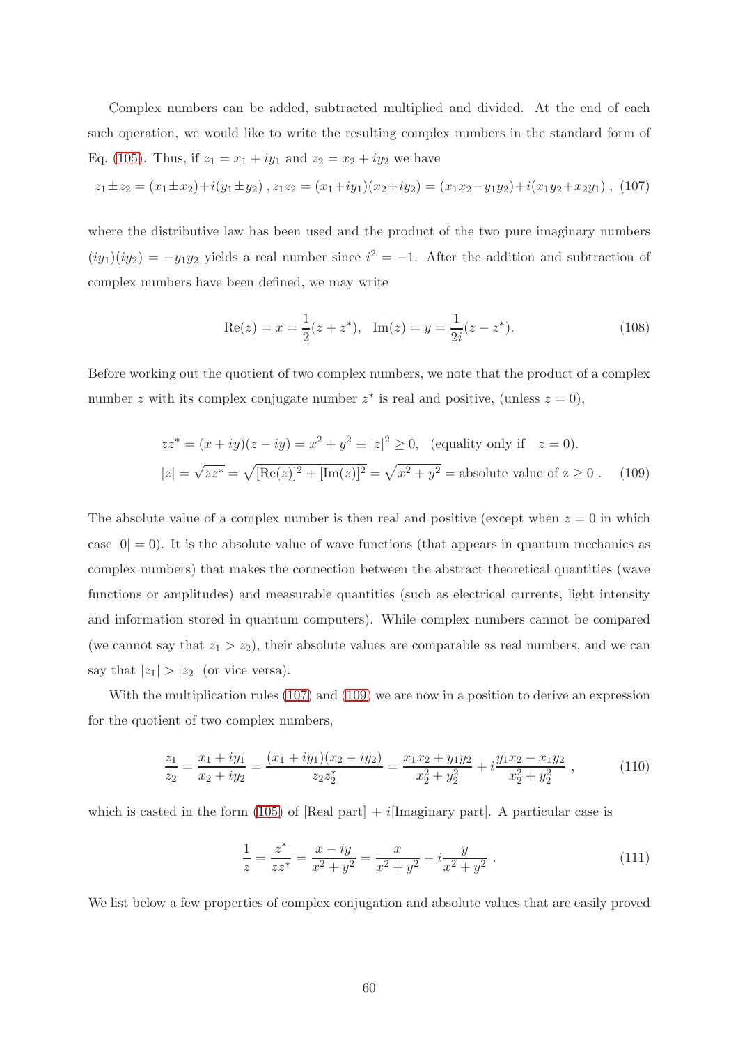Complex numbers can be added, subtracted multiplied and divided. At the end of each such operation, we would like to write the resulting complex numbers in the standard form of Eq. (105). Thus, if $z_1 = x_1 + iy_1$ and $z_2 = x_2 + iy_2$ we have

$$z_1 \pm z_2 = (x_1 \pm x_2) + i(y_1 \pm y_2) \, , z_1 z_2 = (x_1 + iy_1)(x_2 + iy_2) = (x_1 x_2 - y_1 y_2) + i(x_1 y_2 + x_2 y_1) \, , \tag{107}$$

where the distributive law has been used and the product of the two pure imaginary numbers $(iy_1)(iy_2) = -y_1 y_2$ yields a real number since $i^2 = -1$. After the addition and subtraction of complex numbers have been defined, we may write

$$\text{Re}(z) = x = \frac{1}{2}(z + z^*), \quad \text{Im}(z) = y = \frac{1}{2i}(z - z^*). \tag{108}$$

Before working out the quotient of two complex numbers, we note that the product of a complex number $z$ with its complex conjugate number $z^*$ is real and positive, (unless $z = 0$),

$$\begin{aligned} zz^* &= (x + iy)(z - iy) = x^2 + y^2 \equiv |z|^2 \geq 0, \quad \text{(equality only if} \quad z = 0). \\ |z| &= \sqrt{zz^*} = \sqrt{[\text{Re}(z)]^2 + [\text{Im}(z)]^2} = \sqrt{x^2 + y^2} = \text{absolute value of z} \geq 0 \, . \end{aligned} \tag{109}$$

The absolute value of a complex number is then real and positive (except when $z = 0$ in which case $|0| = 0$). It is the absolute value of wave functions (that appears in quantum mechanics as complex numbers) that makes the connection between the abstract theoretical quantities (wave functions or amplitudes) and measurable quantities (such as electrical currents, light intensity and information stored in quantum computers). While complex numbers cannot be compared (we cannot say that $z_1 > z_2$), their absolute values are comparable as real numbers, and we can say that $|z_1| > |z_2|$ (or vice versa).

With the multiplication rules (107) and (109) we are now in a position to derive an expression for the quotient of two complex numbers,

$$\frac{z_1}{z_2} = \frac{x_1 + iy_1}{x_2 + iy_2} = \frac{(x_1 + iy_1)(x_2 - iy_2)}{z_2 z_2^*} = \frac{x_1 x_2 + y_1 y_2}{x_2^2 + y_2^2} + i\frac{y_1 x_2 - x_1 y_2}{x_2^2 + y_2^2} \, , \tag{110}$$

which is casted in the form (105) of [Real part] + $i$[Imaginary part]. A particular case is

$$\frac{1}{z} = \frac{z^*}{zz^*} = \frac{x - iy}{x^2 + y^2} = \frac{x}{x^2 + y^2} - i\frac{y}{x^2 + y^2} \, . \tag{111}$$

We list below a few properties of complex conjugation and absolute values that are easily proved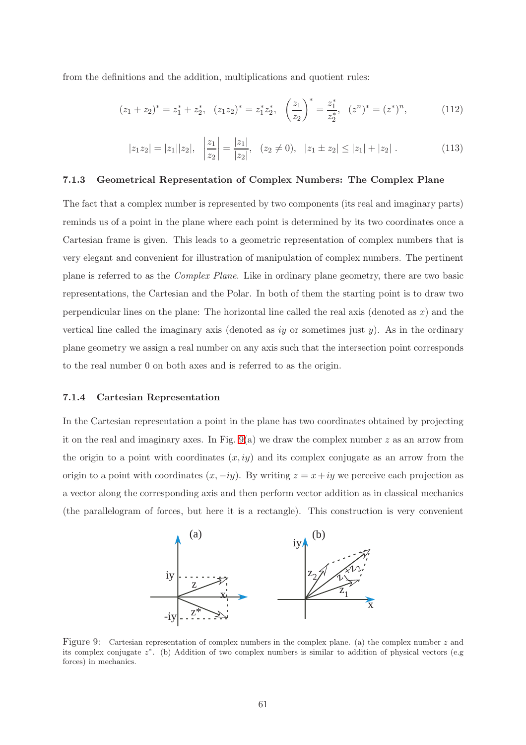from the definitions and the addition, multiplications and quotient rules:

$$(z_1 + z_2)^* = z_1^* + z_2^*, \quad (z_1 z_2)^* = z_1^* z_2^*, \quad \left(\frac{z_1}{z_2}\right)^* = \frac{z_1^*}{z_2^*}, \quad (z^n)^* = (z^*)^n, \tag{112}$$

$$|z_1 z_2| = |z_1||z_2|, \quad \left|\frac{z_1}{z_2}\right| = \frac{|z_1|}{|z_2|}, \quad (z_2 \neq 0), \quad |z_1 \pm z_2| \leq |z_1| + |z_2| \; . \tag{113}$$

### 7.1.3 Geometrical Representation of Complex Numbers: The Complex Plane

The fact that a complex number is represented by two components (its real and imaginary parts) reminds us of a point in the plane where each point is determined by its two coordinates once a Cartesian frame is given. This leads to a geometric representation of complex numbers that is very elegant and convenient for illustration of manipulation of complex numbers. The pertinent plane is referred to as the *Complex Plane*. Like in ordinary plane geometry, there are two basic representations, the Cartesian and the Polar. In both of them the starting point is to draw two perpendicular lines on the plane: The horizontal line called the real axis (denoted as $x$) and the vertical line called the imaginary axis (denoted as $iy$ or sometimes just $y$). As in the ordinary plane geometry we assign a real number on any axis such that the intersection point corresponds to the real number 0 on both axes and is referred to as the origin.

### 7.1.4 Cartesian Representation

In the Cartesian representation a point in the plane has two coordinates obtained by projecting it on the real and imaginary axes. In Fig. 9(a) we draw the complex number $z$ as an arrow from the origin to a point with coordinates $(x, iy)$ and its complex conjugate as an arrow from the origin to a point with coordinates $(x, -iy)$. By writing $z = x + iy$ we perceive each projection as a vector along the corresponding axis and then perform vector addition as in classical mechanics (the parallelogram of forces, but here it is a rectangle). This construction is very convenient

Figure 9: Cartesian representation of complex numbers in the complex plane. (a) the complex number $z$ and its complex conjugate $z^*$. (b) Addition of two complex numbers is similar to addition of physical vectors (e.g forces) in mechanics.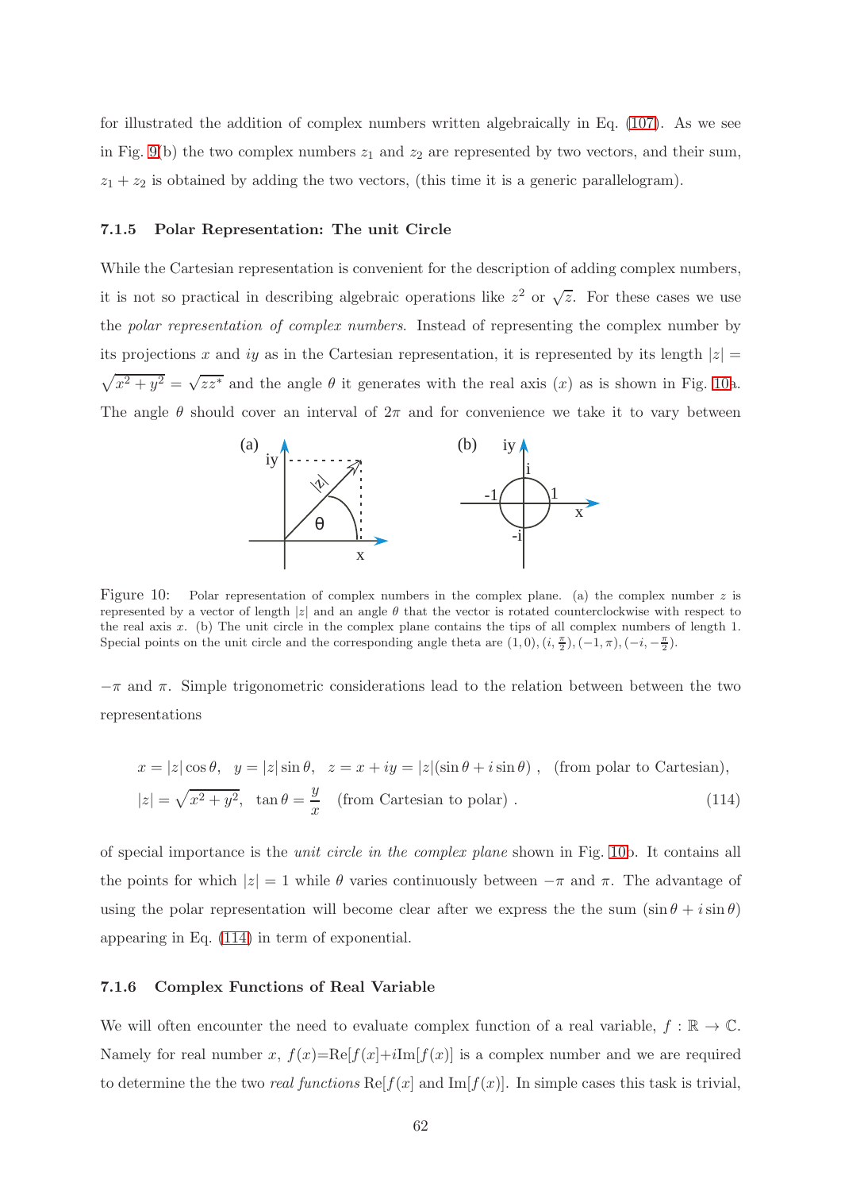for illustrated the addition of complex numbers written algebraically in Eq. (107). As we see in Fig. 9(b) the two complex numbers $z_1$ and $z_2$ are represented by two vectors, and their sum, $z_1 + z_2$ is obtained by adding the two vectors, (this time it is a generic parallelogram).

### 7.1.5 Polar Representation: The unit Circle

While the Cartesian representation is convenient for the description of adding complex numbers, it is not so practical in describing algebraic operations like $z^2$ or $\sqrt{z}$. For these cases we use the *polar representation of complex numbers*. Instead of representing the complex number by its projections $x$ and $iy$ as in the Cartesian representation, it is represented by its length $|z| = \sqrt{x^2+y^2} = \sqrt{zz^*}$ and the angle $\theta$ it generates with the real axis ($x$) as is shown in Fig. 10a. The angle $\theta$ should cover an interval of $2\pi$ and for convenience we take it to vary between $-\pi$ and $\pi$. Simple trigonometric considerations lead to the relation between between the two representations

Figure 10: Polar representation of complex numbers in the complex plane. (a) the complex number $z$ is represented by a vector of length $|z|$ and an angle $\theta$ that the vector is rotated counterclockwise with respect to the real axis $x$. (b) The unit circle in the complex plane contains the tips of all complex numbers of length 1. Special points on the unit circle and the corresponding angle theta are $(1, 0), (i, \frac{\pi}{2}), (-1, \pi), (-i, -\frac{\pi}{2})$.

$$
\begin{aligned}
&x = |z|\cos\theta, \quad y = |z|\sin\theta, \quad z = x + iy = |z|(\sin\theta + i\sin\theta)\ , \quad \text{(from polar to Cartesian)}, \\
&|z| = \sqrt{x^2+y^2}, \quad \tan\theta = \frac{y}{x} \quad \text{(from Cartesian to polar)}\ . \qquad (114)
\end{aligned}
$$

of special importance is the *unit circle in the complex plane* shown in Fig. 10b. It contains all the points for which $|z| = 1$ while $\theta$ varies continuously between $-\pi$ and $\pi$. The advantage of using the polar representation will become clear after we express the the sum $(\sin\theta + i\sin\theta)$ appearing in Eq. (114) in term of exponential.

### 7.1.6 Complex Functions of Real Variable

We will often encounter the need to evaluate complex function of a real variable, $f : \mathbb{R} \to \mathbb{C}$. Namely for real number $x$, $f(x)$=Re$[f(x]$+$i$Im$[f(x)]$ is a complex number and we are required to determine the the two *real functions* Re$[f(x]$ and Im$[f(x)]$. In simple cases this task is trivial,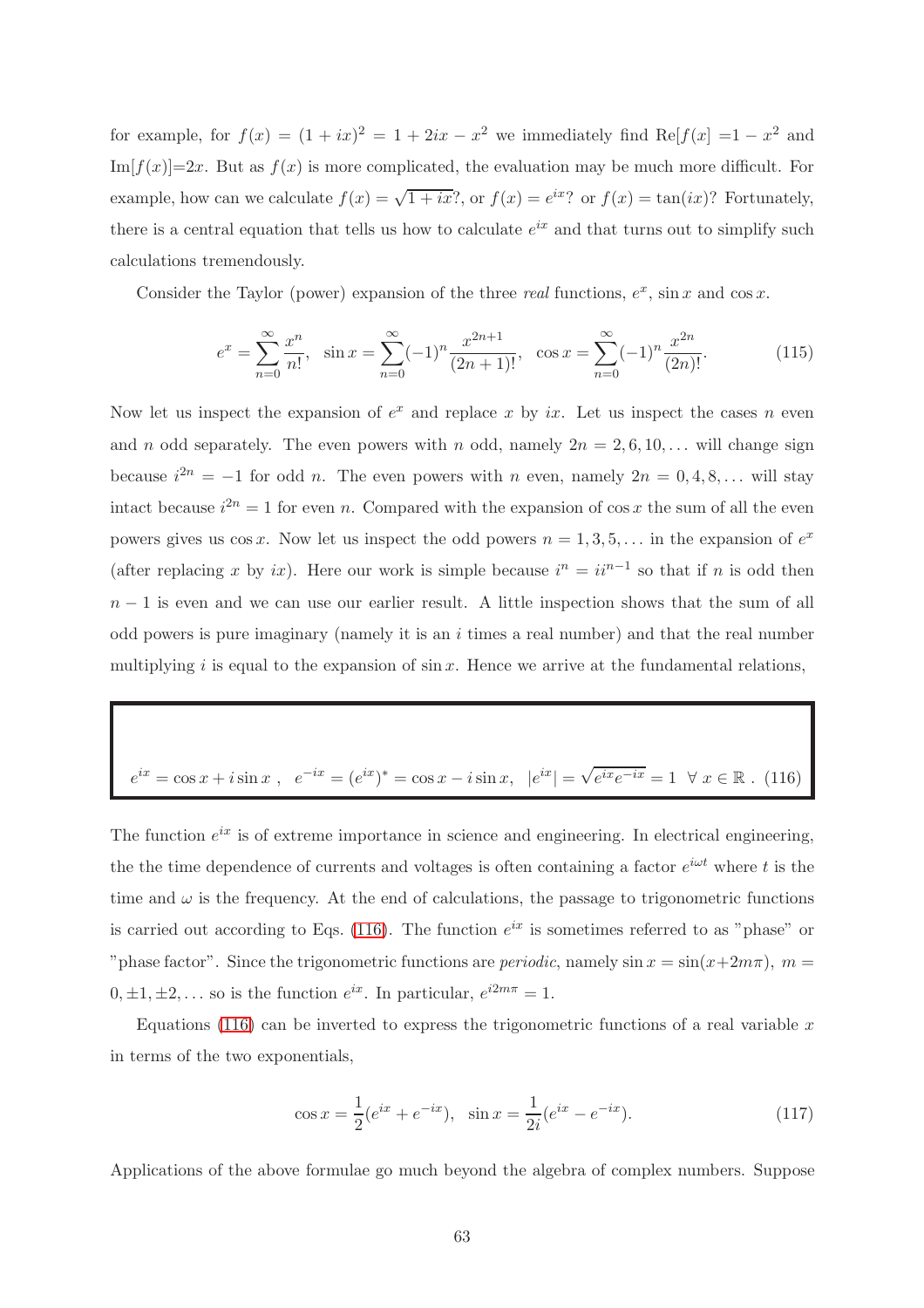for example, for $f(x) = (1 + ix)^2 = 1 + 2ix - x^2$ we immediately find Re$[f(x]$ =$1 - x^2$ and Im$[f(x)]$=$2x$. But as $f(x)$ is more complicated, the evaluation may be much more difficult. For example, how can we calculate $f(x) = \sqrt{1 + ix}$?, or $f(x) = e^{ix}$? or $f(x) = \tan(ix)$? Fortunately, there is a central equation that tells us how to calculate $e^{ix}$ and that turns out to simplify such calculations tremendously.

Consider the Taylor (power) expansion of the three *real* functions, $e^x$, $\sin x$ and $\cos x$.

$$e^x = \sum_{n=0}^{\infty} \frac{x^n}{n!}, \quad \sin x = \sum_{n=0}^{\infty} (-1)^n \frac{x^{2n+1}}{(2n+1)!}, \quad \cos x = \sum_{n=0}^{\infty} (-1)^n \frac{x^{2n}}{(2n)!}. \tag{115}$$

Now let us inspect the expansion of $e^x$ and replace $x$ by $ix$. Let us inspect the cases $n$ even and $n$ odd separately. The even powers with $n$ odd, namely $2n = 2, 6, 10, \ldots$ will change sign because $i^{2n} = -1$ for odd $n$. The even powers with $n$ even, namely $2n = 0, 4, 8, \ldots$ will stay intact because $i^{2n} = 1$ for even $n$. Compared with the expansion of $\cos x$ the sum of all the even powers gives us $\cos x$. Now let us inspect the odd powers $n = 1, 3, 5, \ldots$ in the expansion of $e^x$ (after replacing $x$ by $ix$). Here our work is simple because $i^n = ii^{n-1}$ so that if $n$ is odd then $n - 1$ is even and we can use our earlier result. A little inspection shows that the sum of all odd powers is pure imaginary (namely it is an $i$ times a real number) and that the real number multiplying $i$ is equal to the expansion of $\sin x$. Hence we arrive at the fundamental relations,

$$e^{ix} = \cos x + i \sin x \ , \quad e^{-ix} = (e^{ix})^* = \cos x - i \sin x, \quad |e^{ix}| = \sqrt{e^{ix} e^{-ix}} = 1 \ \ \forall \ x \in \mathbb{R} \ . \tag{116}$$

The function $e^{ix}$ is of extreme importance in science and engineering. In electrical engineering, the the time dependence of currents and voltages is often containing a factor $e^{i\omega t}$ where $t$ is the time and $\omega$ is the frequency. At the end of calculations, the passage to trigonometric functions is carried out according to Eqs. (116). The function $e^{ix}$ is sometimes referred to as "phase" or "phase factor". Since the trigonometric functions are *periodic*, namely $\sin x = \sin(x + 2m\pi)$, $m = 0, \pm 1, \pm 2, \ldots$ so is the function $e^{ix}$. In particular, $e^{i2m\pi} = 1$.

Equations (116) can be inverted to express the trigonometric functions of a real variable $x$ in terms of the two exponentials,

$$\cos x = \frac{1}{2}(e^{ix} + e^{-ix}), \quad \sin x = \frac{1}{2i}(e^{ix} - e^{-ix}). \tag{117}$$

Applications of the above formulae go much beyond the algebra of complex numbers. Suppose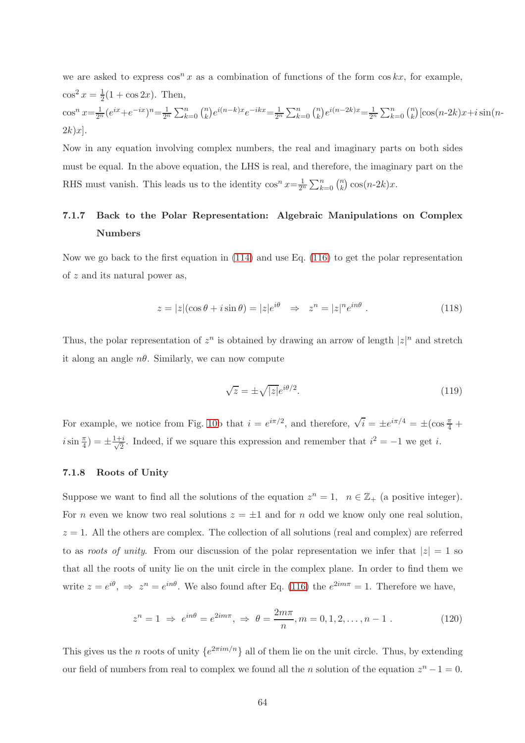we are asked to express $\cos^n x$ as a combination of functions of the form $\cos kx$, for example, $\cos^2 x = \frac{1}{2}(1 + \cos 2x)$. Then,

$\cos^n x = \frac{1}{2^n}(e^{ix} + e^{-ix})^n = \frac{1}{2^n}\sum_{k=0}^{n}\binom{n}{k}e^{i(n-k)x}e^{-ikx} = \frac{1}{2^n}\sum_{k=0}^{n}\binom{n}{k}e^{i(n-2k)x} = \frac{1}{2^n}\sum_{k=0}^{n}\binom{n}{k}[\cos(n\text{-}2k)x + i\sin(n\text{-}2k)x]$.

Now in any equation involving complex numbers, the real and imaginary parts on both sides must be equal. In the above equation, the LHS is real, and therefore, the imaginary part on the RHS must vanish. This leads us to the identity $\cos^n x = \frac{1}{2^n}\sum_{k=0}^{n}\binom{n}{k}\cos(n\text{-}2k)x$.

### 7.1.7 Back to the Polar Representation: Algebraic Manipulations on Complex Numbers

Now we go back to the first equation in (114) and use Eq. (116) to get the polar representation of $z$ and its natural power as,

$$z = |z|(\cos\theta + i\sin\theta) = |z|e^{i\theta} \quad \Rightarrow \quad z^n = |z|^n e^{in\theta} \; . \tag{118}$$

Thus, the polar representation of $z^n$ is obtained by drawing an arrow of length $|z|^n$ and stretch it along an angle $n\theta$. Similarly, we can now compute

$$\sqrt{z} = \pm\sqrt{|z|}e^{i\theta/2}. \tag{119}$$

For example, we notice from Fig. 10b that $i = e^{i\pi/2}$, and therefore, $\sqrt{i} = \pm e^{i\pi/4} = \pm(\cos\frac{\pi}{4} + i\sin\frac{\pi}{4}) = \pm\frac{1+i}{\sqrt{2}}$. Indeed, if we square this expression and remember that $i^2 = -1$ we get $i$.

### 7.1.8 Roots of Unity

Suppose we want to find all the solutions of the equation $z^n = 1, \;\; n \in \mathbb{Z}_+$ (a positive integer). For $n$ even we know two real solutions $z = \pm 1$ and for $n$ odd we know only one real solution, $z = 1$. All the others are complex. The collection of all solutions (real and complex) are referred to as *roots of unity*. From our discussion of the polar representation we infer that $|z| = 1$ so that all the roots of unity lie on the unit circle in the complex plane. In order to find them we write $z = e^{i\theta}, \Rightarrow \; z^n = e^{in\theta}$. We also found after Eq. (116) the $e^{2im\pi} = 1$. Therefore we have,

$$z^n = 1 \;\Rightarrow\; e^{in\theta} = e^{2im\pi}, \;\Rightarrow\; \theta = \frac{2m\pi}{n}, m = 0, 1, 2, \ldots, n-1 \; . \tag{120}$$

This gives us the $n$ roots of unity $\{e^{2\pi im/n}\}$ all of them lie on the unit circle. Thus, by extending our field of numbers from real to complex we found all the $n$ solution of the equation $z^n - 1 = 0$.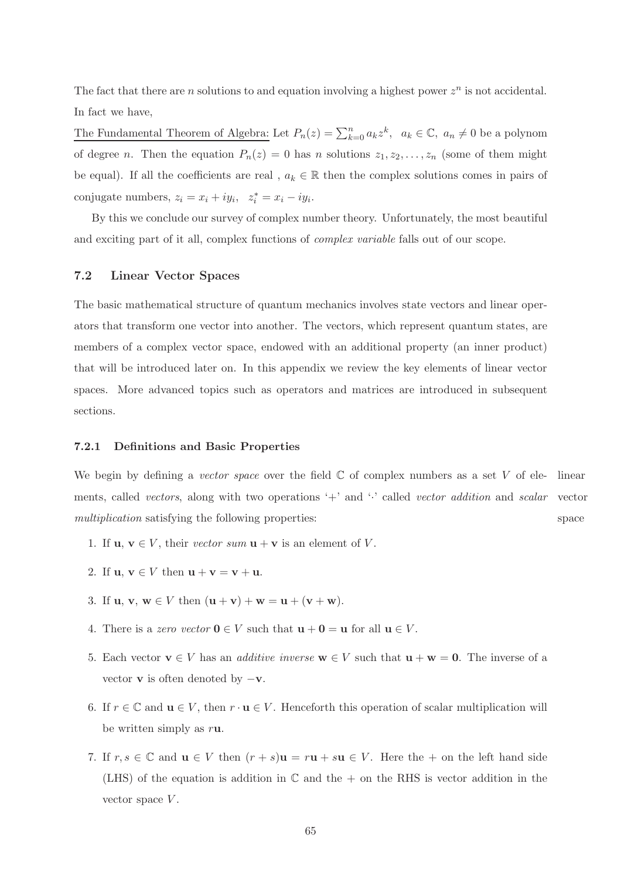The fact that there are $n$ solutions to and equation involving a highest power $z^n$ is not accidental. In fact we have,

The Fundamental Theorem of Algebra: Let $P_n(z) = \sum_{k=0}^{n} a_k z^k, \;\; a_k \in \mathbb{C}, \; a_n \neq 0$ be a polynom of degree $n$. Then the equation $P_n(z) = 0$ has $n$ solutions $z_1, z_2, \ldots, z_n$ (some of them might be equal). If all the coefficients are real , $a_k \in \mathbb{R}$ then the complex solutions comes in pairs of conjugate numbers, $z_i = x_i + iy_i, \;\; z_i^* = x_i - iy_i$.

By this we conclude our survey of complex number theory. Unfortunately, the most beautiful and exciting part of it all, complex functions of *complex variable* falls out of our scope.

## 7.2 Linear Vector Spaces

The basic mathematical structure of quantum mechanics involves state vectors and linear operators that transform one vector into another. The vectors, which represent quantum states, are members of a complex vector space, endowed with an additional property (an inner product) that will be introduced later on. In this appendix we review the key elements of linear vector spaces. More advanced topics such as operators and matrices are introduced in subsequent sections.

### 7.2.1 Definitions and Basic Properties

linear vector space

We begin by defining a *vector space* over the field $\mathbb{C}$ of complex numbers as a set $V$ of elements, called *vectors*, along with two operations '+' and '·' called *vector addition* and *scalar multiplication* satisfying the following properties:

1. If $\mathbf{u}, \, \mathbf{v} \in V$, their *vector sum* $\mathbf{u} + \mathbf{v}$ is an element of $V$.
2. If $\mathbf{u}, \, \mathbf{v} \in V$ then $\mathbf{u} + \mathbf{v} = \mathbf{v} + \mathbf{u}$.
3. If $\mathbf{u}, \, \mathbf{v}, \, \mathbf{w} \in V$ then $(\mathbf{u} + \mathbf{v}) + \mathbf{w} = \mathbf{u} + (\mathbf{v} + \mathbf{w})$.
4. There is a *zero vector* $\mathbf{0} \in V$ such that $\mathbf{u} + \mathbf{0} = \mathbf{u}$ for all $\mathbf{u} \in V$.
5. Each vector $\mathbf{v} \in V$ has an *additive inverse* $\mathbf{w} \in V$ such that $\mathbf{u} + \mathbf{w} = \mathbf{0}$. The inverse of a vector $\mathbf{v}$ is often denoted by $-\mathbf{v}$.
6. If $r \in \mathbb{C}$ and $\mathbf{u} \in V$, then $r \cdot \mathbf{u} \in V$. Henceforth this operation of scalar multiplication will be written simply as $r\mathbf{u}$.
7. If $r, s \in \mathbb{C}$ and $\mathbf{u} \in V$ then $(r + s)\mathbf{u} = r\mathbf{u} + s\mathbf{u} \in V$. Here the + on the left hand side (LHS) of the equation is addition in $\mathbb{C}$ and the + on the RHS is vector addition in the vector space $V$.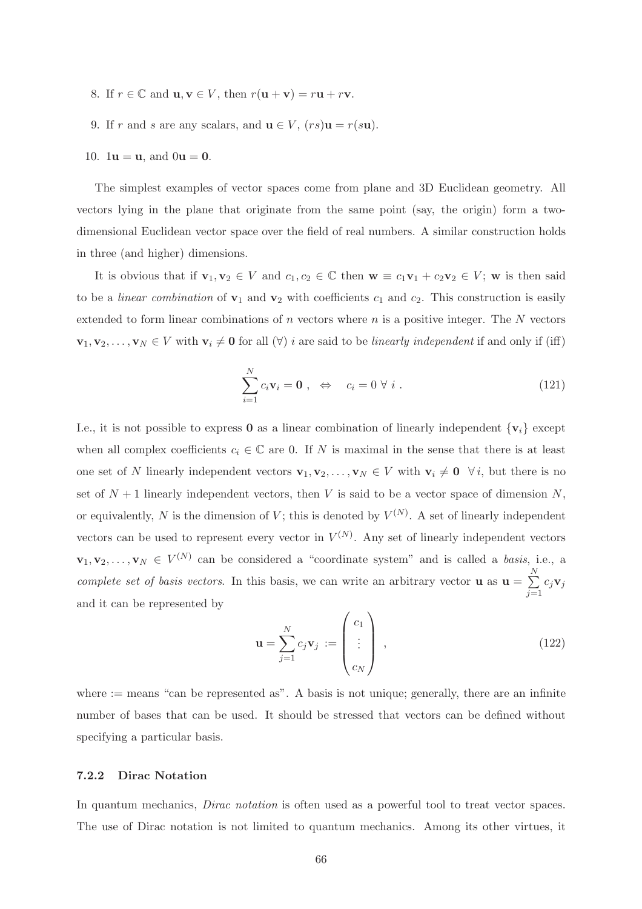8. If $r \in \mathbb{C}$ and $\mathbf{u}, \mathbf{v} \in V$, then $r(\mathbf{u} + \mathbf{v}) = r\mathbf{u} + r\mathbf{v}$.

9. If $r$ and $s$ are any scalars, and $\mathbf{u} \in V$, $(rs)\mathbf{u} = r(s\mathbf{u})$.

10. $1\mathbf{u} = \mathbf{u}$, and $0\mathbf{u} = \mathbf{0}$.

The simplest examples of vector spaces come from plane and 3D Euclidean geometry. All vectors lying in the plane that originate from the same point (say, the origin) form a two-dimensional Euclidean vector space over the field of real numbers. A similar construction holds in three (and higher) dimensions.

It is obvious that if $\mathbf{v}_1, \mathbf{v}_2 \in V$ and $c_1, c_2 \in \mathbb{C}$ then $\mathbf{w} \equiv c_1\mathbf{v}_1 + c_2\mathbf{v}_2 \in V$; $\mathbf{w}$ is then said to be a *linear combination* of $\mathbf{v}_1$ and $\mathbf{v}_2$ with coefficients $c_1$ and $c_2$. This construction is easily extended to form linear combinations of $n$ vectors where $n$ is a positive integer. The $N$ vectors $\mathbf{v}_1, \mathbf{v}_2, \ldots, \mathbf{v}_N \in V$ with $\mathbf{v}_i \neq \mathbf{0}$ for all ($\forall$) $i$ are said to be *linearly independent* if and only if (iff)

$$\sum_{i=1}^{N} c_i \mathbf{v}_i = \mathbf{0} \ , \quad \Leftrightarrow \quad c_i = 0 \ \forall \ i \ . \tag{121}$$

I.e., it is not possible to express $\mathbf{0}$ as a linear combination of linearly independent $\{\mathbf{v}_i\}$ except when all complex coefficients $c_i \in \mathbb{C}$ are 0. If $N$ is maximal in the sense that there is at least one set of $N$ linearly independent vectors $\mathbf{v}_1, \mathbf{v}_2, \ldots, \mathbf{v}_N \in V$ with $\mathbf{v}_i \neq \mathbf{0} \ \ \forall i$, but there is no set of $N+1$ linearly independent vectors, then $V$ is said to be a vector space of dimension $N$, or equivalently, $N$ is the dimension of $V$; this is denoted by $V^{(N)}$. A set of linearly independent vectors can be used to represent every vector in $V^{(N)}$. Any set of linearly independent vectors $\mathbf{v}_1, \mathbf{v}_2, \ldots, \mathbf{v}_N \in V^{(N)}$ can be considered a "coordinate system" and is called a *basis*, i.e., a *complete set of basis vectors*. In this basis, we can write an arbitrary vector $\mathbf{u}$ as $\mathbf{u} = \sum_{j=1}^{N} c_j \mathbf{v}_j$ and it can be represented by

$$\mathbf{u} = \sum_{j=1}^{N} c_j \mathbf{v}_j \ := \begin{pmatrix} c_1 \\ \vdots \\ c_N \end{pmatrix} \ , \tag{122}$$

where := means "can be represented as". A basis is not unique; generally, there are an infinite number of bases that can be used. It should be stressed that vectors can be defined without specifying a particular basis.

### 7.2.2 Dirac Notation

In quantum mechanics, *Dirac notation* is often used as a powerful tool to treat vector spaces. The use of Dirac notation is not limited to quantum mechanics. Among its other virtues, it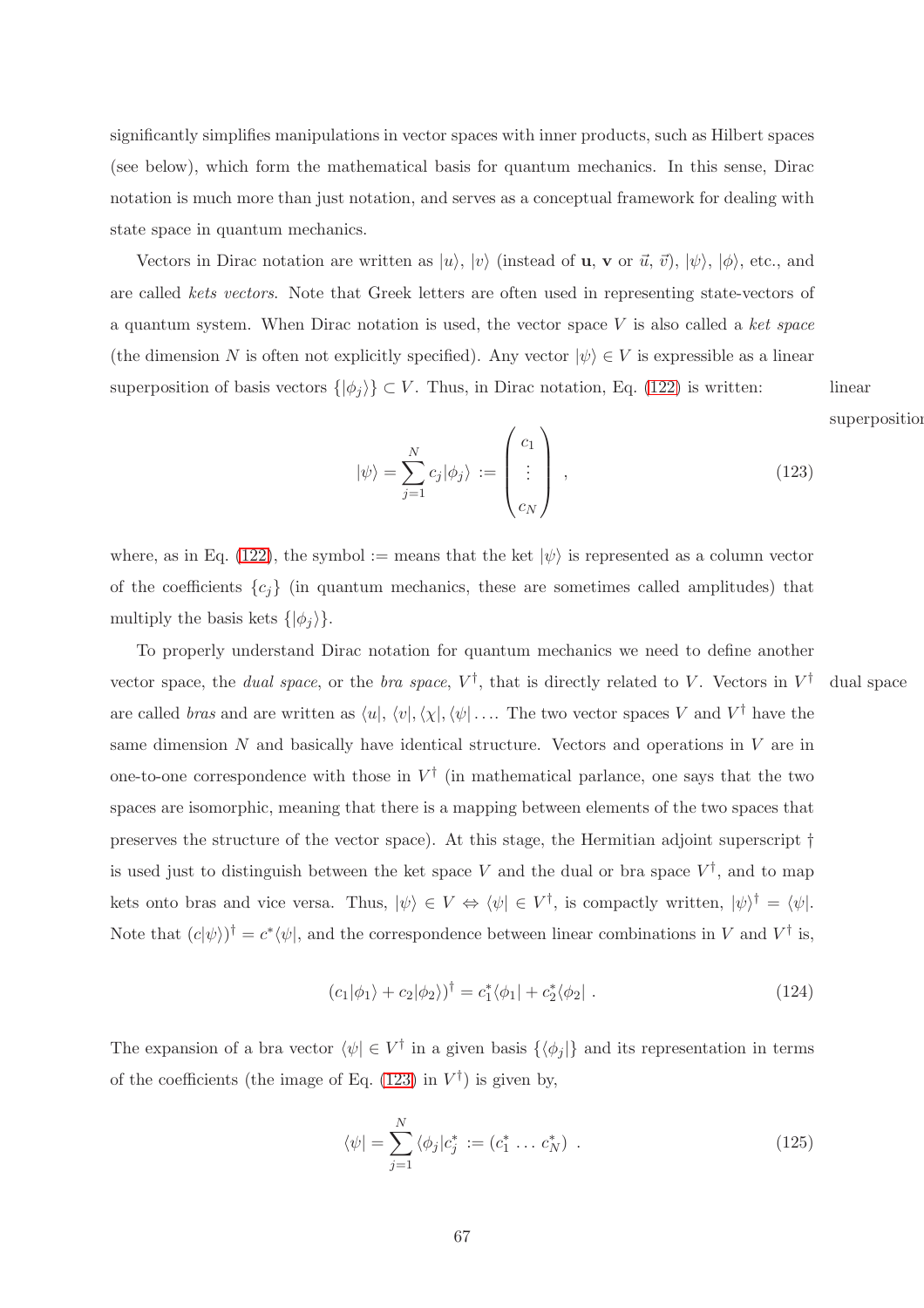significantly simplifies manipulations in vector spaces with inner products, such as Hilbert spaces (see below), which form the mathematical basis for quantum mechanics. In this sense, Dirac notation is much more than just notation, and serves as a conceptual framework for dealing with state space in quantum mechanics.

Vectors in Dirac notation are written as $|u\rangle$, $|v\rangle$ (instead of $\mathbf{u}$, $\mathbf{v}$ or $\vec{u}$, $\vec{v}$), $|\psi\rangle$, $|\phi\rangle$, etc., and are called *kets vectors*. Note that Greek letters are often used in representing state-vectors of a quantum system. When Dirac notation is used, the vector space $V$ is also called a *ket space* (the dimension $N$ is often not explicitly specified). Any vector $|\psi\rangle \in V$ is expressible as a linear superposition of basis vectors $\{|\phi_j\rangle\} \subset V$. Thus, in Dirac notation, Eq. (122) is written:

linear superposition

$$|\psi\rangle = \sum_{j=1}^{N} c_j |\phi_j\rangle := \begin{pmatrix} c_1 \\ \vdots \\ c_N \end{pmatrix} , \tag{123}$$

where, as in Eq. (122), the symbol $:=$ means that the ket $|\psi\rangle$ is represented as a column vector of the coefficients $\{c_j\}$ (in quantum mechanics, these are sometimes called amplitudes) that multiply the basis kets $\{|\phi_j\rangle\}$.

To properly understand Dirac notation for quantum mechanics we need to define another vector space, the *dual space*, or the *bra space*, $V^\dagger$, that is directly related to $V$. Vectors in $V^\dagger$ are called *bras* and are written as $\langle u|$, $\langle v|, \langle\chi|, \langle\psi| \ldots$ The two vector spaces $V$ and $V^\dagger$ have the same dimension $N$ and basically have identical structure. Vectors and operations in $V$ are in one-to-one correspondence with those in $V^\dagger$ (in mathematical parlance, one says that the two spaces are isomorphic, meaning that there is a mapping between elements of the two spaces that preserves the structure of the vector space). At this stage, the Hermitian adjoint superscript $\dagger$ is used just to distinguish between the ket space $V$ and the dual or bra space $V^\dagger$, and to map kets onto bras and vice versa. Thus, $|\psi\rangle \in V \Leftrightarrow \langle\psi| \in V^\dagger$, is compactly written, $|\psi\rangle^\dagger = \langle\psi|$. Note that $(c|\psi\rangle)^\dagger = c^*\langle\psi|$, and the correspondence between linear combinations in $V$ and $V^\dagger$ is,

dual space

$$(c_1|\phi_1\rangle + c_2|\phi_2\rangle)^\dagger = c_1^*\langle\phi_1| + c_2^*\langle\phi_2| \; . \tag{124}$$

The expansion of a bra vector $\langle\psi| \in V^\dagger$ in a given basis $\{\langle\phi_j|\}$ and its representation in terms of the coefficients (the image of Eq. (123) in $V^\dagger$) is given by,

$$\langle\psi| = \sum_{j=1}^{N} \langle\phi_j| c_j^* := (c_1^* \ldots c_N^*) \; . \tag{125}$$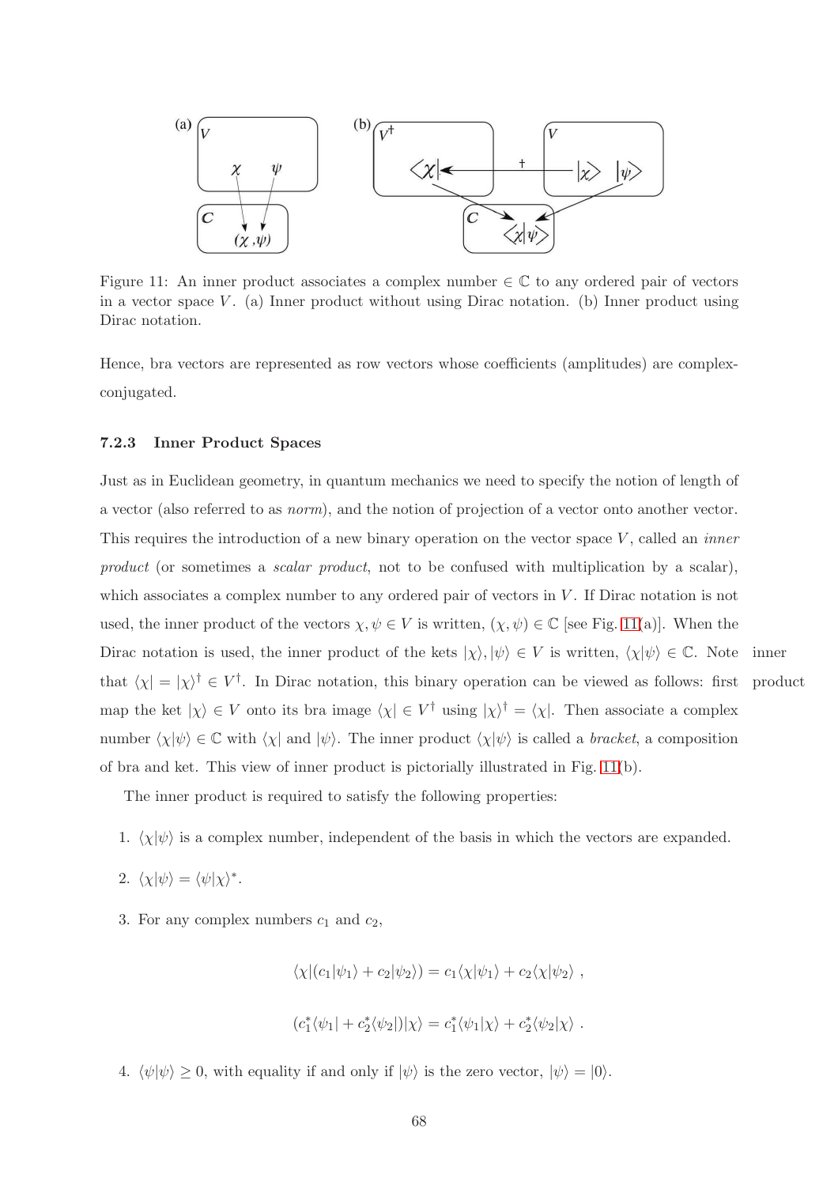Figure 11: An inner product associates a complex number $\in \mathbb{C}$ to any ordered pair of vectors in a vector space $V$. (a) Inner product without using Dirac notation. (b) Inner product using Dirac notation.

Hence, bra vectors are represented as row vectors whose coefficients (amplitudes) are complex-conjugated.

### 7.2.3 Inner Product Spaces

Just as in Euclidean geometry, in quantum mechanics we need to specify the notion of length of a vector (also referred to as *norm*), and the notion of projection of a vector onto another vector. This requires the introduction of a new binary operation on the vector space $V$, called an *inner product* (or sometimes a *scalar product*, not to be confused with multiplication by a scalar), which associates a complex number to any ordered pair of vectors in $V$. If Dirac notation is not used, the inner product of the vectors $\chi, \psi \in V$ is written, $(\chi, \psi) \in \mathbb{C}$ [see Fig. 11(a)]. When the Dirac notation is used, the inner product of the kets $|\chi\rangle, |\psi\rangle \in V$ is written, $\langle\chi|\psi\rangle \in \mathbb{C}$. Note that $\langle\chi| = |\chi\rangle^\dagger \in V^\dagger$. In Dirac notation, this binary operation can be viewed as follows: first map the ket $|\chi\rangle \in V$ onto its bra image $\langle\chi| \in V^\dagger$ using $|\chi\rangle^\dagger = \langle\chi|$. Then associate a complex number $\langle\chi|\psi\rangle \in \mathbb{C}$ with $\langle\chi|$ and $|\psi\rangle$. The inner product $\langle\chi|\psi\rangle$ is called a *bracket*, a composition of bra and ket. This view of inner product is pictorially illustrated in Fig. 11(b).

inner product

The inner product is required to satisfy the following properties:

1. $\langle\chi|\psi\rangle$ is a complex number, independent of the basis in which the vectors are expanded.

2. $\langle\chi|\psi\rangle = \langle\psi|\chi\rangle^*$.

3. For any complex numbers $c_1$ and $c_2$,

$$\langle\chi|(c_1|\psi_1\rangle + c_2|\psi_2\rangle) = c_1\langle\chi|\psi_1\rangle + c_2\langle\chi|\psi_2\rangle \ ,$$

$$(c_1^*\langle\psi_1| + c_2^*\langle\psi_2|)|\chi\rangle = c_1^*\langle\psi_1|\chi\rangle + c_2^*\langle\psi_2|\chi\rangle \ .$$

4. $\langle\psi|\psi\rangle \geq 0$, with equality if and only if $|\psi\rangle$ is the zero vector, $|\psi\rangle = |0\rangle$.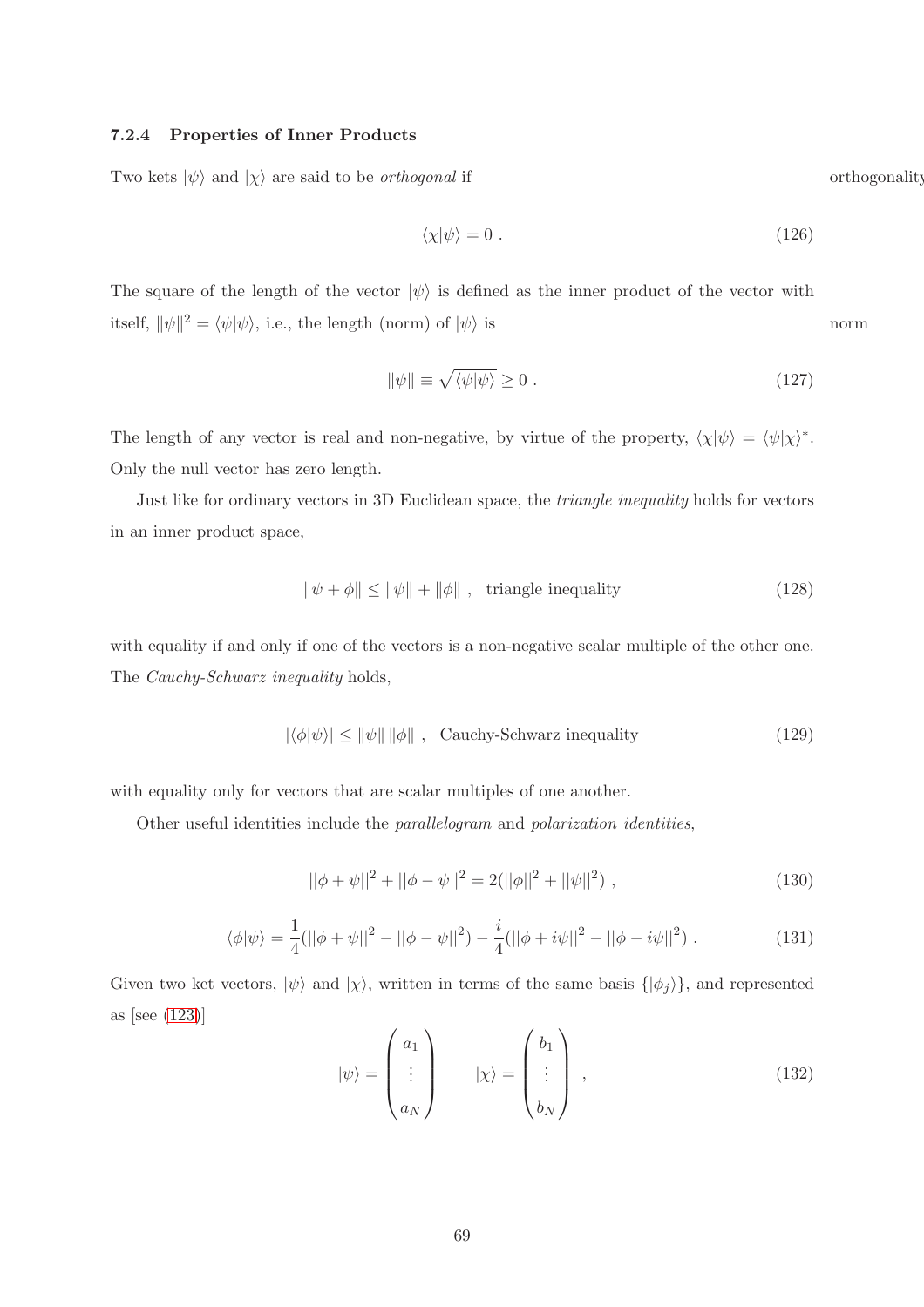### 7.2.4 Properties of Inner Products

Two kets $|\psi\rangle$ and $|\chi\rangle$ are said to be *orthogonal* if

orthogonality

$$\langle\chi|\psi\rangle = 0 \ . \tag{126}$$

The square of the length of the vector $|\psi\rangle$ is defined as the inner product of the vector with itself, $\|\psi\|^2 = \langle\psi|\psi\rangle$, i.e., the length (norm) of $|\psi\rangle$ is

norm

$$\|\psi\| \equiv \sqrt{\langle\psi|\psi\rangle} \geq 0 \ . \tag{127}$$

The length of any vector is real and non-negative, by virtue of the property, $\langle\chi|\psi\rangle = \langle\psi|\chi\rangle^*$. Only the null vector has zero length.

Just like for ordinary vectors in 3D Euclidean space, the *triangle inequality* holds for vectors in an inner product space,

$$\|\psi + \phi\| \leq \|\psi\| + \|\phi\| \ , \quad \text{triangle inequality} \tag{128}$$

with equality if and only if one of the vectors is a non-negative scalar multiple of the other one. The *Cauchy-Schwarz inequality* holds,

$$|\langle\phi|\psi\rangle| \leq \|\psi\| \, \|\phi\| \ , \quad \text{Cauchy-Schwarz inequality} \tag{129}$$

with equality only for vectors that are scalar multiples of one another.

Other useful identities include the *parallelogram* and *polarization identities*,

$$||\phi + \psi||^2 + ||\phi - \psi||^2 = 2(||\phi||^2 + ||\psi||^2) \ , \tag{130}$$

$$\langle\phi|\psi\rangle = \frac{1}{4}(||\phi + \psi||^2 - ||\phi - \psi||^2) - \frac{i}{4}(||\phi + i\psi||^2 - ||\phi - i\psi||^2) \ . \tag{131}$$

Given two ket vectors, $|\psi\rangle$ and $|\chi\rangle$, written in terms of the same basis $\{|\phi_j\rangle\}$, and represented as [see (123)]

$$|\psi\rangle = \begin{pmatrix} a_1 \\ \vdots \\ a_N \end{pmatrix} \qquad |\chi\rangle = \begin{pmatrix} b_1 \\ \vdots \\ b_N \end{pmatrix} \ , \tag{132}$$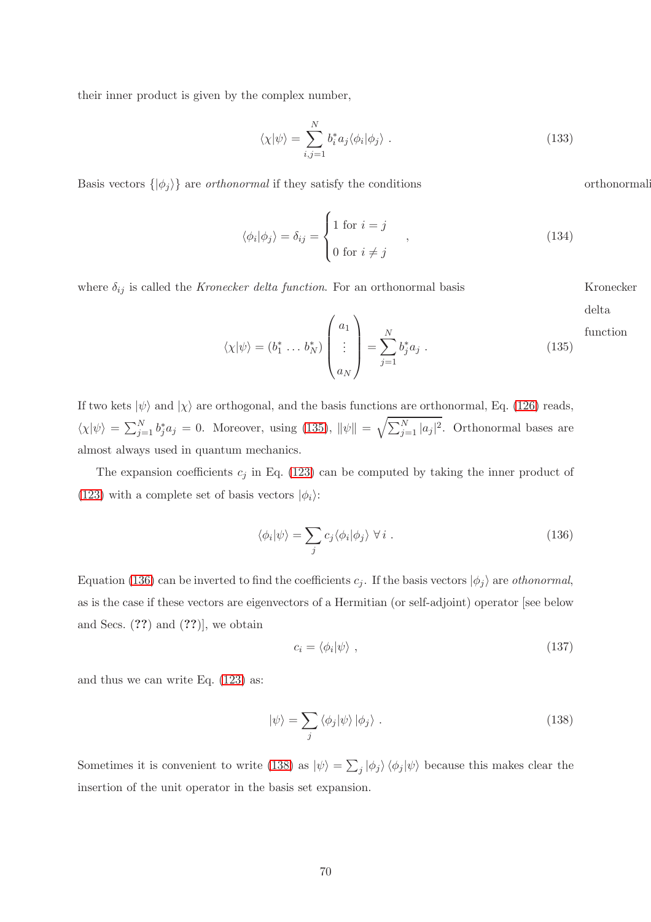their inner product is given by the complex number,

$$\langle\chi|\psi\rangle = \sum_{i,j=1}^{N} b_i^* a_j \langle\phi_i|\phi_j\rangle \ . \tag{133}$$

Basis vectors $\{|\phi_j\rangle\}$ are *orthonormal* if they satisfy the conditions

orthonormali

$$\langle\phi_i|\phi_j\rangle = \delta_{ij} = \begin{cases} 1 \text{ for } i = j \\ 0 \text{ for } i \neq j \end{cases} \ , \tag{134}$$

where $\delta_{ij}$ is called the *Kronecker delta function*. For an orthonormal basis

Kronecker delta function

$$\langle\chi|\psi\rangle = (b_1^* \ldots b_N^*) \begin{pmatrix} a_1 \\ \vdots \\ a_N \end{pmatrix} = \sum_{j=1}^{N} b_j^* a_j \ . \tag{135}$$

If two kets $|\psi\rangle$ and $|\chi\rangle$ are orthogonal, and the basis functions are orthonormal, Eq. (126) reads, $\langle\chi|\psi\rangle = \sum_{j=1}^{N} b_j^* a_j = 0$. Moreover, using (135), $\|\psi\| = \sqrt{\sum_{j=1}^{N} |a_j|^2}$. Orthonormal bases are almost always used in quantum mechanics.

The expansion coefficients $c_j$ in Eq. (123) can be computed by taking the inner product of (123) with a complete set of basis vectors $|\phi_i\rangle$:

$$\langle\phi_i|\psi\rangle = \sum_j c_j \langle\phi_i|\phi_j\rangle \ \forall \, i \ . \tag{136}$$

Equation (136) can be inverted to find the coefficients $c_j$. If the basis vectors $|\phi_j\rangle$ are *othonormal*, as is the case if these vectors are eigenvectors of a Hermitian (or self-adjoint) operator [see below and Secs. (**??**) and (**??**)], we obtain

$$c_i = \langle\phi_i|\psi\rangle \ , \tag{137}$$

and thus we can write Eq. (123) as:

$$|\psi\rangle = \sum_j \langle\phi_j|\psi\rangle \, |\phi_j\rangle \ . \tag{138}$$

Sometimes it is convenient to write (138) as $|\psi\rangle = \sum_j |\phi_j\rangle \langle\phi_j|\psi\rangle$ because this makes clear the insertion of the unit operator in the basis set expansion.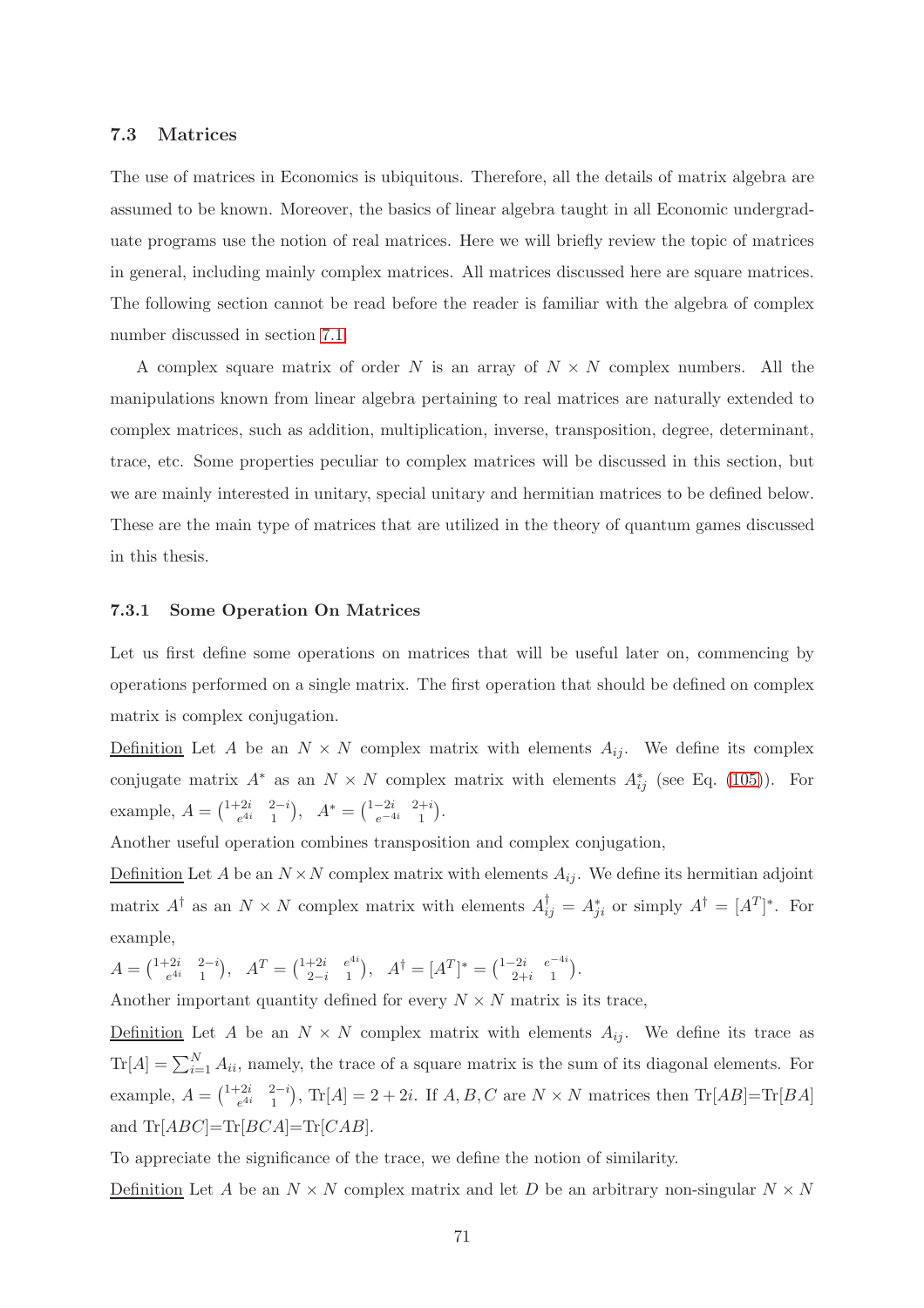### 7.3 Matrices

The use of matrices in Economics is ubiquitous. Therefore, all the details of matrix algebra are assumed to be known. Moreover, the basics of linear algebra taught in all Economic undergraduate programs use the notion of real matrices. Here we will briefly review the topic of matrices in general, including mainly complex matrices. All matrices discussed here are square matrices. The following section cannot be read before the reader is familiar with the algebra of complex number discussed in section 7.1.

A complex square matrix of order $N$ is an array of $N \times N$ complex numbers. All the manipulations known from linear algebra pertaining to real matrices are naturally extended to complex matrices, such as addition, multiplication, inverse, transposition, degree, determinant, trace, etc. Some properties peculiar to complex matrices will be discussed in this section, but we are mainly interested in unitary, special unitary and hermitian matrices to be defined below. These are the main type of matrices that are utilized in the theory of quantum games discussed in this thesis.

#### 7.3.1 Some Operation On Matrices

Let us first define some operations on matrices that will be useful later on, commencing by operations performed on a single matrix. The first operation that should be defined on complex matrix is complex conjugation.

Definition Let $A$ be an $N \times N$ complex matrix with elements $A_{ij}$. We define its complex conjugate matrix $A^*$ as an $N \times N$ complex matrix with elements $A^*_{ij}$ (see Eq. (105)). For example, $A = \begin{pmatrix} 1+2i & 2-i \\ e^{4i} & 1 \end{pmatrix}$, $A^* = \begin{pmatrix} 1-2i & 2+i \\ e^{-4i} & 1 \end{pmatrix}$.

Another useful operation combines transposition and complex conjugation,

Definition Let $A$ be an $N \times N$ complex matrix with elements $A_{ij}$. We define its hermitian adjoint matrix $A^\dagger$ as an $N \times N$ complex matrix with elements $A^\dagger_{ij} = A^*_{ji}$ or simply $A^\dagger = [A^T]^*$. For example,

$A = \begin{pmatrix} 1+2i & 2-i \\ e^{4i} & 1 \end{pmatrix}$, $A^T = \begin{pmatrix} 1+2i & e^{4i} \\ 2-i & 1 \end{pmatrix}$, $A^\dagger = [A^T]^* = \begin{pmatrix} 1-2i & e^{-4i} \\ 2+i & 1 \end{pmatrix}$.

Another important quantity defined for every $N \times N$ matrix is its trace,

Definition Let $A$ be an $N \times N$ complex matrix with elements $A_{ij}$. We define its trace as $\text{Tr}[A] = \sum_{i=1}^{N} A_{ii}$, namely, the trace of a square matrix is the sum of its diagonal elements. For example, $A = \begin{pmatrix} 1+2i & 2-i \\ e^{4i} & 1 \end{pmatrix}$, $\text{Tr}[A] = 2 + 2i$. If $A, B, C$ are $N \times N$ matrices then $\text{Tr}[AB]$=$\text{Tr}[BA]$ and $\text{Tr}[ABC]$=$\text{Tr}[BCA]$=$\text{Tr}[CAB]$.

To appreciate the significance of the trace, we define the notion of similarity.

Definition Let $A$ be an $N \times N$ complex matrix and let $D$ be an arbitrary non-singular $N \times N$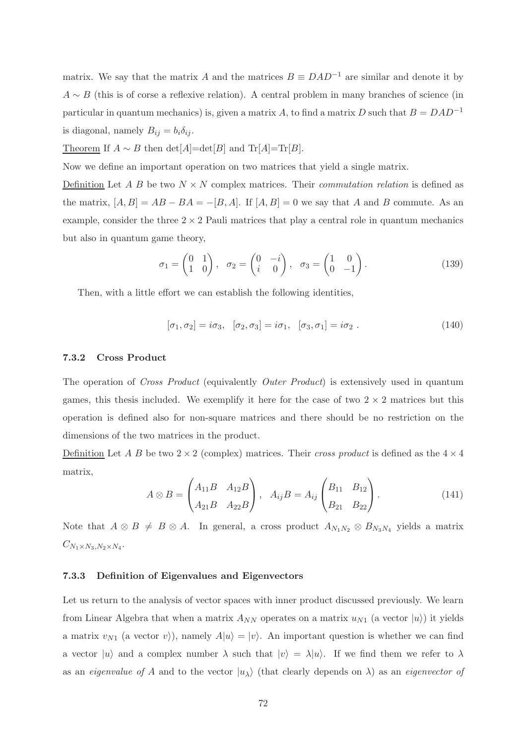matrix. We say that the matrix $A$ and the matrices $B \equiv DAD^{-1}$ are similar and denote it by $A \sim B$ (this is of corse a reflexive relation). A central problem in many branches of science (in particular in quantum mechanics) is, given a matrix $A$, to find a matrix $D$ such that $B = DAD^{-1}$ is diagonal, namely $B_{ij} = b_i \delta_{ij}$.

Theorem If $A \sim B$ then det[$A$]=det[$B$] and Tr[$A$]=Tr[$B$].

Now we define an important operation on two matrices that yield a single matrix.

Definition Let $A$ $B$ be two $N \times N$ complex matrices. Their *commutation relation* is defined as the matrix, $[A, B] = AB - BA = -[B, A]$. If $[A, B] = 0$ we say that $A$ and $B$ commute. As an example, consider the three $2 \times 2$ Pauli matrices that play a central role in quantum mechanics but also in quantum game theory,

$$\sigma_1 = \begin{pmatrix} 0 & 1 \\ 1 & 0 \end{pmatrix}, \quad \sigma_2 = \begin{pmatrix} 0 & -i \\ i & 0 \end{pmatrix}, \quad \sigma_3 = \begin{pmatrix} 1 & 0 \\ 0 & -1 \end{pmatrix}. \tag{139}$$

Then, with a little effort we can establish the following identities,

$$[\sigma_1, \sigma_2] = i\sigma_3, \quad [\sigma_2, \sigma_3] = i\sigma_1, \quad [\sigma_3, \sigma_1] = i\sigma_2 \ . \tag{140}$$

### 7.3.2 Cross Product

The operation of *Cross Product* (equivalently *Outer Product*) is extensively used in quantum games, this thesis included. We exemplify it here for the case of two $2 \times 2$ matrices but this operation is defined also for non-square matrices and there should be no restriction on the dimensions of the two matrices in the product.

Definition Let $A$ $B$ be two $2 \times 2$ (complex) matrices. Their *cross product* is defined as the $4 \times 4$ matrix,

$$A \otimes B = \begin{pmatrix} A_{11}B & A_{12}B \\ A_{21}B & A_{22}B \end{pmatrix}, \quad A_{ij}B = A_{ij} \begin{pmatrix} B_{11} & B_{12} \\ B_{21} & B_{22} \end{pmatrix}. \tag{141}$$

Note that $A \otimes B \neq B \otimes A$. In general, a cross product $A_{N_1 N_2} \otimes B_{N_3 N_4}$ yields a matrix $C_{N_1 \times N_3, N_2 \times N_4}$.

### 7.3.3 Definition of Eigenvalues and Eigenvectors

Let us return to the analysis of vector spaces with inner product discussed previously. We learn from Linear Algebra that when a matrix $A_{NN}$ operates on a matrix $u_{N1}$ (a vector $|u\rangle$) it yields a matrix $v_{N1}$ (a vector $v\rangle$), namely $A|u\rangle = |v\rangle$. An important question is whether we can find a vector $|u\rangle$ and a complex number $\lambda$ such that $|v\rangle = \lambda|u\rangle$. If we find them we refer to $\lambda$ as an *eigenvalue of* $A$ and to the vector $|u_\lambda\rangle$ (that clearly depends on $\lambda$) as an *eigenvector of*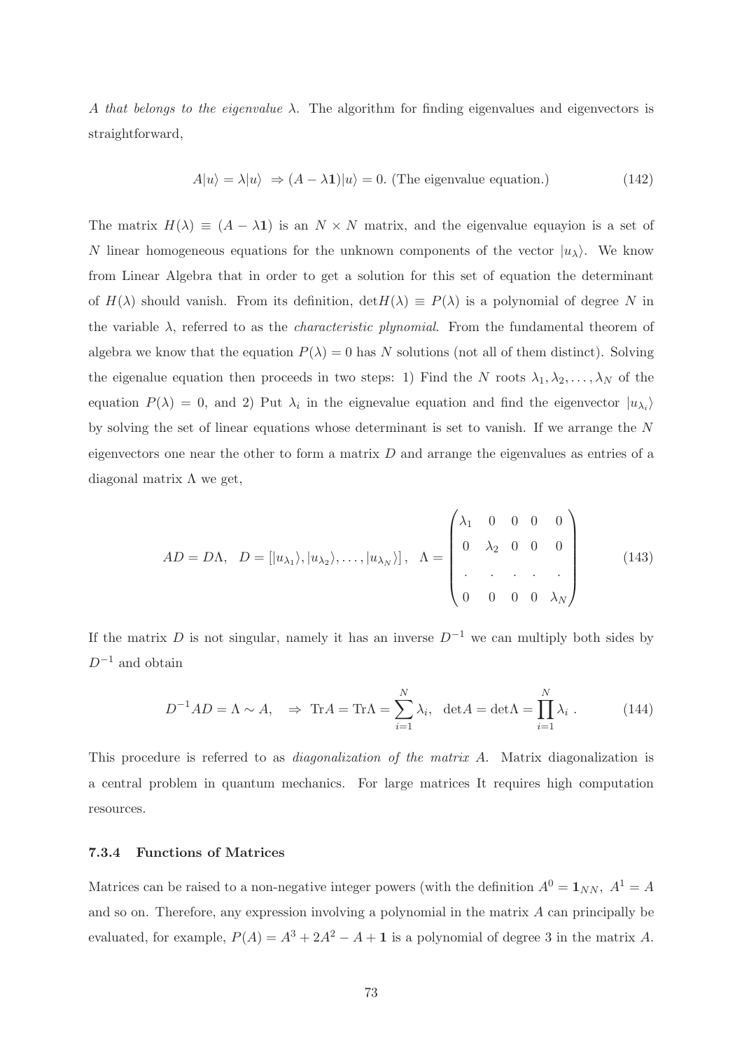*A that belongs to the eigenvalue* $\lambda$. The algorithm for finding eigenvalues and eigenvectors is straightforward,

$$A|u\rangle = \lambda|u\rangle \;\Rightarrow (A - \lambda\mathbf{1})|u\rangle = 0. \text{ (The eigenvalue equation.)} \tag{142}$$

The matrix $H(\lambda) \equiv (A - \lambda\mathbf{1})$ is an $N \times N$ matrix, and the eigenvalue equayion is a set of $N$ linear homogeneous equations for the unknown components of the vector $|u_\lambda\rangle$. We know from Linear Algebra that in order to get a solution for this set of equation the determinant of $H(\lambda)$ should vanish. From its definition, $\det H(\lambda) \equiv P(\lambda)$ is a polynomial of degree $N$ in the variable $\lambda$, referred to as the *characteristic plynomial*. From the fundamental theorem of algebra we know that the equation $P(\lambda) = 0$ has $N$ solutions (not all of them distinct). Solving the eigenalue equation then proceeds in two steps: 1) Find the $N$ roots $\lambda_1, \lambda_2, \ldots, \lambda_N$ of the equation $P(\lambda) = 0$, and 2) Put $\lambda_i$ in the eignevalue equation and find the eigenvector $|u_{\lambda_i}\rangle$ by solving the set of linear equations whose determinant is set to vanish. If we arrange the $N$ eigenvectors one near the other to form a matrix $D$ and arrange the eigenvalues as entries of a diagonal matrix $\Lambda$ we get,

$$AD = D\Lambda, \quad D = \left[|u_{\lambda_1}\rangle, |u_{\lambda_2}\rangle, \ldots, |u_{\lambda_N}\rangle\right], \quad \Lambda = \begin{pmatrix} \lambda_1 & 0 & 0 & 0 & 0 \\ 0 & \lambda_2 & 0 & 0 & 0 \\ . & . & . & . & . \\ 0 & 0 & 0 & 0 & \lambda_N \end{pmatrix} \tag{143}$$

If the matrix $D$ is not singular, namely it has an inverse $D^{-1}$ we can multiply both sides by $D^{-1}$ and obtain

$$D^{-1}AD = \Lambda \sim A, \quad \Rightarrow \; \text{Tr}A = \text{Tr}\Lambda = \sum_{i=1}^{N} \lambda_i, \;\; \det A = \det\Lambda = \prod_{i=1}^{N} \lambda_i \,. \tag{144}$$

This procedure is referred to as *diagonalization of the matrix A*. Matrix diagonalization is a central problem in quantum mechanics. For large matrices It requires high computation resources.

### 7.3.4 Functions of Matrices

Matrices can be raised to a non-negative integer powers (with the definition $A^0 = \mathbf{1}_{NN}$, $A^1 = A$ and so on. Therefore, any expression involving a polynomial in the matrix $A$ can principally be evaluated, for example, $P(A) = A^3 + 2A^2 - A + \mathbf{1}$ is a polynomial of degree 3 in the matrix $A$.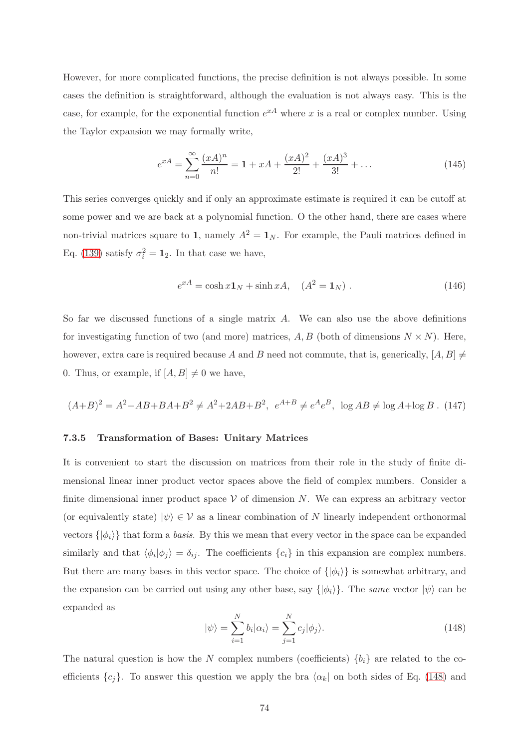However, for more complicated functions, the precise definition is not always possible. In some cases the definition is straightforward, although the evaluation is not always easy. This is the case, for example, for the exponential function $e^{xA}$ where $x$ is a real or complex number. Using the Taylor expansion we may formally write,

$$e^{xA} = \sum_{n=0}^{\infty} \frac{(xA)^n}{n!} = \mathbf{1} + xA + \frac{(xA)^2}{2!} + \frac{(xA)^3}{3!} + \dots \tag{145}$$

This series converges quickly and if only an approximate estimate is required it can be cutoff at some power and we are back at a polynomial function. O the other hand, there are cases where non-trivial matrices square to $\mathbf{1}$, namely $A^2 = \mathbf{1}_N$. For example, the Pauli matrices defined in Eq. (139) satisfy $\sigma_i^2 = \mathbf{1}_2$. In that case we have,

$$e^{xA} = \cosh x \mathbf{1}_N + \sinh xA, \quad (A^2 = \mathbf{1}_N) \ . \tag{146}$$

So far we discussed functions of a single matrix $A$. We can also use the above definitions for investigating function of two (and more) matrices, $A, B$ (both of dimensions $N \times N$). Here, however, extra care is required because $A$ and $B$ need not commute, that is, generically, $[A, B] \neq 0$. Thus, or example, if $[A, B] \neq 0$ we have,

$$(A+B)^2 = A^2+AB+BA+B^2 \neq A^2+2AB+B^2, \ \ e^{A+B} \neq e^A e^B, \ \ \log AB \neq \log A + \log B \ . \tag{147}$$

### 7.3.5 Transformation of Bases: Unitary Matrices

It is convenient to start the discussion on matrices from their role in the study of finite dimensional linear inner product vector spaces above the field of complex numbers. Consider a finite dimensional inner product space $\mathcal{V}$ of dimension $N$. We can express an arbitrary vector (or equivalently state) $|\psi\rangle \in \mathcal{V}$ as a linear combination of $N$ linearly independent orthonormal vectors $\{|\phi_i\rangle\}$ that form a *basis*. By this we mean that every vector in the space can be expanded similarly and that $\langle\phi_i|\phi_j\rangle = \delta_{ij}$. The coefficients $\{c_i\}$ in this expansion are complex numbers. But there are many bases in this vector space. The choice of $\{|\phi_i\rangle\}$ is somewhat arbitrary, and the expansion can be carried out using any other base, say $\{|\phi_i\rangle\}$. The *same* vector $|\psi\rangle$ can be expanded as

$$|\psi\rangle = \sum_{i=1}^{N} b_i |\alpha_i\rangle = \sum_{j=1}^{N} c_j |\phi_j\rangle. \tag{148}$$

The natural question is how the $N$ complex numbers (coefficients) $\{b_i\}$ are related to the coefficients $\{c_j\}$. To answer this question we apply the bra $\langle\alpha_k|$ on both sides of Eq. (148) and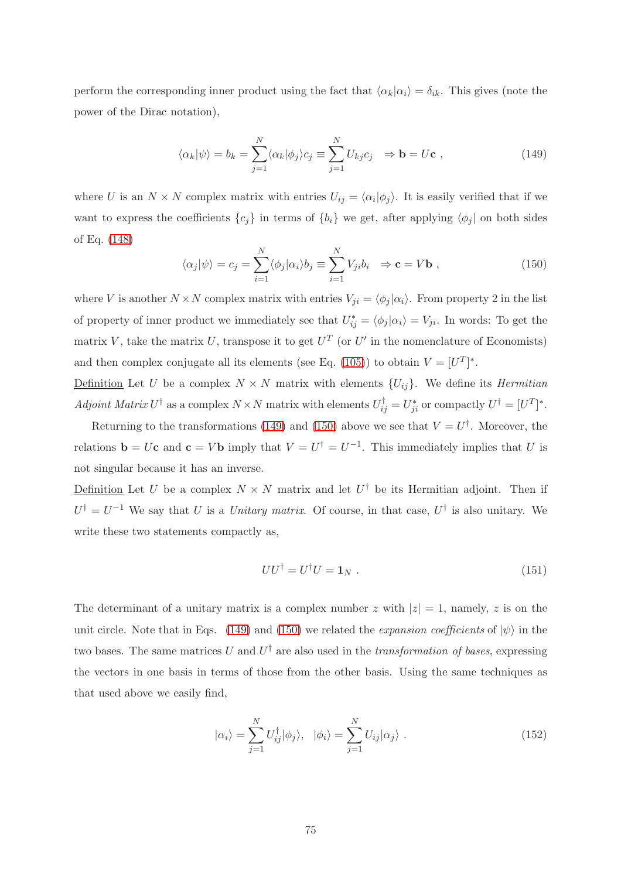perform the corresponding inner product using the fact that $\langle\alpha_k|\alpha_i\rangle = \delta_{ik}$. This gives (note the power of the Dirac notation),

$$\langle\alpha_k|\psi\rangle = b_k = \sum_{j=1}^{N}\langle\alpha_k|\phi_j\rangle c_j \equiv \sum_{j=1}^{N} U_{kj}c_j \quad \Rightarrow \mathbf{b} = U\mathbf{c} \ , \tag{149}$$

where $U$ is an $N \times N$ complex matrix with entries $U_{ij} = \langle\alpha_i|\phi_j\rangle$. It is easily verified that if we want to express the coefficients $\{c_j\}$ in terms of $\{b_i\}$ we get, after applying $\langle\phi_j|$ on both sides of Eq. (148)

$$\langle\alpha_j|\psi\rangle = c_j = \sum_{i=1}^{N}\langle\phi_j|\alpha_i\rangle b_j \equiv \sum_{i=1}^{N} V_{ji}b_i \quad \Rightarrow \mathbf{c} = V\mathbf{b} \ , \tag{150}$$

where $V$ is another $N\times N$ complex matrix with entries $V_{ji} = \langle\phi_j|\alpha_i\rangle$. From property 2 in the list of property of inner product we immediately see that $U^*_{ij} = \langle\phi_j|\alpha_i\rangle = V_{ji}$. In words: To get the matrix $V$, take the matrix $U$, transpose it to get $U^T$ (or $U'$ in the nomenclature of Economists) and then complex conjugate all its elements (see Eq. (105)) to obtain $V = [U^T]^*$.

Definition Let $U$ be a complex $N \times N$ matrix with elements $\{U_{ij}\}$. We define its *Hermitian Adjoint Matrix* $U^\dagger$ as a complex $N\times N$ matrix with elements $U^\dagger_{ij} = U^*_{ji}$ or compactly $U^\dagger = [U^T]^*$.

Returning to the transformations (149) and (150) above we see that $V = U^\dagger$. Moreover, the relations $\mathbf{b} = U\mathbf{c}$ and $\mathbf{c} = V\mathbf{b}$ imply that $V = U^\dagger = U^{-1}$. This immediately implies that $U$ is not singular because it has an inverse.

Definition Let $U$ be a complex $N \times N$ matrix and let $U^\dagger$ be its Hermitian adjoint. Then if $U^\dagger = U^{-1}$ We say that $U$ is a *Unitary matrix*. Of course, in that case, $U^\dagger$ is also unitary. We write these two statements compactly as,

$$UU^\dagger = U^\dagger U = \mathbf{1}_N \ . \tag{151}$$

The determinant of a unitary matrix is a complex number $z$ with $|z| = 1$, namely, $z$ is on the unit circle. Note that in Eqs. (149) and (150) we related the *expansion coefficients* of $|\psi\rangle$ in the two bases. The same matrices $U$ and $U^\dagger$ are also used in the *transformation of bases*, expressing the vectors in one basis in terms of those from the other basis. Using the same techniques as that used above we easily find,

$$|\alpha_i\rangle = \sum_{j=1}^{N} U^\dagger_{ij}|\phi_j\rangle, \quad |\phi_i\rangle = \sum_{j=1}^{N} U_{ij}|\alpha_j\rangle \ . \tag{152}$$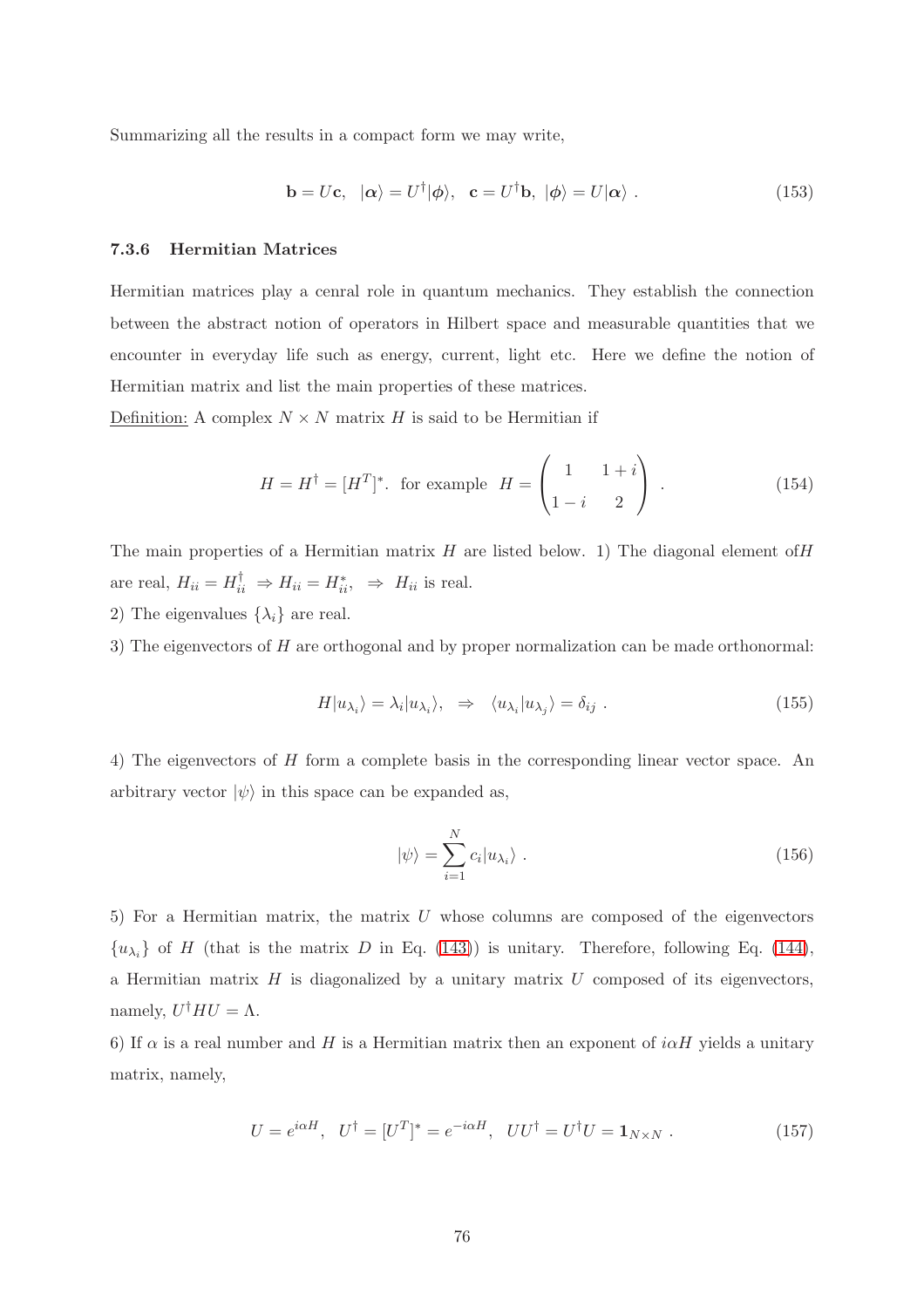Summarizing all the results in a compact form we may write,

$$\mathbf{b} = U\mathbf{c}, \quad |\boldsymbol{\alpha}\rangle = U^\dagger|\boldsymbol{\phi}\rangle, \quad \mathbf{c} = U^\dagger\mathbf{b}, \; |\boldsymbol{\phi}\rangle = U|\boldsymbol{\alpha}\rangle \; . \tag{153}$$

#### 7.3.6 Hermitian Matrices

Hermitian matrices play a cenral role in quantum mechanics. They establish the connection between the abstract notion of operators in Hilbert space and measurable quantities that we encounter in everyday life such as energy, current, light etc. Here we define the notion of Hermitian matrix and list the main properties of these matrices.

<u>Definition:</u> A complex $N \times N$ matrix $H$ is said to be Hermitian if

$$H = H^\dagger = [H^T]^*. \text{ for example } H = \begin{pmatrix} 1 & 1+i \\ 1-i & 2 \end{pmatrix} \; . \tag{154}$$

The main properties of a Hermitian matrix $H$ are listed below. 1) The diagonal element of$H$ are real, $H_{ii} = H^\dagger_{ii} \; \Rightarrow H_{ii} = H^*_{ii}, \; \Rightarrow \; H_{ii}$ is real.

2) The eigenvalues $\{\lambda_i\}$ are real.

3) The eigenvectors of $H$ are orthogonal and by proper normalization can be made orthonormal:

$$H|u_{\lambda_i}\rangle = \lambda_i|u_{\lambda_i}\rangle, \quad \Rightarrow \quad \langle u_{\lambda_i}|u_{\lambda_j}\rangle = \delta_{ij} \; . \tag{155}$$

4) The eigenvectors of $H$ form a complete basis in the corresponding linear vector space. An arbitrary vector $|\psi\rangle$ in this space can be expanded as,

$$|\psi\rangle = \sum_{i=1}^{N} c_i|u_{\lambda_i}\rangle \; . \tag{156}$$

5) For a Hermitian matrix, the matrix $U$ whose columns are composed of the eigenvectors $\{u_{\lambda_i}\}$ of $H$ (that is the matrix $D$ in Eq. (143)) is unitary. Therefore, following Eq. (144), a Hermitian matrix $H$ is diagonalized by a unitary matrix $U$ composed of its eigenvectors, namely, $U^\dagger H U = \Lambda$.

6) If $\alpha$ is a real number and $H$ is a Hermitian matrix then an exponent of $i\alpha H$ yields a unitary matrix, namely,

$$U = e^{i\alpha H}, \quad U^\dagger = [U^T]^* = e^{-i\alpha H}, \quad UU^\dagger = U^\dagger U = \mathbf{1}_{N\times N} \; . \tag{157}$$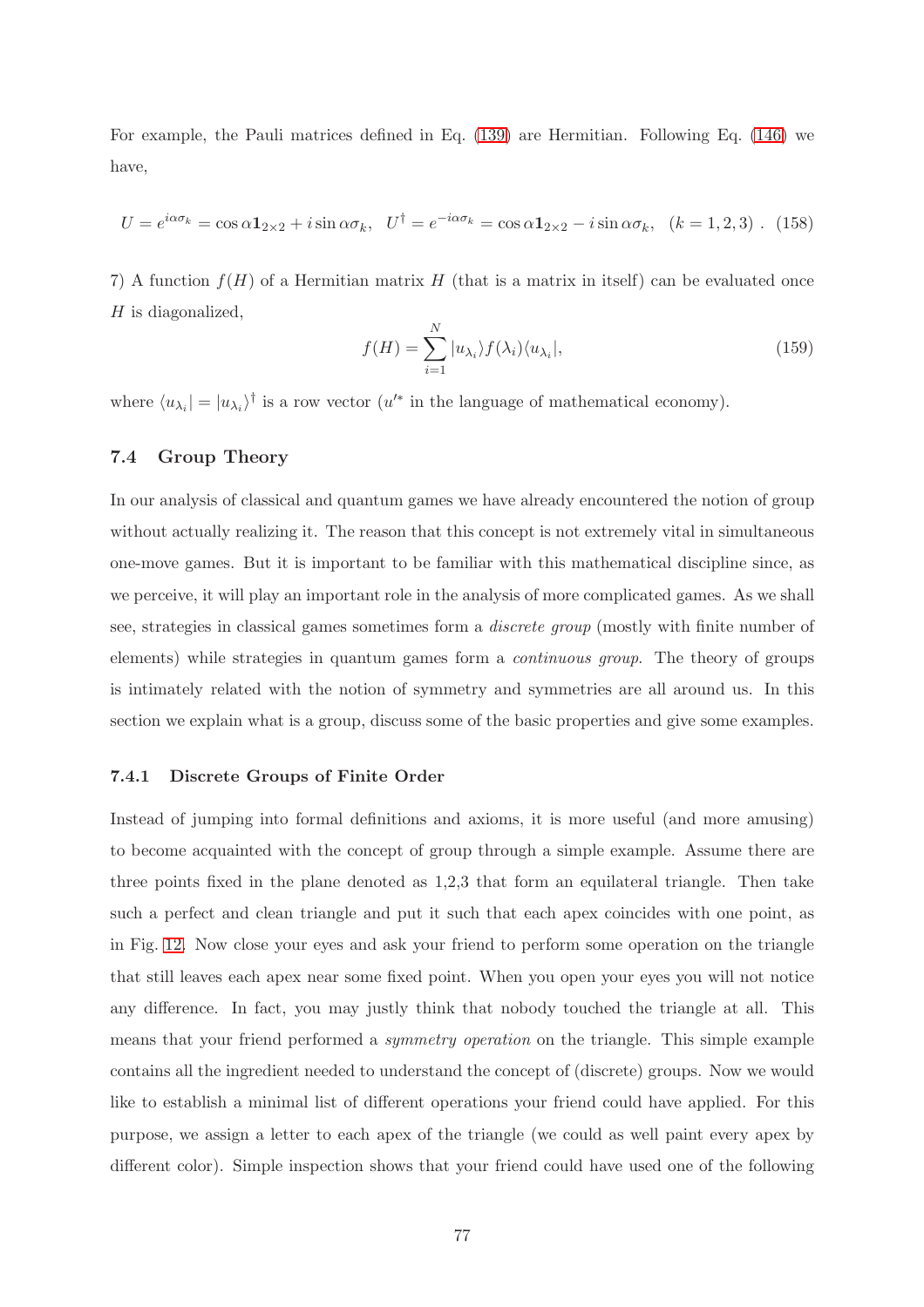For example, the Pauli matrices defined in Eq. (139) are Hermitian. Following Eq. (146) we have,

$$U = e^{i\alpha\sigma_k} = \cos\alpha \mathbf{1}_{2\times 2} + i\sin\alpha\sigma_k, \quad U^\dagger = e^{-i\alpha\sigma_k} = \cos\alpha \mathbf{1}_{2\times 2} - i\sin\alpha\sigma_k, \quad (k = 1, 2, 3)\ . \quad (158)$$

7) A function $f(H)$ of a Hermitian matrix $H$ (that is a matrix in itself) can be evaluated once $H$ is diagonalized,

$$f(H) = \sum_{i=1}^{N} |u_{\lambda_i}\rangle f(\lambda_i)\langle u_{\lambda_i}|, \quad (159)$$

where $\langle u_{\lambda_i}| = |u_{\lambda_i}\rangle^\dagger$ is a row vector ($u'^*$ in the language of mathematical economy).

### 7.4 Group Theory

In our analysis of classical and quantum games we have already encountered the notion of group without actually realizing it. The reason that this concept is not extremely vital in simultaneous one-move games. But it is important to be familiar with this mathematical discipline since, as we perceive, it will play an important role in the analysis of more complicated games. As we shall see, strategies in classical games sometimes form a *discrete group* (mostly with finite number of elements) while strategies in quantum games form a *continuous group*. The theory of groups is intimately related with the notion of symmetry and symmetries are all around us. In this section we explain what is a group, discuss some of the basic properties and give some examples.

#### 7.4.1 Discrete Groups of Finite Order

Instead of jumping into formal definitions and axioms, it is more useful (and more amusing) to become acquainted with the concept of group through a simple example. Assume there are three points fixed in the plane denoted as 1,2,3 that form an equilateral triangle. Then take such a perfect and clean triangle and put it such that each apex coincides with one point, as in Fig. 12. Now close your eyes and ask your friend to perform some operation on the triangle that still leaves each apex near some fixed point. When you open your eyes you will not notice any difference. In fact, you may justly think that nobody touched the triangle at all. This means that your friend performed a *symmetry operation* on the triangle. This simple example contains all the ingredient needed to understand the concept of (discrete) groups. Now we would like to establish a minimal list of different operations your friend could have applied. For this purpose, we assign a letter to each apex of the triangle (we could as well paint every apex by different color). Simple inspection shows that your friend could have used one of the following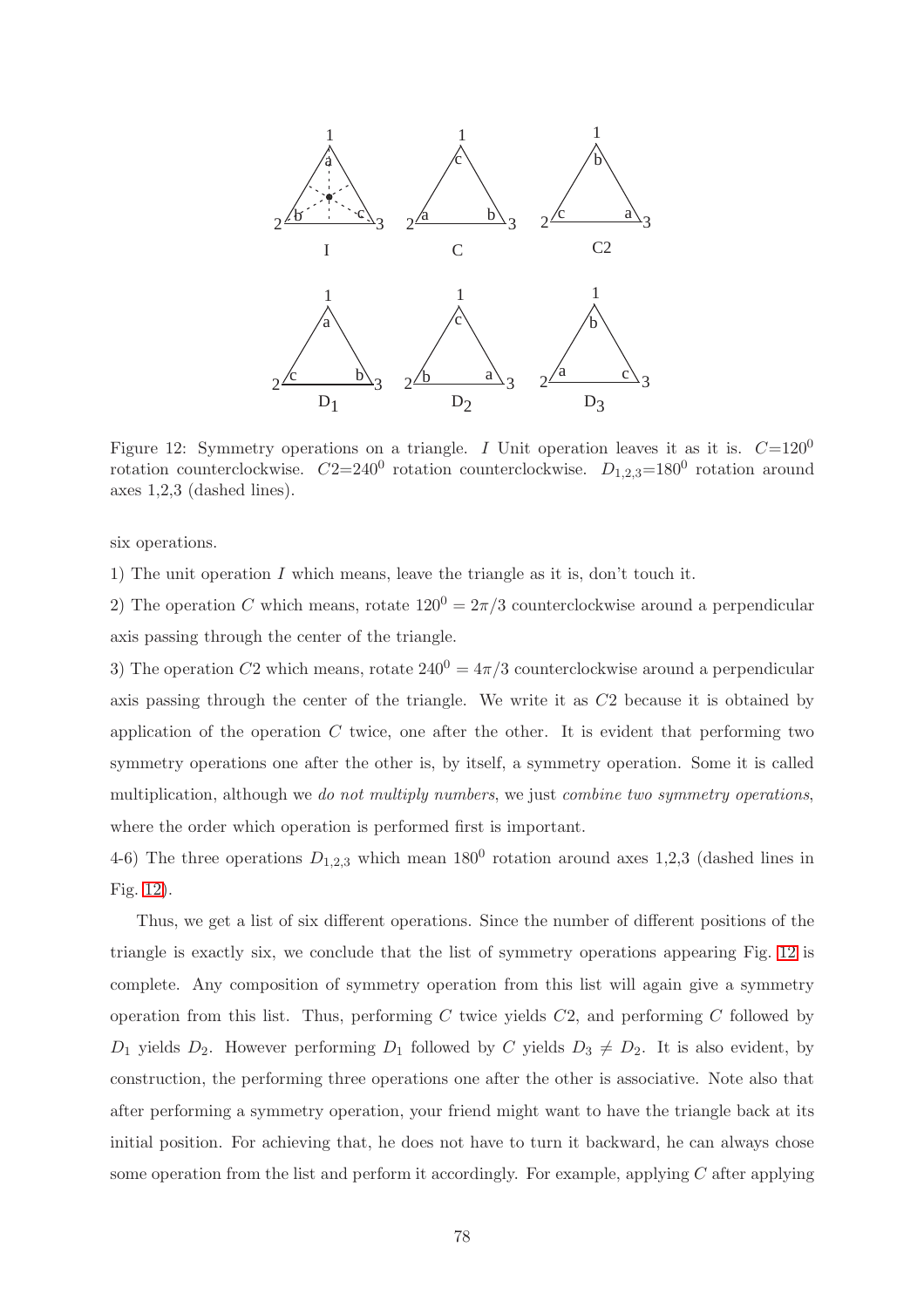Figure 12: Symmetry operations on a triangle. $I$ Unit operation leaves it as it is. $C$=$120^0$ rotation counterclockwise. $C2$=$240^0$ rotation counterclockwise. $D_{1,2,3}$=$180^0$ rotation around axes 1,2,3 (dashed lines).

six operations.

1) The unit operation $I$ which means, leave the triangle as it is, don't touch it.

2) The operation $C$ which means, rotate $120^0 = 2\pi/3$ counterclockwise around a perpendicular axis passing through the center of the triangle.

3) The operation $C2$ which means, rotate $240^0 = 4\pi/3$ counterclockwise around a perpendicular axis passing through the center of the triangle. We write it as $C2$ because it is obtained by application of the operation $C$ twice, one after the other. It is evident that performing two symmetry operations one after the other is, by itself, a symmetry operation. Some it is called multiplication, although we *do not multiply numbers*, we just *combine two symmetry operations*, where the order which operation is performed first is important.

4-6) The three operations $D_{1,2,3}$ which mean $180^0$ rotation around axes 1,2,3 (dashed lines in Fig. 12).

Thus, we get a list of six different operations. Since the number of different positions of the triangle is exactly six, we conclude that the list of symmetry operations appearing Fig. 12 is complete. Any composition of symmetry operation from this list will again give a symmetry operation from this list. Thus, performing $C$ twice yields $C2$, and performing $C$ followed by $D_1$ yields $D_2$. However performing $D_1$ followed by $C$ yields $D_3 \neq D_2$. It is also evident, by construction, the performing three operations one after the other is associative. Note also that after performing a symmetry operation, your friend might want to have the triangle back at its initial position. For achieving that, he does not have to turn it backward, he can always chose some operation from the list and perform it accordingly. For example, applying $C$ after applying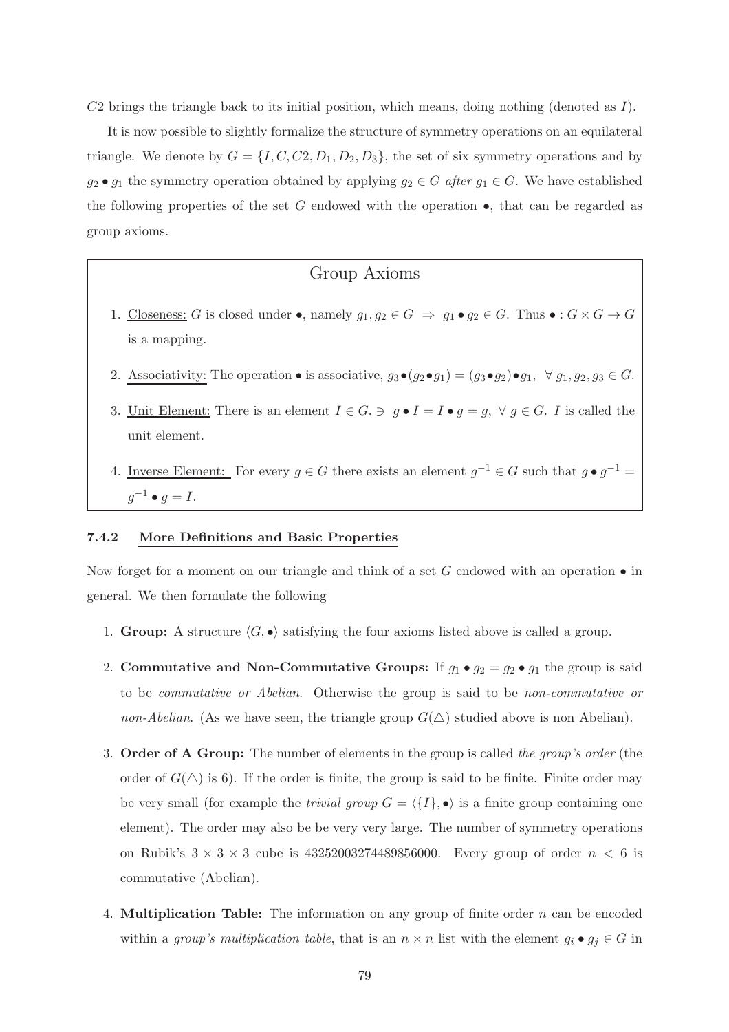$C2$ brings the triangle back to its initial position, which means, doing nothing (denoted as $I$).

It is now possible to slightly formalize the structure of symmetry operations on an equilateral triangle. We denote by $G = \{I, C, C2, D_1, D_2, D_3\}$, the set of six symmetry operations and by $g_2 \bullet g_1$ the symmetry operation obtained by applying $g_2 \in G$ *after* $g_1 \in G$. We have established the following properties of the set $G$ endowed with the operation $\bullet$, that can be regarded as group axioms.

> **Group Axioms**
>
> 1. Closeness: $G$ is closed under $\bullet$, namely $g_1, g_2 \in G \;\Rightarrow\; g_1 \bullet g_2 \in G$. Thus $\bullet : G \times G \to G$ is a mapping.
> 2. Associativity: The operation $\bullet$ is associative, $g_3 \bullet (g_2 \bullet g_1) = (g_3 \bullet g_2) \bullet g_1, \;\; \forall\, g_1, g_2, g_3 \in G$.
> 3. Unit Element: There is an element $I \in G. \ni \; g \bullet I = I \bullet g = g, \; \forall\, g \in G$. $I$ is called the unit element.
> 4. Inverse Element: For every $g \in G$ there exists an element $g^{-1} \in G$ such that $g \bullet g^{-1} = g^{-1} \bullet g = I$.

### 7.4.2 More Definitions and Basic Properties

Now forget for a moment on our triangle and think of a set $G$ endowed with an operation $\bullet$ in general. We then formulate the following

1. **Group:** A structure $\langle G, \bullet \rangle$ satisfying the four axioms listed above is called a group.
2. **Commutative and Non-Commutative Groups:** If $g_1 \bullet g_2 = g_2 \bullet g_1$ the group is said to be *commutative or Abelian*. Otherwise the group is said to be *non-commutative or non-Abelian*. (As we have seen, the triangle group $G(\triangle)$ studied above is non Abelian).
3. **Order of A Group:** The number of elements in the group is called *the group's order* (the order of $G(\triangle)$ is 6). If the order is finite, the group is said to be finite. Finite order may be very small (for example the *trivial group* $G = \langle \{I\}, \bullet \rangle$ is a finite group containing one element). The order may also be be very very large. The number of symmetry operations on Rubik's $3 \times 3 \times 3$ cube is 43252003274489856000. Every group of order $n < 6$ is commutative (Abelian).
4. **Multiplication Table:** The information on any group of finite order $n$ can be encoded within a *group's multiplication table*, that is an $n \times n$ list with the element $g_i \bullet g_j \in G$ in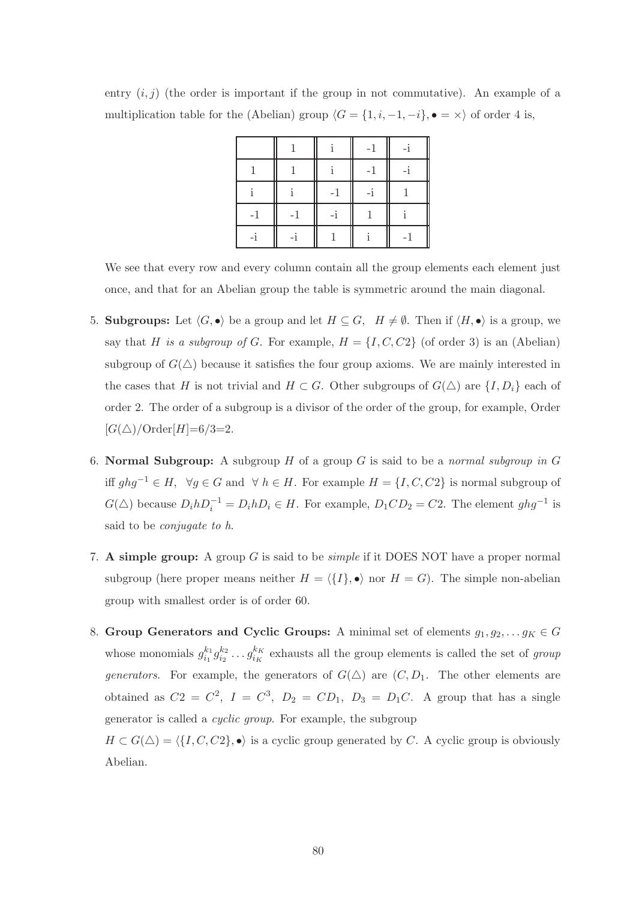entry $(i, j)$ (the order is important if the group in not commutative). An example of a multiplication table for the (Abelian) group $\langle G = \{1, i, -1, -i\}, \bullet = \times\rangle$ of order 4 is,

| | 1 | i | -1 | -i |
|---|---|---|---|---|
| 1 | 1 | i | -1 | -i |
| i | i | -1 | -i | 1 |
| -1 | -1 | -i | 1 | i |
| -i | -i | 1 | i | -1 |

We see that every row and every column contain all the group elements each element just once, and that for an Abelian group the table is symmetric around the main diagonal.

5. **Subgroups:** Let $\langle G, \bullet\rangle$ be a group and let $H \subseteq G$, $H \neq \emptyset$. Then if $\langle H, \bullet\rangle$ is a group, we say that $H$ *is a subgroup of* $G$. For example, $H = \{I, C, C2\}$ (of order 3) is an (Abelian) subgroup of $G(\triangle)$ because it satisfies the four group axioms. We are mainly interested in the cases that $H$ is not trivial and $H \subset G$. Other subgroups of $G(\triangle)$ are $\{I, D_i\}$ each of order 2. The order of a subgroup is a divisor of the order of the group, for example, Order $[G(\triangle)$/Order$[H]$=6/3=2.

6. **Normal Subgroup:** A subgroup $H$ of a group $G$ is said to be a *normal subgroup in* $G$ iff $ghg^{-1} \in H$, $\forall g \in G$ and $\forall\ h \in H$. For example $H = \{I, C, C2\}$ is normal subgroup of $G(\triangle)$ because $D_i h D_i^{-1} = D_i h D_i \in H$. For example, $D_1 C D_2 = C2$. The element $ghg^{-1}$ is said to be *conjugate to h*.

7. **A simple group:** A group $G$ is said to be *simple* if it DOES NOT have a proper normal subgroup (here proper means neither $H = \langle\{I\}, \bullet\rangle$ nor $H = G$). The simple non-abelian group with smallest order is of order 60.

8. **Group Generators and Cyclic Groups:** A minimal set of elements $g_1, g_2, \ldots g_K \in G$ whose monomials $g_{i_1}^{k_1} g_{i_2}^{k_2} \ldots g_{i_K}^{k_K}$ exhausts all the group elements is called the set of *group generators*. For example, the generators of $G(\triangle)$ are $(C, D_1$. The other elements are obtained as $C2 = C^2$, $I = C^3$, $D_2 = CD_1$, $D_3 = D_1 C$. A group that has a single generator is called a *cyclic group*. For example, the subgroup $H \subset G(\triangle) = \langle\{I, C, C2\}, \bullet\rangle$ is a cyclic group generated by $C$. A cyclic group is obviously Abelian.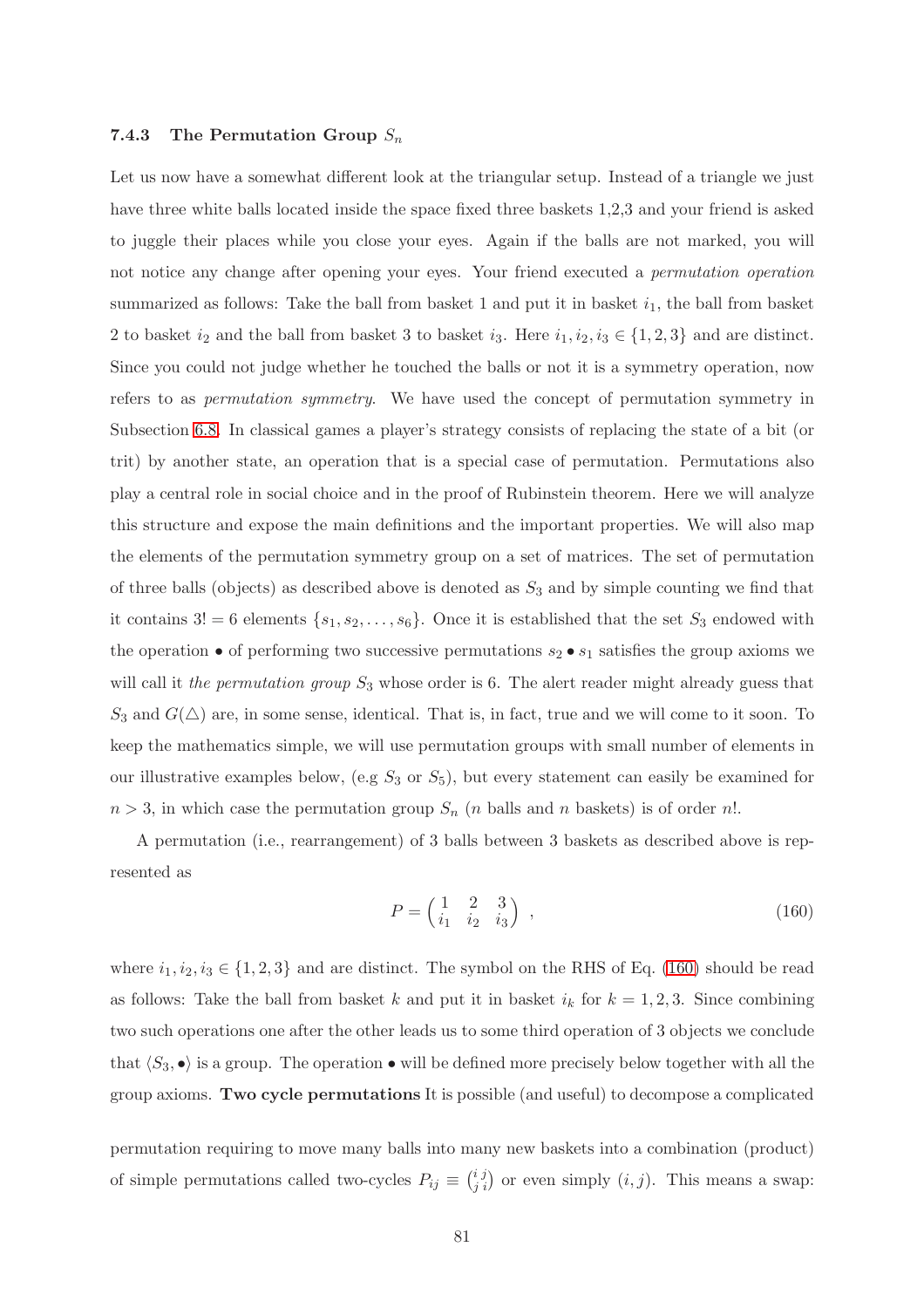### 7.4.3 The Permutation Group $S_n$

Let us now have a somewhat different look at the triangular setup. Instead of a triangle we just have three white balls located inside the space fixed three baskets 1,2,3 and your friend is asked to juggle their places while you close your eyes. Again if the balls are not marked, you will not notice any change after opening your eyes. Your friend executed a *permutation operation* summarized as follows: Take the ball from basket 1 and put it in basket $i_1$, the ball from basket 2 to basket $i_2$ and the ball from basket 3 to basket $i_3$. Here $i_1, i_2, i_3 \in \{1, 2, 3\}$ and are distinct. Since you could not judge whether he touched the balls or not it is a symmetry operation, now refers to as *permutation symmetry*. We have used the concept of permutation symmetry in Subsection 6.8. In classical games a player's strategy consists of replacing the state of a bit (or trit) by another state, an operation that is a special case of permutation. Permutations also play a central role in social choice and in the proof of Rubinstein theorem. Here we will analyze this structure and expose the main definitions and the important properties. We will also map the elements of the permutation symmetry group on a set of matrices. The set of permutation of three balls (objects) as described above is denoted as $S_3$ and by simple counting we find that it contains $3! = 6$ elements $\{s_1, s_2, \ldots, s_6\}$. Once it is established that the set $S_3$ endowed with the operation $\bullet$ of performing two successive permutations $s_2 \bullet s_1$ satisfies the group axioms we will call it *the permutation group* $S_3$ whose order is 6. The alert reader might already guess that $S_3$ and $G(\triangle)$ are, in some sense, identical. That is, in fact, true and we will come to it soon. To keep the mathematics simple, we will use permutation groups with small number of elements in our illustrative examples below, (e.g $S_3$ or $S_5$), but every statement can easily be examined for $n > 3$, in which case the permutation group $S_n$ ($n$ balls and $n$ baskets) is of order $n!$.

A permutation (i.e., rearrangement) of 3 balls between 3 baskets as described above is represented as

$$P = \begin{pmatrix} 1 & 2 & 3 \\ i_1 & i_2 & i_3 \end{pmatrix} \ , \tag{160}$$

where $i_1, i_2, i_3 \in \{1, 2, 3\}$ and are distinct. The symbol on the RHS of Eq. (160) should be read as follows: Take the ball from basket $k$ and put it in basket $i_k$ for $k = 1, 2, 3$. Since combining two such operations one after the other leads us to some third operation of 3 objects we conclude that $\langle S_3, \bullet \rangle$ is a group. The operation $\bullet$ will be defined more precisely below together with all the group axioms. **Two cycle permutations** It is possible (and useful) to decompose a complicated

permutation requiring to move many balls into many new baskets into a combination (product) of simple permutations called two-cycles $P_{ij} \equiv \binom{i\,j}{j\,i}$ or even simply $(i, j)$. This means a swap: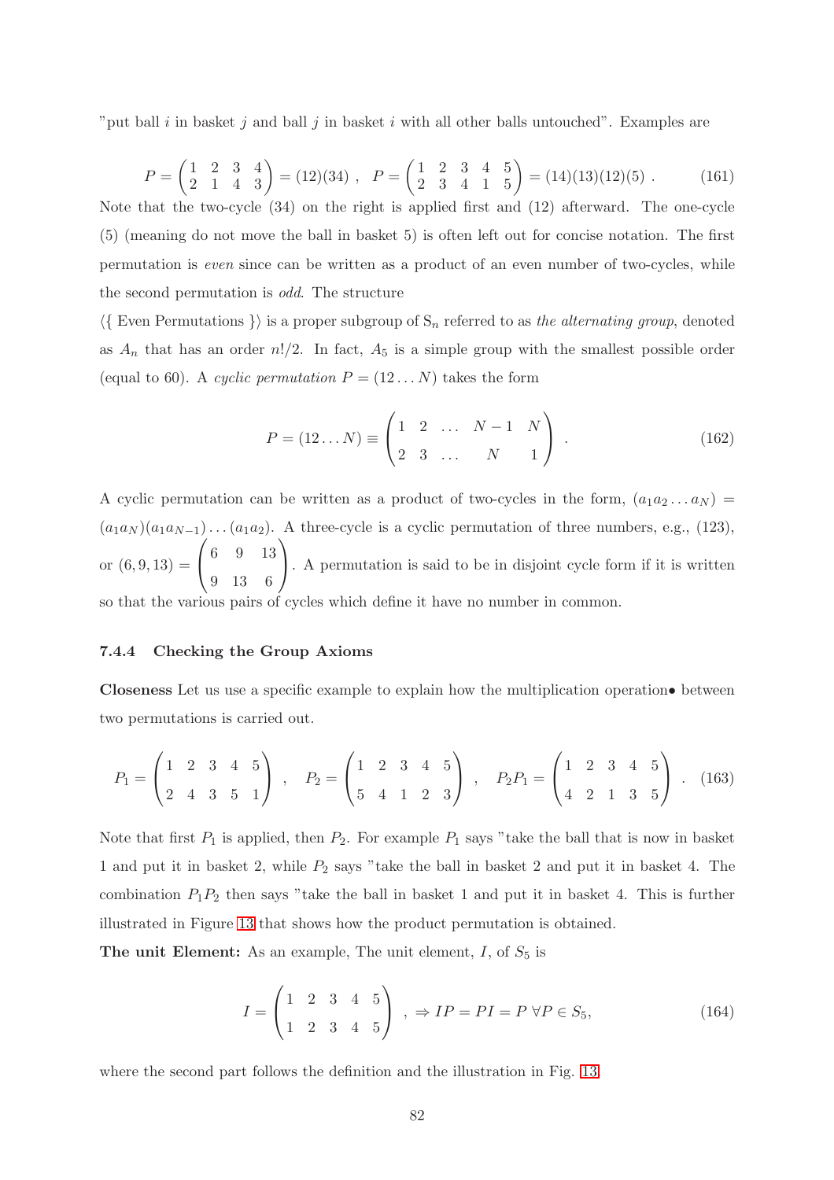"put ball $i$ in basket $j$ and ball $j$ in basket $i$ with all other balls untouched". Examples are

$$P = \begin{pmatrix} 1 & 2 & 3 & 4 \\ 2 & 1 & 4 & 3 \end{pmatrix} = (12)(34) \ , \quad P = \begin{pmatrix} 1 & 2 & 3 & 4 & 5 \\ 2 & 3 & 4 & 1 & 5 \end{pmatrix} = (14)(13)(12)(5) \ . \tag{161}$$

Note that the two-cycle (34) on the right is applied first and (12) afterward. The one-cycle (5) (meaning do not move the ball in basket 5) is often left out for concise notation. The first permutation is *even* since can be written as a product of an even number of two-cycles, while the second permutation is *odd*. The structure

$\langle\{$ Even Permutations $\}\rangle$ is a proper subgroup of $\mathrm{S}_n$ referred to as *the alternating group*, denoted as $A_n$ that has an order $n!/2$. In fact, $A_5$ is a simple group with the smallest possible order (equal to 60). A *cyclic permutation* $P = (12\ldots N)$ takes the form

$$P = (12\ldots N) \equiv \begin{pmatrix} 1 & 2 & \ldots & N-1 & N \\ 2 & 3 & \ldots & N & 1 \end{pmatrix} \ . \tag{162}$$

A cyclic permutation can be written as a product of two-cycles in the form, $(a_1 a_2 \ldots a_N) = (a_1 a_N)(a_1 a_{N-1})\ldots(a_1 a_2)$. A three-cycle is a cyclic permutation of three numbers, e.g., (123), or $(6,9,13) = \begin{pmatrix} 6 & 9 & 13 \\ 9 & 13 & 6 \end{pmatrix}$. A permutation is said to be in disjoint cycle form if it is written so that the various pairs of cycles which define it have no number in common.

#### 7.4.4 Checking the Group Axioms

**Closeness** Let us use a specific example to explain how the multiplication operation$\bullet$ between two permutations is carried out.

$$P_1 = \begin{pmatrix} 1 & 2 & 3 & 4 & 5 \\ 2 & 4 & 3 & 5 & 1 \end{pmatrix} \ , \quad P_2 = \begin{pmatrix} 1 & 2 & 3 & 4 & 5 \\ 5 & 4 & 1 & 2 & 3 \end{pmatrix} \ , \quad P_2 P_1 = \begin{pmatrix} 1 & 2 & 3 & 4 & 5 \\ 4 & 2 & 1 & 3 & 5 \end{pmatrix} \ . \tag{163}$$

Note that first $P_1$ is applied, then $P_2$. For example $P_1$ says "take the ball that is now in basket 1 and put it in basket 2, while $P_2$ says "take the ball in basket 2 and put it in basket 4. The combination $P_1 P_2$ then says "take the ball in basket 1 and put it in basket 4. This is further illustrated in Figure 13 that shows how the product permutation is obtained.

**The unit Element:** As an example, The unit element, $I$, of $S_5$ is

$$I = \begin{pmatrix} 1 & 2 & 3 & 4 & 5 \\ 1 & 2 & 3 & 4 & 5 \end{pmatrix} \ , \Rightarrow IP = PI = P \ \forall P \in S_5, \tag{164}$$

where the second part follows the definition and the illustration in Fig. 13.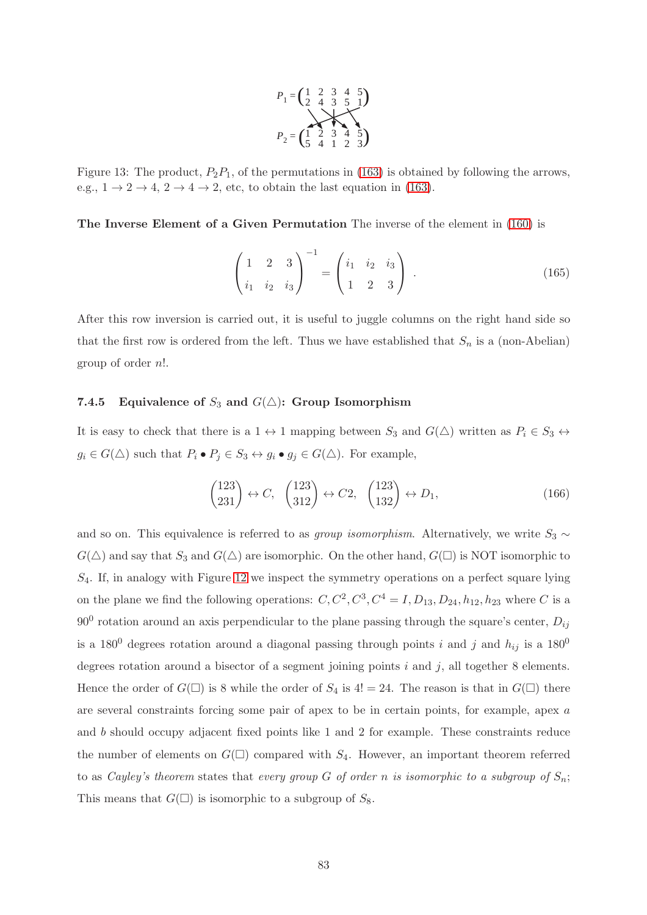$$P_1 = \begin{pmatrix} 1 & 2 & 3 & 4 & 5 \\ 2 & 4 & 3 & 5 & 1 \end{pmatrix}$$

$$P_2 = \begin{pmatrix} 1 & 2 & 3 & 4 & 5 \\ 5 & 4 & 1 & 2 & 3 \end{pmatrix}$$

Figure 13: The product, $P_2P_1$, of the permutations in (163) is obtained by following the arrows, e.g., $1 \to 2 \to 4$, $2 \to 4 \to 2$, etc, to obtain the last equation in (163).

**The Inverse Element of a Given Permutation** The inverse of the element in (160) is

$$\begin{pmatrix} 1 & 2 & 3 \\ i_1 & i_2 & i_3 \end{pmatrix}^{-1} = \begin{pmatrix} i_1 & i_2 & i_3 \\ 1 & 2 & 3 \end{pmatrix} . \tag{165}$$

After this row inversion is carried out, it is useful to juggle columns on the right hand side so that the first row is ordered from the left. Thus we have established that $S_n$ is a (non-Abelian) group of order $n!$.

### 7.4.5 Equivalence of $S_3$ and $G(\triangle)$: Group Isomorphism

It is easy to check that there is a $1 \leftrightarrow 1$ mapping between $S_3$ and $G(\triangle)$ written as $P_i \in S_3 \leftrightarrow g_i \in G(\triangle)$ such that $P_i \bullet P_j \in S_3 \leftrightarrow g_i \bullet g_j \in G(\triangle)$. For example,

$$\begin{pmatrix} 123 \\ 231 \end{pmatrix} \leftrightarrow C, \quad \begin{pmatrix} 123 \\ 312 \end{pmatrix} \leftrightarrow C2, \quad \begin{pmatrix} 123 \\ 132 \end{pmatrix} \leftrightarrow D_1, \tag{166}$$

and so on. This equivalence is referred to as *group isomorphism*. Alternatively, we write $S_3 \sim G(\triangle)$ and say that $S_3$ and $G(\triangle)$ are isomorphic. On the other hand, $G(\square)$ is NOT isomorphic to $S_4$. If, in analogy with Figure 12 we inspect the symmetry operations on a perfect square lying on the plane we find the following operations: $C, C^2, C^3, C^4 = I, D_{13}, D_{24}, h_{12}, h_{23}$ where $C$ is a $90^0$ rotation around an axis perpendicular to the plane passing through the square's center, $D_{ij}$ is a $180^0$ degrees rotation around a diagonal passing through points $i$ and $j$ and $h_{ij}$ is a $180^0$ degrees rotation around a bisector of a segment joining points $i$ and $j$, all together 8 elements. Hence the order of $G(\square)$ is 8 while the order of $S_4$ is $4! = 24$. The reason is that in $G(\square)$ there are several constraints forcing some pair of apex to be in certain points, for example, apex $a$ and $b$ should occupy adjacent fixed points like 1 and 2 for example. These constraints reduce the number of elements on $G(\square)$ compared with $S_4$. However, an important theorem referred to as *Cayley's theorem* states that *every group $G$ of order $n$ is isomorphic to a subgroup of $S_n$*; This means that $G(\square)$ is isomorphic to a subgroup of $S_8$.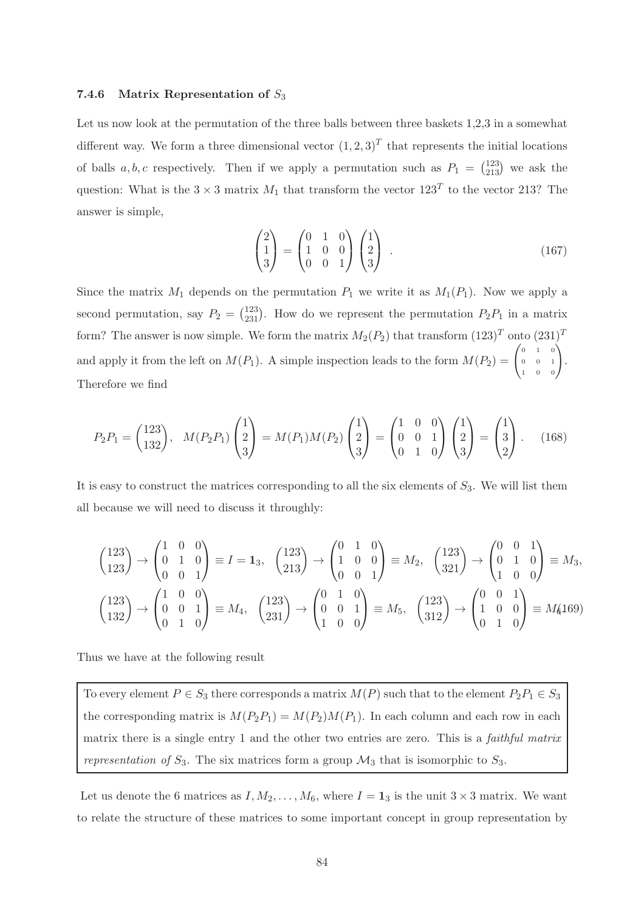### 7.4.6 Matrix Representation of $S_3$

Let us now look at the permutation of the three balls between three baskets 1,2,3 in a somewhat different way. We form a three dimensional vector $(1,2,3)^T$ that represents the initial locations of balls $a,b,c$ respectively. Then if we apply a permutation such as $P_1 = \binom{123}{213}$ we ask the question: What is the $3 \times 3$ matrix $M_1$ that transform the vector $123^T$ to the vector 213? The answer is simple,

$$\begin{pmatrix} 2 \\ 1 \\ 3 \end{pmatrix} = \begin{pmatrix} 0 & 1 & 0 \\ 1 & 0 & 0 \\ 0 & 0 & 1 \end{pmatrix} \begin{pmatrix} 1 \\ 2 \\ 3 \end{pmatrix} . \tag{167}$$

Since the matrix $M_1$ depends on the permutation $P_1$ we write it as $M_1(P_1)$. Now we apply a second permutation, say $P_2 = \binom{123}{231}$. How do we represent the permutation $P_2 P_1$ in a matrix form? The answer is now simple. We form the matrix $M_2(P_2)$ that transform $(123)^T$ onto $(231)^T$ and apply it from the left on $M(P_1)$. A simple inspection leads to the form $M(P_2) = \begin{pmatrix} 0 & 1 & 0 \\ 0 & 0 & 1 \\ 1 & 0 & 0 \end{pmatrix}$. Therefore we find

$$P_2 P_1 = \binom{123}{132}, \quad M(P_2 P_1) \begin{pmatrix} 1 \\ 2 \\ 3 \end{pmatrix} = M(P_1) M(P_2) \begin{pmatrix} 1 \\ 2 \\ 3 \end{pmatrix} = \begin{pmatrix} 1 & 0 & 0 \\ 0 & 0 & 1 \\ 0 & 1 & 0 \end{pmatrix} \begin{pmatrix} 1 \\ 2 \\ 3 \end{pmatrix} = \begin{pmatrix} 1 \\ 3 \\ 2 \end{pmatrix} . \tag{168}$$

It is easy to construct the matrices corresponding to all the six elements of $S_3$. We will list them all because we will need to discuss it throughly:

$$\binom{123}{123} \to \begin{pmatrix} 1 & 0 & 0 \\ 0 & 1 & 0 \\ 0 & 0 & 1 \end{pmatrix} \equiv I = \mathbf{1}_3, \quad \binom{123}{213} \to \begin{pmatrix} 0 & 1 & 0 \\ 1 & 0 & 0 \\ 0 & 0 & 1 \end{pmatrix} \equiv M_2, \quad \binom{123}{321} \to \begin{pmatrix} 0 & 0 & 1 \\ 0 & 1 & 0 \\ 1 & 0 & 0 \end{pmatrix} \equiv M_3,$$
$$\binom{123}{132} \to \begin{pmatrix} 1 & 0 & 0 \\ 0 & 0 & 1 \\ 0 & 1 & 0 \end{pmatrix} \equiv M_4, \quad \binom{123}{231} \to \begin{pmatrix} 0 & 1 & 0 \\ 0 & 0 & 1 \\ 1 & 0 & 0 \end{pmatrix} \equiv M_5, \quad \binom{123}{312} \to \begin{pmatrix} 0 & 0 & 1 \\ 1 & 0 & 0 \\ 0 & 1 & 0 \end{pmatrix} \equiv M_6 \tag{169}$$

Thus we have at the following result

> To every element $P \in S_3$ there corresponds a matrix $M(P)$ such that to the element $P_2 P_1 \in S_3$ the corresponding matrix is $M(P_2 P_1) = M(P_2) M(P_1)$. In each column and each row in each matrix there is a single entry 1 and the other two entries are zero. This is a *faithful matrix representation of $S_3$*. The six matrices form a group $\mathcal{M}_3$ that is isomorphic to $S_3$.

Let us denote the 6 matrices as $I, M_2, \ldots, M_6$, where $I = \mathbf{1}_3$ is the unit $3 \times 3$ matrix. We want to relate the structure of these matrices to some important concept in group representation by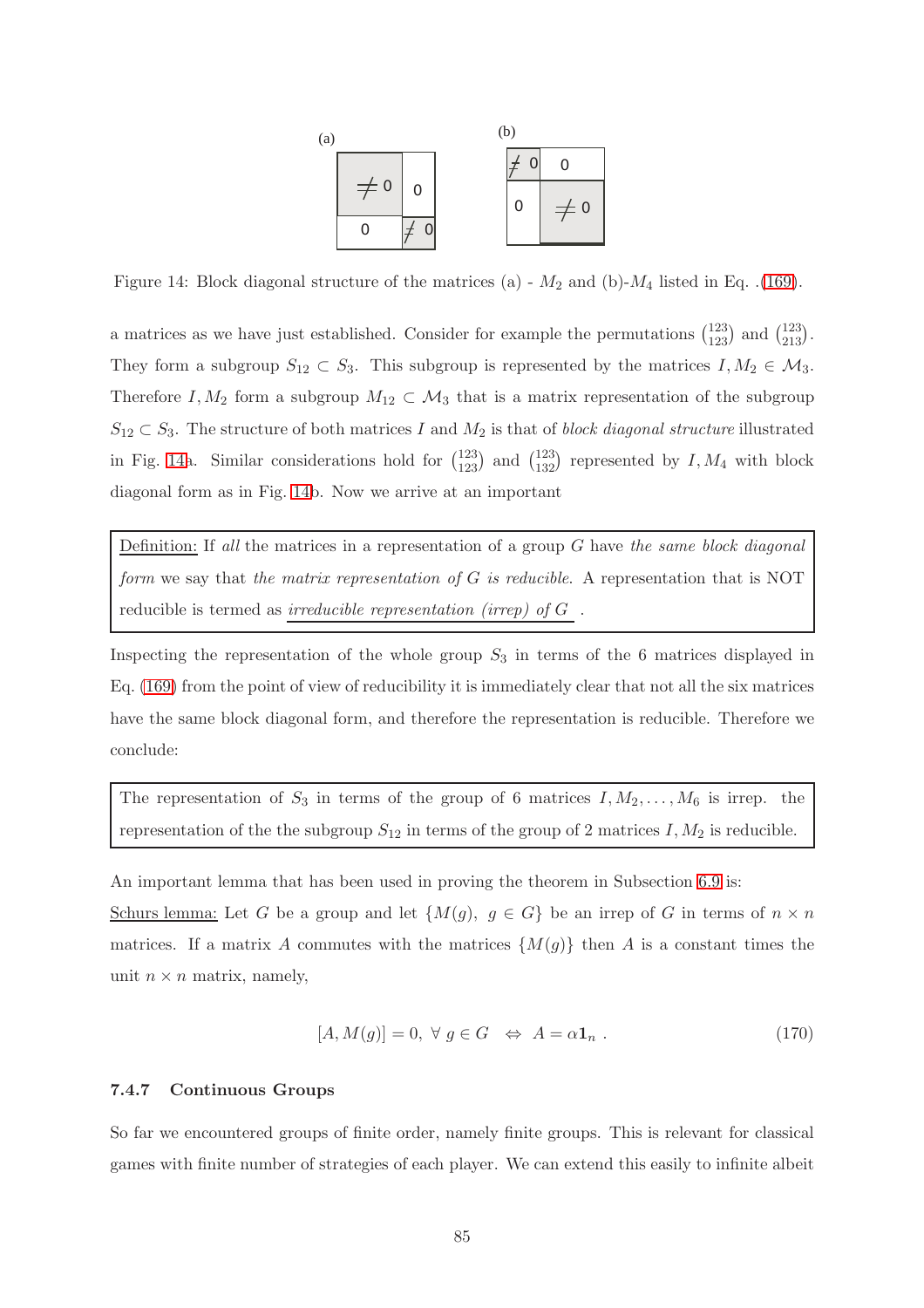Figure 14: Block diagonal structure of the matrices (a) - $M_2$ and (b)-$M_4$ listed in Eq. .(169).

a matrices as we have just established. Consider for example the permutations $\binom{123}{123}$ and $\binom{123}{213}$. They form a subgroup $S_{12} \subset S_3$. This subgroup is represented by the matrices $I, M_2 \in \mathcal{M}_3$. Therefore $I, M_2$ form a subgroup $M_{12} \subset \mathcal{M}_3$ that is a matrix representation of the subgroup $S_{12} \subset S_3$. The structure of both matrices $I$ and $M_2$ is that of *block diagonal structure* illustrated in Fig. 14a. Similar considerations hold for $\binom{123}{123}$ and $\binom{123}{132}$ represented by $I, M_4$ with block diagonal form as in Fig. 14b. Now we arrive at an important

> Definition: If *all* the matrices in a representation of a group $G$ have *the same block diagonal form* we say that *the matrix representation of $G$ is reducible.* A representation that is NOT reducible is termed as *irreducible representation (irrep) of $G$* .

Inspecting the representation of the whole group $S_3$ in terms of the 6 matrices displayed in Eq. (169) from the point of view of reducibility it is immediately clear that not all the six matrices have the same block diagonal form, and therefore the representation is reducible. Therefore we conclude:

> The representation of $S_3$ in terms of the group of 6 matrices $I, M_2, \ldots, M_6$ is irrep. the representation of the the subgroup $S_{12}$ in terms of the group of 2 matrices $I, M_2$ is reducible.

An important lemma that has been used in proving the theorem in Subsection 6.9 is:

Schurs lemma: Let $G$ be a group and let $\{M(g),\ g \in G\}$ be an irrep of $G$ in terms of $n \times n$ matrices. If a matrix $A$ commutes with the matrices $\{M(g)\}$ then $A$ is a constant times the unit $n \times n$ matrix, namely,

$$[A, M(g)] = 0,\ \forall\ g \in G \quad \Leftrightarrow \quad A = \alpha \mathbf{1}_n\ . \tag{170}$$

### 7.4.7 Continuous Groups

So far we encountered groups of finite order, namely finite groups. This is relevant for classical games with finite number of strategies of each player. We can extend this easily to infinite albeit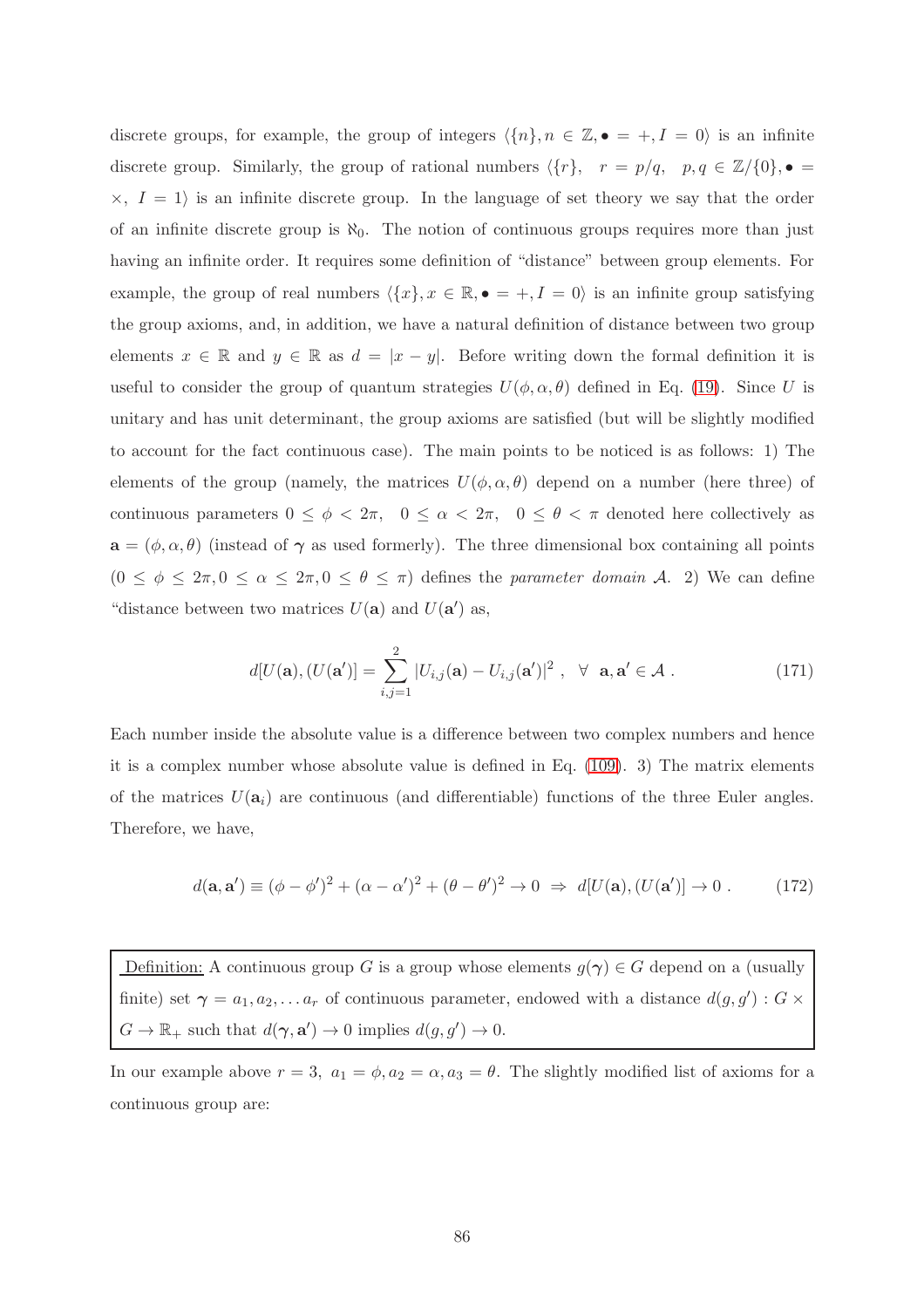discrete groups, for example, the group of integers $\langle \{n\}, n \in \mathbb{Z}, \bullet = +, I = 0 \rangle$ is an infinite discrete group. Similarly, the group of rational numbers $\langle \{r\}, \quad r = p/q, \quad p, q \in \mathbb{Z}/\{0\}, \bullet = \times, \ I = 1 \rangle$ is an infinite discrete group. In the language of set theory we say that the order of an infinite discrete group is $\aleph_0$. The notion of continuous groups requires more than just having an infinite order. It requires some definition of "distance" between group elements. For example, the group of real numbers $\langle \{x\}, x \in \mathbb{R}, \bullet = +, I = 0 \rangle$ is an infinite group satisfying the group axioms, and, in addition, we have a natural definition of distance between two group elements $x \in \mathbb{R}$ and $y \in \mathbb{R}$ as $d = |x - y|$. Before writing down the formal definition it is useful to consider the group of quantum strategies $U(\phi, \alpha, \theta)$ defined in Eq. (19). Since $U$ is unitary and has unit determinant, the group axioms are satisfied (but will be slightly modified to account for the fact continuous case). The main points to be noticed is as follows: 1) The elements of the group (namely, the matrices $U(\phi, \alpha, \theta)$ depend on a number (here three) of continuous parameters $0 \leq \phi < 2\pi, \quad 0 \leq \alpha < 2\pi, \quad 0 \leq \theta < \pi$ denoted here collectively as $\mathbf{a} = (\phi, \alpha, \theta)$ (instead of $\boldsymbol{\gamma}$ as used formerly). The three dimensional box containing all points $(0 \leq \phi \leq 2\pi, 0 \leq \alpha \leq 2\pi, 0 \leq \theta \leq \pi)$ defines the *parameter domain* $\mathcal{A}$. 2) We can define "distance between two matrices $U(\mathbf{a})$ and $U(\mathbf{a}')$ as,

$$d[U(\mathbf{a}), (U(\mathbf{a}')] = \sum_{i,j=1}^{2} |U_{i,j}(\mathbf{a}) - U_{i,j}(\mathbf{a}')|^2 \ , \quad \forall \ \ \mathbf{a}, \mathbf{a}' \in \mathcal{A} \ . \tag{171}$$

Each number inside the absolute value is a difference between two complex numbers and hence it is a complex number whose absolute value is defined in Eq. (109). 3) The matrix elements of the matrices $U(\mathbf{a}_i)$ are continuous (and differentiable) functions of the three Euler angles. Therefore, we have,

$$d(\mathbf{a}, \mathbf{a}') \equiv (\phi - \phi')^2 + (\alpha - \alpha')^2 + (\theta - \theta')^2 \to 0 \ \Rightarrow \ d[U(\mathbf{a}), (U(\mathbf{a}')] \to 0 \ . \tag{172}$$

> <u>Definition:</u> A continuous group $G$ is a group whose elements $g(\boldsymbol{\gamma}) \in G$ depend on a (usually finite) set $\boldsymbol{\gamma} = a_1, a_2, \ldots a_r$ of continuous parameter, endowed with a distance $d(g, g') : G \times G \to \mathbb{R}_+$ such that $d(\boldsymbol{\gamma}, \mathbf{a}') \to 0$ implies $d(g, g') \to 0$.

In our example above $r = 3, \ a_1 = \phi, a_2 = \alpha, a_3 = \theta$. The slightly modified list of axioms for a continuous group are: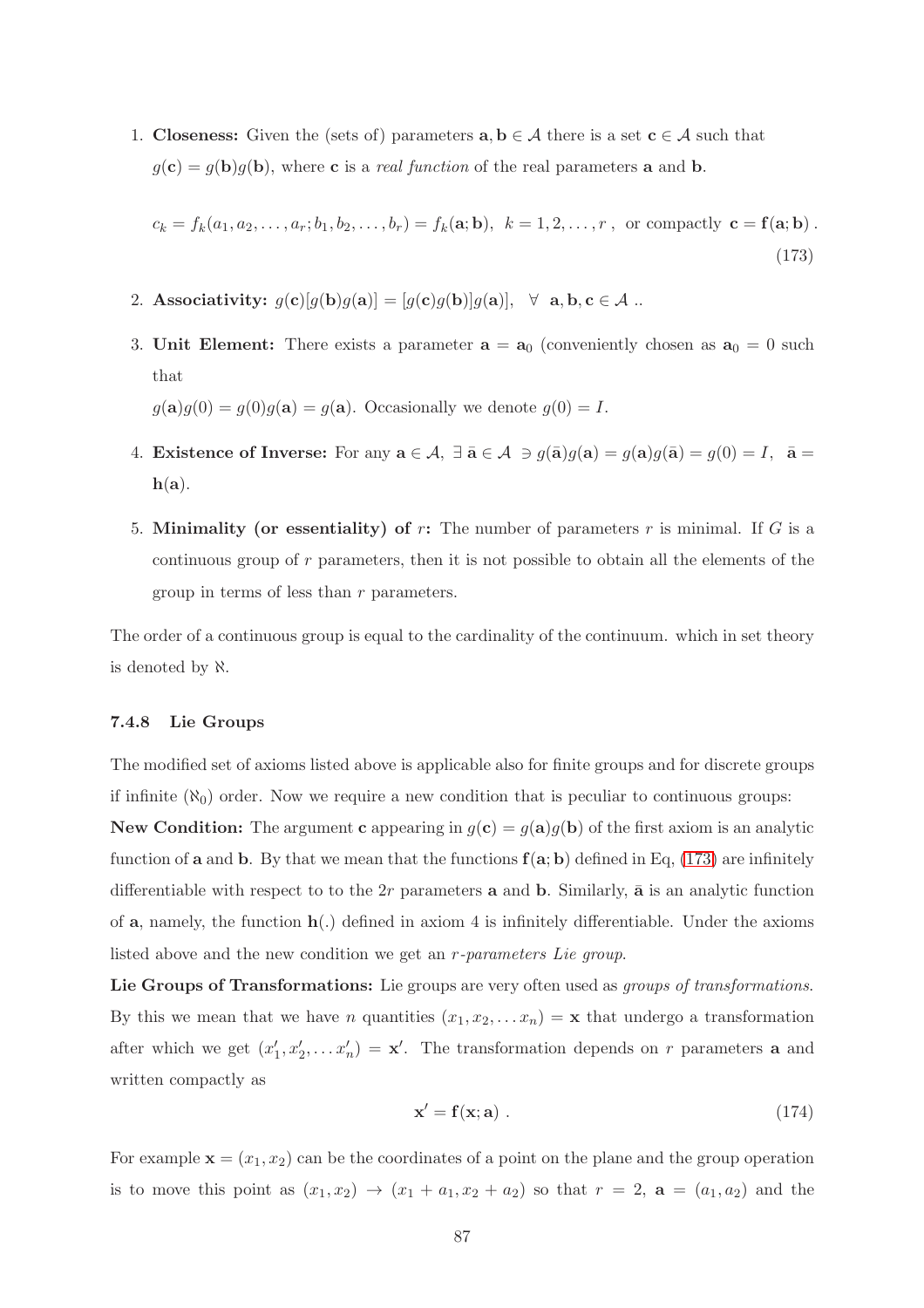1. **Closeness:** Given the (sets of) parameters $\mathbf{a}, \mathbf{b} \in \mathcal{A}$ there is a set $\mathbf{c} \in \mathcal{A}$ such that $g(\mathbf{c}) = g(\mathbf{b})g(\mathbf{b})$, where $\mathbf{c}$ is a *real function* of the real parameters $\mathbf{a}$ and $\mathbf{b}$.

$$c_k = f_k(a_1, a_2, \dots, a_r; b_1, b_2, \dots, b_r) = f_k(\mathbf{a}; \mathbf{b}), \;\; k = 1, 2, \dots, r \,, \;\text{ or compactly }\; \mathbf{c} = \mathbf{f}(\mathbf{a}; \mathbf{b}) \,. \tag{173}$$

2. **Associativity:** $g(\mathbf{c})[g(\mathbf{b})g(\mathbf{a})] = [g(\mathbf{c})g(\mathbf{b})]g(\mathbf{a})], \;\; \forall \;\; \mathbf{a}, \mathbf{b}, \mathbf{c} \in \mathcal{A}$ ..

3. **Unit Element:** There exists a parameter $\mathbf{a} = \mathbf{a}_0$ (conveniently chosen as $\mathbf{a}_0 = 0$ such that
$g(\mathbf{a})g(0) = g(0)g(\mathbf{a}) = g(\mathbf{a})$. Occasionally we denote $g(0) = I$.

4. **Existence of Inverse:** For any $\mathbf{a} \in \mathcal{A}, \; \exists \; \bar{\mathbf{a}} \in \mathcal{A} \; \ni g(\bar{\mathbf{a}})g(\mathbf{a}) = g(\mathbf{a})g(\bar{\mathbf{a}}) = g(0) = I, \;\; \bar{\mathbf{a}} = \mathbf{h}(\mathbf{a})$.

5. **Minimality (or essentiality) of $r$:** The number of parameters $r$ is minimal. If $G$ is a continuous group of $r$ parameters, then it is not possible to obtain all the elements of the group in terms of less than $r$ parameters.

The order of a continuous group is equal to the cardinality of the continuum. which in set theory is denoted by $\aleph$.

### 7.4.8 Lie Groups

The modified set of axioms listed above is applicable also for finite groups and for discrete groups if infinite ($\aleph_0$) order. Now we require a new condition that is peculiar to continuous groups:

**New Condition:** The argument $\mathbf{c}$ appearing in $g(\mathbf{c}) = g(\mathbf{a})g(\mathbf{b})$ of the first axiom is an analytic function of $\mathbf{a}$ and $\mathbf{b}$. By that we mean that the functions $\mathbf{f}(\mathbf{a}; \mathbf{b})$ defined in Eq, (173) are infinitely differentiable with respect to to the $2r$ parameters $\mathbf{a}$ and $\mathbf{b}$. Similarly, $\bar{\mathbf{a}}$ is an analytic function of $\mathbf{a}$, namely, the function $\mathbf{h}(.)$ defined in axiom 4 is infinitely differentiable. Under the axioms listed above and the new condition we get an *r-parameters Lie group*.

**Lie Groups of Transformations:** Lie groups are very often used as *groups of transformations*. By this we mean that we have $n$ quantities $(x_1, x_2, \dots x_n) = \mathbf{x}$ that undergo a transformation after which we get $(x'_1, x'_2, \dots x'_n) = \mathbf{x}'$. The transformation depends on $r$ parameters $\mathbf{a}$ and written compactly as

$$\mathbf{x}' = \mathbf{f}(\mathbf{x}; \mathbf{a}) \,. \tag{174}$$

For example $\mathbf{x} = (x_1, x_2)$ can be the coordinates of a point on the plane and the group operation is to move this point as $(x_1, x_2) \to (x_1 + a_1, x_2 + a_2)$ so that $r = 2, \; \mathbf{a} = (a_1, a_2)$ and the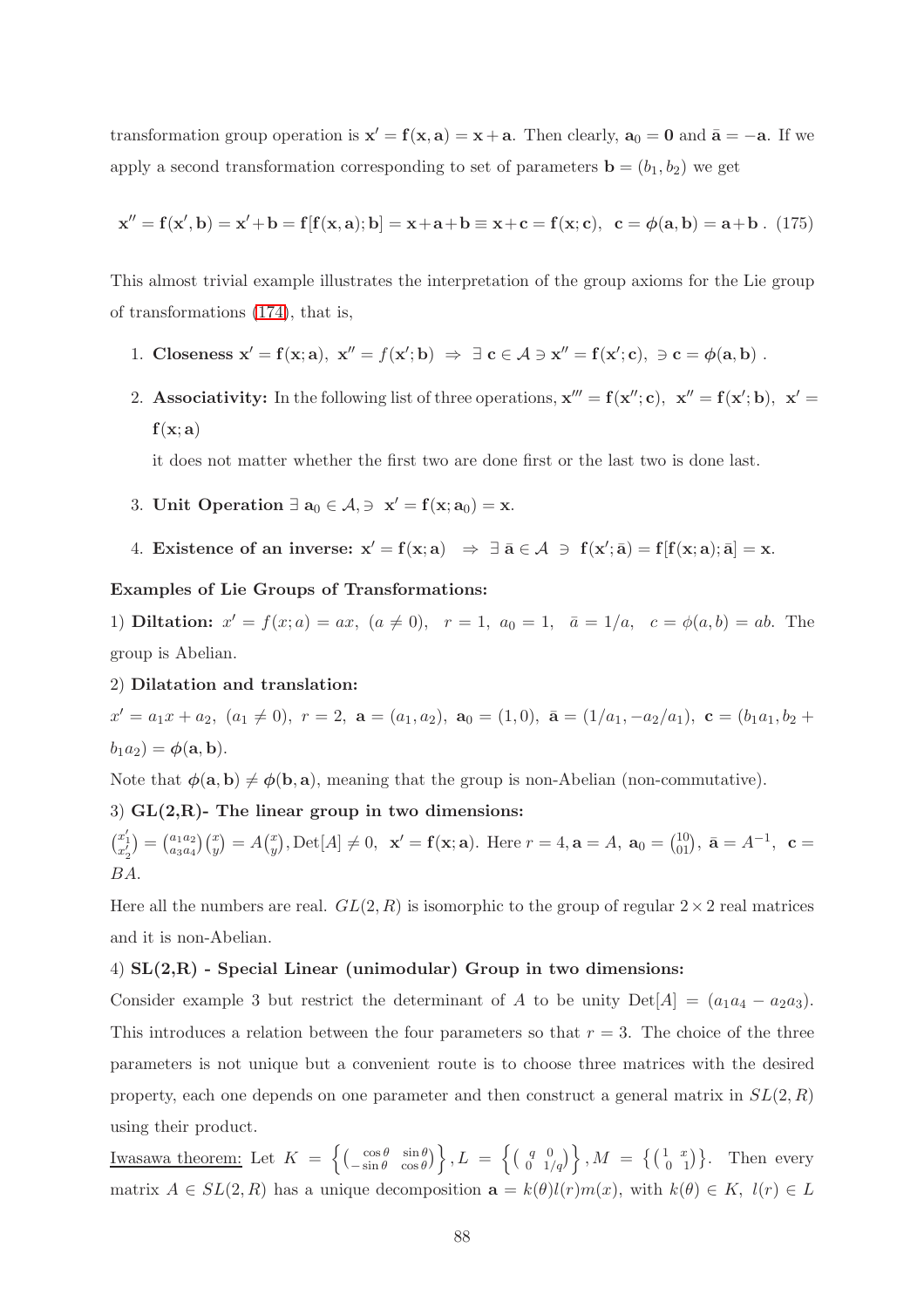transformation group operation is $\mathbf{x}' = \mathbf{f}(\mathbf{x}, \mathbf{a}) = \mathbf{x} + \mathbf{a}$. Then clearly, $\mathbf{a}_0 = \mathbf{0}$ and $\bar{\mathbf{a}} = -\mathbf{a}$. If we apply a second transformation corresponding to set of parameters $\mathbf{b} = (b_1, b_2)$ we get

$$\mathbf{x}'' = \mathbf{f}(\mathbf{x}', \mathbf{b}) = \mathbf{x}' + \mathbf{b} = \mathbf{f}[\mathbf{f}(\mathbf{x}, \mathbf{a}); \mathbf{b}] = \mathbf{x} + \mathbf{a} + \mathbf{b} \equiv \mathbf{x} + \mathbf{c} = \mathbf{f}(\mathbf{x}; \mathbf{c}), \;\; \mathbf{c} = \boldsymbol{\phi}(\mathbf{a}, \mathbf{b}) = \mathbf{a} + \mathbf{b} \,. \quad (175)$$

This almost trivial example illustrates the interpretation of the group axioms for the Lie group of transformations (174), that is,

1. **Closeness** $\mathbf{x}' = \mathbf{f}(\mathbf{x}; \mathbf{a}), \; \mathbf{x}'' = f(\mathbf{x}'; \mathbf{b}) \; \Rightarrow \; \exists \; \mathbf{c} \in \mathcal{A} \ni \mathbf{x}'' = \mathbf{f}(\mathbf{x}'; \mathbf{c}), \; \ni \mathbf{c} = \boldsymbol{\phi}(\mathbf{a}, \mathbf{b})$ .

2. **Associativity:** In the following list of three operations, $\mathbf{x}''' = \mathbf{f}(\mathbf{x}''; \mathbf{c}), \; \mathbf{x}'' = \mathbf{f}(\mathbf{x}'; \mathbf{b}), \; \mathbf{x}' = \mathbf{f}(\mathbf{x}; \mathbf{a})$

   it does not matter whether the first two are done first or the last two is done last.

3. **Unit Operation** $\exists \; \mathbf{a}_0 \in \mathcal{A}, \ni \; \mathbf{x}' = \mathbf{f}(\mathbf{x}; \mathbf{a}_0) = \mathbf{x}$.

4. **Existence of an inverse:** $\mathbf{x}' = \mathbf{f}(\mathbf{x}; \mathbf{a}) \;\; \Rightarrow \; \exists \; \bar{\mathbf{a}} \in \mathcal{A} \; \ni \; \mathbf{f}(\mathbf{x}'; \bar{\mathbf{a}}) = \mathbf{f}[\mathbf{f}(\mathbf{x}; \mathbf{a}); \bar{\mathbf{a}}] = \mathbf{x}$.

**Examples of Lie Groups of Transformations:**

1) **Diltation:** $x' = f(x; a) = ax, \; (a \neq 0), \;\; r = 1, \; a_0 = 1, \;\; \bar{a} = 1/a, \;\; c = \phi(a, b) = ab$. The group is Abelian.

2) **Dilatation and translation:**

$x' = a_1 x + a_2, \; (a_1 \neq 0), \; r = 2, \; \mathbf{a} = (a_1, a_2), \; \mathbf{a}_0 = (1, 0), \; \bar{\mathbf{a}} = (1/a_1, -a_2/a_1), \; \mathbf{c} = (b_1 a_1, b_2 + b_1 a_2) = \boldsymbol{\phi}(\mathbf{a}, \mathbf{b})$.

Note that $\boldsymbol{\phi}(\mathbf{a}, \mathbf{b}) \neq \boldsymbol{\phi}(\mathbf{b}, \mathbf{a})$, meaning that the group is non-Abelian (non-commutative).

3) **GL(2,R)- The linear group in two dimensions:**

$\binom{x'_1}{x'_2} = \binom{a_1 a_2}{a_3 a_4}\binom{x}{y} = A\binom{x}{y}, \mathrm{Det}[A] \neq 0, \;\; \mathbf{x}' = \mathbf{f}(\mathbf{x}; \mathbf{a})$. Here $r = 4, \mathbf{a} = A, \; \mathbf{a}_0 = \binom{10}{01}, \; \bar{\mathbf{a}} = A^{-1}, \;\; \mathbf{c} = BA$.

Here all the numbers are real. $GL(2, R)$ is isomorphic to the group of regular $2 \times 2$ real matrices and it is non-Abelian.

4) **SL(2,R) - Special Linear (unimodular) Group in two dimensions:**

Consider example 3 but restrict the determinant of $A$ to be unity $\mathrm{Det}[A] = (a_1 a_4 - a_2 a_3)$. This introduces a relation between the four parameters so that $r = 3$. The choice of the three parameters is not unique but a convenient route is to choose three matrices with the desired property, each one depends on one parameter and then construct a general matrix in $SL(2, R)$ using their product.

Iwasawa theorem: Let $K = \left\{ \begin{pmatrix} \cos\theta & \sin\theta \\ -\sin\theta & \cos\theta \end{pmatrix} \right\}, L = \left\{ \begin{pmatrix} q & 0 \\ 0 & 1/q \end{pmatrix} \right\}, M = \left\{ \begin{pmatrix} 1 & x \\ 0 & 1 \end{pmatrix} \right\}$. Then every matrix $A \in SL(2, R)$ has a unique decomposition $\mathbf{a} = k(\theta) l(r) m(x)$, with $k(\theta) \in K, \;\; l(r) \in L$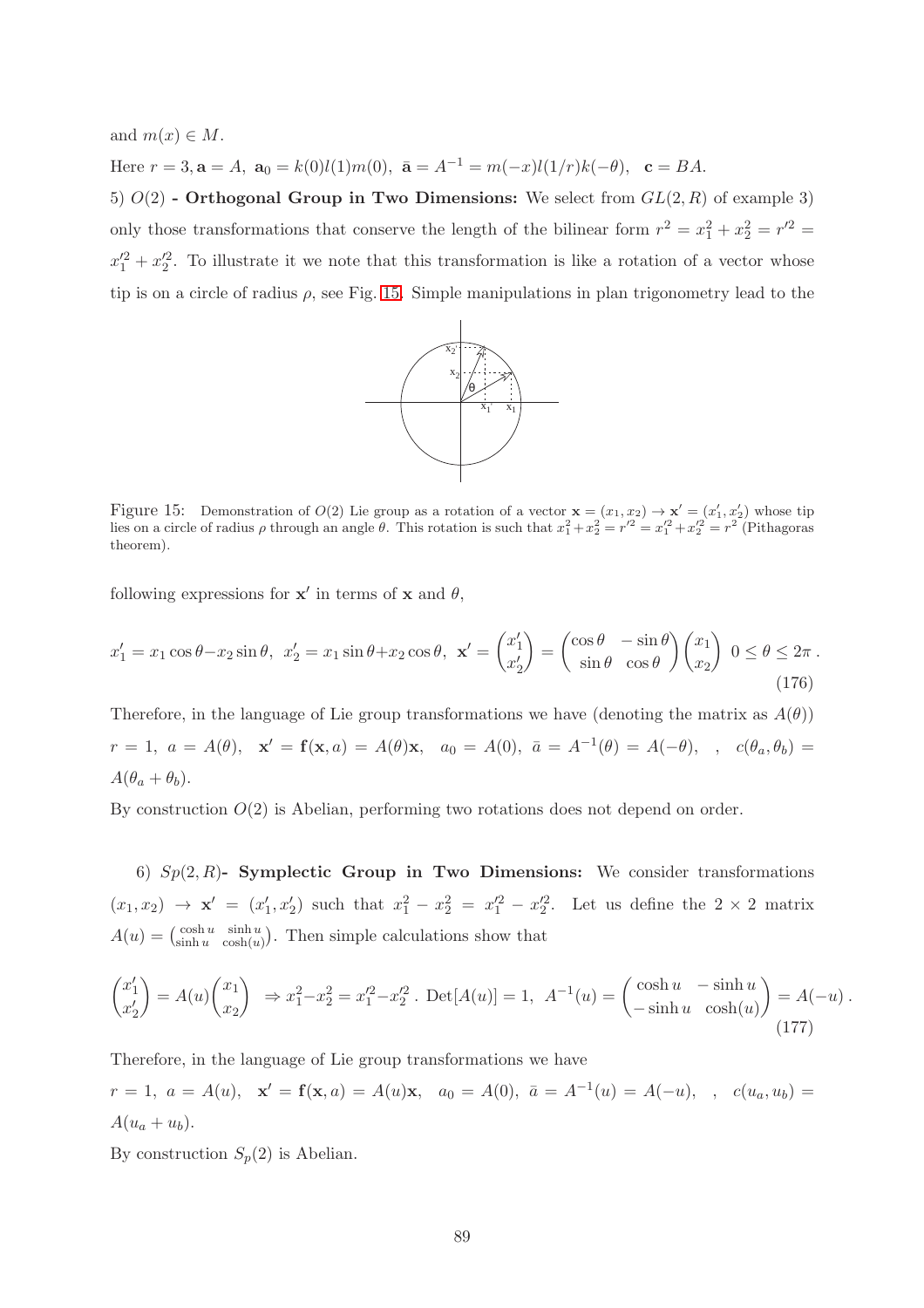and $m(x) \in M$.

Here $r = 3, \mathbf{a} = A,\ \mathbf{a}_0 = k(0)l(1)m(0),\ \bar{\mathbf{a}} = A^{-1} = m(-x)l(1/r)k(-\theta),\ \ \mathbf{c} = BA.$

5) $O(2)$ **- Orthogonal Group in Two Dimensions:** We select from $GL(2,R)$ of example 3) only those transformations that conserve the length of the bilinear form $r^2 = x_1^2 + x_2^2 = r'^2 = x_1'^2 + x_2'^2$. To illustrate it we note that this transformation is like a rotation of a vector whose tip is on a circle of radius $\rho$, see Fig. 15. Simple manipulations in plan trigonometry lead to the

Figure 15: Demonstration of $O(2)$ Lie group as a rotation of a vector $\mathbf{x} = (x_1, x_2) \to \mathbf{x}' = (x_1', x_2')$ whose tip lies on a circle of radius $\rho$ through an angle $\theta$. This rotation is such that $x_1^2 + x_2^2 = r'^2 = x_1'^2 + x_2'^2 = r^2$ (Pithagoras theorem).

following expressions for $\mathbf{x}'$ in terms of $\mathbf{x}$ and $\theta$,

$$x_1' = x_1\cos\theta - x_2\sin\theta,\ \ x_2' = x_1\sin\theta + x_2\cos\theta,\ \ \mathbf{x}' = \begin{pmatrix} x_1' \\ x_2' \end{pmatrix} = \begin{pmatrix} \cos\theta & -\sin\theta \\ \sin\theta & \cos\theta \end{pmatrix}\begin{pmatrix} x_1 \\ x_2 \end{pmatrix}\ \ 0 \le \theta \le 2\pi\,. \tag{176}$$

Therefore, in the language of Lie group transformations we have (denoting the matrix as $A(\theta)$) $r = 1,\ a = A(\theta),\ \ \mathbf{x}' = \mathbf{f}(\mathbf{x}, a) = A(\theta)\mathbf{x},\ \ a_0 = A(0),\ \bar{a} = A^{-1}(\theta) = A(-\theta),\ \ ,\ \ c(\theta_a, \theta_b) = A(\theta_a + \theta_b)$.

By construction $O(2)$ is Abelian, performing two rotations does not depend on order.

6) $Sp(2,R)$**- Symplectic Group in Two Dimensions:** We consider transformations $(x_1, x_2) \to \mathbf{x}' = (x_1', x_2')$ such that $x_1^2 - x_2^2 = x_1'^2 - x_2'^2$. Let us define the $2\times 2$ matrix $A(u) = \begin{pmatrix} \cosh u & \sinh u \\ \sinh u & \cosh(u) \end{pmatrix}$. Then simple calculations show that

$$\begin{pmatrix} x_1' \\ x_2' \end{pmatrix} = A(u)\begin{pmatrix} x_1 \\ x_2 \end{pmatrix}\ \Rightarrow x_1^2 - x_2^2 = x_1'^2 - x_2'^2\,.\ \mathrm{Det}[A(u)] = 1,\ \ A^{-1}(u) = \begin{pmatrix} \cosh u & -\sinh u \\ -\sinh u & \cosh(u) \end{pmatrix} = A(-u)\,. \tag{177}$$

Therefore, in the language of Lie group transformations we have

$r = 1,\ a = A(u),\ \ \mathbf{x}' = \mathbf{f}(\mathbf{x}, a) = A(u)\mathbf{x},\ \ a_0 = A(0),\ \bar{a} = A^{-1}(u) = A(-u),\ \ ,\ \ c(u_a, u_b) = A(u_a + u_b)$.

By construction $S_p(2)$ is Abelian.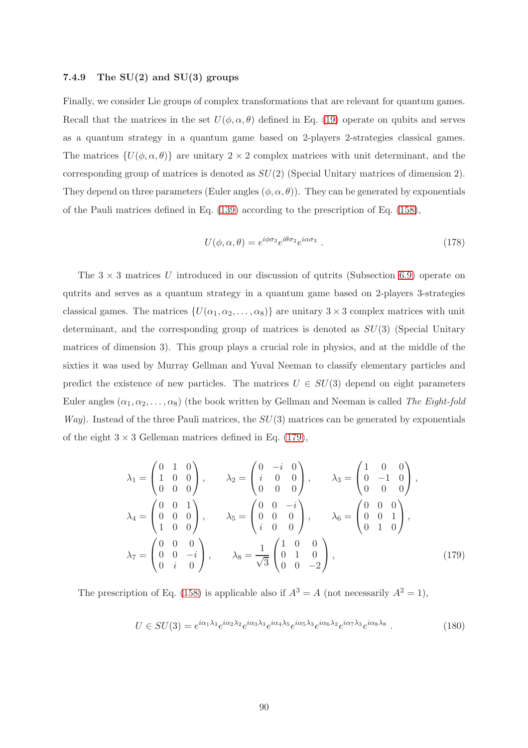#### 7.4.9 The SU(2) and SU(3) groups

Finally, we consider Lie groups of complex transformations that are relevant for quantum games. Recall that the matrices in the set $U(\phi, \alpha, \theta)$ defined in Eq. (19) operate on qubits and serves as a quantum strategy in a quantum game based on 2-players 2-strategies classical games. The matrices $\{U(\phi, \alpha, \theta)\}$ are unitary $2 \times 2$ complex matrices with unit determinant, and the corresponding group of matrices is denoted as $SU(2)$ (Special Unitary matrices of dimension 2). They depend on three parameters (Euler angles $(\phi, \alpha, \theta)$). They can be generated by exponentials of the Pauli matrices defined in Eq. (139) according to the prescription of Eq. (158),

$$U(\phi, \alpha, \theta) = e^{i\phi\sigma_3} e^{i\theta\sigma_2} e^{i\alpha\sigma_3} \ . \tag{178}$$

The $3 \times 3$ matrices $U$ introduced in our discussion of qutrits (Subsection 6.9) operate on qutrits and serves as a quantum strategy in a quantum game based on 2-players 3-strategies classical games. The matrices $\{U(\alpha_1, \alpha_2, \ldots, \alpha_8)\}$ are unitary $3 \times 3$ complex matrices with unit determinant, and the corresponding group of matrices is denoted as $SU(3)$ (Special Unitary matrices of dimension 3). This group plays a crucial role in physics, and at the middle of the sixties it was used by Murray Gellman and Yuval Neeman to classify elementary particles and predict the existence of new particles. The matrices $U \in SU(3)$ depend on eight parameters Euler angles $(\alpha_1, \alpha_2, \ldots, \alpha_8)$ (the book written by Gellman and Neeman is called *The Eight-fold Way*). Instead of the three Pauli matrices, the $SU(3)$ matrices can be generated by exponentials of the eight $3 \times 3$ Gelleman matrices defined in Eq. (179),

$$\lambda_1 = \begin{pmatrix} 0 & 1 & 0 \\ 1 & 0 & 0 \\ 0 & 0 & 0 \end{pmatrix}, \qquad \lambda_2 = \begin{pmatrix} 0 & -i & 0 \\ i & 0 & 0 \\ 0 & 0 & 0 \end{pmatrix}, \qquad \lambda_3 = \begin{pmatrix} 1 & 0 & 0 \\ 0 & -1 & 0 \\ 0 & 0 & 0 \end{pmatrix},$$
$$\lambda_4 = \begin{pmatrix} 0 & 0 & 1 \\ 0 & 0 & 0 \\ 1 & 0 & 0 \end{pmatrix}, \qquad \lambda_5 = \begin{pmatrix} 0 & 0 & -i \\ 0 & 0 & 0 \\ i & 0 & 0 \end{pmatrix}, \qquad \lambda_6 = \begin{pmatrix} 0 & 0 & 0 \\ 0 & 0 & 1 \\ 0 & 1 & 0 \end{pmatrix},$$
$$\lambda_7 = \begin{pmatrix} 0 & 0 & 0 \\ 0 & 0 & -i \\ 0 & i & 0 \end{pmatrix}, \qquad \lambda_8 = \frac{1}{\sqrt{3}} \begin{pmatrix} 1 & 0 & 0 \\ 0 & 1 & 0 \\ 0 & 0 & -2 \end{pmatrix}, \tag{179}$$

The prescription of Eq. (158) is applicable also if $A^3 = A$ (not necessarily $A^2 = 1$),

$$U \in SU(3) = e^{i\alpha_1\lambda_3} e^{i\alpha_2\lambda_2} e^{i\alpha_3\lambda_3} e^{i\alpha_4\lambda_5} e^{i\alpha_5\lambda_3} e^{i\alpha_6\lambda_2} e^{i\alpha_7\lambda_3} e^{i\alpha_8\lambda_8} \ . \tag{180}$$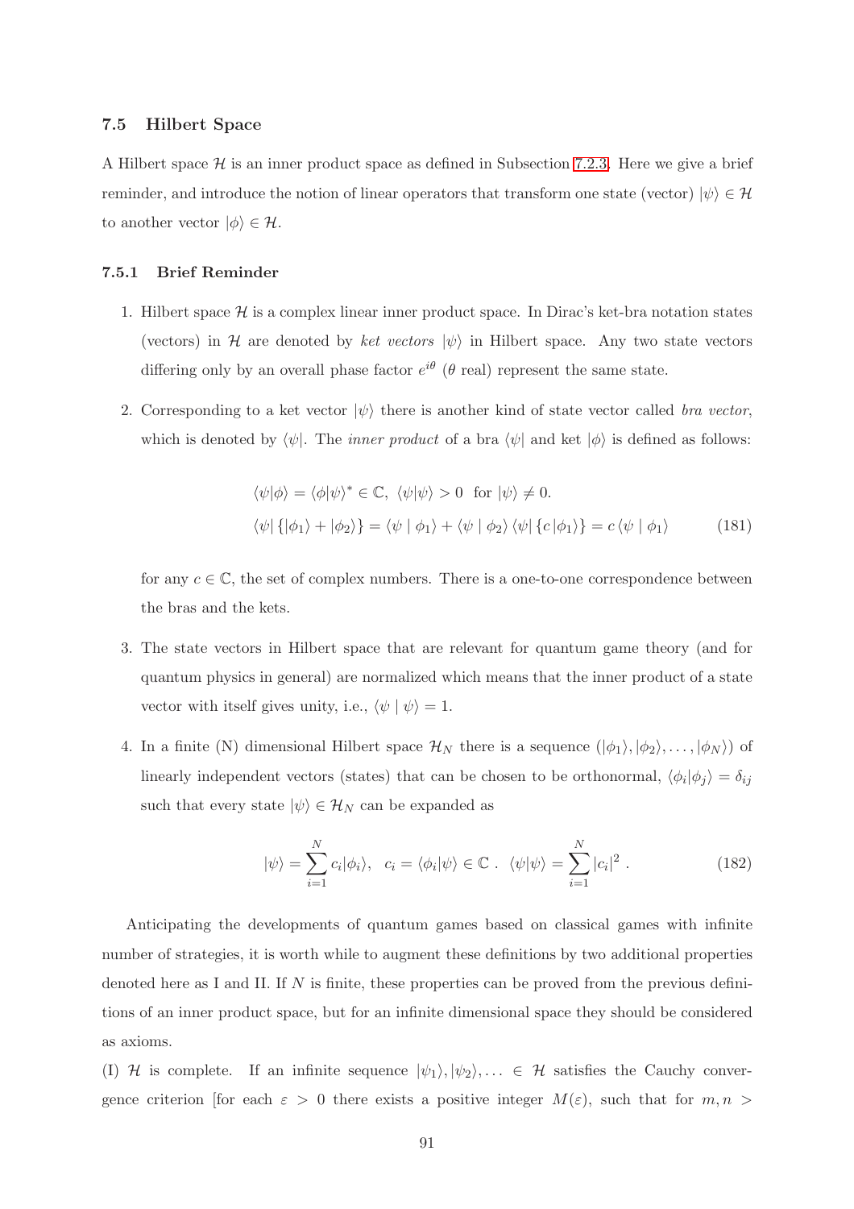### 7.5 Hilbert Space

A Hilbert space $\mathcal{H}$ is an inner product space as defined in Subsection 7.2.3. Here we give a brief reminder, and introduce the notion of linear operators that transform one state (vector) $|\psi\rangle \in \mathcal{H}$ to another vector $|\phi\rangle \in \mathcal{H}$.

#### 7.5.1 Brief Reminder

1. Hilbert space $\mathcal{H}$ is a complex linear inner product space. In Dirac's ket-bra notation states (vectors) in $\mathcal{H}$ are denoted by *ket vectors* $|\psi\rangle$ in Hilbert space. Any two state vectors differing only by an overall phase factor $e^{i\theta}$ ($\theta$ real) represent the same state.

2. Corresponding to a ket vector $|\psi\rangle$ there is another kind of state vector called *bra vector*, which is denoted by $\langle\psi|$. The *inner product* of a bra $\langle\psi|$ and ket $|\phi\rangle$ is defined as follows:

$$\langle\psi|\phi\rangle = \langle\phi|\psi\rangle^* \in \mathbb{C}, \ \langle\psi|\psi\rangle > 0 \ \text{ for } |\psi\rangle \neq 0.$$
$$\langle\psi| \{|\phi_1\rangle + |\phi_2\rangle\} = \langle\psi \mid \phi_1\rangle + \langle\psi \mid \phi_2\rangle \ \langle\psi| \{c\,|\phi_1\rangle\} = c\,\langle\psi \mid \phi_1\rangle \tag{181}$$

   for any $c \in \mathbb{C}$, the set of complex numbers. There is a one-to-one correspondence between the bras and the kets.

3. The state vectors in Hilbert space that are relevant for quantum game theory (and for quantum physics in general) are normalized which means that the inner product of a state vector with itself gives unity, i.e., $\langle\psi \mid \psi\rangle = 1$.

4. In a finite (N) dimensional Hilbert space $\mathcal{H}_N$ there is a sequence $(|\phi_1\rangle, |\phi_2\rangle, \ldots, |\phi_N\rangle)$ of linearly independent vectors (states) that can be chosen to be orthonormal, $\langle\phi_i|\phi_j\rangle = \delta_{ij}$ such that every state $|\psi\rangle \in \mathcal{H}_N$ can be expanded as

$$|\psi\rangle = \sum_{i=1}^{N} c_i|\phi_i\rangle, \ \ c_i = \langle\phi_i|\psi\rangle \in \mathbb{C} \ . \ \ \langle\psi|\psi\rangle = \sum_{i=1}^{N} |c_i|^2 \ . \tag{182}$$

Anticipating the developments of quantum games based on classical games with infinite number of strategies, it is worth while to augment these definitions by two additional properties denoted here as I and II. If $N$ is finite, these properties can be proved from the previous definitions of an inner product space, but for an infinite dimensional space they should be considered as axioms.

(I) $\mathcal{H}$ is complete. If an infinite sequence $|\psi_1\rangle, |\psi_2\rangle, \ldots \in \mathcal{H}$ satisfies the Cauchy convergence criterion [for each $\varepsilon > 0$ there exists a positive integer $M(\varepsilon)$, such that for $m, n >$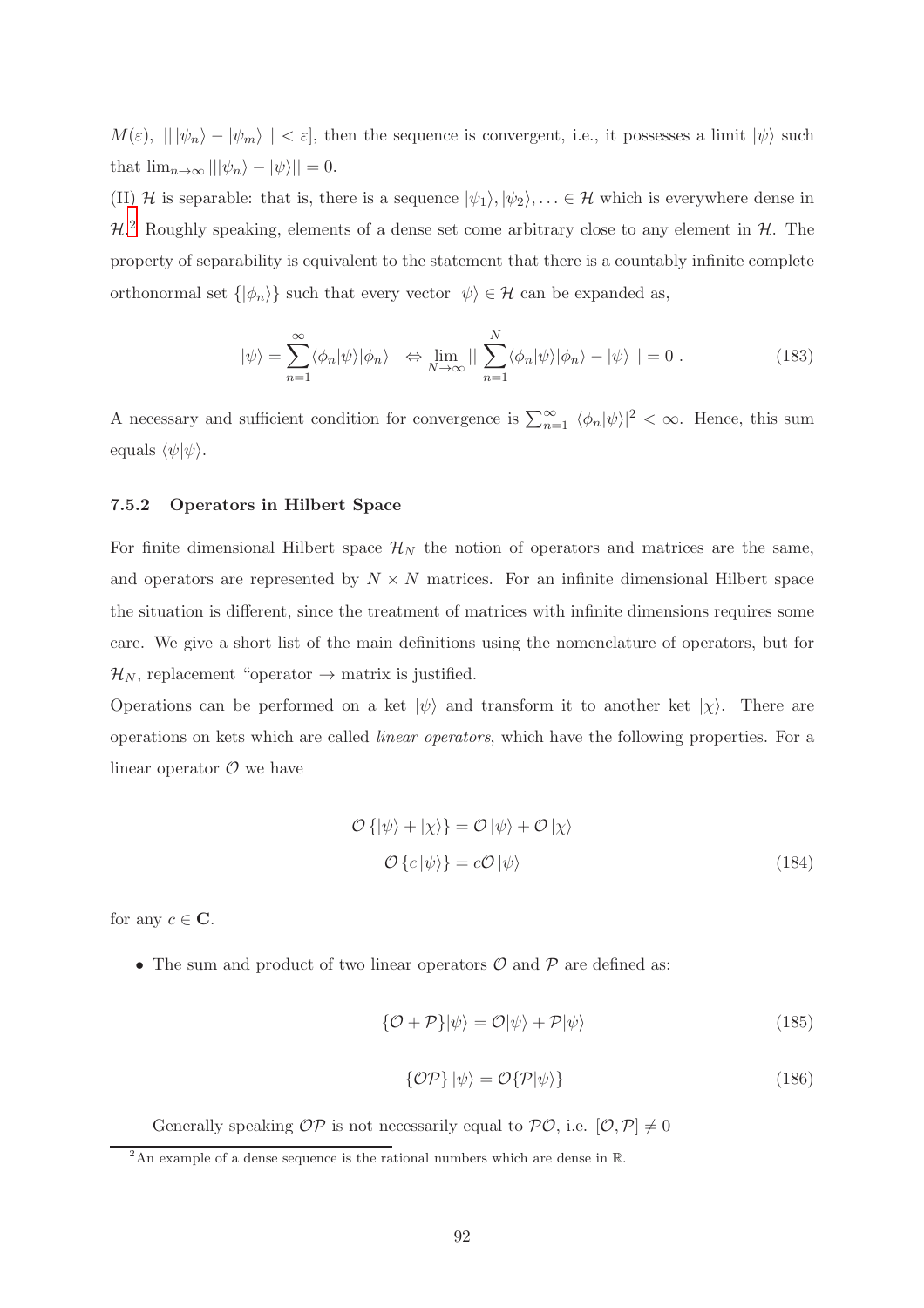$M(\varepsilon)$, $|| \, |\psi_n\rangle - |\psi_m\rangle \, || < \varepsilon$], then the sequence is convergent, i.e., it possesses a limit $|\psi\rangle$ such that $\lim_{n\to\infty} |||\psi_n\rangle - |\psi\rangle|| = 0$.

(II) $\mathcal{H}$ is separable: that is, there is a sequence $|\psi_1\rangle, |\psi_2\rangle, \ldots \in \mathcal{H}$ which is everywhere dense in $\mathcal{H}$.[2] Roughly speaking, elements of a dense set come arbitrary close to any element in $\mathcal{H}$. The property of separability is equivalent to the statement that there is a countably infinite complete orthonormal set $\{|\phi_n\rangle\}$ such that every vector $|\psi\rangle \in \mathcal{H}$ can be expanded as,

$$|\psi\rangle = \sum_{n=1}^{\infty} \langle\phi_n|\psi\rangle|\phi_n\rangle \quad \Leftrightarrow \lim_{N\to\infty} || \sum_{n=1}^{N} \langle\phi_n|\psi\rangle|\phi_n\rangle - |\psi\rangle \, || = 0 \; . \tag{183}$$

A necessary and sufficient condition for convergence is $\sum_{n=1}^{\infty} |\langle\phi_n|\psi\rangle|^2 < \infty$. Hence, this sum equals $\langle\psi|\psi\rangle$.

### 7.5.2 Operators in Hilbert Space

For finite dimensional Hilbert space $\mathcal{H}_N$ the notion of operators and matrices are the same, and operators are represented by $N \times N$ matrices. For an infinite dimensional Hilbert space the situation is different, since the treatment of matrices with infinite dimensions requires some care. We give a short list of the main definitions using the nomenclature of operators, but for $\mathcal{H}_N$, replacement "operator $\to$ matrix is justified.

Operations can be performed on a ket $|\psi\rangle$ and transform it to another ket $|\chi\rangle$. There are operations on kets which are called *linear operators*, which have the following properties. For a linear operator $\mathcal{O}$ we have

$$\begin{aligned} \mathcal{O}\,\{|\psi\rangle + |\chi\rangle\} &= \mathcal{O}\,|\psi\rangle + \mathcal{O}\,|\chi\rangle \\ \mathcal{O}\,\{c\,|\psi\rangle\} &= c\mathcal{O}\,|\psi\rangle \end{aligned} \tag{184}$$

for any $c \in \mathbf{C}$.

- The sum and product of two linear operators $\mathcal{O}$ and $\mathcal{P}$ are defined as:

$$\{\mathcal{O} + \mathcal{P}\}|\psi\rangle = \mathcal{O}|\psi\rangle + \mathcal{P}|\psi\rangle \tag{185}$$

$$\{\mathcal{O}\mathcal{P}\}\,|\psi\rangle = \mathcal{O}\{\mathcal{P}|\psi\rangle\} \tag{186}$$

Generally speaking $\mathcal{O}\mathcal{P}$ is not necessarily equal to $\mathcal{P}\mathcal{O}$, i.e. $[\mathcal{O}, \mathcal{P}] \neq 0$

[2] An example of a dense sequence is the rational numbers which are dense in $\mathbb{R}$.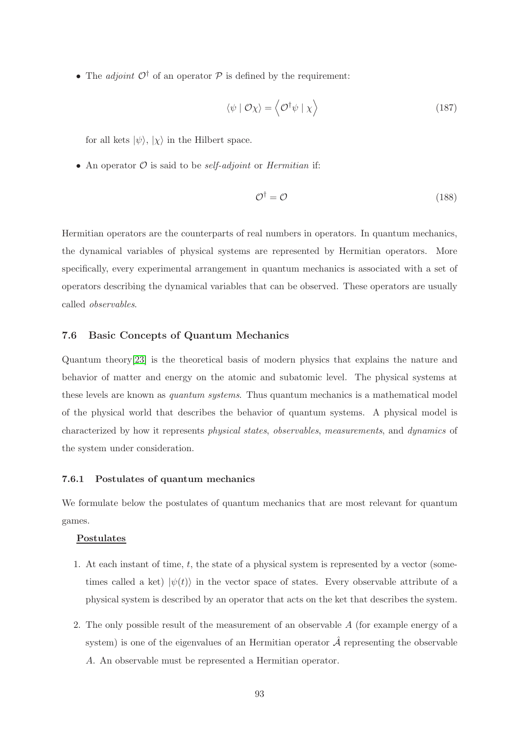- The *adjoint* $\mathcal{O}^\dagger$ of an operator $\mathcal{P}$ is defined by the requirement:

$$\langle \psi \mid \mathcal{O}\chi \rangle = \left\langle \mathcal{O}^\dagger \psi \mid \chi \right\rangle \tag{187}$$

for all kets $|\psi\rangle$, $|\chi\rangle$ in the Hilbert space.

- An operator $\mathcal{O}$ is said to be *self-adjoint* or *Hermitian* if:

$$\mathcal{O}^\dagger = \mathcal{O} \tag{188}$$

Hermitian operators are the counterparts of real numbers in operators. In quantum mechanics, the dynamical variables of physical systems are represented by Hermitian operators. More specifically, every experimental arrangement in quantum mechanics is associated with a set of operators describing the dynamical variables that can be observed. These operators are usually called *observables*.

### 7.6 Basic Concepts of Quantum Mechanics

Quantum theory[23] is the theoretical basis of modern physics that explains the nature and behavior of matter and energy on the atomic and subatomic level. The physical systems at these levels are known as *quantum systems*. Thus quantum mechanics is a mathematical model of the physical world that describes the behavior of quantum systems. A physical model is characterized by how it represents *physical states*, *observables*, *measurements*, and *dynamics* of the system under consideration.

#### 7.6.1 Postulates of quantum mechanics

We formulate below the postulates of quantum mechanics that are most relevant for quantum games.

**Postulates**

1. At each instant of time, $t$, the state of a physical system is represented by a vector (sometimes called a ket) $|\psi(t)\rangle$ in the vector space of states. Every observable attribute of a physical system is described by an operator that acts on the ket that describes the system.

2. The only possible result of the measurement of an observable $A$ (for example energy of a system) is one of the eigenvalues of an Hermitian operator $\hat{\mathcal{A}}$ representing the observable $A$. An observable must be represented a Hermitian operator.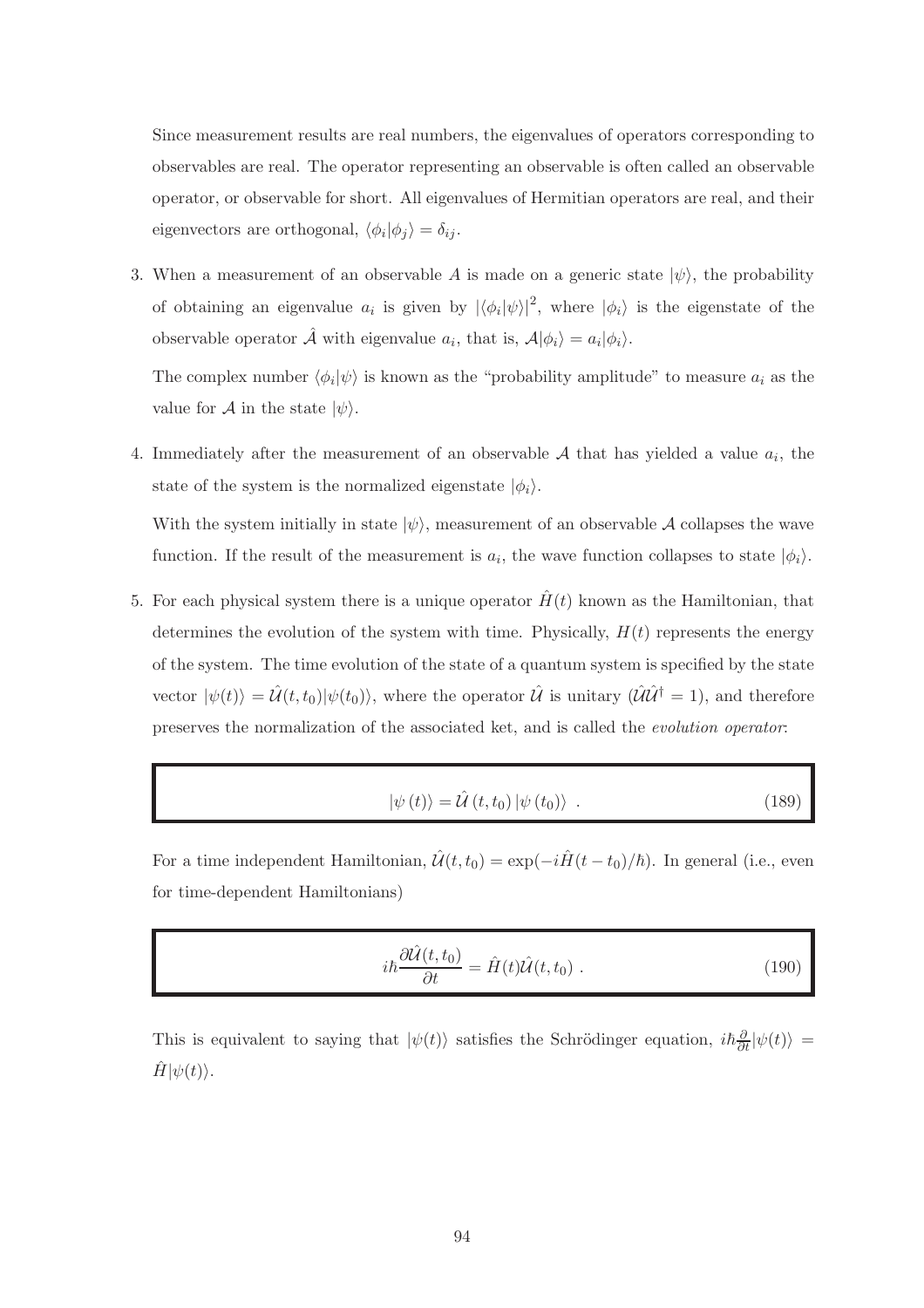Since measurement results are real numbers, the eigenvalues of operators corresponding to observables are real. The operator representing an observable is often called an observable operator, or observable for short. All eigenvalues of Hermitian operators are real, and their eigenvectors are orthogonal, $\langle\phi_i|\phi_j\rangle = \delta_{ij}$.

3. When a measurement of an observable $A$ is made on a generic state $|\psi\rangle$, the probability of obtaining an eigenvalue $a_i$ is given by $|\langle\phi_i|\psi\rangle|^2$, where $|\phi_i\rangle$ is the eigenstate of the observable operator $\hat{\mathcal{A}}$ with eigenvalue $a_i$, that is, $\mathcal{A}|\phi_i\rangle = a_i|\phi_i\rangle$.

   The complex number $\langle\phi_i|\psi\rangle$ is known as the "probability amplitude" to measure $a_i$ as the value for $\mathcal{A}$ in the state $|\psi\rangle$.

4. Immediately after the measurement of an observable $\mathcal{A}$ that has yielded a value $a_i$, the state of the system is the normalized eigenstate $|\phi_i\rangle$.

   With the system initially in state $|\psi\rangle$, measurement of an observable $\mathcal{A}$ collapses the wave function. If the result of the measurement is $a_i$, the wave function collapses to state $|\phi_i\rangle$.

5. For each physical system there is a unique operator $\hat{H}(t)$ known as the Hamiltonian, that determines the evolution of the system with time. Physically, $H(t)$ represents the energy of the system. The time evolution of the state of a quantum system is specified by the state vector $|\psi(t)\rangle = \hat{\mathcal{U}}(t,t_0)|\psi(t_0)\rangle$, where the operator $\hat{\mathcal{U}}$ is unitary ($\hat{\mathcal{U}}\hat{\mathcal{U}}^\dagger = 1$), and therefore preserves the normalization of the associated ket, and is called the *evolution operator*:

$$|\psi(t)\rangle = \hat{\mathcal{U}}(t,t_0)\,|\psi(t_0)\rangle \ . \tag{189}$$

   For a time independent Hamiltonian, $\hat{\mathcal{U}}(t,t_0) = \exp(-i\hat{H}(t-t_0)/\hbar)$. In general (i.e., even for time-dependent Hamiltonians)

$$i\hbar\frac{\partial\hat{\mathcal{U}}(t,t_0)}{\partial t} = \hat{H}(t)\hat{\mathcal{U}}(t,t_0) \ . \tag{190}$$

   This is equivalent to saying that $|\psi(t)\rangle$ satisfies the Schrödinger equation, $i\hbar\frac{\partial}{\partial t}|\psi(t)\rangle = \hat{H}|\psi(t)\rangle$.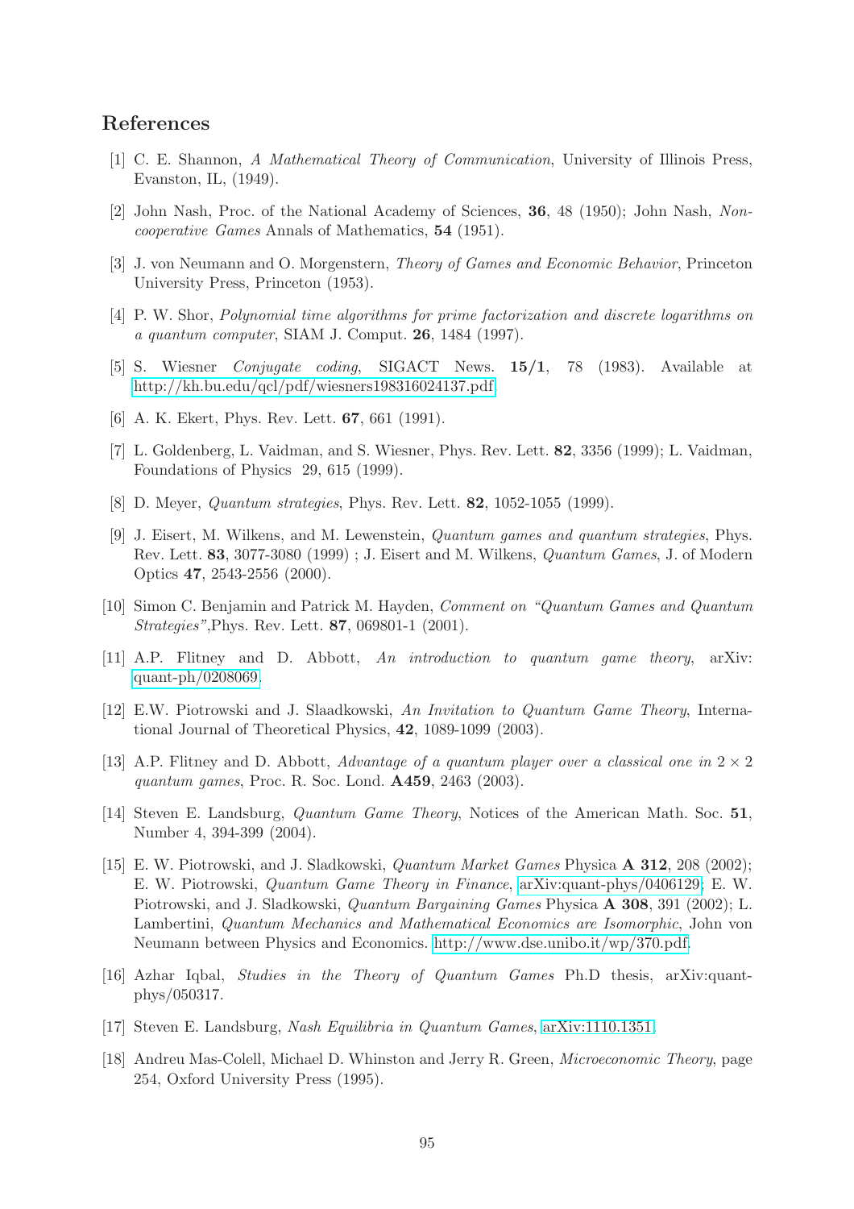## References

[1] C. E. Shannon, *A Mathematical Theory of Communication*, University of Illinois Press, Evanston, IL, (1949).

[2] John Nash, Proc. of the National Academy of Sciences, **36**, 48 (1950); John Nash, *Non-cooperative Games* Annals of Mathematics, **54** (1951).

[3] J. von Neumann and O. Morgenstern, *Theory of Games and Economic Behavior*, Princeton University Press, Princeton (1953).

[4] P. W. Shor, *Polynomial time algorithms for prime factorization and discrete logarithms on a quantum computer*, SIAM J. Comput. **26**, 1484 (1997).

[5] S. Wiesner *Conjugate coding*, SIGACT News. **15/1**, 78 (1983). Available at http://kh.bu.edu/qcl/pdf/wiesners198316024137.pdf.

[6] A. K. Ekert, Phys. Rev. Lett. **67**, 661 (1991).

[7] L. Goldenberg, L. Vaidman, and S. Wiesner, Phys. Rev. Lett. **82**, 3356 (1999); L. Vaidman, Foundations of Physics 29, 615 (1999).

[8] D. Meyer, *Quantum strategies*, Phys. Rev. Lett. **82**, 1052-1055 (1999).

[9] J. Eisert, M. Wilkens, and M. Lewenstein, *Quantum games and quantum strategies*, Phys. Rev. Lett. **83**, 3077-3080 (1999) ; J. Eisert and M. Wilkens, *Quantum Games*, J. of Modern Optics **47**, 2543-2556 (2000).

[10] Simon C. Benjamin and Patrick M. Hayden, *Comment on "Quantum Games and Quantum Strategies"*,Phys. Rev. Lett. **87**, 069801-1 (2001).

[11] A.P. Flitney and D. Abbott, *An introduction to quantum game theory*, arXiv: quant-ph/0208069.

[12] E.W. Piotrowski and J. Slaadkowski, *An Invitation to Quantum Game Theory*, International Journal of Theoretical Physics, **42**, 1089-1099 (2003).

[13] A.P. Flitney and D. Abbott, *Advantage of a quantum player over a classical one in* $2 \times 2$ *quantum games*, Proc. R. Soc. Lond. **A459**, 2463 (2003).

[14] Steven E. Landsburg, *Quantum Game Theory*, Notices of the American Math. Soc. **51**, Number 4, 394-399 (2004).

[15] E. W. Piotrowski, and J. Sladkowski, *Quantum Market Games* Physica **A 312**, 208 (2002); E. W. Piotrowski, *Quantum Game Theory in Finance*, arXiv:quant-phys/0406129; E. W. Piotrowski, and J. Sladkowski, *Quantum Bargaining Games* Physica **A 308**, 391 (2002); L. Lambertini, *Quantum Mechanics and Mathematical Economics are Isomorphic*, John von Neumann between Physics and Economics. http://www.dse.unibo.it/wp/370.pdf.

[16] Azhar Iqbal, *Studies in the Theory of Quantum Games* Ph.D thesis, arXiv:quant-phys/050317.

[17] Steven E. Landsburg, *Nash Equilibria in Quantum Games*, arXiv:1110.1351.

[18] Andreu Mas-Colell, Michael D. Whinston and Jerry R. Green, *Microeconomic Theory*, page 254, Oxford University Press (1995).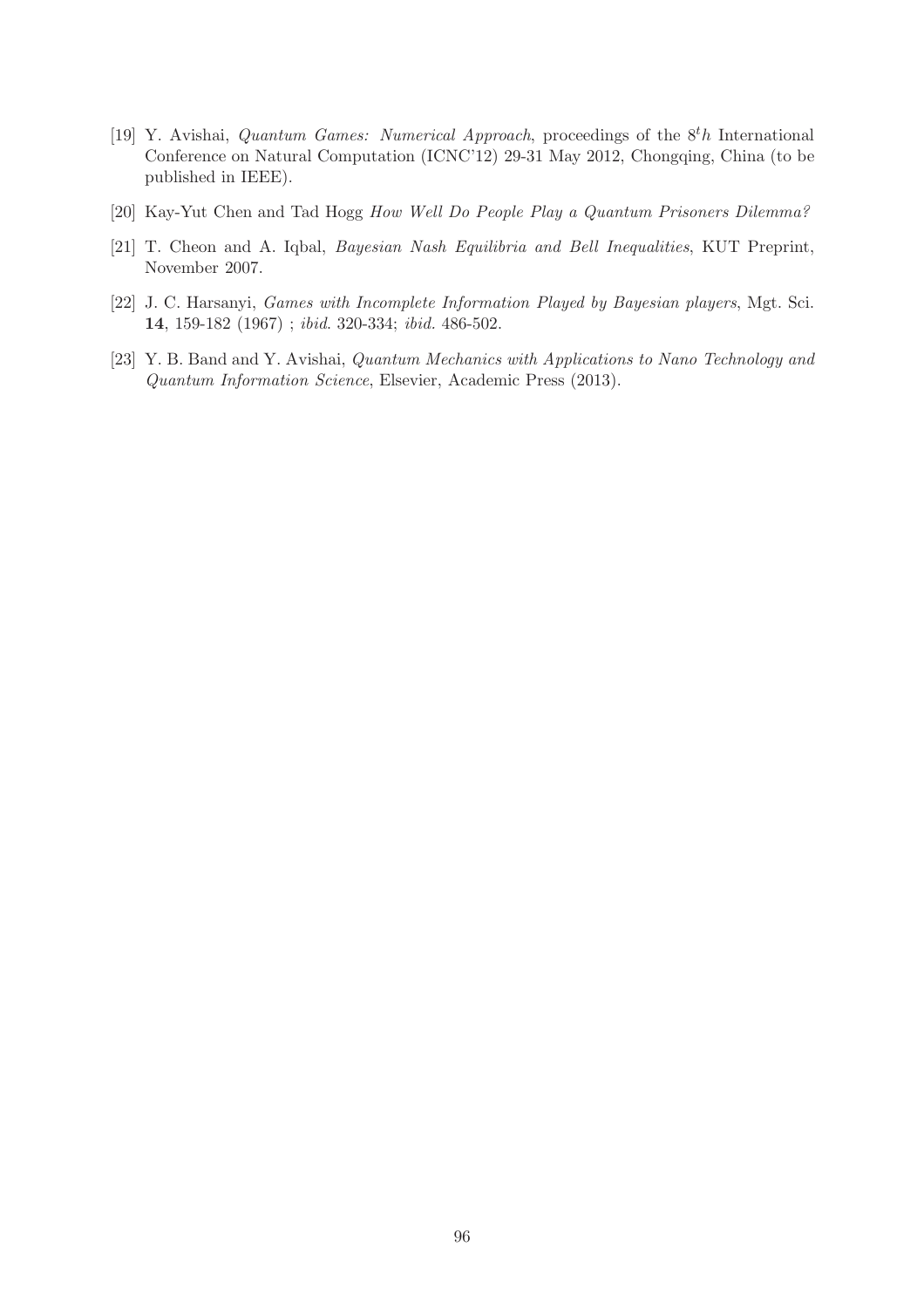[19] Y. Avishai, *Quantum Games: Numerical Approach*, proceedings of the $8^th$ International Conference on Natural Computation (ICNC'12) 29-31 May 2012, Chongqing, China (to be published in IEEE).

[20] Kay-Yut Chen and Tad Hogg *How Well Do People Play a Quantum Prisoners Dilemma?*

[21] T. Cheon and A. Iqbal, *Bayesian Nash Equilibria and Bell Inequalities*, KUT Preprint, November 2007.

[22] J. C. Harsanyi, *Games with Incomplete Information Played by Bayesian players*, Mgt. Sci. **14**, 159-182 (1967) ; *ibid.* 320-334; *ibid.* 486-502.

[23] Y. B. Band and Y. Avishai, *Quantum Mechanics with Applications to Nano Technology and Quantum Information Science*, Elsevier, Academic Press (2013).